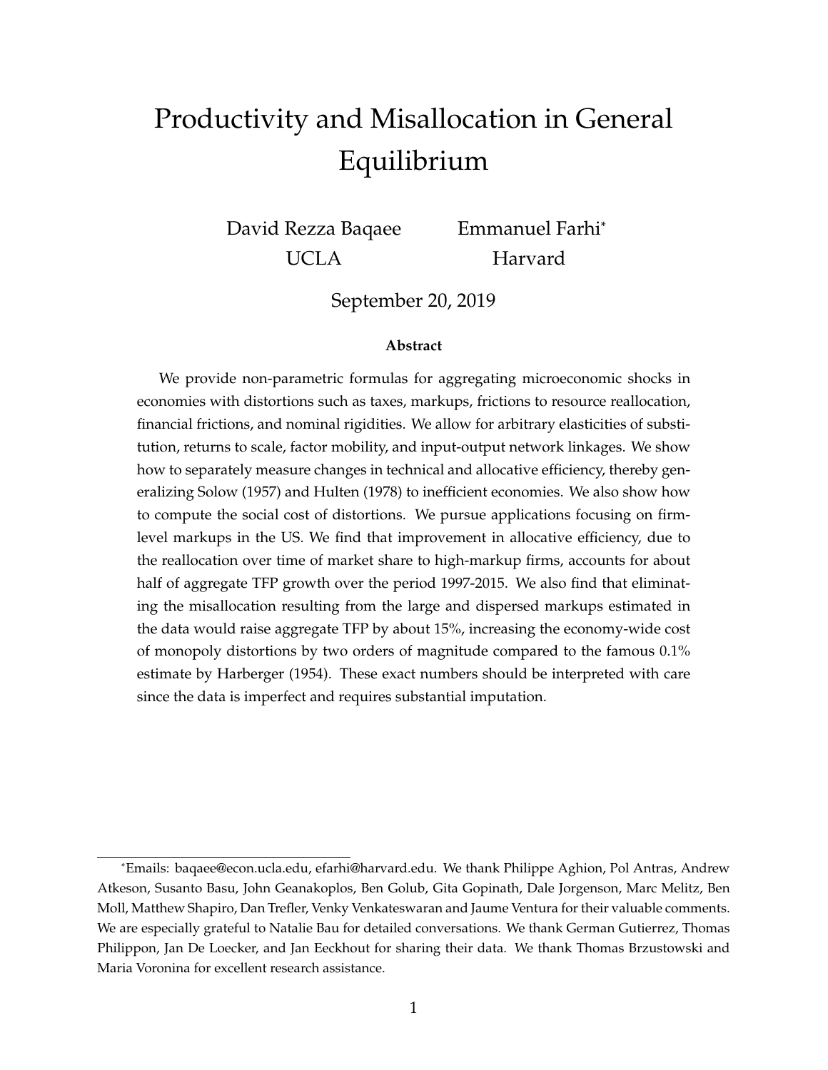# Productivity and Misallocation in General Equilibrium

David Rezza Baqaee
UCLA

Emmanuel Farhi*
Harvard

September 20, 2019

**Abstract**

We provide non-parametric formulas for aggregating microeconomic shocks in economies with distortions such as taxes, markups, frictions to resource reallocation, financial frictions, and nominal rigidities. We allow for arbitrary elasticities of substitution, returns to scale, factor mobility, and input-output network linkages. We show how to separately measure changes in technical and allocative efficiency, thereby generalizing Solow (1957) and Hulten (1978) to inefficient economies. We also show how to compute the social cost of distortions. We pursue applications focusing on firm-level markups in the US. We find that improvement in allocative efficiency, due to the reallocation over time of market share to high-markup firms, accounts for about half of aggregate TFP growth over the period 1997-2015. We also find that eliminating the misallocation resulting from the large and dispersed markups estimated in the data would raise aggregate TFP by about 15%, increasing the economy-wide cost of monopoly distortions by two orders of magnitude compared to the famous 0.1% estimate by Harberger (1954). These exact numbers should be interpreted with care since the data is imperfect and requires substantial imputation.

*Emails: baqaee@econ.ucla.edu, efarhi@harvard.edu. We thank Philippe Aghion, Pol Antras, Andrew Atkeson, Susanto Basu, John Geanakoplos, Ben Golub, Gita Gopinath, Dale Jorgenson, Marc Melitz, Ben Moll, Matthew Shapiro, Dan Trefler, Venky Venkateswaran and Jaume Ventura for their valuable comments. We are especially grateful to Natalie Bau for detailed conversations. We thank German Gutierrez, Thomas Philippon, Jan De Loecker, and Jan Eeckhout for sharing their data. We thank Thomas Brzustowski and Maria Voronina for excellent research assistance.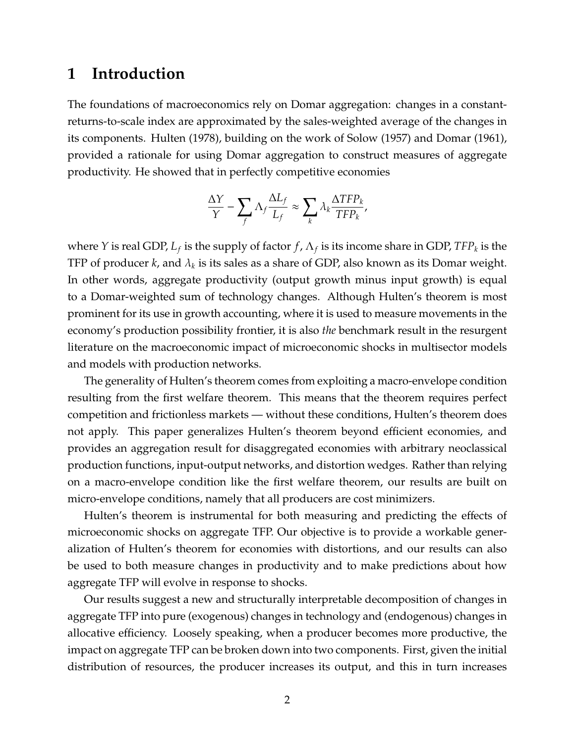# 1 Introduction

The foundations of macroeconomics rely on Domar aggregation: changes in a constant-returns-to-scale index are approximated by the sales-weighted average of the changes in its components. Hulten (1978), building on the work of Solow (1957) and Domar (1961), provided a rationale for using Domar aggregation to construct measures of aggregate productivity. He showed that in perfectly competitive economies

$$\frac{\Delta Y}{Y} - \sum_f \Lambda_f \frac{\Delta L_f}{L_f} \approx \sum_k \lambda_k \frac{\Delta TFP_k}{TFP_k},$$

where $Y$ is real GDP, $L_f$ is the supply of factor $f$, $\Lambda_f$ is its income share in GDP, $TFP_k$ is the TFP of producer $k$, and $\lambda_k$ is its sales as a share of GDP, also known as its Domar weight. In other words, aggregate productivity (output growth minus input growth) is equal to a Domar-weighted sum of technology changes. Although Hulten's theorem is most prominent for its use in growth accounting, where it is used to measure movements in the economy's production possibility frontier, it is also *the* benchmark result in the resurgent literature on the macroeconomic impact of microeconomic shocks in multisector models and models with production networks.

The generality of Hulten's theorem comes from exploiting a macro-envelope condition resulting from the first welfare theorem. This means that the theorem requires perfect competition and frictionless markets — without these conditions, Hulten's theorem does not apply. This paper generalizes Hulten's theorem beyond efficient economies, and provides an aggregation result for disaggregated economies with arbitrary neoclassical production functions, input-output networks, and distortion wedges. Rather than relying on a macro-envelope condition like the first welfare theorem, our results are built on micro-envelope conditions, namely that all producers are cost minimizers.

Hulten's theorem is instrumental for both measuring and predicting the effects of microeconomic shocks on aggregate TFP. Our objective is to provide a workable generalization of Hulten's theorem for economies with distortions, and our results can also be used to both measure changes in productivity and to make predictions about how aggregate TFP will evolve in response to shocks.

Our results suggest a new and structurally interpretable decomposition of changes in aggregate TFP into pure (exogenous) changes in technology and (endogenous) changes in allocative efficiency. Loosely speaking, when a producer becomes more productive, the impact on aggregate TFP can be broken down into two components. First, given the initial distribution of resources, the producer increases its output, and this in turn increases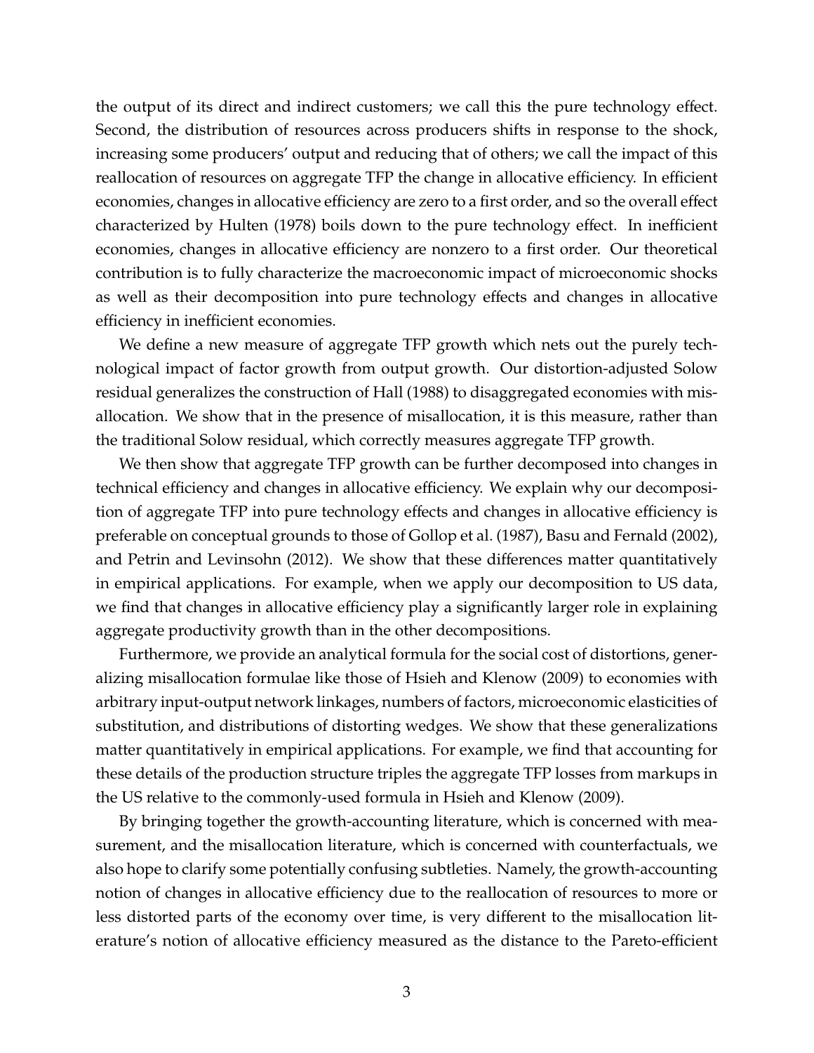the output of its direct and indirect customers; we call this the pure technology effect. Second, the distribution of resources across producers shifts in response to the shock, increasing some producers' output and reducing that of others; we call the impact of this reallocation of resources on aggregate TFP the change in allocative efficiency. In efficient economies, changes in allocative efficiency are zero to a first order, and so the overall effect characterized by Hulten (1978) boils down to the pure technology effect. In inefficient economies, changes in allocative efficiency are nonzero to a first order. Our theoretical contribution is to fully characterize the macroeconomic impact of microeconomic shocks as well as their decomposition into pure technology effects and changes in allocative efficiency in inefficient economies.

We define a new measure of aggregate TFP growth which nets out the purely technological impact of factor growth from output growth. Our distortion-adjusted Solow residual generalizes the construction of Hall (1988) to disaggregated economies with misallocation. We show that in the presence of misallocation, it is this measure, rather than the traditional Solow residual, which correctly measures aggregate TFP growth.

We then show that aggregate TFP growth can be further decomposed into changes in technical efficiency and changes in allocative efficiency. We explain why our decomposition of aggregate TFP into pure technology effects and changes in allocative efficiency is preferable on conceptual grounds to those of Gollop et al. (1987), Basu and Fernald (2002), and Petrin and Levinsohn (2012). We show that these differences matter quantitatively in empirical applications. For example, when we apply our decomposition to US data, we find that changes in allocative efficiency play a significantly larger role in explaining aggregate productivity growth than in the other decompositions.

Furthermore, we provide an analytical formula for the social cost of distortions, generalizing misallocation formulae like those of Hsieh and Klenow (2009) to economies with arbitrary input-output network linkages, numbers of factors, microeconomic elasticities of substitution, and distributions of distorting wedges. We show that these generalizations matter quantitatively in empirical applications. For example, we find that accounting for these details of the production structure triples the aggregate TFP losses from markups in the US relative to the commonly-used formula in Hsieh and Klenow (2009).

By bringing together the growth-accounting literature, which is concerned with measurement, and the misallocation literature, which is concerned with counterfactuals, we also hope to clarify some potentially confusing subtleties. Namely, the growth-accounting notion of changes in allocative efficiency due to the reallocation of resources to more or less distorted parts of the economy over time, is very different to the misallocation literature's notion of allocative efficiency measured as the distance to the Pareto-efficient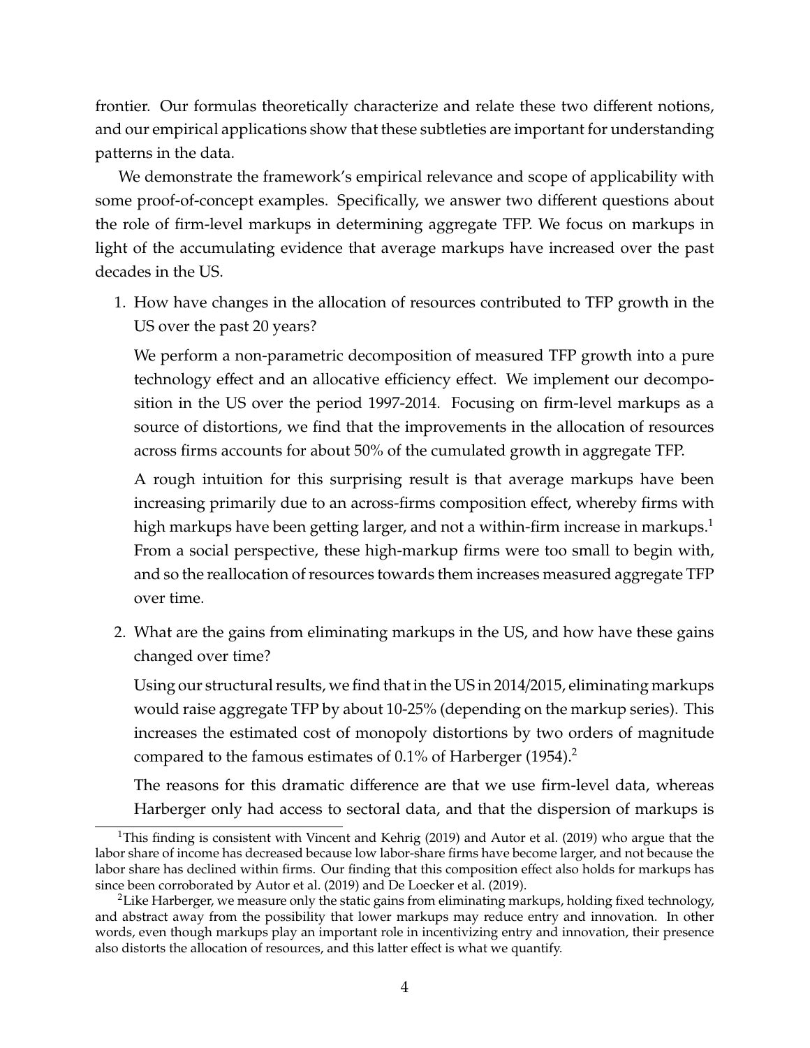frontier. Our formulas theoretically characterize and relate these two different notions, and our empirical applications show that these subtleties are important for understanding patterns in the data.

We demonstrate the framework's empirical relevance and scope of applicability with some proof-of-concept examples. Specifically, we answer two different questions about the role of firm-level markups in determining aggregate TFP. We focus on markups in light of the accumulating evidence that average markups have increased over the past decades in the US.

1. How have changes in the allocation of resources contributed to TFP growth in the US over the past 20 years?

   We perform a non-parametric decomposition of measured TFP growth into a pure technology effect and an allocative efficiency effect. We implement our decomposition in the US over the period 1997-2014. Focusing on firm-level markups as a source of distortions, we find that the improvements in the allocation of resources across firms accounts for about 50% of the cumulated growth in aggregate TFP.

   A rough intuition for this surprising result is that average markups have been increasing primarily due to an across-firms composition effect, whereby firms with high markups have been getting larger, and not a within-firm increase in markups.[1] From a social perspective, these high-markup firms were too small to begin with, and so the reallocation of resources towards them increases measured aggregate TFP over time.

2. What are the gains from eliminating markups in the US, and how have these gains changed over time?

   Using our structural results, we find that in the US in 2014/2015, eliminating markups would raise aggregate TFP by about 10-25% (depending on the markup series). This increases the estimated cost of monopoly distortions by two orders of magnitude compared to the famous estimates of 0.1% of Harberger (1954).[2]

   The reasons for this dramatic difference are that we use firm-level data, whereas Harberger only had access to sectoral data, and that the dispersion of markups is

[1] This finding is consistent with Vincent and Kehrig (2019) and Autor et al. (2019) who argue that the labor share of income has decreased because low labor-share firms have become larger, and not because the labor share has declined within firms. Our finding that this composition effect also holds for markups has since been corroborated by Autor et al. (2019) and De Loecker et al. (2019).

[2] Like Harberger, we measure only the static gains from eliminating markups, holding fixed technology, and abstract away from the possibility that lower markups may reduce entry and innovation. In other words, even though markups play an important role in incentivizing entry and innovation, their presence also distorts the allocation of resources, and this latter effect is what we quantify.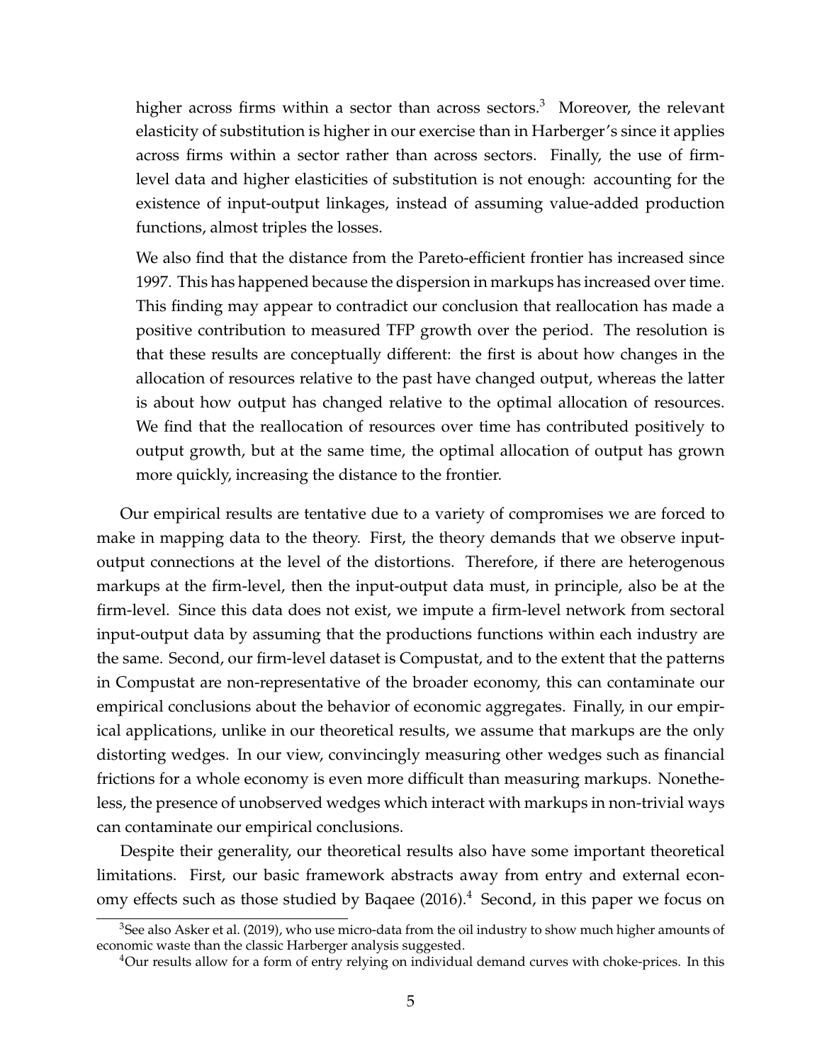higher across firms within a sector than across sectors.[3] Moreover, the relevant elasticity of substitution is higher in our exercise than in Harberger's since it applies across firms within a sector rather than across sectors. Finally, the use of firm-level data and higher elasticities of substitution is not enough: accounting for the existence of input-output linkages, instead of assuming value-added production functions, almost triples the losses.

We also find that the distance from the Pareto-efficient frontier has increased since 1997. This has happened because the dispersion in markups has increased over time. This finding may appear to contradict our conclusion that reallocation has made a positive contribution to measured TFP growth over the period. The resolution is that these results are conceptually different: the first is about how changes in the allocation of resources relative to the past have changed output, whereas the latter is about how output has changed relative to the optimal allocation of resources. We find that the reallocation of resources over time has contributed positively to output growth, but at the same time, the optimal allocation of output has grown more quickly, increasing the distance to the frontier.

Our empirical results are tentative due to a variety of compromises we are forced to make in mapping data to the theory. First, the theory demands that we observe input-output connections at the level of the distortions. Therefore, if there are heterogenous markups at the firm-level, then the input-output data must, in principle, also be at the firm-level. Since this data does not exist, we impute a firm-level network from sectoral input-output data by assuming that the productions functions within each industry are the same. Second, our firm-level dataset is Compustat, and to the extent that the patterns in Compustat are non-representative of the broader economy, this can contaminate our empirical conclusions about the behavior of economic aggregates. Finally, in our empirical applications, unlike in our theoretical results, we assume that markups are the only distorting wedges. In our view, convincingly measuring other wedges such as financial frictions for a whole economy is even more difficult than measuring markups. Nonetheless, the presence of unobserved wedges which interact with markups in non-trivial ways can contaminate our empirical conclusions.

Despite their generality, our theoretical results also have some important theoretical limitations. First, our basic framework abstracts away from entry and external economy effects such as those studied by Baqaee (2016).[4] Second, in this paper we focus on

[3] See also Asker et al. (2019), who use micro-data from the oil industry to show much higher amounts of economic waste than the classic Harberger analysis suggested.

[4] Our results allow for a form of entry relying on individual demand curves with choke-prices. In this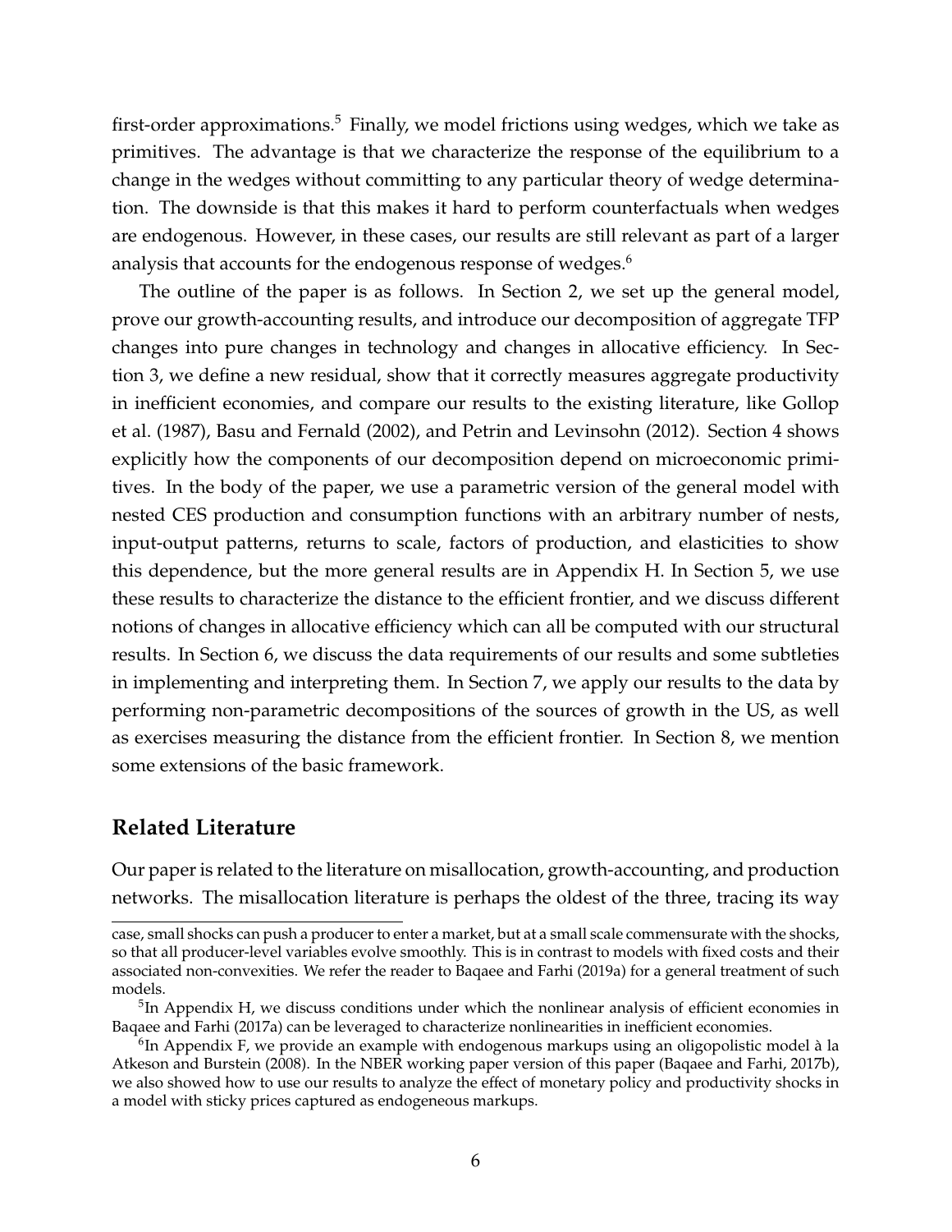first-order approximations.[5] Finally, we model frictions using wedges, which we take as primitives. The advantage is that we characterize the response of the equilibrium to a change in the wedges without committing to any particular theory of wedge determination. The downside is that this makes it hard to perform counterfactuals when wedges are endogenous. However, in these cases, our results are still relevant as part of a larger analysis that accounts for the endogenous response of wedges.[6]

The outline of the paper is as follows. In Section 2, we set up the general model, prove our growth-accounting results, and introduce our decomposition of aggregate TFP changes into pure changes in technology and changes in allocative efficiency. In Section 3, we define a new residual, show that it correctly measures aggregate productivity in inefficient economies, and compare our results to the existing literature, like Gollop et al. (1987), Basu and Fernald (2002), and Petrin and Levinsohn (2012). Section 4 shows explicitly how the components of our decomposition depend on microeconomic primitives. In the body of the paper, we use a parametric version of the general model with nested CES production and consumption functions with an arbitrary number of nests, input-output patterns, returns to scale, factors of production, and elasticities to show this dependence, but the more general results are in Appendix H. In Section 5, we use these results to characterize the distance to the efficient frontier, and we discuss different notions of changes in allocative efficiency which can all be computed with our structural results. In Section 6, we discuss the data requirements of our results and some subtleties in implementing and interpreting them. In Section 7, we apply our results to the data by performing non-parametric decompositions of the sources of growth in the US, as well as exercises measuring the distance from the efficient frontier. In Section 8, we mention some extensions of the basic framework.

## Related Literature

Our paper is related to the literature on misallocation, growth-accounting, and production networks. The misallocation literature is perhaps the oldest of the three, tracing its way

case, small shocks can push a producer to enter a market, but at a small scale commensurate with the shocks, so that all producer-level variables evolve smoothly. This is in contrast to models with fixed costs and their associated non-convexities. We refer the reader to Baqaee and Farhi (2019a) for a general treatment of such models.

[5] In Appendix H, we discuss conditions under which the nonlinear analysis of efficient economies in Baqaee and Farhi (2017a) can be leveraged to characterize nonlinearities in inefficient economies.

[6] In Appendix F, we provide an example with endogenous markups using an oligopolistic model à la Atkeson and Burstein (2008). In the NBER working paper version of this paper (Baqaee and Farhi, 2017b), we also showed how to use our results to analyze the effect of monetary policy and productivity shocks in a model with sticky prices captured as endogeneous markups.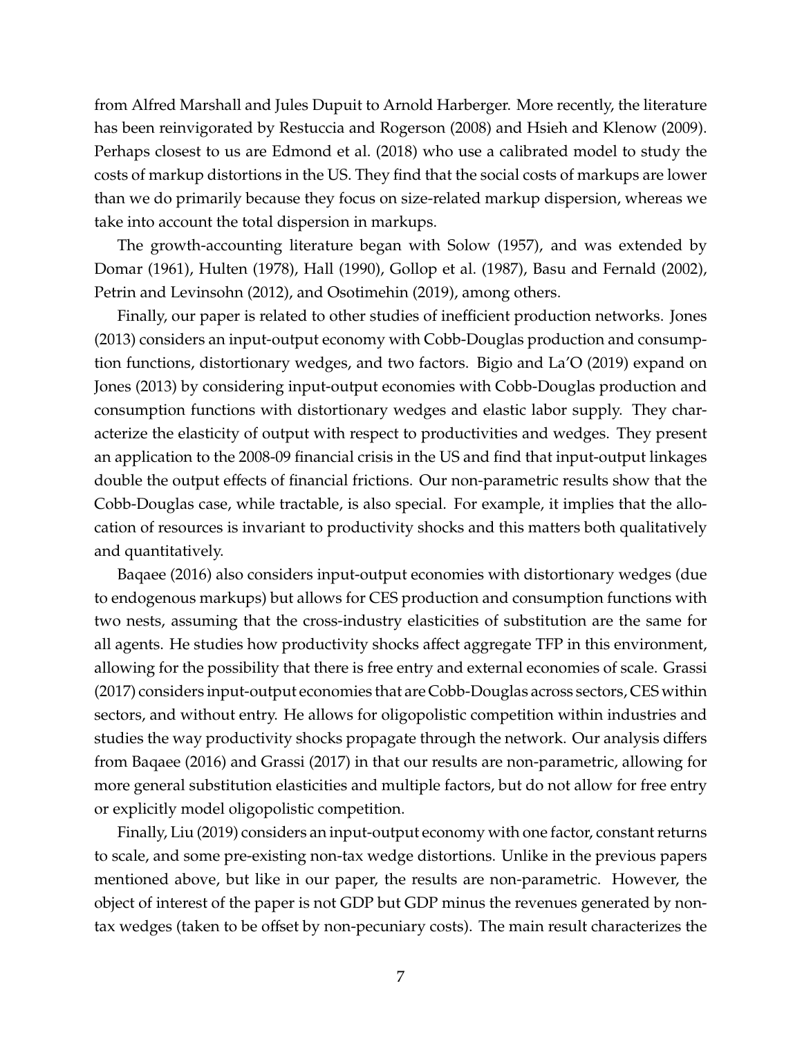from Alfred Marshall and Jules Dupuit to Arnold Harberger. More recently, the literature has been reinvigorated by Restuccia and Rogerson (2008) and Hsieh and Klenow (2009). Perhaps closest to us are Edmond et al. (2018) who use a calibrated model to study the costs of markup distortions in the US. They find that the social costs of markups are lower than we do primarily because they focus on size-related markup dispersion, whereas we take into account the total dispersion in markups.

The growth-accounting literature began with Solow (1957), and was extended by Domar (1961), Hulten (1978), Hall (1990), Gollop et al. (1987), Basu and Fernald (2002), Petrin and Levinsohn (2012), and Osotimehin (2019), among others.

Finally, our paper is related to other studies of inefficient production networks. Jones (2013) considers an input-output economy with Cobb-Douglas production and consumption functions, distortionary wedges, and two factors. Bigio and La'O (2019) expand on Jones (2013) by considering input-output economies with Cobb-Douglas production and consumption functions with distortionary wedges and elastic labor supply. They characterize the elasticity of output with respect to productivities and wedges. They present an application to the 2008-09 financial crisis in the US and find that input-output linkages double the output effects of financial frictions. Our non-parametric results show that the Cobb-Douglas case, while tractable, is also special. For example, it implies that the allocation of resources is invariant to productivity shocks and this matters both qualitatively and quantitatively.

Baqaee (2016) also considers input-output economies with distortionary wedges (due to endogenous markups) but allows for CES production and consumption functions with two nests, assuming that the cross-industry elasticities of substitution are the same for all agents. He studies how productivity shocks affect aggregate TFP in this environment, allowing for the possibility that there is free entry and external economies of scale. Grassi (2017) considers input-output economies that are Cobb-Douglas across sectors, CES within sectors, and without entry. He allows for oligopolistic competition within industries and studies the way productivity shocks propagate through the network. Our analysis differs from Baqaee (2016) and Grassi (2017) in that our results are non-parametric, allowing for more general substitution elasticities and multiple factors, but do not allow for free entry or explicitly model oligopolistic competition.

Finally, Liu (2019) considers an input-output economy with one factor, constant returns to scale, and some pre-existing non-tax wedge distortions. Unlike in the previous papers mentioned above, but like in our paper, the results are non-parametric. However, the object of interest of the paper is not GDP but GDP minus the revenues generated by non-tax wedges (taken to be offset by non-pecuniary costs). The main result characterizes the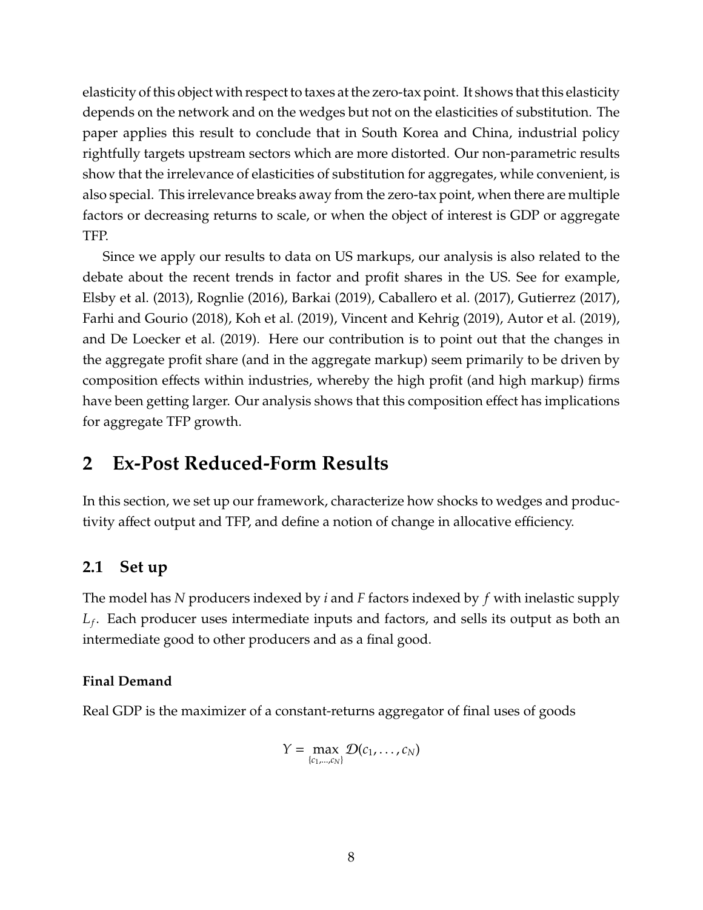elasticity of this object with respect to taxes at the zero-tax point. It shows that this elasticity depends on the network and on the wedges but not on the elasticities of substitution. The paper applies this result to conclude that in South Korea and China, industrial policy rightfully targets upstream sectors which are more distorted. Our non-parametric results show that the irrelevance of elasticities of substitution for aggregates, while convenient, is also special. This irrelevance breaks away from the zero-tax point, when there are multiple factors or decreasing returns to scale, or when the object of interest is GDP or aggregate TFP.

Since we apply our results to data on US markups, our analysis is also related to the debate about the recent trends in factor and profit shares in the US. See for example, Elsby et al. (2013), Rognlie (2016), Barkai (2019), Caballero et al. (2017), Gutierrez (2017), Farhi and Gourio (2018), Koh et al. (2019), Vincent and Kehrig (2019), Autor et al. (2019), and De Loecker et al. (2019). Here our contribution is to point out that the changes in the aggregate profit share (and in the aggregate markup) seem primarily to be driven by composition effects within industries, whereby the high profit (and high markup) firms have been getting larger. Our analysis shows that this composition effect has implications for aggregate TFP growth.

# 2 Ex-Post Reduced-Form Results

In this section, we set up our framework, characterize how shocks to wedges and productivity affect output and TFP, and define a notion of change in allocative efficiency.

## 2.1 Set up

The model has $N$ producers indexed by $i$ and $F$ factors indexed by $f$ with inelastic supply $L_f$. Each producer uses intermediate inputs and factors, and sells its output as both an intermediate good to other producers and as a final good.

### Final Demand

Real GDP is the maximizer of a constant-returns aggregator of final uses of goods

$$Y = \max_{\{c_1,\dots,c_N\}} \mathcal{D}(c_1, \dots, c_N)$$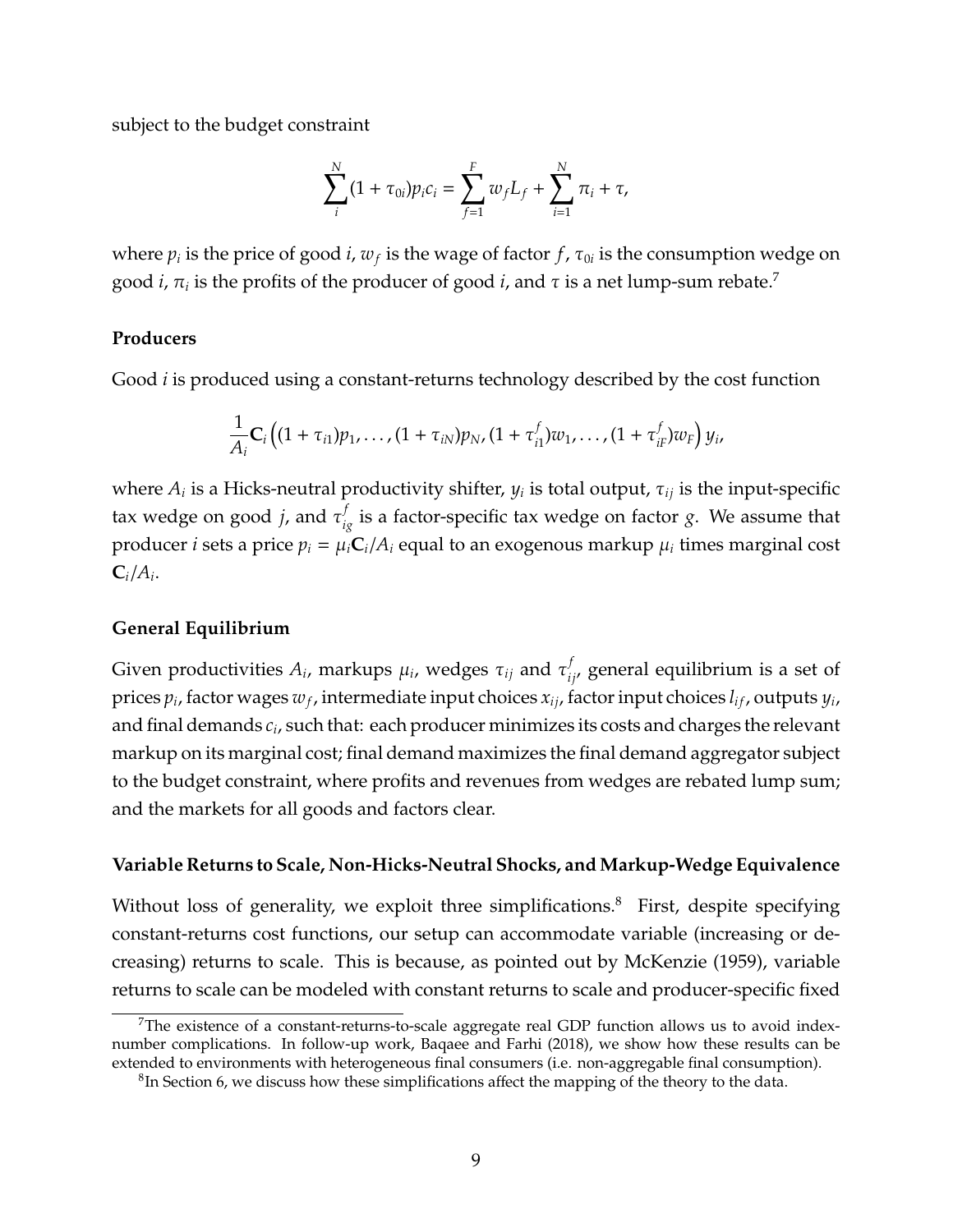subject to the budget constraint

$$\sum_{i}^{N}(1+\tau_{0i})p_i c_i = \sum_{f=1}^{F} w_f L_f + \sum_{i=1}^{N}\pi_i + \tau,$$

where $p_i$ is the price of good $i$, $w_f$ is the wage of factor $f$, $\tau_{0i}$ is the consumption wedge on good $i$, $\pi_i$ is the profits of the producer of good $i$, and $\tau$ is a net lump-sum rebate.[7]

**Producers**

Good $i$ is produced using a constant-returns technology described by the cost function

$$\frac{1}{A_i}\mathbf{C}_i\left((1+\tau_{i1})p_1,\ldots,(1+\tau_{iN})p_N,(1+\tau_{i1}^f)w_1,\ldots,(1+\tau_{iF}^f)w_F\right)y_i,$$

where $A_i$ is a Hicks-neutral productivity shifter, $y_i$ is total output, $\tau_{ij}$ is the input-specific tax wedge on good $j$, and $\tau_{ig}^f$ is a factor-specific tax wedge on factor $g$. We assume that producer $i$ sets a price $p_i = \mu_i \mathbf{C}_i/A_i$ equal to an exogenous markup $\mu_i$ times marginal cost $\mathbf{C}_i/A_i$.

**General Equilibrium**

Given productivities $A_i$, markups $\mu_i$, wedges $\tau_{ij}$ and $\tau_{ij}^f$, general equilibrium is a set of prices $p_i$, factor wages $w_f$, intermediate input choices $x_{ij}$, factor input choices $l_{if}$, outputs $y_i$, and final demands $c_i$, such that: each producer minimizes its costs and charges the relevant markup on its marginal cost; final demand maximizes the final demand aggregator subject to the budget constraint, where profits and revenues from wedges are rebated lump sum; and the markets for all goods and factors clear.

**Variable Returns to Scale, Non-Hicks-Neutral Shocks, and Markup-Wedge Equivalence**

Without loss of generality, we exploit three simplifications.[8] First, despite specifying constant-returns cost functions, our setup can accommodate variable (increasing or decreasing) returns to scale. This is because, as pointed out by McKenzie (1959), variable returns to scale can be modeled with constant returns to scale and producer-specific fixed

[7]The existence of a constant-returns-to-scale aggregate real GDP function allows us to avoid index-number complications. In follow-up work, Baqaee and Farhi (2018), we show how these results can be extended to environments with heterogeneous final consumers (i.e. non-aggregable final consumption).

[8]In Section 6, we discuss how these simplifications affect the mapping of the theory to the data.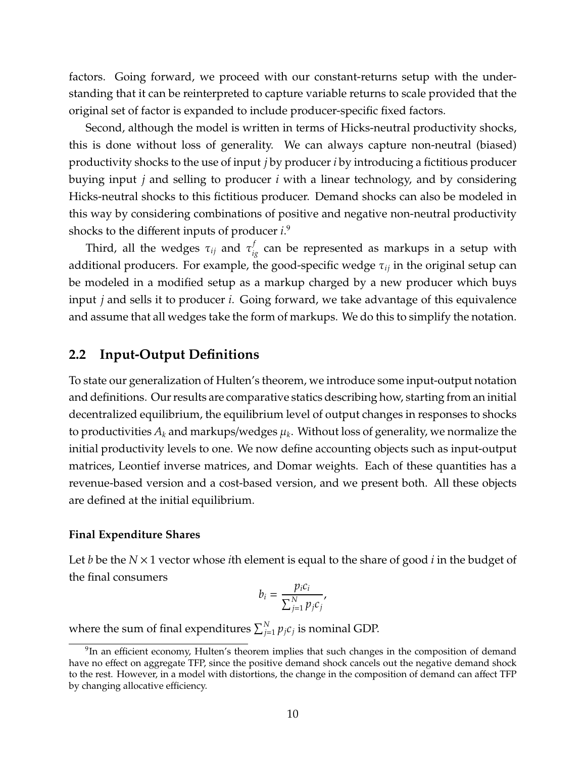factors. Going forward, we proceed with our constant-returns setup with the understanding that it can be reinterpreted to capture variable returns to scale provided that the original set of factor is expanded to include producer-specific fixed factors.

Second, although the model is written in terms of Hicks-neutral productivity shocks, this is done without loss of generality. We can always capture non-neutral (biased) productivity shocks to the use of input $j$ by producer $i$ by introducing a fictitious producer buying input $j$ and selling to producer $i$ with a linear technology, and by considering Hicks-neutral shocks to this fictitious producer. Demand shocks can also be modeled in this way by considering combinations of positive and negative non-neutral productivity shocks to the different inputs of producer $i$.[9]

Third, all the wedges $\tau_{ij}$ and $\tau^f_{ig}$ can be represented as markups in a setup with additional producers. For example, the good-specific wedge $\tau_{ij}$ in the original setup can be modeled in a modified setup as a markup charged by a new producer which buys input $j$ and sells it to producer $i$. Going forward, we take advantage of this equivalence and assume that all wedges take the form of markups. We do this to simplify the notation.

## 2.2 Input-Output Definitions

To state our generalization of Hulten's theorem, we introduce some input-output notation and definitions. Our results are comparative statics describing how, starting from an initial decentralized equilibrium, the equilibrium level of output changes in responses to shocks to productivities $A_k$ and markups/wedges $\mu_k$. Without loss of generality, we normalize the initial productivity levels to one. We now define accounting objects such as input-output matrices, Leontief inverse matrices, and Domar weights. Each of these quantities has a revenue-based version and a cost-based version, and we present both. All these objects are defined at the initial equilibrium.

#### Final Expenditure Shares

Let $b$ be the $N \times 1$ vector whose $i$th element is equal to the share of good $i$ in the budget of the final consumers

$$b_i = \frac{p_i c_i}{\sum_{j=1}^{N} p_j c_j},$$

where the sum of final expenditures $\sum_{j=1}^{N} p_j c_j$ is nominal GDP.

[9] In an efficient economy, Hulten's theorem implies that such changes in the composition of demand have no effect on aggregate TFP, since the positive demand shock cancels out the negative demand shock to the rest. However, in a model with distortions, the change in the composition of demand can affect TFP by changing allocative efficiency.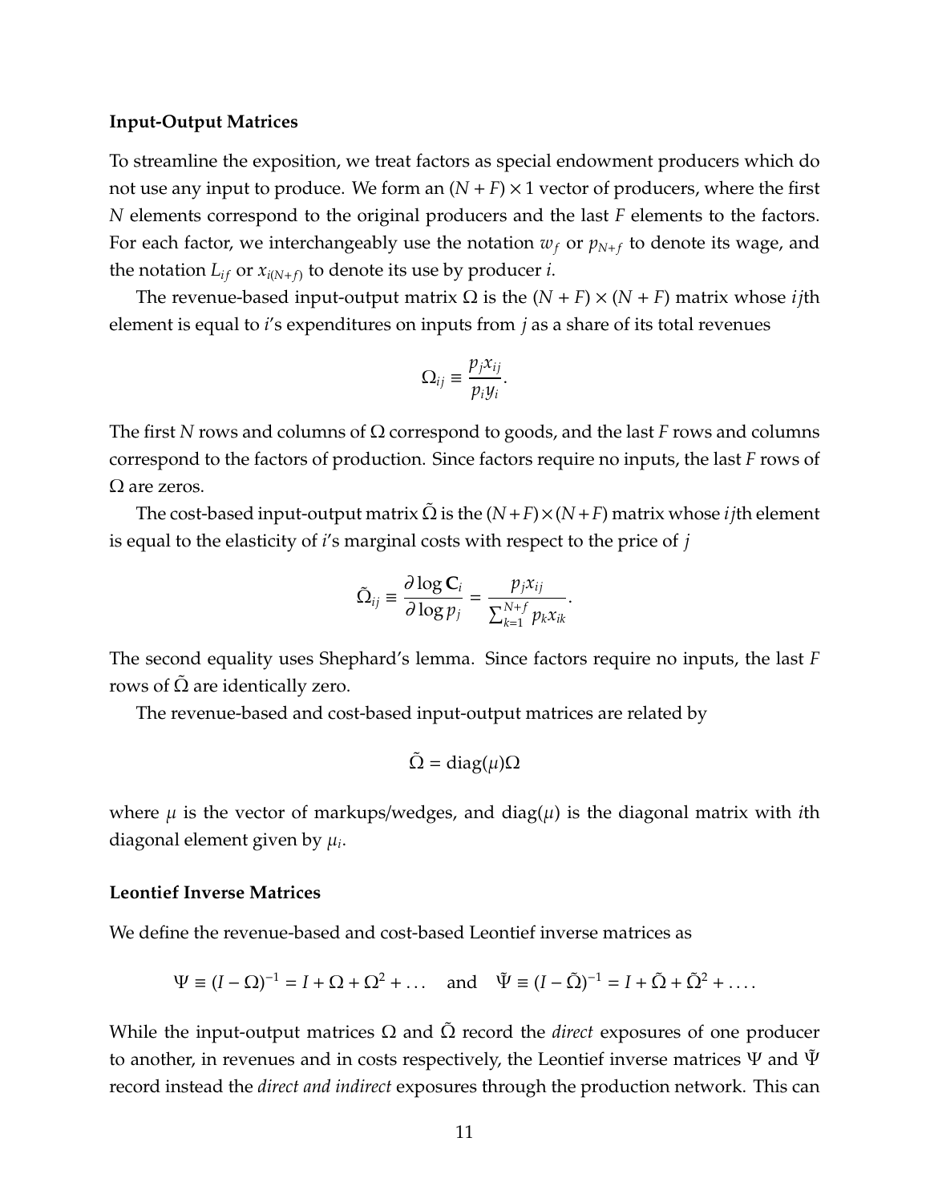### Input-Output Matrices

To streamline the exposition, we treat factors as special endowment producers which do not use any input to produce. We form an $(N+F)\times 1$ vector of producers, where the first $N$ elements correspond to the original producers and the last $F$ elements to the factors. For each factor, we interchangeably use the notation $w_f$ or $p_{N+f}$ to denote its wage, and the notation $L_{if}$ or $x_{i(N+f)}$ to denote its use by producer $i$.

The revenue-based input-output matrix $\Omega$ is the $(N+F)\times(N+F)$ matrix whose $ij$th element is equal to $i$'s expenditures on inputs from $j$ as a share of its total revenues

$$\Omega_{ij} \equiv \frac{p_j x_{ij}}{p_i y_i}.$$

The first $N$ rows and columns of $\Omega$ correspond to goods, and the last $F$ rows and columns correspond to the factors of production. Since factors require no inputs, the last $F$ rows of $\Omega$ are zeros.

The cost-based input-output matrix $\tilde{\Omega}$ is the $(N+F)\times(N+F)$ matrix whose $ij$th element is equal to the elasticity of $i$'s marginal costs with respect to the price of $j$

$$\tilde{\Omega}_{ij} \equiv \frac{\partial \log \mathbf{C}_i}{\partial \log p_j} = \frac{p_j x_{ij}}{\sum_{k=1}^{N+f} p_k x_{ik}}.$$

The second equality uses Shephard's lemma. Since factors require no inputs, the last $F$ rows of $\tilde{\Omega}$ are identically zero.

The revenue-based and cost-based input-output matrices are related by

$$\tilde{\Omega} = \text{diag}(\mu)\Omega$$

where $\mu$ is the vector of markups/wedges, and $\text{diag}(\mu)$ is the diagonal matrix with $i$th diagonal element given by $\mu_i$.

### Leontief Inverse Matrices

We define the revenue-based and cost-based Leontief inverse matrices as

$$\Psi \equiv (I-\Omega)^{-1} = I + \Omega + \Omega^2 + \ldots \quad \text{and} \quad \tilde{\Psi} \equiv (I-\tilde{\Omega})^{-1} = I + \tilde{\Omega} + \tilde{\Omega}^2 + \ldots.$$

While the input-output matrices $\Omega$ and $\tilde{\Omega}$ record the *direct* exposures of one producer to another, in revenues and in costs respectively, the Leontief inverse matrices $\Psi$ and $\tilde{\Psi}$ record instead the *direct and indirect* exposures through the production network. This can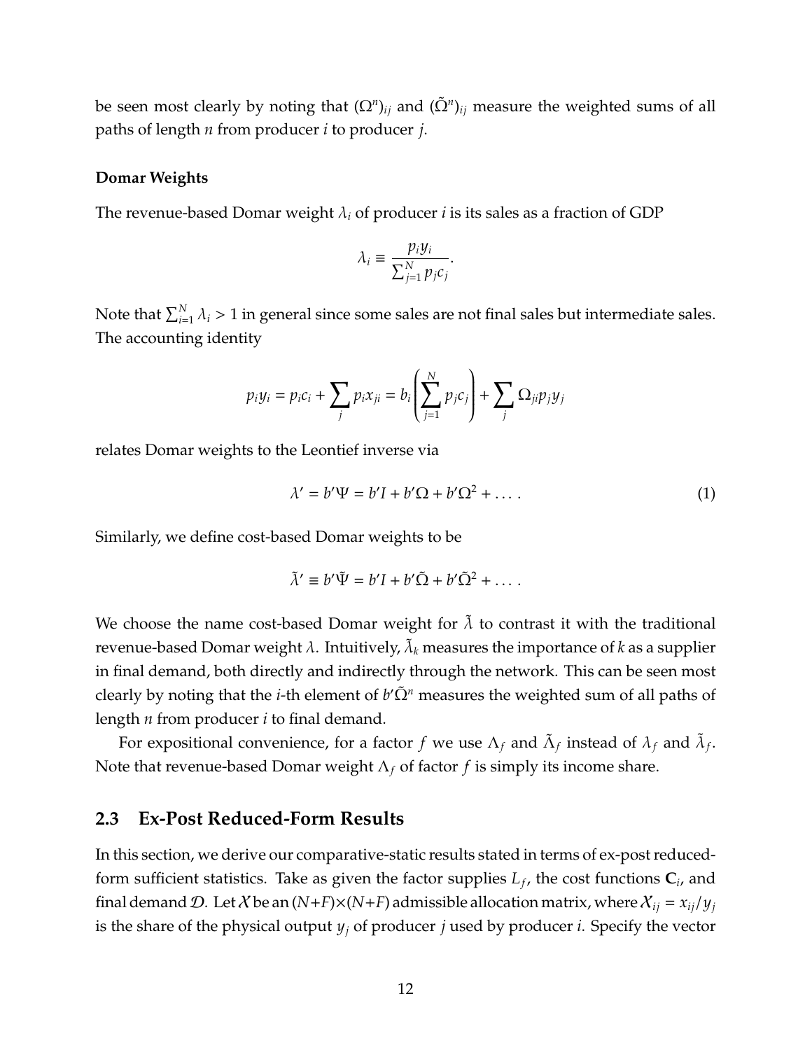be seen most clearly by noting that $(\Omega^n)_{ij}$ and $(\tilde{\Omega}^n)_{ij}$ measure the weighted sums of all paths of length $n$ from producer $i$ to producer $j$.

**Domar Weights**

The revenue-based Domar weight $\lambda_i$ of producer $i$ is its sales as a fraction of GDP

$$\lambda_i \equiv \frac{p_i y_i}{\sum_{j=1}^N p_j c_j}.$$

Note that $\sum_{i=1}^N \lambda_i > 1$ in general since some sales are not final sales but intermediate sales. The accounting identity

$$p_i y_i = p_i c_i + \sum_j p_i x_{ji} = b_i \left( \sum_{j=1}^N p_j c_j \right) + \sum_j \Omega_{ji} p_j y_j$$

relates Domar weights to the Leontief inverse via

$$\lambda' = b'\Psi = b'I + b'\Omega + b'\Omega^2 + \dots . \tag{1}$$

Similarly, we define cost-based Domar weights to be

$$\tilde{\lambda}' \equiv b'\tilde{\Psi} = b'I + b'\tilde{\Omega} + b'\tilde{\Omega}^2 + \dots .$$

We choose the name cost-based Domar weight for $\tilde{\lambda}$ to contrast it with the traditional revenue-based Domar weight $\lambda$. Intuitively, $\tilde{\lambda}_k$ measures the importance of $k$ as a supplier in final demand, both directly and indirectly through the network. This can be seen most clearly by noting that the $i$-th element of $b'\tilde{\Omega}^n$ measures the weighted sum of all paths of length $n$ from producer $i$ to final demand.

For expositional convenience, for a factor $f$ we use $\Lambda_f$ and $\tilde{\Lambda}_f$ instead of $\lambda_f$ and $\tilde{\lambda}_f$. Note that revenue-based Domar weight $\Lambda_f$ of factor $f$ is simply its income share.

## 2.3 Ex-Post Reduced-Form Results

In this section, we derive our comparative-static results stated in terms of ex-post reduced-form sufficient statistics. Take as given the factor supplies $L_f$, the cost functions $\mathbf{C}_i$, and final demand $\mathcal{D}$. Let $\mathcal{X}$ be an $(N+F)\times(N+F)$ admissible allocation matrix, where $\mathcal{X}_{ij} = x_{ij}/y_j$ is the share of the physical output $y_j$ of producer $j$ used by producer $i$. Specify the vector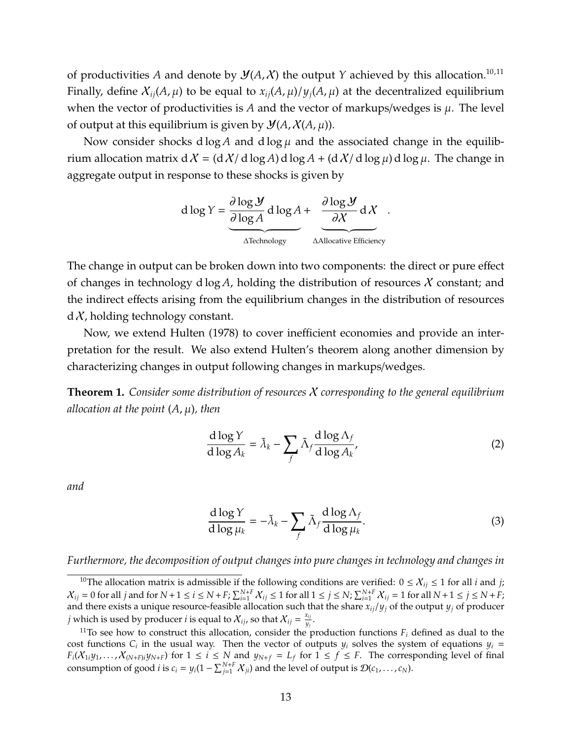of productivities $A$ and denote by $\mathcal{Y}(A, \mathcal{X})$ the output $Y$ achieved by this allocation.[10,11] Finally, define $\mathcal{X}_{ij}(A, \mu)$ to be equal to $x_{ij}(A, \mu)/y_j(A, \mu)$ at the decentralized equilibrium when the vector of productivities is $A$ and the vector of markups/wedges is $\mu$. The level of output at this equilibrium is given by $\mathcal{Y}(A, \mathcal{X}(A, \mu))$.

Now consider shocks $d \log A$ and $d \log \mu$ and the associated change in the equilibrium allocation matrix $d\mathcal{X} = (d\mathcal{X}/ d\log A) \, d\log A + (d\mathcal{X}/ d\log \mu) \, d\log \mu$. The change in aggregate output in response to these shocks is given by

$$
d\log Y = \underbrace{\frac{\partial \log \mathcal{Y}}{\partial \log A} d\log A}_{\Delta\text{Technology}} + \underbrace{\frac{\partial \log \mathcal{Y}}{\partial \mathcal{X}} d\mathcal{X}}_{\Delta\text{Allocative Efficiency}} .
$$

The change in output can be broken down into two components: the direct or pure effect of changes in technology $d\log A$, holding the distribution of resources $\mathcal{X}$ constant; and the indirect effects arising from the equilibrium changes in the distribution of resources $d\mathcal{X}$, holding technology constant.

Now, we extend Hulten (1978) to cover inefficient economies and provide an interpretation for the result. We also extend Hulten's theorem along another dimension by characterizing changes in output following changes in markups/wedges.

**Theorem 1.** *Consider some distribution of resources $\mathcal{X}$ corresponding to the general equilibrium allocation at the point $(A, \mu)$, then*

$$
\frac{d\log Y}{d\log A_k} = \tilde{\lambda}_k - \sum_f \tilde{\Lambda}_f \frac{d\log \Lambda_f}{d\log A_k}, \tag{2}
$$

*and*

$$
\frac{d\log Y}{d\log \mu_k} = -\tilde{\lambda}_k - \sum_f \tilde{\Lambda}_f \frac{d\log \Lambda_f}{d\log \mu_k}. \tag{3}
$$

*Furthermore, the decomposition of output changes into pure changes in technology and changes in*

---

[10] The allocation matrix is admissible if the following conditions are verified: $0 \leq \mathcal{X}_{ij} \leq 1$ for all $i$ and $j$; $\mathcal{X}_{ij} = 0$ for all $j$ and for $N+1 \leq i \leq N+F$; $\sum_{i=1}^{N+F} \mathcal{X}_{ij} \leq 1$ for all $1 \leq j \leq N$; $\sum_{i=1}^{N+F} \mathcal{X}_{ij} = 1$ for all $N+1 \leq j \leq N+F$; and there exists a unique resource-feasible allocation such that the share $x_{ij}/y_j$ of the output $y_j$ of producer $j$ which is used by producer $i$ is equal to $\mathcal{X}_{ij}$, so that $\mathcal{X}_{ij} = \frac{x_{ij}}{y_j}$.

[11] To see how to construct this allocation, consider the production functions $F_i$ defined as dual to the cost functions $C_i$ in the usual way. Then the vector of outputs $y_i$ solves the system of equations $y_i = F_i(\mathcal{X}_{1i}y_1, \ldots, \mathcal{X}_{(N+F)i}y_{N+F})$ for $1 \leq i \leq N$ and $y_{N+f} = L_f$ for $1 \leq f \leq F$. The corresponding level of final consumption of good $i$ is $c_i = y_i(1 - \sum_{j=1}^{N+F} \mathcal{X}_{ji})$ and the level of output is $\mathcal{D}(c_1, \ldots, c_N)$.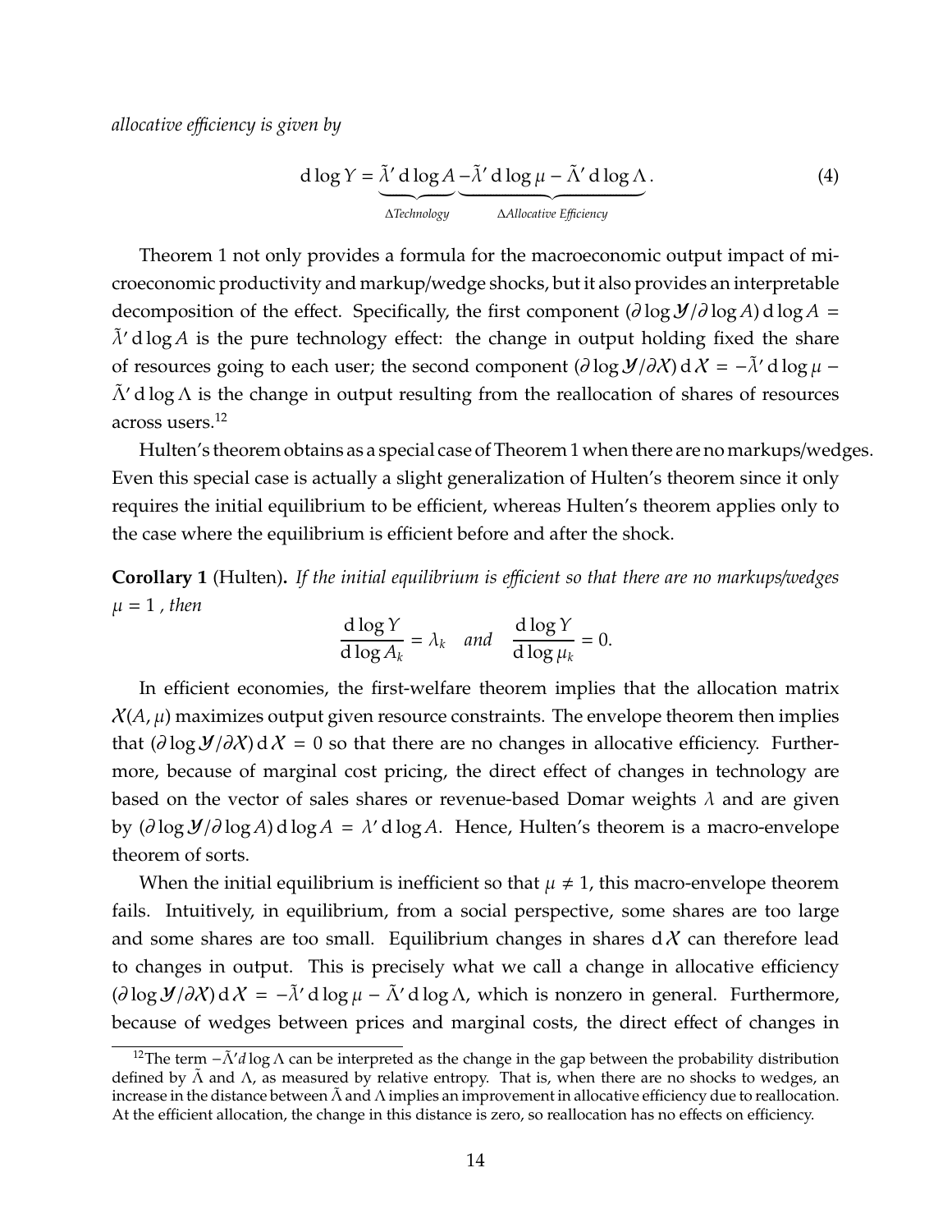*allocative efficiency is given by*

$$\mathrm{d}\log Y = \underbrace{\tilde{\lambda}'\,\mathrm{d}\log A}_{\Delta \textit{Technology}} \underbrace{-\tilde{\lambda}'\,\mathrm{d}\log \mu - \tilde{\Lambda}'\,\mathrm{d}\log \Lambda}_{\Delta \textit{Allocative Efficiency}}. \tag{4}$$

Theorem 1 not only provides a formula for the macroeconomic output impact of microeconomic productivity and markup/wedge shocks, but it also provides an interpretable decomposition of the effect. Specifically, the first component $(\partial \log \mathcal{Y}/\partial \log A)\,\mathrm{d}\log A = \tilde{\lambda}'\,\mathrm{d}\log A$ is the pure technology effect: the change in output holding fixed the share of resources going to each user; the second component $(\partial \log \mathcal{Y}/\partial \mathcal{X})\,\mathrm{d}\mathcal{X} = -\tilde{\lambda}'\,\mathrm{d}\log\mu - \tilde{\Lambda}'\,\mathrm{d}\log\Lambda$ is the change in output resulting from the reallocation of shares of resources across users.[12]

Hulten's theorem obtains as a special case of Theorem 1 when there are no markups/wedges. Even this special case is actually a slight generalization of Hulten's theorem since it only requires the initial equilibrium to be efficient, whereas Hulten's theorem applies only to the case where the equilibrium is efficient before and after the shock.

**Corollary 1** (Hulten)**.** *If the initial equilibrium is efficient so that there are no markups/wedges $\mu = 1$ , then*

$$\frac{\mathrm{d}\log Y}{\mathrm{d}\log A_k} = \lambda_k \quad \textit{and} \quad \frac{\mathrm{d}\log Y}{\mathrm{d}\log \mu_k} = 0.$$

In efficient economies, the first-welfare theorem implies that the allocation matrix $\mathcal{X}(A,\mu)$ maximizes output given resource constraints. The envelope theorem then implies that $(\partial \log \mathcal{Y}/\partial \mathcal{X})\,\mathrm{d}\mathcal{X} = 0$ so that there are no changes in allocative efficiency. Furthermore, because of marginal cost pricing, the direct effect of changes in technology are based on the vector of sales shares or revenue-based Domar weights $\lambda$ and are given by $(\partial \log \mathcal{Y}/\partial \log A)\,\mathrm{d}\log A = \lambda'\,\mathrm{d}\log A$. Hence, Hulten's theorem is a macro-envelope theorem of sorts.

When the initial equilibrium is inefficient so that $\mu \neq 1$, this macro-envelope theorem fails. Intuitively, in equilibrium, from a social perspective, some shares are too large and some shares are too small. Equilibrium changes in shares $\mathrm{d}\mathcal{X}$ can therefore lead to changes in output. This is precisely what we call a change in allocative efficiency $(\partial \log \mathcal{Y}/\partial \mathcal{X})\,\mathrm{d}\mathcal{X} = -\tilde{\lambda}'\,\mathrm{d}\log\mu - \tilde{\Lambda}'\,\mathrm{d}\log\Lambda$, which is nonzero in general. Furthermore, because of wedges between prices and marginal costs, the direct effect of changes in

[12] The term $-\tilde{\Lambda}' d\log\Lambda$ can be interpreted as the change in the gap between the probability distribution defined by $\tilde{\Lambda}$ and $\Lambda$, as measured by relative entropy. That is, when there are no shocks to wedges, an increase in the distance between $\tilde{\Lambda}$ and $\Lambda$ implies an improvement in allocative efficiency due to reallocation. At the efficient allocation, the change in this distance is zero, so reallocation has no effects on efficiency.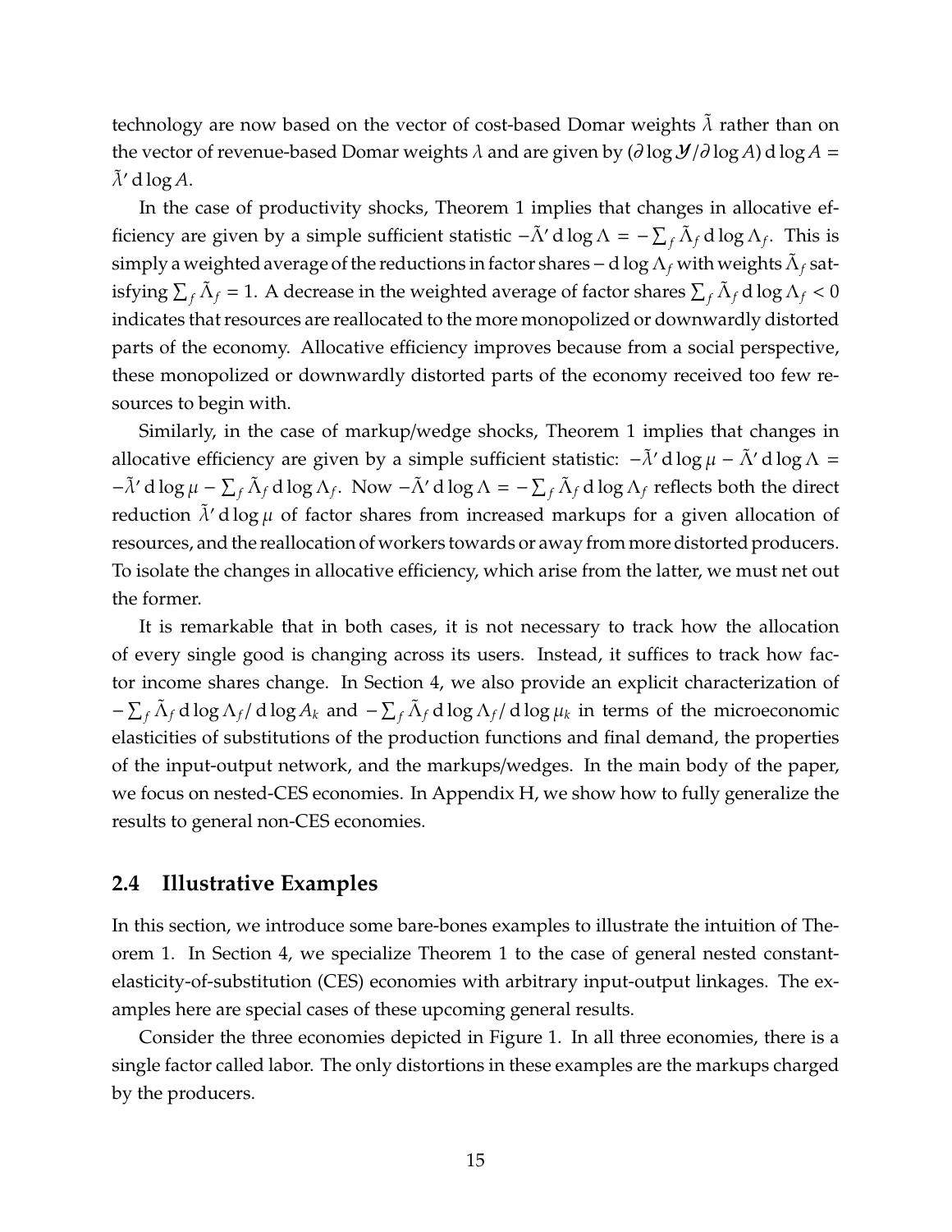technology are now based on the vector of cost-based Domar weights $\tilde{\lambda}$ rather than on the vector of revenue-based Domar weights $\lambda$ and are given by $(\partial \log \mathcal{Y}/\partial \log A)\, \mathrm{d} \log A = \tilde{\lambda}' \,\mathrm{d} \log A$.

In the case of productivity shocks, Theorem 1 implies that changes in allocative efficiency are given by a simple sufficient statistic $-\tilde{\Lambda}' \,\mathrm{d} \log \Lambda = -\sum_f \tilde{\Lambda}_f \,\mathrm{d} \log \Lambda_f$. This is simply a weighted average of the reductions in factor shares $-\,\mathrm{d} \log \Lambda_f$ with weights $\tilde{\Lambda}_f$ satisfying $\sum_f \tilde{\Lambda}_f = 1$. A decrease in the weighted average of factor shares $\sum_f \tilde{\Lambda}_f \,\mathrm{d} \log \Lambda_f < 0$ indicates that resources are reallocated to the more monopolized or downwardly distorted parts of the economy. Allocative efficiency improves because from a social perspective, these monopolized or downwardly distorted parts of the economy received too few resources to begin with.

Similarly, in the case of markup/wedge shocks, Theorem 1 implies that changes in allocative efficiency are given by a simple sufficient statistic: $-\tilde{\lambda}' \,\mathrm{d} \log \mu - \tilde{\Lambda}' \,\mathrm{d} \log \Lambda = -\tilde{\lambda}' \,\mathrm{d} \log \mu - \sum_f \tilde{\Lambda}_f \,\mathrm{d} \log \Lambda_f$. Now $-\tilde{\Lambda}' \,\mathrm{d} \log \Lambda = -\sum_f \tilde{\Lambda}_f \,\mathrm{d} \log \Lambda_f$ reflects both the direct reduction $\tilde{\lambda}' \,\mathrm{d} \log \mu$ of factor shares from increased markups for a given allocation of resources, and the reallocation of workers towards or away from more distorted producers. To isolate the changes in allocative efficiency, which arise from the latter, we must net out the former.

It is remarkable that in both cases, it is not necessary to track how the allocation of every single good is changing across its users. Instead, it suffices to track how factor income shares change. In Section 4, we also provide an explicit characterization of $-\sum_f \tilde{\Lambda}_f \,\mathrm{d} \log \Lambda_f / \,\mathrm{d} \log A_k$ and $-\sum_f \tilde{\Lambda}_f \,\mathrm{d} \log \Lambda_f / \,\mathrm{d} \log \mu_k$ in terms of the microeconomic elasticities of substitutions of the production functions and final demand, the properties of the input-output network, and the markups/wedges. In the main body of the paper, we focus on nested-CES economies. In Appendix H, we show how to fully generalize the results to general non-CES economies.

## 2.4 Illustrative Examples

In this section, we introduce some bare-bones examples to illustrate the intuition of Theorem 1. In Section 4, we specialize Theorem 1 to the case of general nested constant-elasticity-of-substitution (CES) economies with arbitrary input-output linkages. The examples here are special cases of these upcoming general results.

Consider the three economies depicted in Figure 1. In all three economies, there is a single factor called labor. The only distortions in these examples are the markups charged by the producers.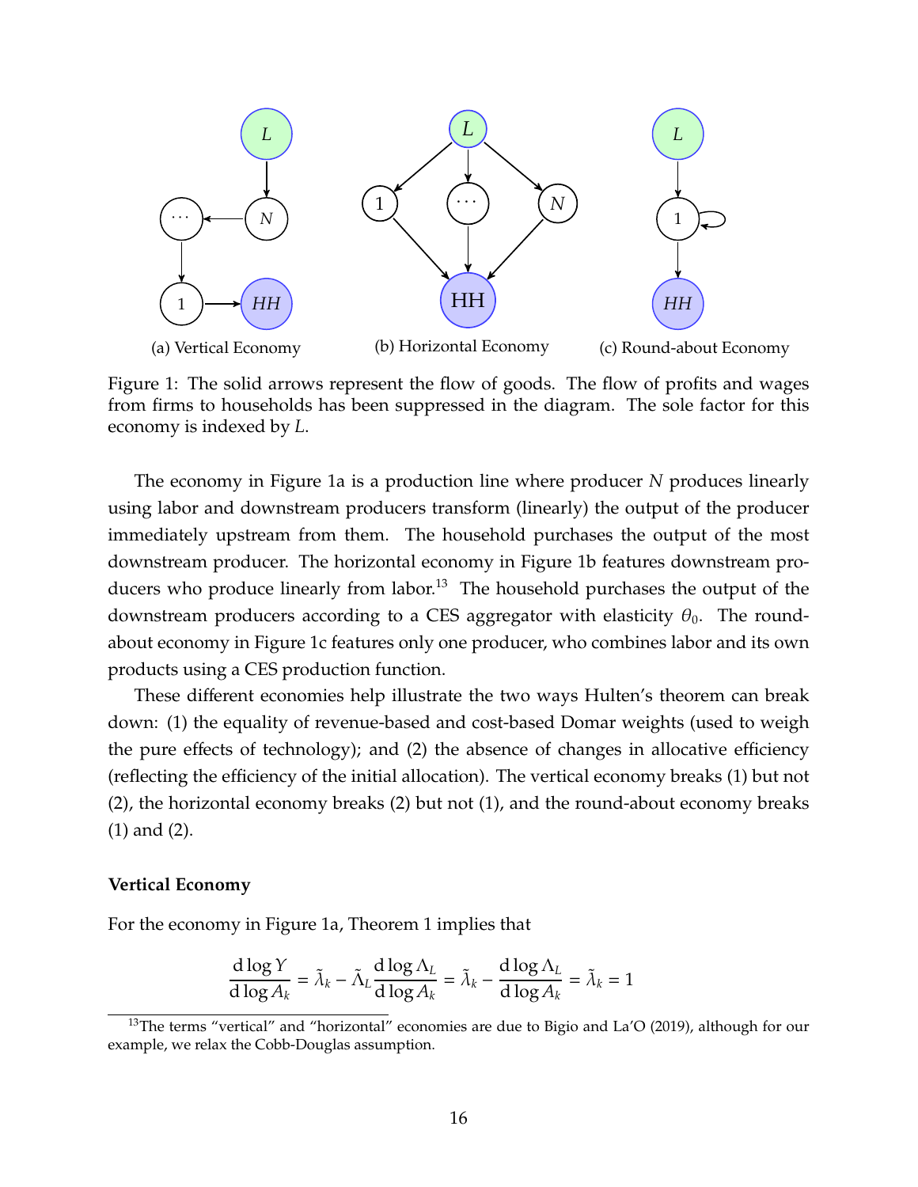(a) Vertical Economy

(b) Horizontal Economy

(c) Round-about Economy

Figure 1: The solid arrows represent the flow of goods. The flow of profits and wages from firms to households has been suppressed in the diagram. The sole factor for this economy is indexed by $L$.

The economy in Figure 1a is a production line where producer $N$ produces linearly using labor and downstream producers transform (linearly) the output of the producer immediately upstream from them. The household purchases the output of the most downstream producer. The horizontal economy in Figure 1b features downstream producers who produce linearly from labor.[13] The household purchases the output of the downstream producers according to a CES aggregator with elasticity $\theta_0$. The round-about economy in Figure 1c features only one producer, who combines labor and its own products using a CES production function.

These different economies help illustrate the two ways Hulten's theorem can break down: (1) the equality of revenue-based and cost-based Domar weights (used to weigh the pure effects of technology); and (2) the absence of changes in allocative efficiency (reflecting the efficiency of the initial allocation). The vertical economy breaks (1) but not (2), the horizontal economy breaks (2) but not (1), and the round-about economy breaks (1) and (2).

**Vertical Economy**

For the economy in Figure 1a, Theorem 1 implies that

$$\frac{\mathrm{d}\log Y}{\mathrm{d}\log A_k} = \tilde{\lambda}_k - \tilde{\Lambda}_L \frac{\mathrm{d}\log \Lambda_L}{\mathrm{d}\log A_k} = \tilde{\lambda}_k - \frac{\mathrm{d}\log \Lambda_L}{\mathrm{d}\log A_k} = \tilde{\lambda}_k = 1$$

[13]The terms "vertical" and "horizontal" economies are due to Bigio and La'O (2019), although for our example, we relax the Cobb-Douglas assumption.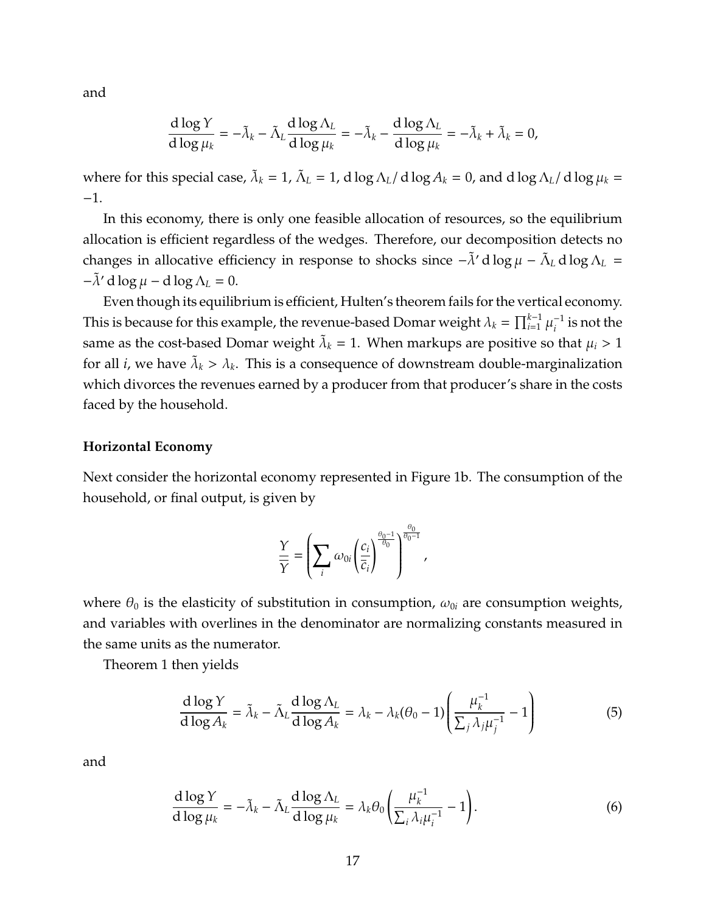and

$$\frac{\mathrm{d}\log Y}{\mathrm{d}\log \mu_k} = -\tilde{\lambda}_k - \tilde{\Lambda}_L \frac{\mathrm{d}\log \Lambda_L}{\mathrm{d}\log \mu_k} = -\tilde{\lambda}_k - \frac{\mathrm{d}\log \Lambda_L}{\mathrm{d}\log \mu_k} = -\tilde{\lambda}_k + \tilde{\lambda}_k = 0,$$

where for this special case, $\tilde{\lambda}_k = 1$, $\tilde{\Lambda}_L = 1$, $\mathrm{d}\log \Lambda_L / \mathrm{d}\log A_k = 0$, and $\mathrm{d}\log \Lambda_L / \mathrm{d}\log \mu_k = -1$.

In this economy, there is only one feasible allocation of resources, so the equilibrium allocation is efficient regardless of the wedges. Therefore, our decomposition detects no changes in allocative efficiency in response to shocks since $-\tilde{\lambda}' \,\mathrm{d}\log \mu - \tilde{\Lambda}_L \,\mathrm{d}\log \Lambda_L = -\tilde{\lambda}' \,\mathrm{d}\log \mu - \mathrm{d}\log \Lambda_L = 0$.

Even though its equilibrium is efficient, Hulten's theorem fails for the vertical economy. This is because for this example, the revenue-based Domar weight $\lambda_k = \prod_{i=1}^{k-1} \mu_i^{-1}$ is not the same as the cost-based Domar weight $\tilde{\lambda}_k = 1$. When markups are positive so that $\mu_i > 1$ for all $i$, we have $\tilde{\lambda}_k > \lambda_k$. This is a consequence of downstream double-marginalization which divorces the revenues earned by a producer from that producer's share in the costs faced by the household.

**Horizontal Economy**

Next consider the horizontal economy represented in Figure 1b. The consumption of the household, or final output, is given by

$$\frac{Y}{\overline{Y}} = \left( \sum_i \omega_{0i} \left( \frac{c_i}{\overline{c}_i} \right)^{\frac{\theta_0 - 1}{\theta_0}} \right)^{\frac{\theta_0}{\theta_0 - 1}},$$

where $\theta_0$ is the elasticity of substitution in consumption, $\omega_{0i}$ are consumption weights, and variables with overlines in the denominator are normalizing constants measured in the same units as the numerator.

Theorem 1 then yields

$$\frac{\mathrm{d}\log Y}{\mathrm{d}\log A_k} = \tilde{\lambda}_k - \tilde{\Lambda}_L \frac{\mathrm{d}\log \Lambda_L}{\mathrm{d}\log A_k} = \lambda_k - \lambda_k(\theta_0 - 1)\left( \frac{\mu_k^{-1}}{\sum_j \lambda_j \mu_j^{-1}} - 1 \right) \tag{5}$$

and

$$\frac{\mathrm{d}\log Y}{\mathrm{d}\log \mu_k} = -\tilde{\lambda}_k - \tilde{\Lambda}_L \frac{\mathrm{d}\log \Lambda_L}{\mathrm{d}\log \mu_k} = \lambda_k \theta_0 \left( \frac{\mu_k^{-1}}{\sum_i \lambda_i \mu_i^{-1}} - 1 \right). \tag{6}$$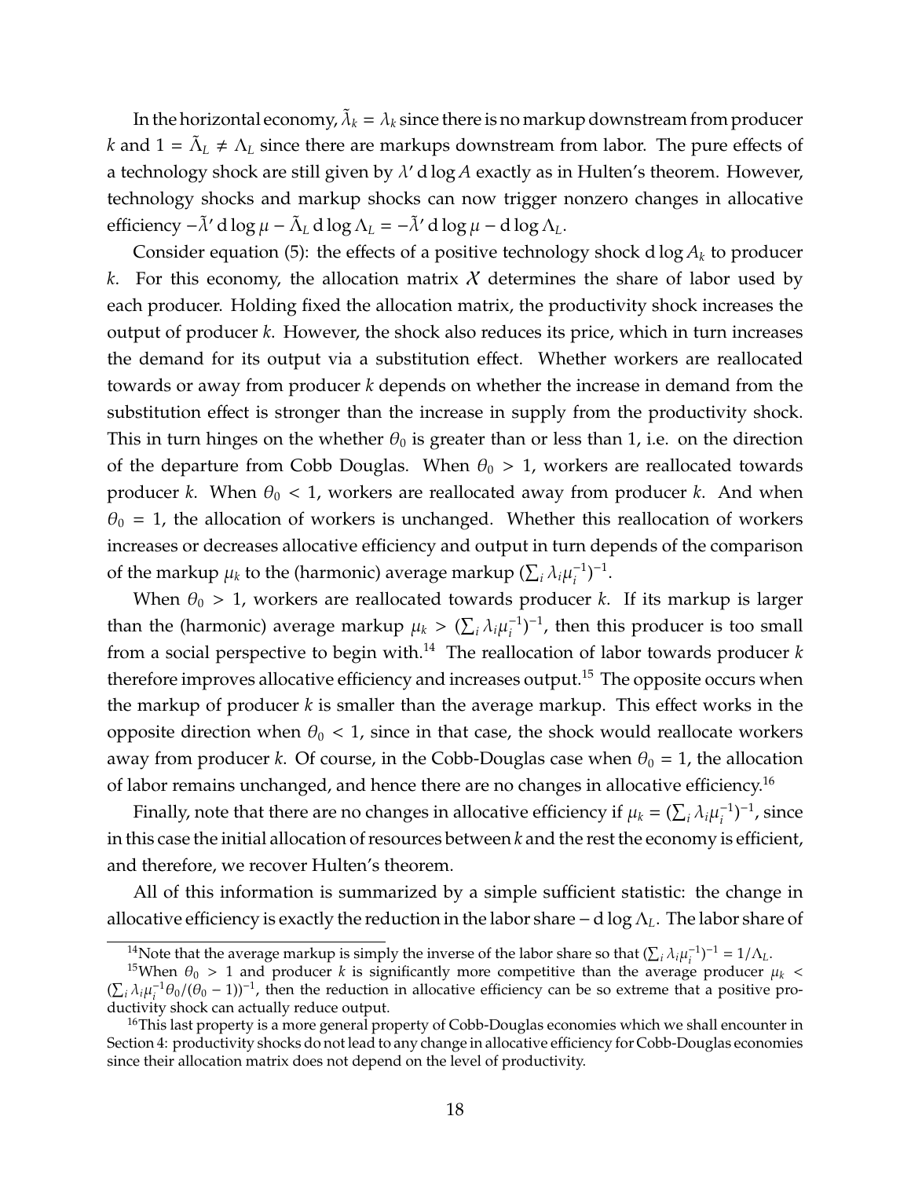In the horizontal economy, $\tilde{\lambda}_k = \lambda_k$ since there is no markup downstream from producer $k$ and $1 = \tilde{\Lambda}_L \neq \Lambda_L$ since there are markups downstream from labor. The pure effects of a technology shock are still given by $\lambda' \, \mathrm{d}\log A$ exactly as in Hulten's theorem. However, technology shocks and markup shocks can now trigger nonzero changes in allocative efficiency $-\tilde{\lambda}' \, \mathrm{d}\log \mu - \tilde{\Lambda}_L \, \mathrm{d}\log \Lambda_L = -\tilde{\lambda}' \, \mathrm{d}\log \mu - \mathrm{d}\log \Lambda_L$.

Consider equation (5): the effects of a positive technology shock $\mathrm{d}\log A_k$ to producer $k$. For this economy, the allocation matrix $\mathcal{X}$ determines the share of labor used by each producer. Holding fixed the allocation matrix, the productivity shock increases the output of producer $k$. However, the shock also reduces its price, which in turn increases the demand for its output via a substitution effect. Whether workers are reallocated towards or away from producer $k$ depends on whether the increase in demand from the substitution effect is stronger than the increase in supply from the productivity shock. This in turn hinges on the whether $\theta_0$ is greater than or less than 1, i.e. on the direction of the departure from Cobb Douglas. When $\theta_0 > 1$, workers are reallocated towards producer $k$. When $\theta_0 < 1$, workers are reallocated away from producer $k$. And when $\theta_0 = 1$, the allocation of workers is unchanged. Whether this reallocation of workers increases or decreases allocative efficiency and output in turn depends of the comparison of the markup $\mu_k$ to the (harmonic) average markup $(\sum_i \lambda_i \mu_i^{-1})^{-1}$.

When $\theta_0 > 1$, workers are reallocated towards producer $k$. If its markup is larger than the (harmonic) average markup $\mu_k > (\sum_i \lambda_i \mu_i^{-1})^{-1}$, then this producer is too small from a social perspective to begin with.[14] The reallocation of labor towards producer $k$ therefore improves allocative efficiency and increases output.[15] The opposite occurs when the markup of producer $k$ is smaller than the average markup. This effect works in the opposite direction when $\theta_0 < 1$, since in that case, the shock would reallocate workers away from producer $k$. Of course, in the Cobb-Douglas case when $\theta_0 = 1$, the allocation of labor remains unchanged, and hence there are no changes in allocative efficiency.[16]

Finally, note that there are no changes in allocative efficiency if $\mu_k = (\sum_i \lambda_i \mu_i^{-1})^{-1}$, since in this case the initial allocation of resources between $k$ and the rest the economy is efficient, and therefore, we recover Hulten's theorem.

All of this information is summarized by a simple sufficient statistic: the change in allocative efficiency is exactly the reduction in the labor share $-\,\mathrm{d}\log \Lambda_L$. The labor share of

[14] Note that the average markup is simply the inverse of the labor share so that $(\sum_i \lambda_i \mu_i^{-1})^{-1} = 1/\Lambda_L$.

[15] When $\theta_0 > 1$ and producer $k$ is significantly more competitive than the average producer $\mu_k < (\sum_i \lambda_i \mu_i^{-1} \theta_0/(\theta_0 - 1))^{-1}$, then the reduction in allocative efficiency can be so extreme that a positive productivity shock can actually reduce output.

[16] This last property is a more general property of Cobb-Douglas economies which we shall encounter in Section 4: productivity shocks do not lead to any change in allocative efficiency for Cobb-Douglas economies since their allocation matrix does not depend on the level of productivity.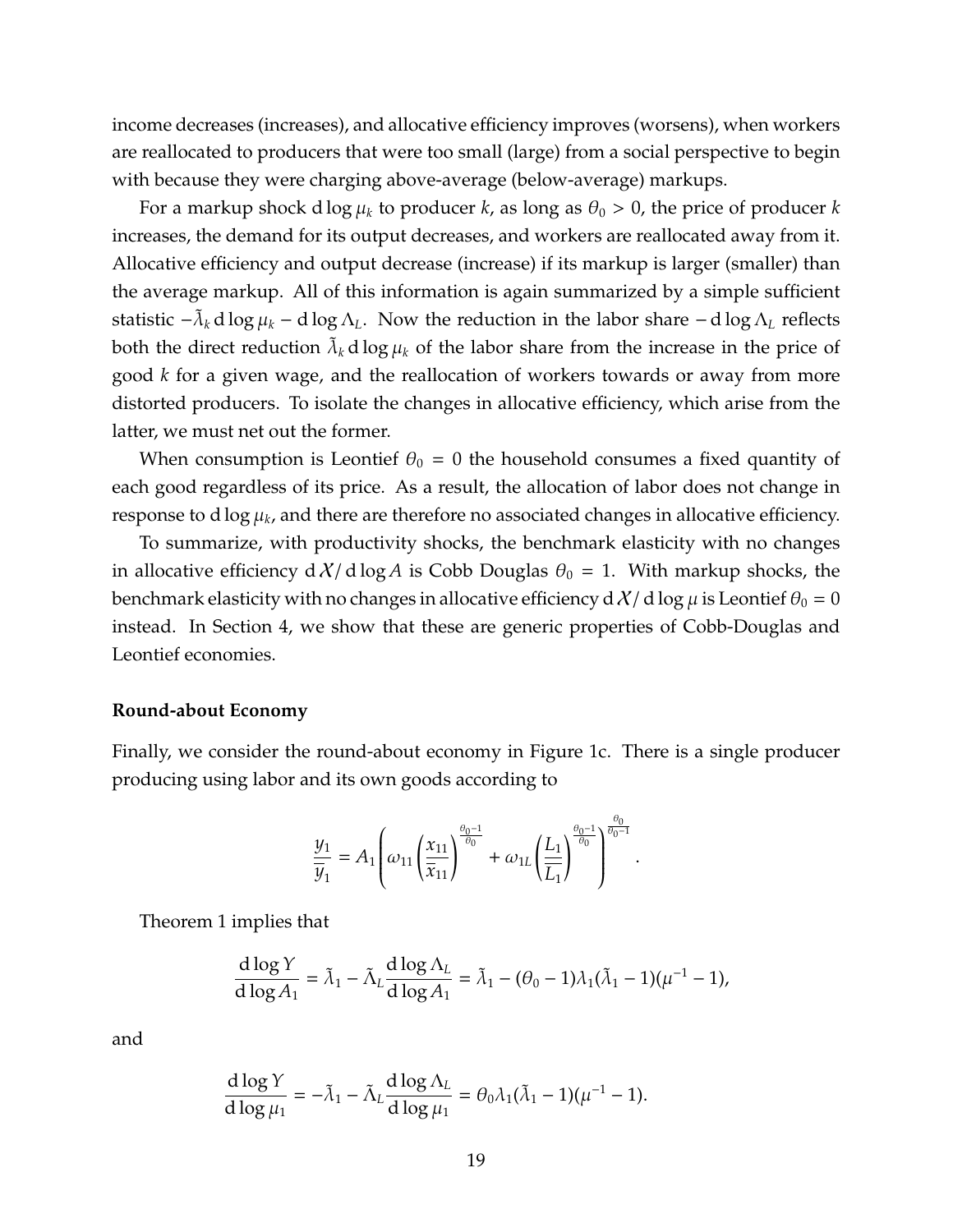income decreases (increases), and allocative efficiency improves (worsens), when workers are reallocated to producers that were too small (large) from a social perspective to begin with because they were charging above-average (below-average) markups.

For a markup shock $\mathrm{d}\log\mu_k$ to producer $k$, as long as $\theta_0 > 0$, the price of producer $k$ increases, the demand for its output decreases, and workers are reallocated away from it. Allocative efficiency and output decrease (increase) if its markup is larger (smaller) than the average markup. All of this information is again summarized by a simple sufficient statistic $-\tilde{\lambda}_k \,\mathrm{d}\log\mu_k - \mathrm{d}\log\Lambda_L$. Now the reduction in the labor share $-\mathrm{d}\log\Lambda_L$ reflects both the direct reduction $\tilde{\lambda}_k \,\mathrm{d}\log\mu_k$ of the labor share from the increase in the price of good $k$ for a given wage, and the reallocation of workers towards or away from more distorted producers. To isolate the changes in allocative efficiency, which arise from the latter, we must net out the former.

When consumption is Leontief $\theta_0 = 0$ the household consumes a fixed quantity of each good regardless of its price. As a result, the allocation of labor does not change in response to $\mathrm{d}\log\mu_k$, and there are therefore no associated changes in allocative efficiency.

To summarize, with productivity shocks, the benchmark elasticity with no changes in allocative efficiency $\mathrm{d}\mathcal{X}/\mathrm{d}\log A$ is Cobb Douglas $\theta_0 = 1$. With markup shocks, the benchmark elasticity with no changes in allocative efficiency $\mathrm{d}\mathcal{X}/\mathrm{d}\log\mu$ is Leontief $\theta_0 = 0$ instead. In Section 4, we show that these are generic properties of Cobb-Douglas and Leontief economies.

**Round-about Economy**

Finally, we consider the round-about economy in Figure 1c. There is a single producer producing using labor and its own goods according to

$$\frac{y_1}{\overline{y}_1} = A_1 \left( \omega_{11} \left( \frac{x_{11}}{\overline{x}_{11}} \right)^{\frac{\theta_0 - 1}{\theta_0}} + \omega_{1L} \left( \frac{L_1}{\overline{L}_1} \right)^{\frac{\theta_0 - 1}{\theta_0}} \right)^{\frac{\theta_0}{\theta_0 - 1}}.$$

Theorem 1 implies that

$$\frac{\mathrm{d}\log Y}{\mathrm{d}\log A_1} = \tilde{\lambda}_1 - \tilde{\Lambda}_L \frac{\mathrm{d}\log\Lambda_L}{\mathrm{d}\log A_1} = \tilde{\lambda}_1 - (\theta_0 - 1)\lambda_1(\tilde{\lambda}_1 - 1)(\mu^{-1} - 1),$$

and

$$\frac{\mathrm{d}\log Y}{\mathrm{d}\log\mu_1} = -\tilde{\lambda}_1 - \tilde{\Lambda}_L \frac{\mathrm{d}\log\Lambda_L}{\mathrm{d}\log\mu_1} = \theta_0\lambda_1(\tilde{\lambda}_1 - 1)(\mu^{-1} - 1).$$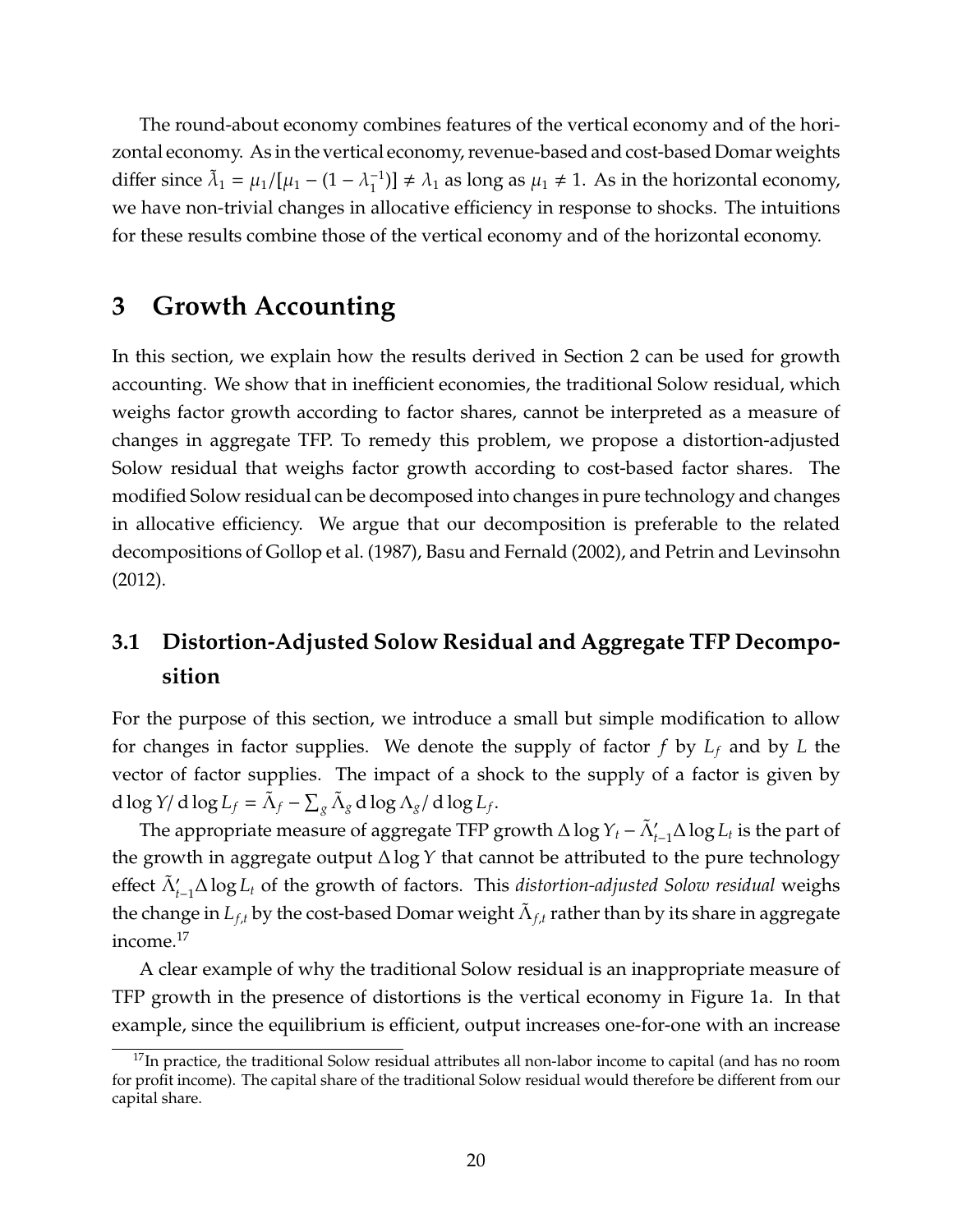The round-about economy combines features of the vertical economy and of the horizontal economy. As in the vertical economy, revenue-based and cost-based Domar weights differ since $\tilde{\lambda}_1 = \mu_1/[\mu_1 - (1 - \lambda_1^{-1})] \neq \lambda_1$ as long as $\mu_1 \neq 1$. As in the horizontal economy, we have non-trivial changes in allocative efficiency in response to shocks. The intuitions for these results combine those of the vertical economy and of the horizontal economy.

# 3 Growth Accounting

In this section, we explain how the results derived in Section 2 can be used for growth accounting. We show that in inefficient economies, the traditional Solow residual, which weighs factor growth according to factor shares, cannot be interpreted as a measure of changes in aggregate TFP. To remedy this problem, we propose a distortion-adjusted Solow residual that weighs factor growth according to cost-based factor shares. The modified Solow residual can be decomposed into changes in pure technology and changes in allocative efficiency. We argue that our decomposition is preferable to the related decompositions of Gollop et al. (1987), Basu and Fernald (2002), and Petrin and Levinsohn (2012).

## 3.1 Distortion-Adjusted Solow Residual and Aggregate TFP Decomposition

For the purpose of this section, we introduce a small but simple modification to allow for changes in factor supplies. We denote the supply of factor $f$ by $L_f$ and by $L$ the vector of factor supplies. The impact of a shock to the supply of a factor is given by $d \log Y / d \log L_f = \tilde{\Lambda}_f - \sum_g \tilde{\Lambda}_g \, d \log \Lambda_g / d \log L_f$.

The appropriate measure of aggregate TFP growth $\Delta \log Y_t - \tilde{\Lambda}'_{t-1} \Delta \log L_t$ is the part of the growth in aggregate output $\Delta \log Y$ that cannot be attributed to the pure technology effect $\tilde{\Lambda}'_{t-1} \Delta \log L_t$ of the growth of factors. This *distortion-adjusted Solow residual* weighs the change in $L_{f,t}$ by the cost-based Domar weight $\tilde{\Lambda}_{f,t}$ rather than by its share in aggregate income.[17]

A clear example of why the traditional Solow residual is an inappropriate measure of TFP growth in the presence of distortions is the vertical economy in Figure 1a. In that example, since the equilibrium is efficient, output increases one-for-one with an increase

[17] In practice, the traditional Solow residual attributes all non-labor income to capital (and has no room for profit income). The capital share of the traditional Solow residual would therefore be different from our capital share.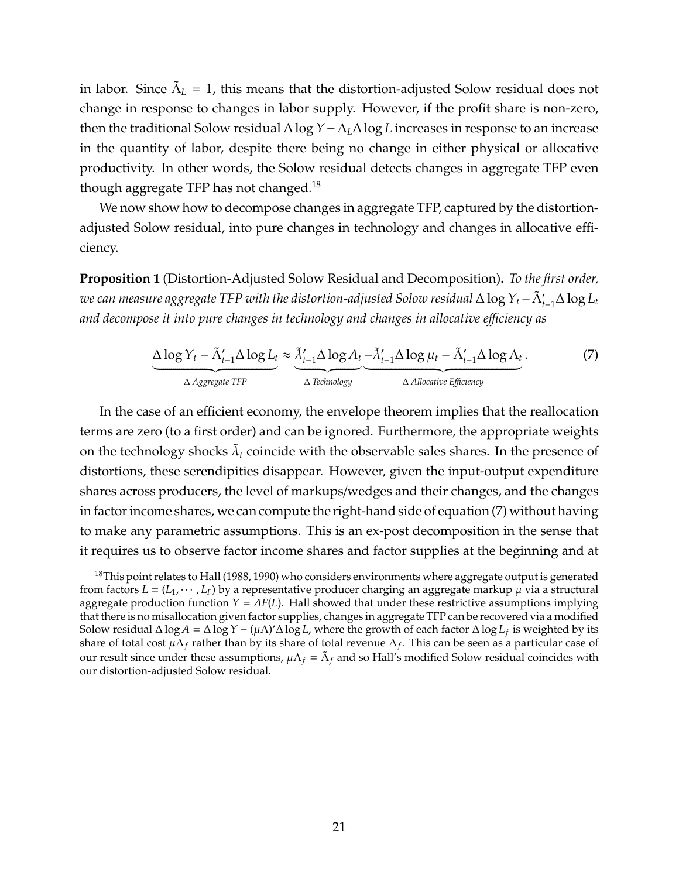in labor. Since $\tilde{\Lambda}_L = 1$, this means that the distortion-adjusted Solow residual does not change in response to changes in labor supply. However, if the profit share is non-zero, then the traditional Solow residual $\Delta \log Y - \Lambda_L \Delta \log L$ increases in response to an increase in the quantity of labor, despite there being no change in either physical or allocative productivity. In other words, the Solow residual detects changes in aggregate TFP even though aggregate TFP has not changed.[18]

We now show how to decompose changes in aggregate TFP, captured by the distortion-adjusted Solow residual, into pure changes in technology and changes in allocative efficiency.

**Proposition 1** (Distortion-Adjusted Solow Residual and Decomposition)**.** *To the first order, we can measure aggregate TFP with the distortion-adjusted Solow residual $\Delta \log Y_t - \tilde{\Lambda}'_{t-1} \Delta \log L_t$ and decompose it into pure changes in technology and changes in allocative efficiency as*

$$\underbrace{\Delta \log Y_t - \tilde{\Lambda}'_{t-1} \Delta \log L_t}_{\Delta \textit{ Aggregate TFP}} \approx \underbrace{\tilde{\lambda}'_{t-1} \Delta \log A_t}_{\Delta \textit{ Technology}} \underbrace{- \tilde{\lambda}'_{t-1} \Delta \log \mu_t - \tilde{\Lambda}'_{t-1} \Delta \log \Lambda_t}_{\Delta \textit{ Allocative Efficiency}}. \tag{7}$$

In the case of an efficient economy, the envelope theorem implies that the reallocation terms are zero (to a first order) and can be ignored. Furthermore, the appropriate weights on the technology shocks $\tilde{\lambda}_t$ coincide with the observable sales shares. In the presence of distortions, these serendipities disappear. However, given the input-output expenditure shares across producers, the level of markups/wedges and their changes, and the changes in factor income shares, we can compute the right-hand side of equation (7) without having to make any parametric assumptions. This is an ex-post decomposition in the sense that it requires us to observe factor income shares and factor supplies at the beginning and at

[18] This point relates to Hall (1988, 1990) who considers environments where aggregate output is generated from factors $L = (L_1, \cdots, L_F)$ by a representative producer charging an aggregate markup $\mu$ via a structural aggregate production function $Y = AF(L)$. Hall showed that under these restrictive assumptions implying that there is no misallocation given factor supplies, changes in aggregate TFP can be recovered via a modified Solow residual $\Delta \log A = \Delta \log Y - (\mu \Lambda)' \Delta \log L$, where the growth of each factor $\Delta \log L_f$ is weighted by its share of total cost $\mu \Lambda_f$ rather than by its share of total revenue $\Lambda_f$. This can be seen as a particular case of our result since under these assumptions, $\mu \Lambda_f = \tilde{\Lambda}_f$ and so Hall's modified Solow residual coincides with our distortion-adjusted Solow residual.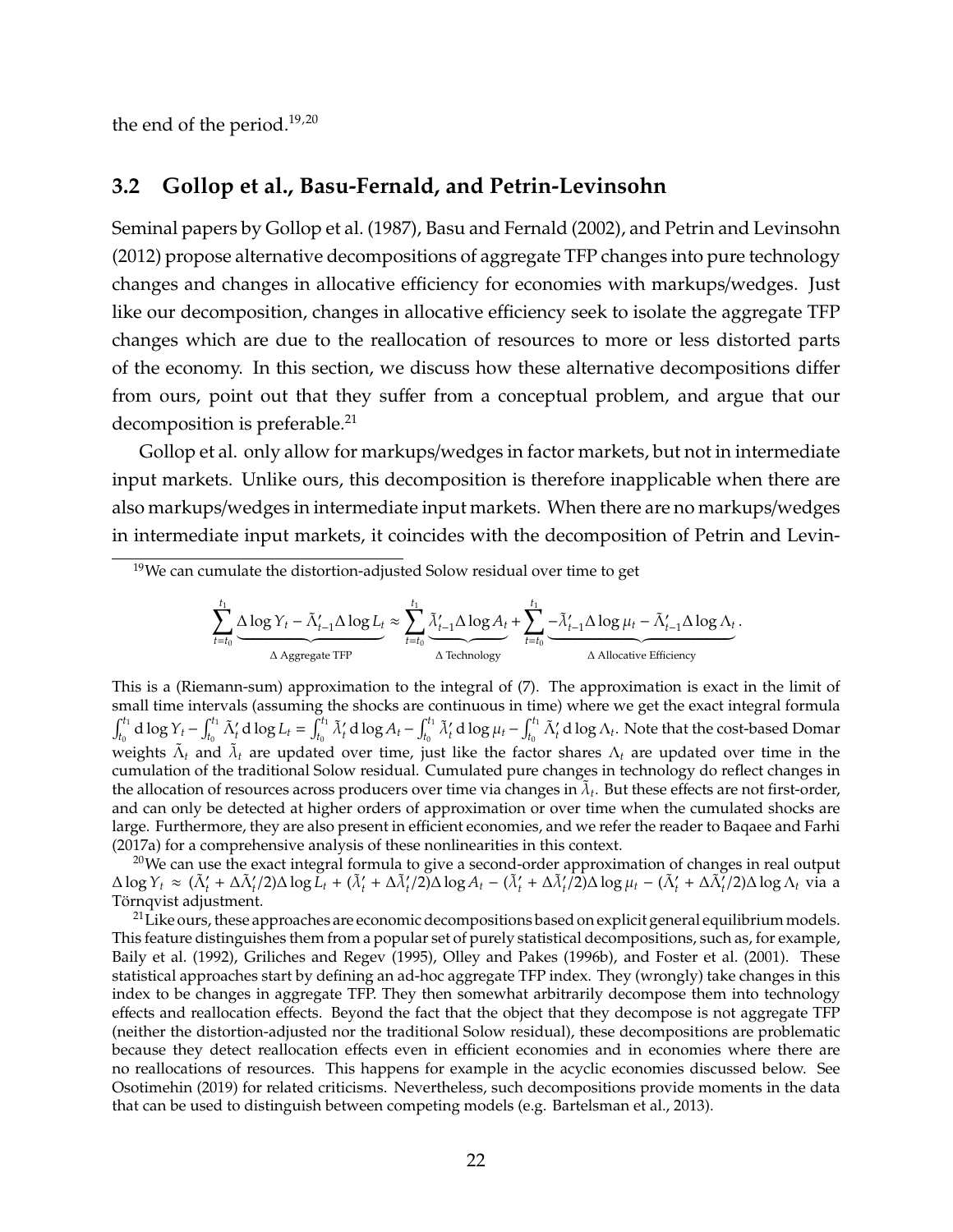the end of the period.[19,20]

## 3.2 Gollop et al., Basu-Fernald, and Petrin-Levinsohn

Seminal papers by Gollop et al. (1987), Basu and Fernald (2002), and Petrin and Levinsohn (2012) propose alternative decompositions of aggregate TFP changes into pure technology changes and changes in allocative efficiency for economies with markups/wedges. Just like our decomposition, changes in allocative efficiency seek to isolate the aggregate TFP changes which are due to the reallocation of resources to more or less distorted parts of the economy. In this section, we discuss how these alternative decompositions differ from ours, point out that they suffer from a conceptual problem, and argue that our decomposition is preferable.[21]

Gollop et al. only allow for markups/wedges in factor markets, but not in intermediate input markets. Unlike ours, this decomposition is therefore inapplicable when there are also markups/wedges in intermediate input markets. When there are no markups/wedges in intermediate input markets, it coincides with the decomposition of Petrin and Levin-

---

[19] We can cumulate the distortion-adjusted Solow residual over time to get

$$\sum_{t=t_0}^{t_1} \underbrace{\Delta \log Y_t - \tilde{\Lambda}'_{t-1}\Delta \log L_t}_{\Delta \text{ Aggregate TFP}} \approx \sum_{t=t_0}^{t_1} \underbrace{\tilde{\lambda}'_{t-1}\Delta \log A_t}_{\Delta \text{ Technology}} + \sum_{t=t_0}^{t_1} \underbrace{-\tilde{\lambda}'_{t-1}\Delta \log \mu_t - \tilde{\Lambda}'_{t-1}\Delta \log \Lambda_t}_{\Delta \text{ Allocative Efficiency}}.$$

This is a (Riemann-sum) approximation to the integral of (7). The approximation is exact in the limit of small time intervals (assuming the shocks are continuous in time) where we get the exact integral formula $\int_{t_0}^{t_1} \mathrm{d}\log Y_t - \int_{t_0}^{t_1} \tilde{\Lambda}'_t \,\mathrm{d}\log L_t = \int_{t_0}^{t_1} \tilde{\lambda}'_t \,\mathrm{d}\log A_t - \int_{t_0}^{t_1} \tilde{\lambda}'_t \,\mathrm{d}\log \mu_t - \int_{t_0}^{t_1} \tilde{\Lambda}'_t \,\mathrm{d}\log \Lambda_t$. Note that the cost-based Domar weights $\tilde{\Lambda}_t$ and $\tilde{\lambda}_t$ are updated over time, just like the factor shares $\Lambda_t$ are updated over time in the cumulation of the traditional Solow residual. Cumulated pure changes in technology do reflect changes in the allocation of resources across producers over time via changes in $\tilde{\lambda}_t$. But these effects are not first-order, and can only be detected at higher orders of approximation or over time when the cumulated shocks are large. Furthermore, they are also present in efficient economies, and we refer the reader to Baqaee and Farhi (2017a) for a comprehensive analysis of these nonlinearities in this context.

[20] We can use the exact integral formula to give a second-order approximation of changes in real output $\Delta \log Y_t \approx (\tilde{\Lambda}'_t + \Delta\tilde{\Lambda}'_t/2)\Delta \log L_t + (\tilde{\lambda}'_t + \Delta\tilde{\lambda}'_t/2)\Delta \log A_t - (\tilde{\lambda}'_t + \Delta\tilde{\lambda}'_t/2)\Delta \log \mu_t - (\tilde{\Lambda}'_t + \Delta\tilde{\Lambda}'_t/2)\Delta \log \Lambda_t$ via a Törnqvist adjustment.

[21] Like ours, these approaches are economic decompositions based on explicit general equilibrium models. This feature distinguishes them from a popular set of purely statistical decompositions, such as, for example, Baily et al. (1992), Griliches and Regev (1995), Olley and Pakes (1996b), and Foster et al. (2001). These statistical approaches start by defining an ad-hoc aggregate TFP index. They (wrongly) take changes in this index to be changes in aggregate TFP. They then somewhat arbitrarily decompose them into technology effects and reallocation effects. Beyond the fact that the object that they decompose is not aggregate TFP (neither the distortion-adjusted nor the traditional Solow residual), these decompositions are problematic because they detect reallocation effects even in efficient economies and in economies where there are no reallocations of resources. This happens for example in the acyclic economies discussed below. See Osotimehin (2019) for related criticisms. Nevertheless, such decompositions provide moments in the data that can be used to distinguish between competing models (e.g. Bartelsman et al., 2013).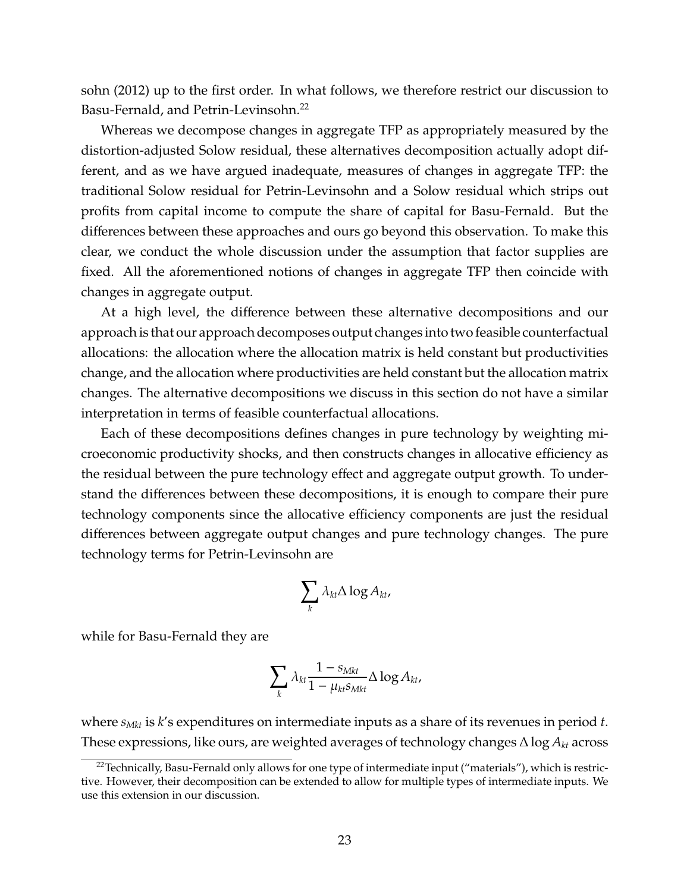sohn (2012) up to the first order. In what follows, we therefore restrict our discussion to Basu-Fernald, and Petrin-Levinsohn.[22]

Whereas we decompose changes in aggregate TFP as appropriately measured by the distortion-adjusted Solow residual, these alternatives decomposition actually adopt different, and as we have argued inadequate, measures of changes in aggregate TFP: the traditional Solow residual for Petrin-Levinsohn and a Solow residual which strips out profits from capital income to compute the share of capital for Basu-Fernald. But the differences between these approaches and ours go beyond this observation. To make this clear, we conduct the whole discussion under the assumption that factor supplies are fixed. All the aforementioned notions of changes in aggregate TFP then coincide with changes in aggregate output.

At a high level, the difference between these alternative decompositions and our approach is that our approach decomposes output changes into two feasible counterfactual allocations: the allocation where the allocation matrix is held constant but productivities change, and the allocation where productivities are held constant but the allocation matrix changes. The alternative decompositions we discuss in this section do not have a similar interpretation in terms of feasible counterfactual allocations.

Each of these decompositions defines changes in pure technology by weighting microeconomic productivity shocks, and then constructs changes in allocative efficiency as the residual between the pure technology effect and aggregate output growth. To understand the differences between these decompositions, it is enough to compare their pure technology components since the allocative efficiency components are just the residual differences between aggregate output changes and pure technology changes. The pure technology terms for Petrin-Levinsohn are

$$\sum_k \lambda_{kt} \Delta \log A_{kt},$$

while for Basu-Fernald they are

$$\sum_k \lambda_{kt} \frac{1 - s_{Mkt}}{1 - \mu_{kt} s_{Mkt}} \Delta \log A_{kt},$$

where $s_{Mkt}$ is $k$'s expenditures on intermediate inputs as a share of its revenues in period $t$. These expressions, like ours, are weighted averages of technology changes $\Delta \log A_{kt}$ across

[22] Technically, Basu-Fernald only allows for one type of intermediate input ("materials"), which is restrictive. However, their decomposition can be extended to allow for multiple types of intermediate inputs. We use this extension in our discussion.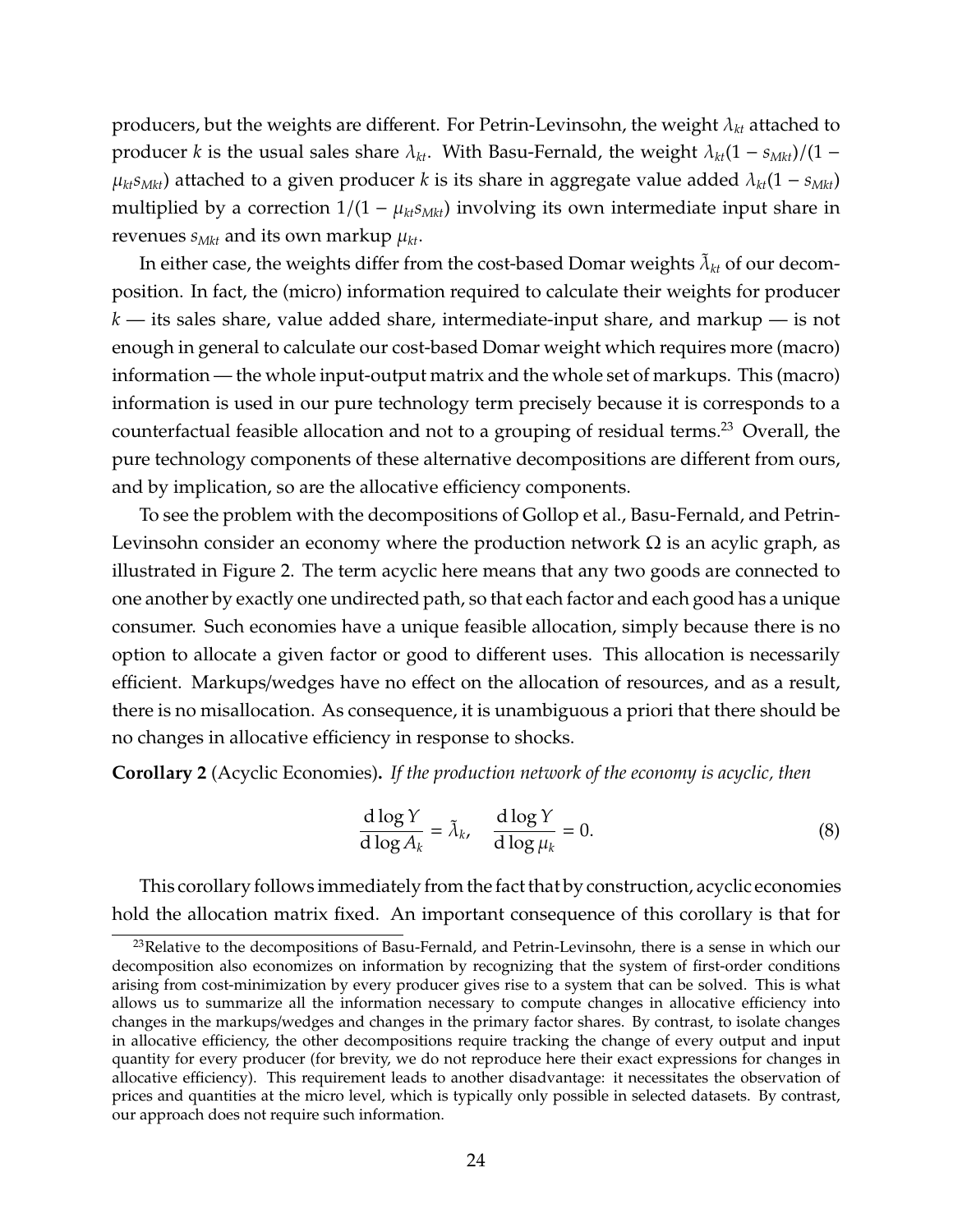producers, but the weights are different. For Petrin-Levinsohn, the weight $\lambda_{kt}$ attached to producer $k$ is the usual sales share $\lambda_{kt}$. With Basu-Fernald, the weight $\lambda_{kt}(1 - s_{Mkt})/(1 - \mu_{kt}s_{Mkt})$ attached to a given producer $k$ is its share in aggregate value added $\lambda_{kt}(1 - s_{Mkt})$ multiplied by a correction $1/(1 - \mu_{kt}s_{Mkt})$ involving its own intermediate input share in revenues $s_{Mkt}$ and its own markup $\mu_{kt}$.

In either case, the weights differ from the cost-based Domar weights $\tilde{\lambda}_{kt}$ of our decomposition. In fact, the (micro) information required to calculate their weights for producer $k$ — its sales share, value added share, intermediate-input share, and markup — is not enough in general to calculate our cost-based Domar weight which requires more (macro) information — the whole input-output matrix and the whole set of markups. This (macro) information is used in our pure technology term precisely because it is corresponds to a counterfactual feasible allocation and not to a grouping of residual terms.[23] Overall, the pure technology components of these alternative decompositions are different from ours, and by implication, so are the allocative efficiency components.

To see the problem with the decompositions of Gollop et al., Basu-Fernald, and Petrin-Levinsohn consider an economy where the production network $\Omega$ is an acylic graph, as illustrated in Figure 2. The term acyclic here means that any two goods are connected to one another by exactly one undirected path, so that each factor and each good has a unique consumer. Such economies have a unique feasible allocation, simply because there is no option to allocate a given factor or good to different uses. This allocation is necessarily efficient. Markups/wedges have no effect on the allocation of resources, and as a result, there is no misallocation. As consequence, it is unambiguous a priori that there should be no changes in allocative efficiency in response to shocks.

**Corollary 2** (Acyclic Economies)**.** *If the production network of the economy is acyclic, then*

$$\frac{\mathrm{d}\log Y}{\mathrm{d}\log A_k} = \tilde{\lambda}_k, \quad \frac{\mathrm{d}\log Y}{\mathrm{d}\log \mu_k} = 0. \tag{8}$$

This corollary follows immediately from the fact that by construction, acyclic economies hold the allocation matrix fixed. An important consequence of this corollary is that for

[23] Relative to the decompositions of Basu-Fernald, and Petrin-Levinsohn, there is a sense in which our decomposition also economizes on information by recognizing that the system of first-order conditions arising from cost-minimization by every producer gives rise to a system that can be solved. This is what allows us to summarize all the information necessary to compute changes in allocative efficiency into changes in the markups/wedges and changes in the primary factor shares. By contrast, to isolate changes in allocative efficiency, the other decompositions require tracking the change of every output and input quantity for every producer (for brevity, we do not reproduce here their exact expressions for changes in allocative efficiency). This requirement leads to another disadvantage: it necessitates the observation of prices and quantities at the micro level, which is typically only possible in selected datasets. By contrast, our approach does not require such information.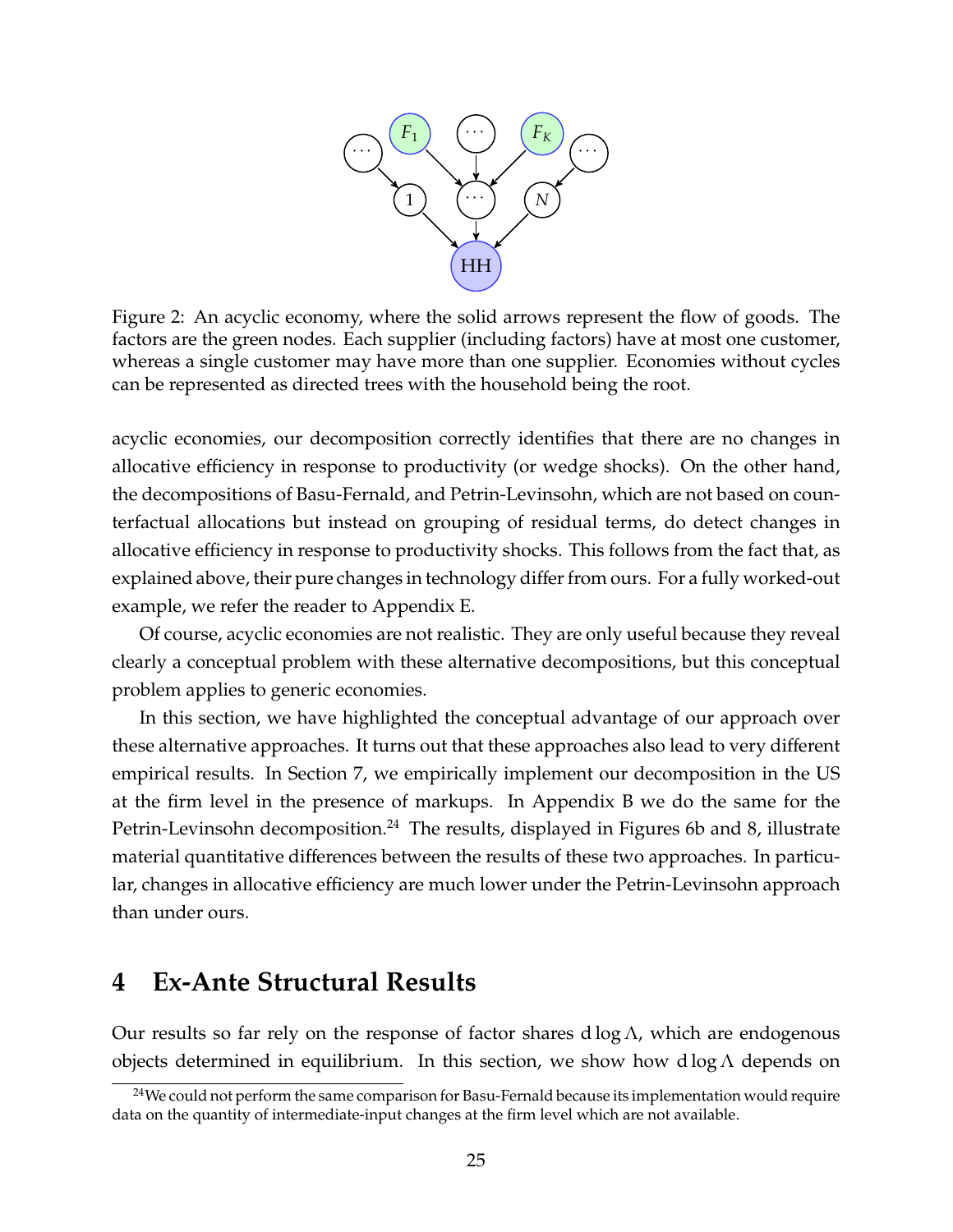Figure 2: An acyclic economy, where the solid arrows represent the flow of goods. The factors are the green nodes. Each supplier (including factors) have at most one customer, whereas a single customer may have more than one supplier. Economies without cycles can be represented as directed trees with the household being the root.

acyclic economies, our decomposition correctly identifies that there are no changes in allocative efficiency in response to productivity (or wedge shocks). On the other hand, the decompositions of Basu-Fernald, and Petrin-Levinsohn, which are not based on counterfactual allocations but instead on grouping of residual terms, do detect changes in allocative efficiency in response to productivity shocks. This follows from the fact that, as explained above, their pure changes in technology differ from ours. For a fully worked-out example, we refer the reader to Appendix E.

Of course, acyclic economies are not realistic. They are only useful because they reveal clearly a conceptual problem with these alternative decompositions, but this conceptual problem applies to generic economies.

In this section, we have highlighted the conceptual advantage of our approach over these alternative approaches. It turns out that these approaches also lead to very different empirical results. In Section 7, we empirically implement our decomposition in the US at the firm level in the presence of markups. In Appendix B we do the same for the Petrin-Levinsohn decomposition.[24] The results, displayed in Figures 6b and 8, illustrate material quantitative differences between the results of these two approaches. In particular, changes in allocative efficiency are much lower under the Petrin-Levinsohn approach than under ours.

# 4 Ex-Ante Structural Results

Our results so far rely on the response of factor shares $\mathrm{d}\log\Lambda$, which are endogenous objects determined in equilibrium. In this section, we show how $\mathrm{d}\log\Lambda$ depends on

[24] We could not perform the same comparison for Basu-Fernald because its implementation would require data on the quantity of intermediate-input changes at the firm level which are not available.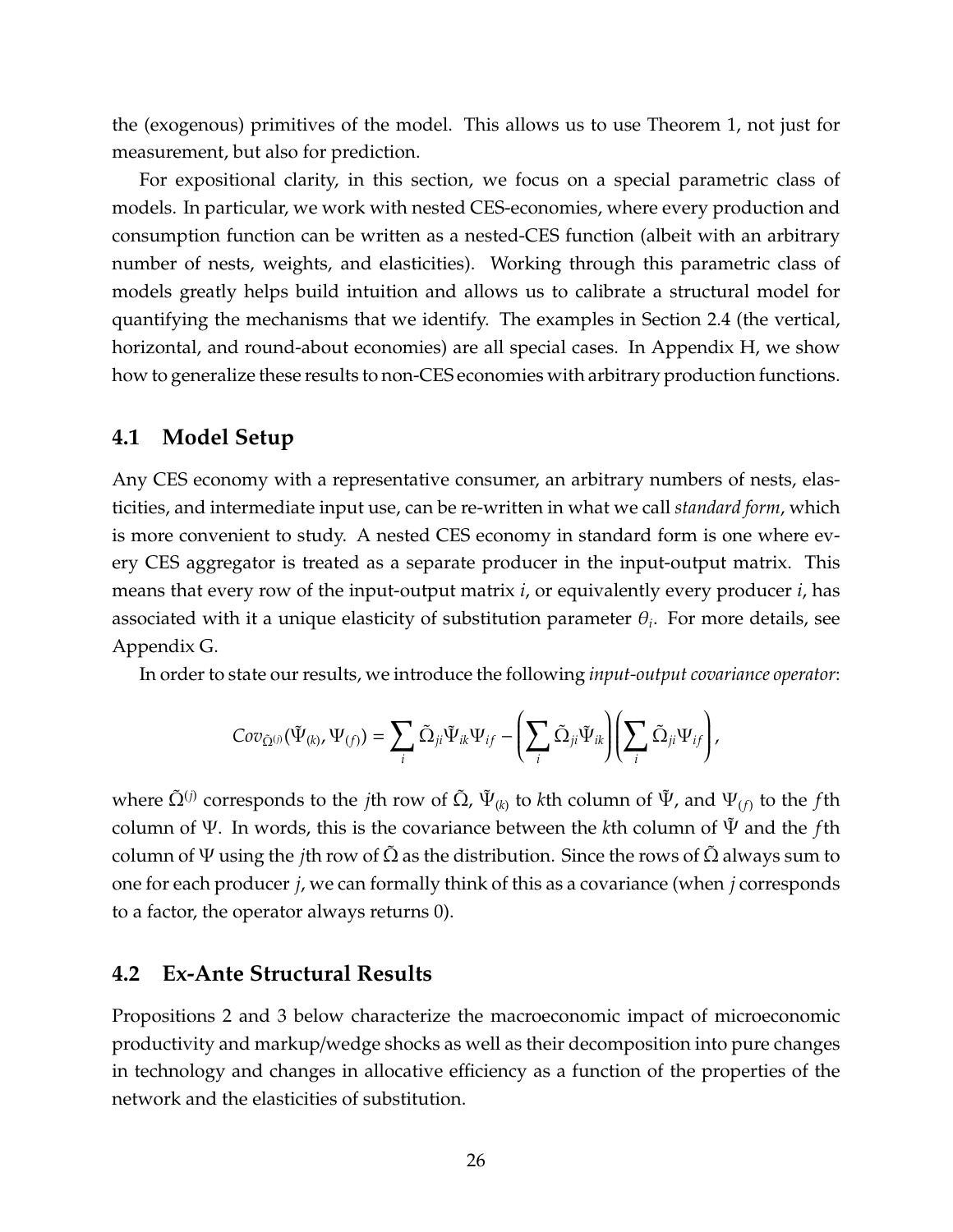the (exogenous) primitives of the model. This allows us to use Theorem 1, not just for measurement, but also for prediction.

For expositional clarity, in this section, we focus on a special parametric class of models. In particular, we work with nested CES-economies, where every production and consumption function can be written as a nested-CES function (albeit with an arbitrary number of nests, weights, and elasticities). Working through this parametric class of models greatly helps build intuition and allows us to calibrate a structural model for quantifying the mechanisms that we identify. The examples in Section 2.4 (the vertical, horizontal, and round-about economies) are all special cases. In Appendix H, we show how to generalize these results to non-CES economies with arbitrary production functions.

## 4.1 Model Setup

Any CES economy with a representative consumer, an arbitrary numbers of nests, elasticities, and intermediate input use, can be re-written in what we call *standard form*, which is more convenient to study. A nested CES economy in standard form is one where every CES aggregator is treated as a separate producer in the input-output matrix. This means that every row of the input-output matrix $i$, or equivalently every producer $i$, has associated with it a unique elasticity of substitution parameter $\theta_i$. For more details, see Appendix G.

In order to state our results, we introduce the following *input-output covariance operator*:

$$Cov_{\tilde{\Omega}^{(j)}}(\tilde{\Psi}_{(k)}, \Psi_{(f)}) = \sum_i \tilde{\Omega}_{ji}\tilde{\Psi}_{ik}\Psi_{if} - \left(\sum_i \tilde{\Omega}_{ji}\tilde{\Psi}_{ik}\right)\left(\sum_i \tilde{\Omega}_{ji}\Psi_{if}\right),$$

where $\tilde{\Omega}^{(j)}$ corresponds to the $j$th row of $\tilde{\Omega}$, $\tilde{\Psi}_{(k)}$ to $k$th column of $\tilde{\Psi}$, and $\Psi_{(f)}$ to the $f$th column of $\Psi$. In words, this is the covariance between the $k$th column of $\tilde{\Psi}$ and the $f$th column of $\Psi$ using the $j$th row of $\tilde{\Omega}$ as the distribution. Since the rows of $\tilde{\Omega}$ always sum to one for each producer $j$, we can formally think of this as a covariance (when $j$ corresponds to a factor, the operator always returns 0).

## 4.2 Ex-Ante Structural Results

Propositions 2 and 3 below characterize the macroeconomic impact of microeconomic productivity and markup/wedge shocks as well as their decomposition into pure changes in technology and changes in allocative efficiency as a function of the properties of the network and the elasticities of substitution.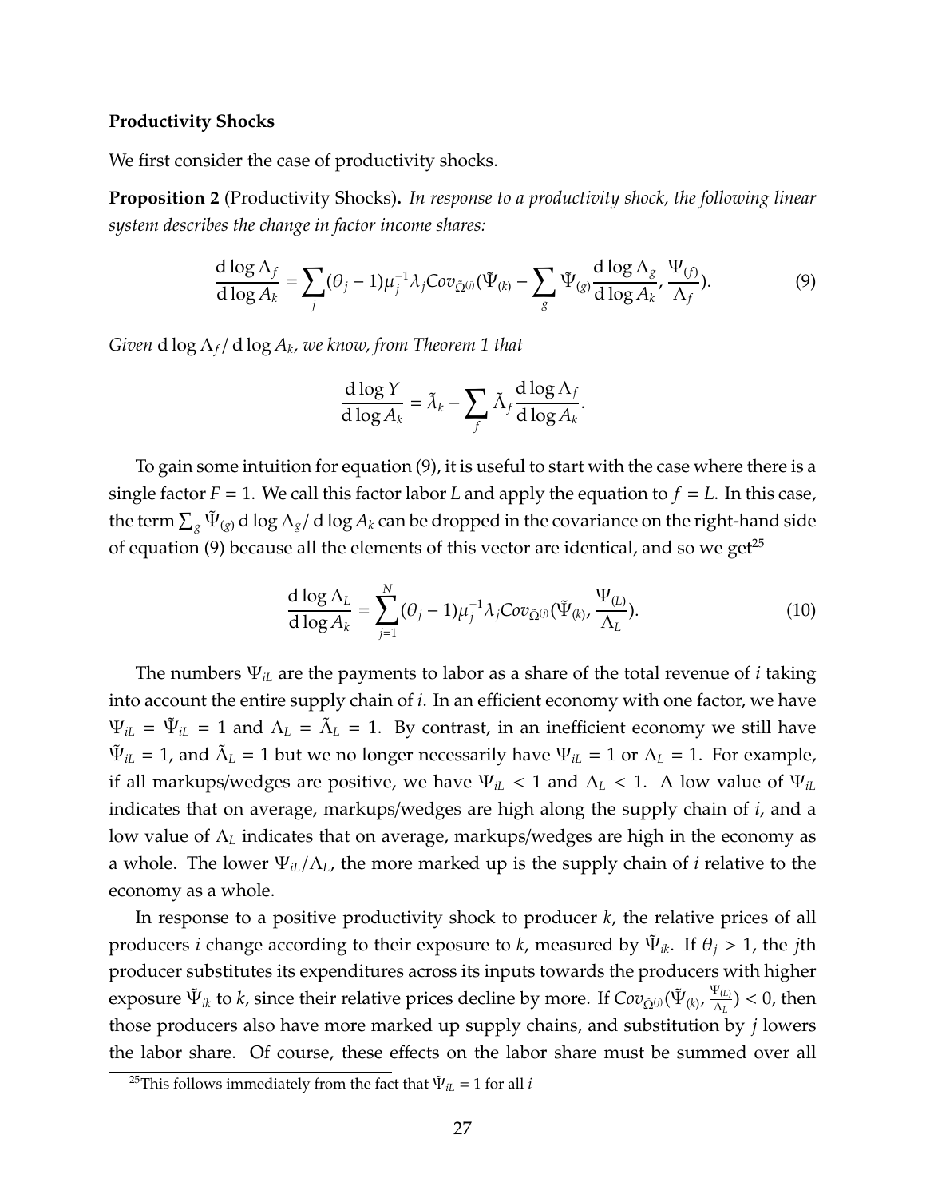**Productivity Shocks**

We first consider the case of productivity shocks.

**Proposition 2** (Productivity Shocks)**.** *In response to a productivity shock, the following linear system describes the change in factor income shares:*

$$\frac{\mathrm{d}\log\Lambda_f}{\mathrm{d}\log A_k} = \sum_j (\theta_j - 1)\mu_j^{-1}\lambda_j Cov_{\tilde{\Omega}^{(j)}}(\tilde{\Psi}_{(k)} - \sum_g \tilde{\Psi}_{(g)}\frac{\mathrm{d}\log\Lambda_g}{\mathrm{d}\log A_k}, \frac{\Psi_{(f)}}{\Lambda_f}). \tag{9}$$

*Given* $\mathrm{d}\log\Lambda_f/\,\mathrm{d}\log A_k$*, we know, from Theorem 1 that*

$$\frac{\mathrm{d}\log Y}{\mathrm{d}\log A_k} = \tilde{\lambda}_k - \sum_f \tilde{\Lambda}_f \frac{\mathrm{d}\log\Lambda_f}{\mathrm{d}\log A_k}.$$

To gain some intuition for equation (9), it is useful to start with the case where there is a single factor $F = 1$. We call this factor labor $L$ and apply the equation to $f = L$. In this case, the term $\sum_g \tilde{\Psi}_{(g)}\,\mathrm{d}\log\Lambda_g/\,\mathrm{d}\log A_k$ can be dropped in the covariance on the right-hand side of equation (9) because all the elements of this vector are identical, and so we get[25]

$$\frac{\mathrm{d}\log\Lambda_L}{\mathrm{d}\log A_k} = \sum_{j=1}^{N}(\theta_j - 1)\mu_j^{-1}\lambda_j Cov_{\tilde{\Omega}^{(j)}}(\tilde{\Psi}_{(k)}, \frac{\Psi_{(L)}}{\Lambda_L}). \tag{10}$$

The numbers $\Psi_{iL}$ are the payments to labor as a share of the total revenue of $i$ taking into account the entire supply chain of $i$. In an efficient economy with one factor, we have $\Psi_{iL} = \tilde{\Psi}_{iL} = 1$ and $\Lambda_L = \tilde{\Lambda}_L = 1$. By contrast, in an inefficient economy we still have $\tilde{\Psi}_{iL} = 1$, and $\tilde{\Lambda}_L = 1$ but we no longer necessarily have $\Psi_{iL} = 1$ or $\Lambda_L = 1$. For example, if all markups/wedges are positive, we have $\Psi_{iL} < 1$ and $\Lambda_L < 1$. A low value of $\Psi_{iL}$ indicates that on average, markups/wedges are high along the supply chain of $i$, and a low value of $\Lambda_L$ indicates that on average, markups/wedges are high in the economy as a whole. The lower $\Psi_{iL}/\Lambda_L$, the more marked up is the supply chain of $i$ relative to the economy as a whole.

In response to a positive productivity shock to producer $k$, the relative prices of all producers $i$ change according to their exposure to $k$, measured by $\tilde{\Psi}_{ik}$. If $\theta_j > 1$, the $j$th producer substitutes its expenditures across its inputs towards the producers with higher exposure $\tilde{\Psi}_{ik}$ to $k$, since their relative prices decline by more. If $Cov_{\tilde{\Omega}^{(j)}}(\tilde{\Psi}_{(k)}, \frac{\Psi_{(L)}}{\Lambda_L}) < 0$, then those producers also have more marked up supply chains, and substitution by $j$ lowers the labor share. Of course, these effects on the labor share must be summed over all

[25] This follows immediately from the fact that $\tilde{\Psi}_{iL} = 1$ for all $i$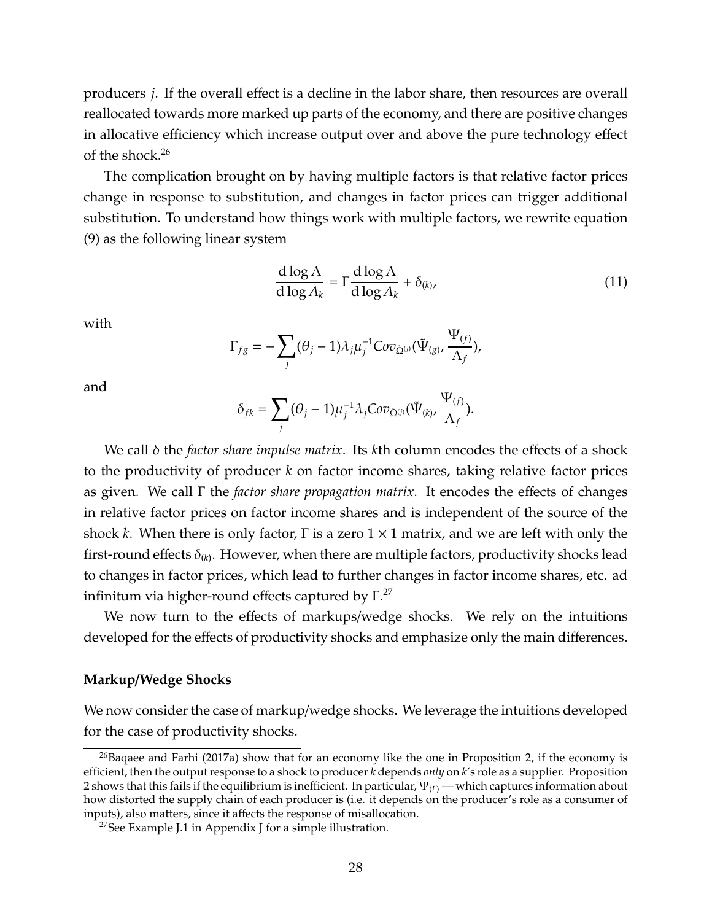producers $j$. If the overall effect is a decline in the labor share, then resources are overall reallocated towards more marked up parts of the economy, and there are positive changes in allocative efficiency which increase output over and above the pure technology effect of the shock.[26]

The complication brought on by having multiple factors is that relative factor prices change in response to substitution, and changes in factor prices can trigger additional substitution. To understand how things work with multiple factors, we rewrite equation (9) as the following linear system

$$\frac{\mathrm{d}\log\Lambda}{\mathrm{d}\log A_k} = \Gamma\frac{\mathrm{d}\log\Lambda}{\mathrm{d}\log A_k} + \delta_{(k)}, \tag{11}$$

with

$$\Gamma_{fg} = -\sum_j (\theta_j - 1)\lambda_j \mu_j^{-1} Cov_{\tilde{\Omega}^{(j)}}(\tilde{\Psi}_{(g)}, \frac{\Psi_{(f)}}{\Lambda_f}),$$

and

$$\delta_{fk} = \sum_j (\theta_j - 1)\mu_j^{-1}\lambda_j Cov_{\tilde{\Omega}^{(j)}}(\tilde{\Psi}_{(k)}, \frac{\Psi_{(f)}}{\Lambda_f}).$$

We call $\delta$ the *factor share impulse matrix*. Its $k$th column encodes the effects of a shock to the productivity of producer $k$ on factor income shares, taking relative factor prices as given. We call $\Gamma$ the *factor share propagation matrix*. It encodes the effects of changes in relative factor prices on factor income shares and is independent of the source of the shock $k$. When there is only factor, $\Gamma$ is a zero $1 \times 1$ matrix, and we are left with only the first-round effects $\delta_{(k)}$. However, when there are multiple factors, productivity shocks lead to changes in factor prices, which lead to further changes in factor income shares, etc. ad infinitum via higher-round effects captured by $\Gamma$.[27]

We now turn to the effects of markups/wedge shocks. We rely on the intuitions developed for the effects of productivity shocks and emphasize only the main differences.

**Markup/Wedge Shocks**

We now consider the case of markup/wedge shocks. We leverage the intuitions developed for the case of productivity shocks.

[26] Baqaee and Farhi (2017a) show that for an economy like the one in Proposition 2, if the economy is efficient, then the output response to a shock to producer $k$ depends *only* on $k$'s role as a supplier. Proposition 2 shows that this fails if the equilibrium is inefficient. In particular, $\Psi_{(L)}$ — which captures information about how distorted the supply chain of each producer is (i.e. it depends on the producer's role as a consumer of inputs), also matters, since it affects the response of misallocation.

[27] See Example J.1 in Appendix J for a simple illustration.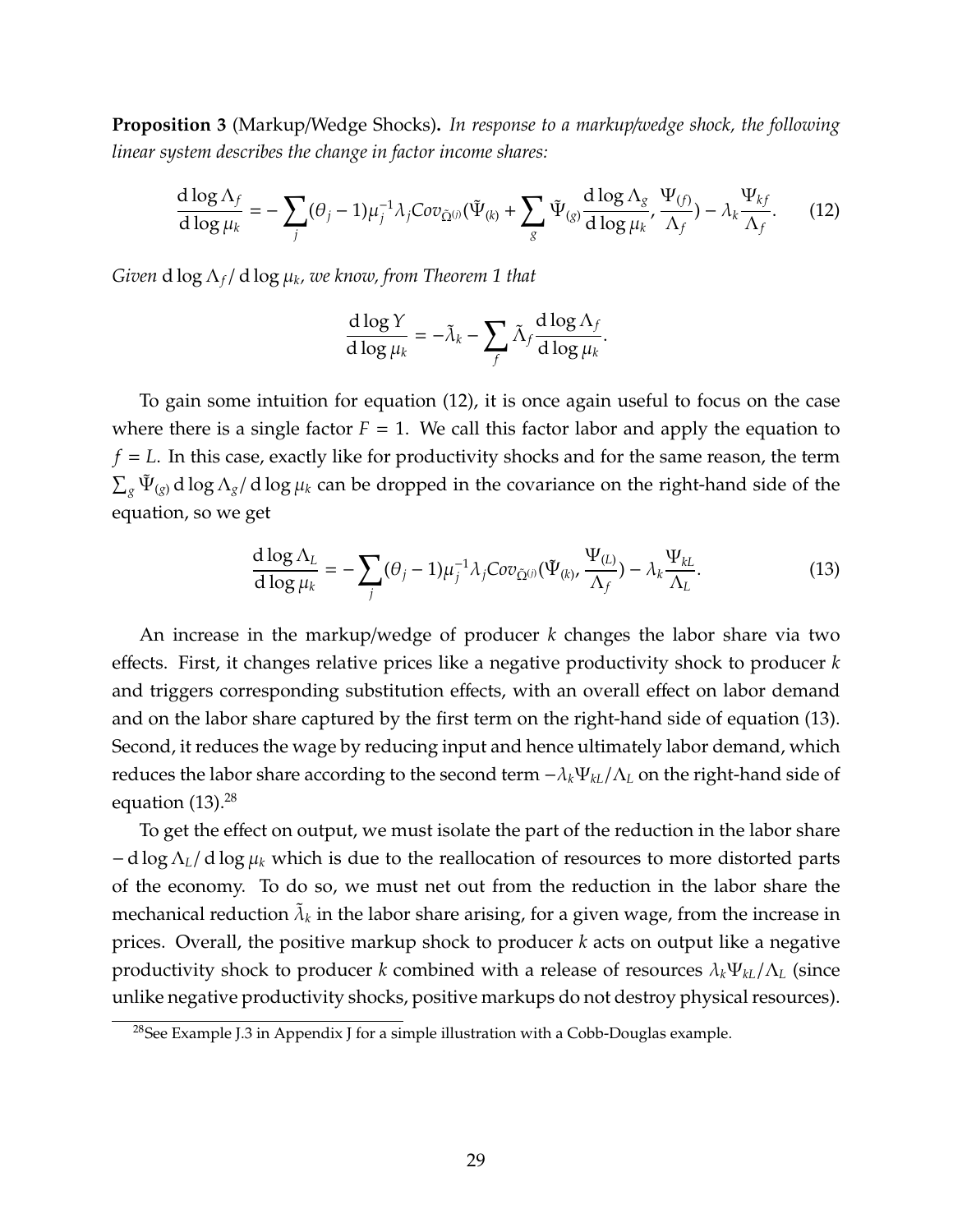**Proposition 3** (Markup/Wedge Shocks)**.** *In response to a markup/wedge shock, the following linear system describes the change in factor income shares:*

$$\frac{\mathrm{d}\log\Lambda_f}{\mathrm{d}\log\mu_k} = -\sum_j (\theta_j - 1)\mu_j^{-1}\lambda_j Cov_{\tilde{\Omega}^{(j)}}(\tilde{\Psi}_{(k)} + \sum_g \tilde{\Psi}_{(g)}\frac{\mathrm{d}\log\Lambda_g}{\mathrm{d}\log\mu_k}, \frac{\Psi_{(f)}}{\Lambda_f}) - \lambda_k \frac{\Psi_{kf}}{\Lambda_f}. \tag{12}$$

*Given* $\mathrm{d}\log\Lambda_f/\,\mathrm{d}\log\mu_k$*, we know, from Theorem 1 that*

$$\frac{\mathrm{d}\log Y}{\mathrm{d}\log\mu_k} = -\tilde{\lambda}_k - \sum_f \tilde{\Lambda}_f \frac{\mathrm{d}\log\Lambda_f}{\mathrm{d}\log\mu_k}.$$

To gain some intuition for equation (12), it is once again useful to focus on the case where there is a single factor $F = 1$. We call this factor labor and apply the equation to $f = L$. In this case, exactly like for productivity shocks and for the same reason, the term $\sum_g \tilde{\Psi}_{(g)}\,\mathrm{d}\log\Lambda_g/\,\mathrm{d}\log\mu_k$ can be dropped in the covariance on the right-hand side of the equation, so we get

$$\frac{\mathrm{d}\log\Lambda_L}{\mathrm{d}\log\mu_k} = -\sum_j (\theta_j - 1)\mu_j^{-1}\lambda_j Cov_{\tilde{\Omega}^{(j)}}(\tilde{\Psi}_{(k)}, \frac{\Psi_{(L)}}{\Lambda_f}) - \lambda_k \frac{\Psi_{kL}}{\Lambda_L}. \tag{13}$$

An increase in the markup/wedge of producer $k$ changes the labor share via two effects. First, it changes relative prices like a negative productivity shock to producer $k$ and triggers corresponding substitution effects, with an overall effect on labor demand and on the labor share captured by the first term on the right-hand side of equation (13). Second, it reduces the wage by reducing input and hence ultimately labor demand, which reduces the labor share according to the second term $-\lambda_k\Psi_{kL}/\Lambda_L$ on the right-hand side of equation (13).[28]

To get the effect on output, we must isolate the part of the reduction in the labor share $-\,\mathrm{d}\log\Lambda_L/\,\mathrm{d}\log\mu_k$ which is due to the reallocation of resources to more distorted parts of the economy. To do so, we must net out from the reduction in the labor share the mechanical reduction $\tilde{\lambda}_k$ in the labor share arising, for a given wage, from the increase in prices. Overall, the positive markup shock to producer $k$ acts on output like a negative productivity shock to producer $k$ combined with a release of resources $\lambda_k\Psi_{kL}/\Lambda_L$ (since unlike negative productivity shocks, positive markups do not destroy physical resources).

[28] See Example J.3 in Appendix J for a simple illustration with a Cobb-Douglas example.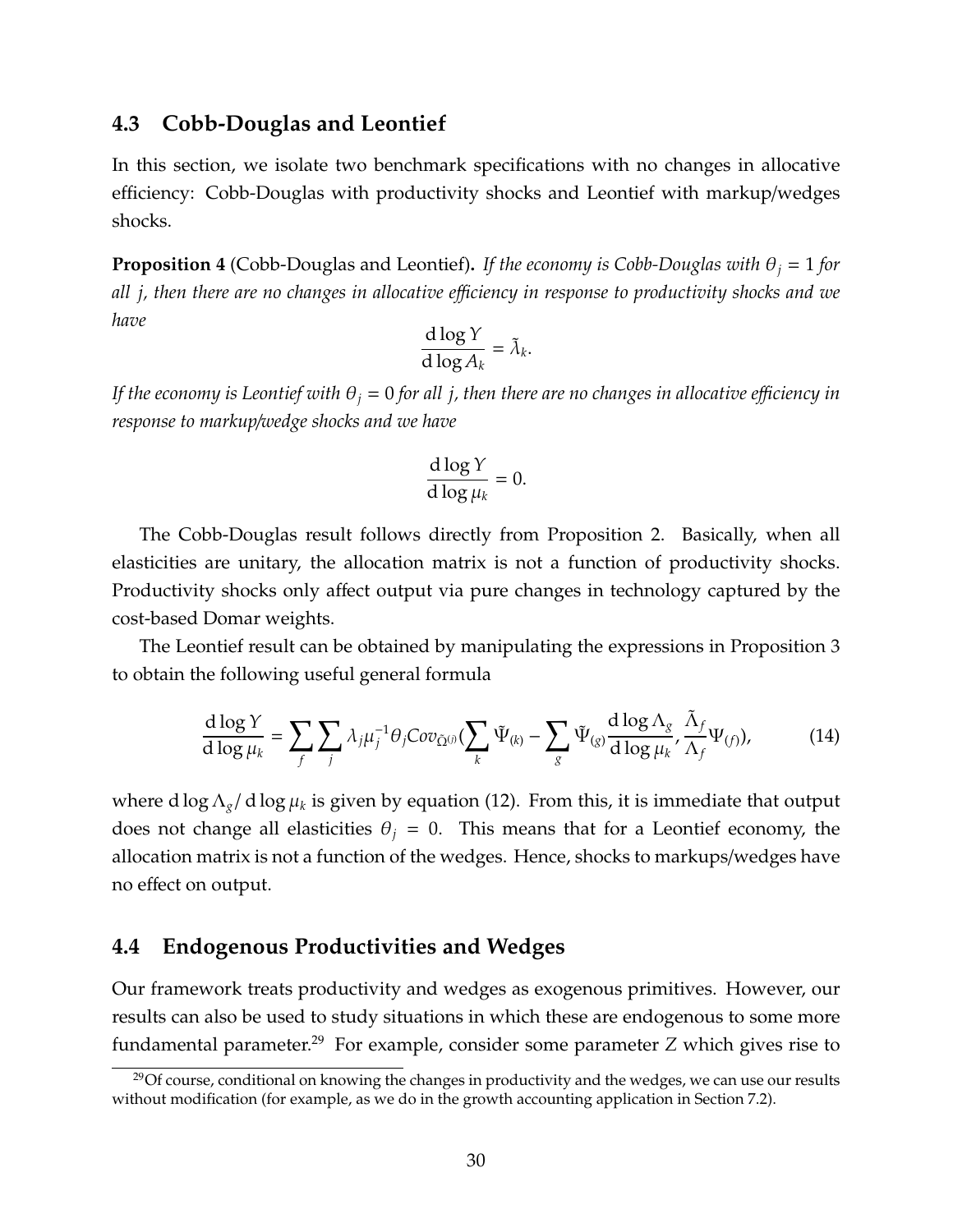## 4.3 Cobb-Douglas and Leontief

In this section, we isolate two benchmark specifications with no changes in allocative efficiency: Cobb-Douglas with productivity shocks and Leontief with markup/wedges shocks.

**Proposition 4** (Cobb-Douglas and Leontief)**.** *If the economy is Cobb-Douglas with $\theta_j = 1$ for all $j$, then there are no changes in allocative efficiency in response to productivity shocks and we have*

$$\frac{\mathrm{d}\log Y}{\mathrm{d}\log A_k} = \tilde{\lambda}_k.$$

*If the economy is Leontief with $\theta_j = 0$ for all $j$, then there are no changes in allocative efficiency in response to markup/wedge shocks and we have*

$$\frac{\mathrm{d}\log Y}{\mathrm{d}\log \mu_k} = 0.$$

The Cobb-Douglas result follows directly from Proposition 2. Basically, when all elasticities are unitary, the allocation matrix is not a function of productivity shocks. Productivity shocks only affect output via pure changes in technology captured by the cost-based Domar weights.

The Leontief result can be obtained by manipulating the expressions in Proposition 3 to obtain the following useful general formula

$$\frac{\mathrm{d}\log Y}{\mathrm{d}\log \mu_k} = \sum_f \sum_j \lambda_j \mu_j^{-1} \theta_j Cov_{\tilde{\Omega}^{(j)}}\Big(\sum_k \tilde{\Psi}_{(k)} - \sum_g \tilde{\Psi}_{(g)} \frac{\mathrm{d}\log \Lambda_g}{\mathrm{d}\log \mu_k}, \frac{\tilde{\Lambda}_f}{\Lambda_f} \Psi_{(f)}\Big), \tag{14}$$

where $\mathrm{d}\log \Lambda_g / \mathrm{d}\log \mu_k$ is given by equation (12). From this, it is immediate that output does not change all elasticities $\theta_j = 0$. This means that for a Leontief economy, the allocation matrix is not a function of the wedges. Hence, shocks to markups/wedges have no effect on output.

## 4.4 Endogenous Productivities and Wedges

Our framework treats productivity and wedges as exogenous primitives. However, our results can also be used to study situations in which these are endogenous to some more fundamental parameter.[29] For example, consider some parameter $Z$ which gives rise to

[29] Of course, conditional on knowing the changes in productivity and the wedges, we can use our results without modification (for example, as we do in the growth accounting application in Section 7.2).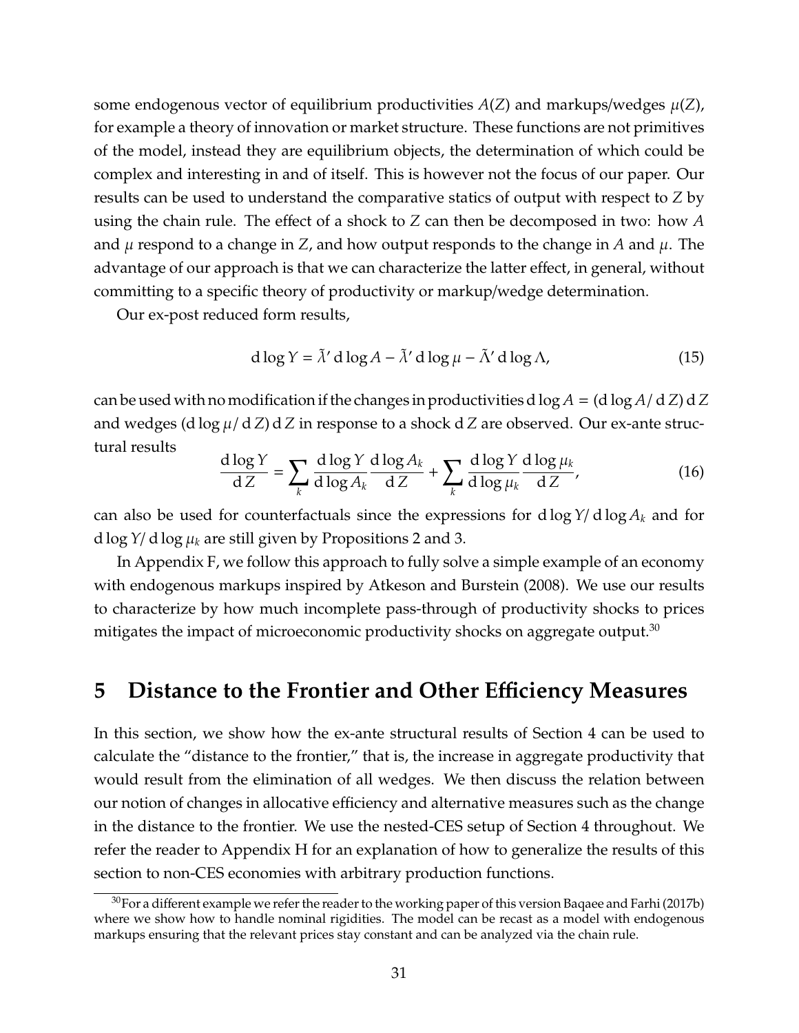some endogenous vector of equilibrium productivities $A(Z)$ and markups/wedges $\mu(Z)$, for example a theory of innovation or market structure. These functions are not primitives of the model, instead they are equilibrium objects, the determination of which could be complex and interesting in and of itself. This is however not the focus of our paper. Our results can be used to understand the comparative statics of output with respect to $Z$ by using the chain rule. The effect of a shock to $Z$ can then be decomposed in two: how $A$ and $\mu$ respond to a change in $Z$, and how output responds to the change in $A$ and $\mu$. The advantage of our approach is that we can characterize the latter effect, in general, without committing to a specific theory of productivity or markup/wedge determination.

Our ex-post reduced form results,

$$\mathrm{d}\log Y = \tilde{\lambda}' \, \mathrm{d}\log A - \tilde{\lambda}' \, \mathrm{d}\log \mu - \tilde{\Lambda}' \, \mathrm{d}\log \Lambda, \tag{15}$$

can be used with no modification if the changes in productivities $\mathrm{d}\log A = (\mathrm{d}\log A / \mathrm{d}\, Z)\, \mathrm{d}\, Z$ and wedges $(\mathrm{d}\log \mu / \mathrm{d}\, Z)\, \mathrm{d}\, Z$ in response to a shock $\mathrm{d}\, Z$ are observed. Our ex-ante structural results

$$\frac{\mathrm{d}\log Y}{\mathrm{d}\, Z} = \sum_k \frac{\mathrm{d}\log Y}{\mathrm{d}\log A_k} \frac{\mathrm{d}\log A_k}{\mathrm{d}\, Z} + \sum_k \frac{\mathrm{d}\log Y}{\mathrm{d}\log \mu_k} \frac{\mathrm{d}\log \mu_k}{\mathrm{d}\, Z}, \tag{16}$$

can also be used for counterfactuals since the expressions for $\mathrm{d}\log Y / \mathrm{d}\log A_k$ and for $\mathrm{d}\log Y / \mathrm{d}\log \mu_k$ are still given by Propositions 2 and 3.

In Appendix F, we follow this approach to fully solve a simple example of an economy with endogenous markups inspired by Atkeson and Burstein (2008). We use our results to characterize by how much incomplete pass-through of productivity shocks to prices mitigates the impact of microeconomic productivity shocks on aggregate output.[30]

# 5 Distance to the Frontier and Other Efficiency Measures

In this section, we show how the ex-ante structural results of Section 4 can be used to calculate the "distance to the frontier," that is, the increase in aggregate productivity that would result from the elimination of all wedges. We then discuss the relation between our notion of changes in allocative efficiency and alternative measures such as the change in the distance to the frontier. We use the nested-CES setup of Section 4 throughout. We refer the reader to Appendix H for an explanation of how to generalize the results of this section to non-CES economies with arbitrary production functions.

[30] For a different example we refer the reader to the working paper of this version Baqaee and Farhi (2017b) where we show how to handle nominal rigidities. The model can be recast as a model with endogenous markups ensuring that the relevant prices stay constant and can be analyzed via the chain rule.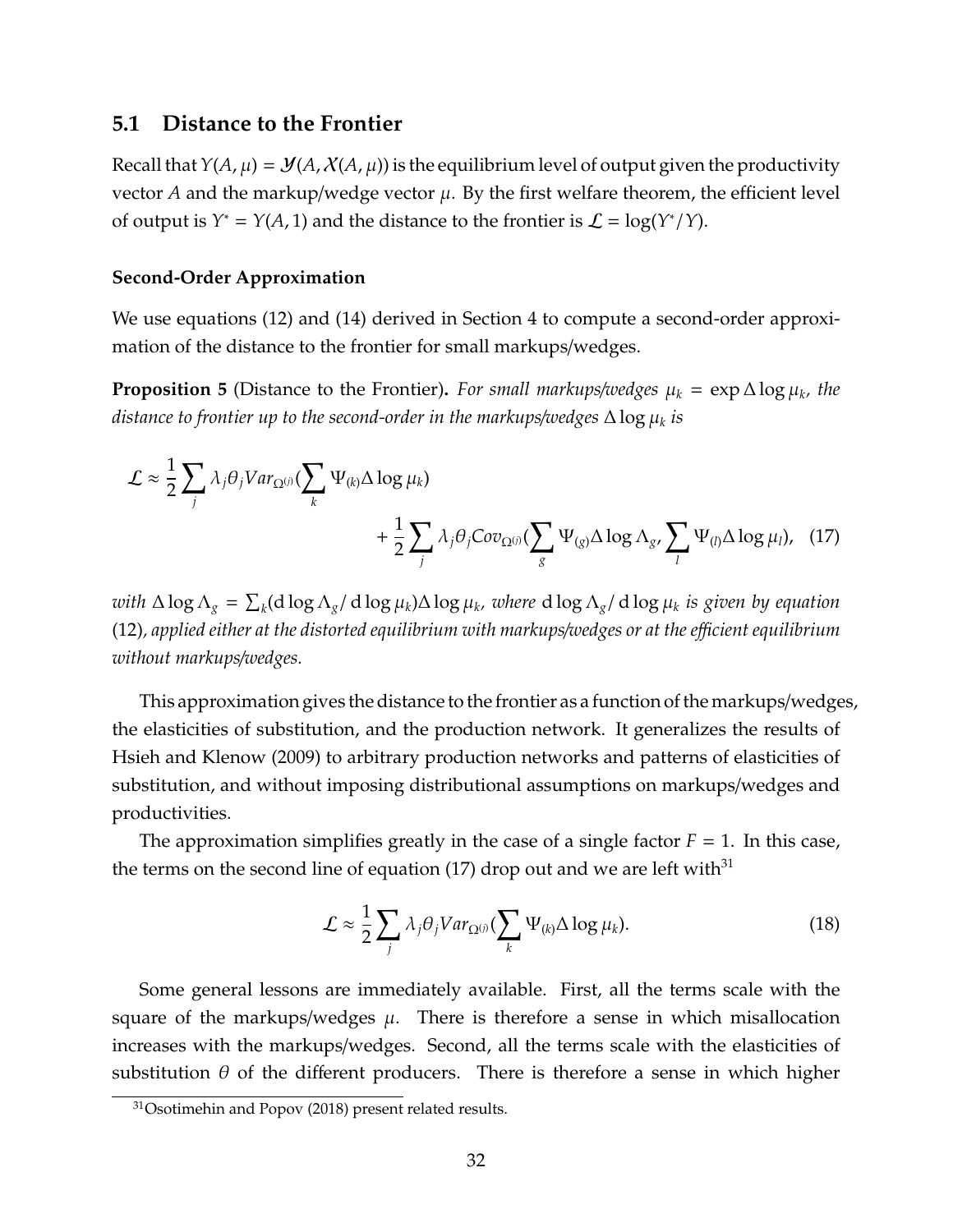## 5.1 Distance to the Frontier

Recall that $Y(A, \mu) = \mathcal{Y}(A, \mathcal{X}(A, \mu))$ is the equilibrium level of output given the productivity vector $A$ and the markup/wedge vector $\mu$. By the first welfare theorem, the efficient level of output is $Y^* = Y(A, 1)$ and the distance to the frontier is $\mathcal{L} = \log(Y^*/Y)$.

### Second-Order Approximation

We use equations (12) and (14) derived in Section 4 to compute a second-order approximation of the distance to the frontier for small markups/wedges.

**Proposition 5** (Distance to the Frontier)**.** *For small markups/wedges $\mu_k = \exp \Delta \log \mu_k$, the distance to frontier up to the second-order in the markups/wedges $\Delta \log \mu_k$ is*

$$\mathcal{L} \approx \frac{1}{2} \sum_j \lambda_j \theta_j Var_{\Omega^{(j)}}(\sum_k \Psi_{(k)} \Delta \log \mu_k) + \frac{1}{2} \sum_j \lambda_j \theta_j Cov_{\Omega^{(j)}}(\sum_g \Psi_{(g)} \Delta \log \Lambda_g, \sum_l \Psi_{(l)} \Delta \log \mu_l), \quad (17)$$

*with $\Delta \log \Lambda_g = \sum_k (\mathrm{d} \log \Lambda_g / \mathrm{d} \log \mu_k) \Delta \log \mu_k$, where $\mathrm{d} \log \Lambda_g / \mathrm{d} \log \mu_k$ is given by equation* (12)*, applied either at the distorted equilibrium with markups/wedges or at the efficient equilibrium without markups/wedges.*

This approximation gives the distance to the frontier as a function of the markups/wedges, the elasticities of substitution, and the production network. It generalizes the results of Hsieh and Klenow (2009) to arbitrary production networks and patterns of elasticities of substitution, and without imposing distributional assumptions on markups/wedges and productivities.

The approximation simplifies greatly in the case of a single factor $F = 1$. In this case, the terms on the second line of equation (17) drop out and we are left with[31]

$$\mathcal{L} \approx \frac{1}{2} \sum_j \lambda_j \theta_j Var_{\Omega^{(j)}}(\sum_k \Psi_{(k)} \Delta \log \mu_k). \quad (18)$$

Some general lessons are immediately available. First, all the terms scale with the square of the markups/wedges $\mu$. There is therefore a sense in which misallocation increases with the markups/wedges. Second, all the terms scale with the elasticities of substitution $\theta$ of the different producers. There is therefore a sense in which higher

[31] Osotimehin and Popov (2018) present related results.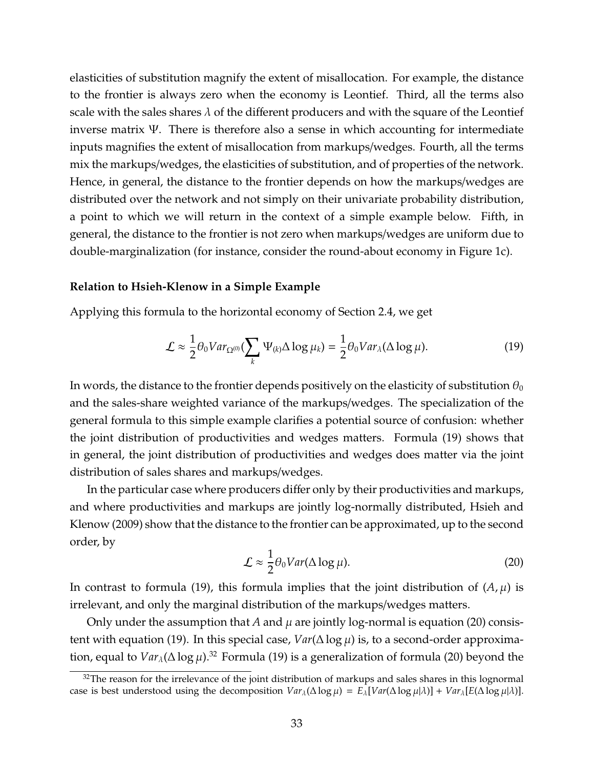elasticities of substitution magnify the extent of misallocation. For example, the distance to the frontier is always zero when the economy is Leontief. Third, all the terms also scale with the sales shares $\lambda$ of the different producers and with the square of the Leontief inverse matrix $\Psi$. There is therefore also a sense in which accounting for intermediate inputs magnifies the extent of misallocation from markups/wedges. Fourth, all the terms mix the markups/wedges, the elasticities of substitution, and of properties of the network. Hence, in general, the distance to the frontier depends on how the markups/wedges are distributed over the network and not simply on their univariate probability distribution, a point to which we will return in the context of a simple example below. Fifth, in general, the distance to the frontier is not zero when markups/wedges are uniform due to double-marginalization (for instance, consider the round-about economy in Figure 1c).

**Relation to Hsieh-Klenow in a Simple Example**

Applying this formula to the horizontal economy of Section 2.4, we get

$$\mathcal{L} \approx \frac{1}{2}\theta_0 Var_{\Omega^{(0)}}(\sum_k \Psi_{(k)}\Delta \log \mu_k) = \frac{1}{2}\theta_0 Var_\lambda(\Delta \log \mu). \tag{19}$$

In words, the distance to the frontier depends positively on the elasticity of substitution $\theta_0$ and the sales-share weighted variance of the markups/wedges. The specialization of the general formula to this simple example clarifies a potential source of confusion: whether the joint distribution of productivities and wedges matters. Formula (19) shows that in general, the joint distribution of productivities and wedges does matter via the joint distribution of sales shares and markups/wedges.

In the particular case where producers differ only by their productivities and markups, and where productivities and markups are jointly log-normally distributed, Hsieh and Klenow (2009) show that the distance to the frontier can be approximated, up to the second order, by

$$\mathcal{L} \approx \frac{1}{2}\theta_0 Var(\Delta \log \mu). \tag{20}$$

In contrast to formula (19), this formula implies that the joint distribution of $(A, \mu)$ is irrelevant, and only the marginal distribution of the markups/wedges matters.

Only under the assumption that $A$ and $\mu$ are jointly log-normal is equation (20) consistent with equation (19). In this special case, $Var(\Delta \log \mu)$ is, to a second-order approximation, equal to $Var_\lambda(\Delta \log \mu)$.[32] Formula (19) is a generalization of formula (20) beyond the

[32] The reason for the irrelevance of the joint distribution of markups and sales shares in this lognormal case is best understood using the decomposition $Var_\lambda(\Delta \log \mu) = E_\lambda[Var(\Delta \log \mu|\lambda)] + Var_\lambda[E(\Delta \log \mu|\lambda)]$.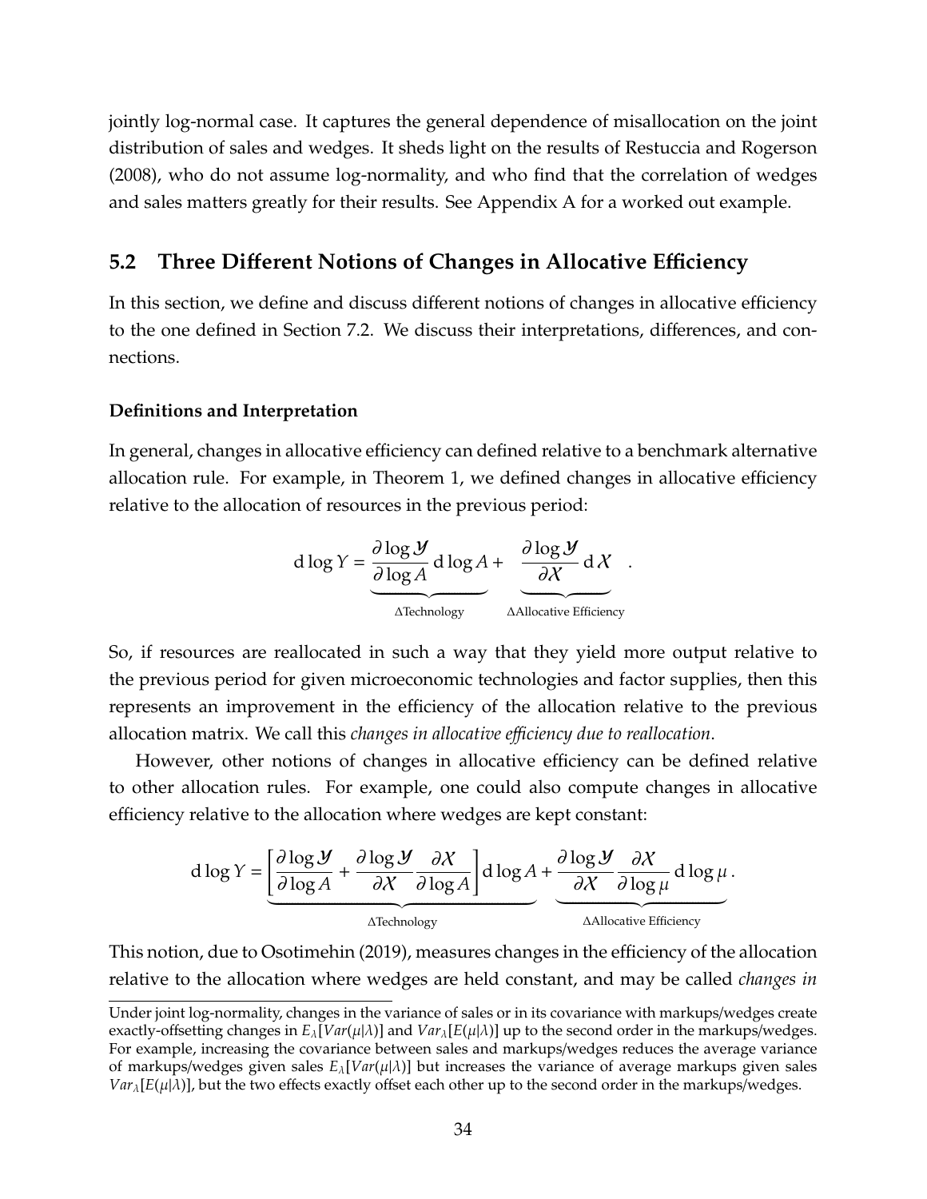jointly log-normal case. It captures the general dependence of misallocation on the joint distribution of sales and wedges. It sheds light on the results of Restuccia and Rogerson (2008), who do not assume log-normality, and who find that the correlation of wedges and sales matters greatly for their results. See Appendix A for a worked out example.

## 5.2 Three Different Notions of Changes in Allocative Efficiency

In this section, we define and discuss different notions of changes in allocative efficiency to the one defined in Section 7.2. We discuss their interpretations, differences, and connections.

**Definitions and Interpretation**

In general, changes in allocative efficiency can defined relative to a benchmark alternative allocation rule. For example, in Theorem 1, we defined changes in allocative efficiency relative to the allocation of resources in the previous period:

$$\mathrm{d}\log Y = \underbrace{\frac{\partial \log \mathcal{Y}}{\partial \log A}\,\mathrm{d}\log A}_{\Delta\text{Technology}} + \underbrace{\frac{\partial \log \mathcal{Y}}{\partial \mathcal{X}}\,\mathrm{d}\,\mathcal{X}}_{\Delta\text{Allocative Efficiency}} .$$

So, if resources are reallocated in such a way that they yield more output relative to the previous period for given microeconomic technologies and factor supplies, then this represents an improvement in the efficiency of the allocation relative to the previous allocation matrix. We call this *changes in allocative efficiency due to reallocation*.

However, other notions of changes in allocative efficiency can be defined relative to other allocation rules. For example, one could also compute changes in allocative efficiency relative to the allocation where wedges are kept constant:

$$\mathrm{d}\log Y = \underbrace{\left[\frac{\partial \log \mathcal{Y}}{\partial \log A} + \frac{\partial \log \mathcal{Y}}{\partial \mathcal{X}}\frac{\partial \mathcal{X}}{\partial \log A}\right]\mathrm{d}\log A}_{\Delta\text{Technology}} + \underbrace{\frac{\partial \log \mathcal{Y}}{\partial \mathcal{X}}\frac{\partial \mathcal{X}}{\partial \log \mu}\,\mathrm{d}\log \mu}_{\Delta\text{Allocative Efficiency}} .$$

This notion, due to Osotimehin (2019), measures changes in the efficiency of the allocation relative to the allocation where wedges are held constant, and may be called *changes in*

Under joint log-normality, changes in the variance of sales or in its covariance with markups/wedges create exactly-offsetting changes in $E_\lambda[Var(\mu|\lambda)]$ and $Var_\lambda[E(\mu|\lambda)]$ up to the second order in the markups/wedges. For example, increasing the covariance between sales and markups/wedges reduces the average variance of markups/wedges given sales $E_\lambda[Var(\mu|\lambda)]$ but increases the variance of average markups given sales $Var_\lambda[E(\mu|\lambda)]$, but the two effects exactly offset each other up to the second order in the markups/wedges.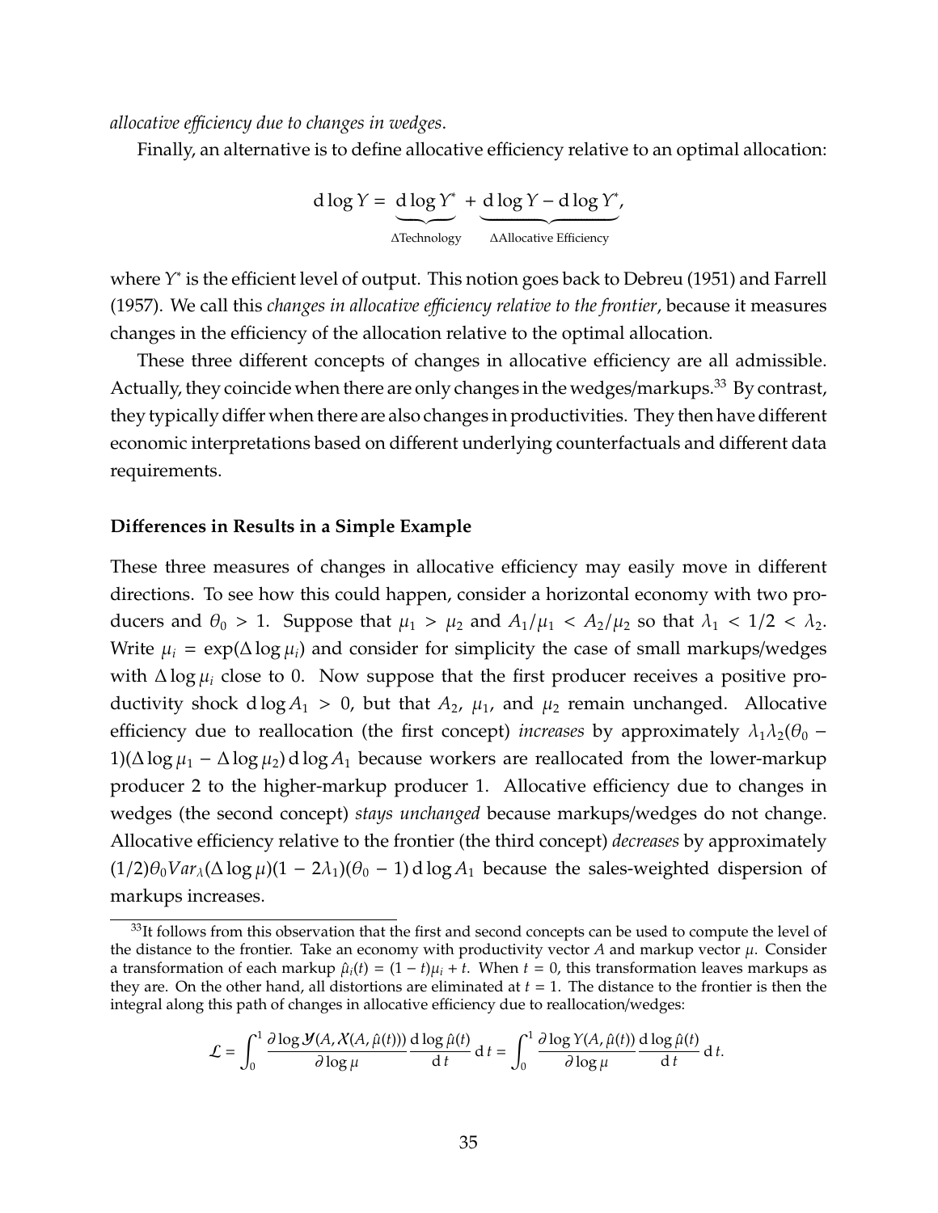*allocative efficiency due to changes in wedges*.

Finally, an alternative is to define allocative efficiency relative to an optimal allocation:

$$\mathrm{d}\log Y = \underbrace{\mathrm{d}\log Y^*}_{\Delta\text{Technology}} + \underbrace{\mathrm{d}\log Y - \mathrm{d}\log Y^*}_{\Delta\text{Allocative Efficiency}},$$

where $Y^*$ is the efficient level of output. This notion goes back to Debreu (1951) and Farrell (1957). We call this *changes in allocative efficiency relative to the frontier*, because it measures changes in the efficiency of the allocation relative to the optimal allocation.

These three different concepts of changes in allocative efficiency are all admissible. Actually, they coincide when there are only changes in the wedges/markups.[33] By contrast, they typically differ when there are also changes in productivities. They then have different economic interpretations based on different underlying counterfactuals and different data requirements.

**Differences in Results in a Simple Example**

These three measures of changes in allocative efficiency may easily move in different directions. To see how this could happen, consider a horizontal economy with two producers and $\theta_0 > 1$. Suppose that $\mu_1 > \mu_2$ and $A_1/\mu_1 < A_2/\mu_2$ so that $\lambda_1 < 1/2 < \lambda_2$. Write $\mu_i = \exp(\Delta \log \mu_i)$ and consider for simplicity the case of small markups/wedges with $\Delta \log \mu_i$ close to 0. Now suppose that the first producer receives a positive productivity shock $\mathrm{d}\log A_1 > 0$, but that $A_2$, $\mu_1$, and $\mu_2$ remain unchanged. Allocative efficiency due to reallocation (the first concept) *increases* by approximately $\lambda_1\lambda_2(\theta_0 - 1)(\Delta\log\mu_1 - \Delta\log\mu_2)\,\mathrm{d}\log A_1$ because workers are reallocated from the lower-markup producer 2 to the higher-markup producer 1. Allocative efficiency due to changes in wedges (the second concept) *stays unchanged* because markups/wedges do not change. Allocative efficiency relative to the frontier (the third concept) *decreases* by approximately $(1/2)\theta_0 Var_\lambda(\Delta\log\mu)(1 - 2\lambda_1)(\theta_0 - 1)\,\mathrm{d}\log A_1$ because the sales-weighted dispersion of markups increases.

[33] It follows from this observation that the first and second concepts can be used to compute the level of the distance to the frontier. Take an economy with productivity vector $A$ and markup vector $\mu$. Consider a transformation of each markup $\hat{\mu}_i(t) = (1-t)\mu_i + t$. When $t = 0$, this transformation leaves markups as they are. On the other hand, all distortions are eliminated at $t = 1$. The distance to the frontier is then the integral along this path of changes in allocative efficiency due to reallocation/wedges:

$$\mathcal{L} = \int_0^1 \frac{\partial \log \mathcal{Y}(A, \mathcal{X}(A, \hat{\mu}(t)))}{\partial \log \mu} \frac{\mathrm{d}\log\hat{\mu}(t)}{\mathrm{d}\,t}\,\mathrm{d}\,t = \int_0^1 \frac{\partial \log Y(A, \hat{\mu}(t))}{\partial \log \mu} \frac{\mathrm{d}\log\hat{\mu}(t)}{\mathrm{d}\,t}\,\mathrm{d}\,t.$$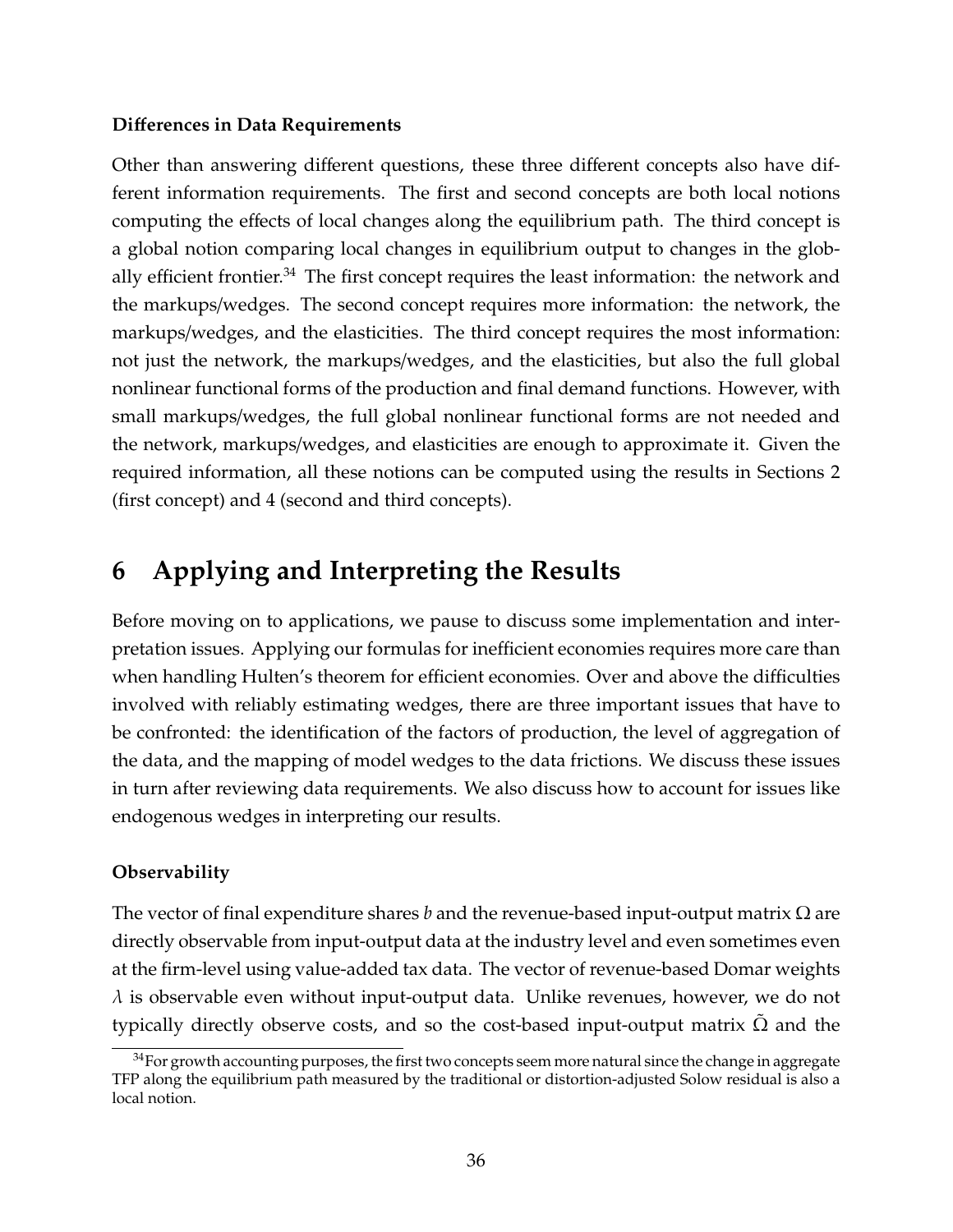**Differences in Data Requirements**

Other than answering different questions, these three different concepts also have different information requirements. The first and second concepts are both local notions computing the effects of local changes along the equilibrium path. The third concept is a global notion comparing local changes in equilibrium output to changes in the globally efficient frontier.[34] The first concept requires the least information: the network and the markups/wedges. The second concept requires more information: the network, the markups/wedges, and the elasticities. The third concept requires the most information: not just the network, the markups/wedges, and the elasticities, but also the full global nonlinear functional forms of the production and final demand functions. However, with small markups/wedges, the full global nonlinear functional forms are not needed and the network, markups/wedges, and elasticities are enough to approximate it. Given the required information, all these notions can be computed using the results in Sections 2 (first concept) and 4 (second and third concepts).

# 6 Applying and Interpreting the Results

Before moving on to applications, we pause to discuss some implementation and interpretation issues. Applying our formulas for inefficient economies requires more care than when handling Hulten's theorem for efficient economies. Over and above the difficulties involved with reliably estimating wedges, there are three important issues that have to be confronted: the identification of the factors of production, the level of aggregation of the data, and the mapping of model wedges to the data frictions. We discuss these issues in turn after reviewing data requirements. We also discuss how to account for issues like endogenous wedges in interpreting our results.

**Observability**

The vector of final expenditure shares $b$ and the revenue-based input-output matrix $\Omega$ are directly observable from input-output data at the industry level and even sometimes even at the firm-level using value-added tax data. The vector of revenue-based Domar weights $\lambda$ is observable even without input-output data. Unlike revenues, however, we do not typically directly observe costs, and so the cost-based input-output matrix $\tilde{\Omega}$ and the

[34] For growth accounting purposes, the first two concepts seem more natural since the change in aggregate TFP along the equilibrium path measured by the traditional or distortion-adjusted Solow residual is also a local notion.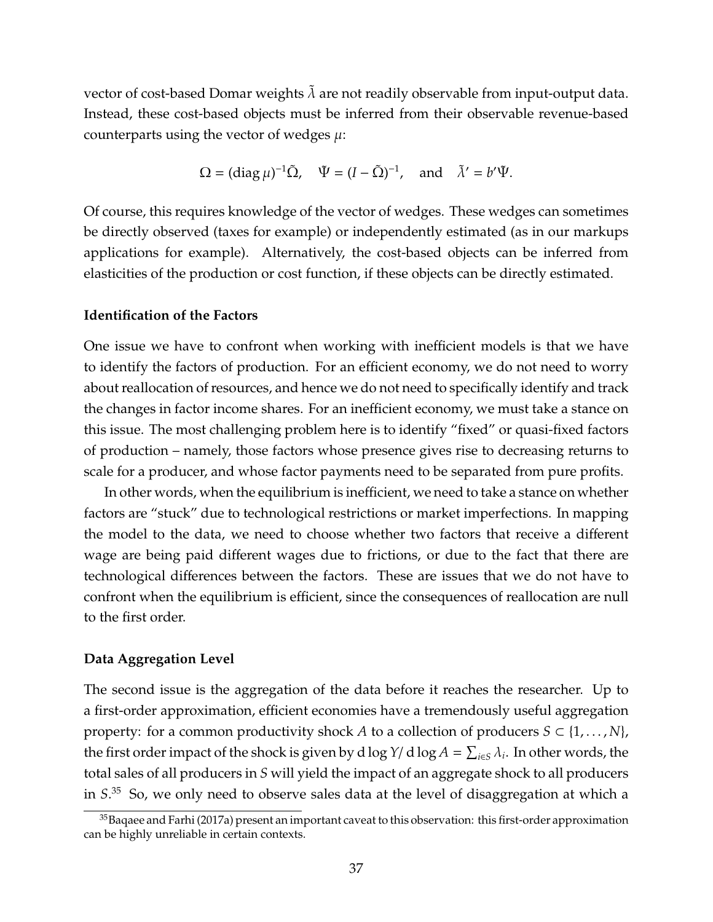vector of cost-based Domar weights $\tilde{\lambda}$ are not readily observable from input-output data. Instead, these cost-based objects must be inferred from their observable revenue-based counterparts using the vector of wedges $\mu$:

$$\Omega = (\operatorname{diag} \mu)^{-1} \tilde{\Omega}, \quad \tilde{\Psi} = (I - \tilde{\Omega})^{-1}, \quad \text{and} \quad \tilde{\lambda}' = b' \tilde{\Psi}.$$

Of course, this requires knowledge of the vector of wedges. These wedges can sometimes be directly observed (taxes for example) or independently estimated (as in our markups applications for example). Alternatively, the cost-based objects can be inferred from elasticities of the production or cost function, if these objects can be directly estimated.

### Identification of the Factors

One issue we have to confront when working with inefficient models is that we have to identify the factors of production. For an efficient economy, we do not need to worry about reallocation of resources, and hence we do not need to specifically identify and track the changes in factor income shares. For an inefficient economy, we must take a stance on this issue. The most challenging problem here is to identify "fixed" or quasi-fixed factors of production – namely, those factors whose presence gives rise to decreasing returns to scale for a producer, and whose factor payments need to be separated from pure profits.

In other words, when the equilibrium is inefficient, we need to take a stance on whether factors are "stuck" due to technological restrictions or market imperfections. In mapping the model to the data, we need to choose whether two factors that receive a different wage are being paid different wages due to frictions, or due to the fact that there are technological differences between the factors. These are issues that we do not have to confront when the equilibrium is efficient, since the consequences of reallocation are null to the first order.

### Data Aggregation Level

The second issue is the aggregation of the data before it reaches the researcher. Up to a first-order approximation, efficient economies have a tremendously useful aggregation property: for a common productivity shock $A$ to a collection of producers $S \subset \{1, \ldots, N\}$, the first order impact of the shock is given by $d \log Y / d \log A = \sum_{i \in S} \lambda_i$. In other words, the total sales of all producers in $S$ will yield the impact of an aggregate shock to all producers in $S$.[35] So, we only need to observe sales data at the level of disaggregation at which a

[35] Baqaee and Farhi (2017a) present an important caveat to this observation: this first-order approximation can be highly unreliable in certain contexts.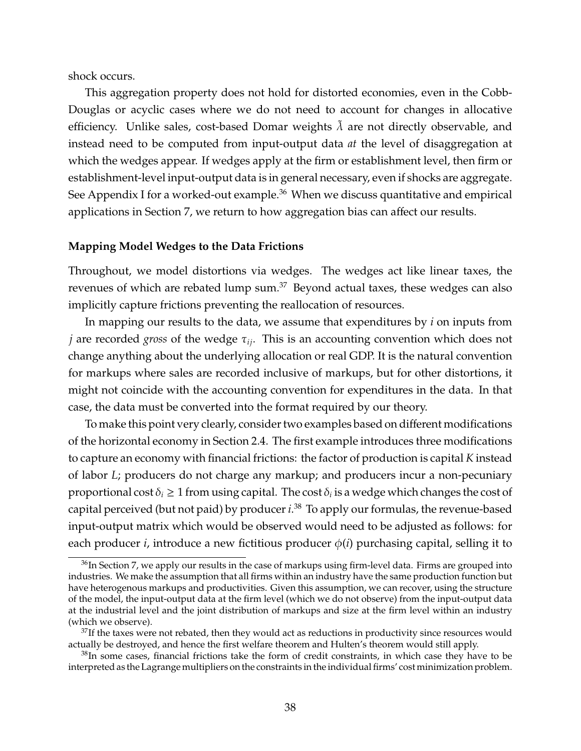shock occurs.

This aggregation property does not hold for distorted economies, even in the Cobb-Douglas or acyclic cases where we do not need to account for changes in allocative efficiency. Unlike sales, cost-based Domar weights $\tilde{\lambda}$ are not directly observable, and instead need to be computed from input-output data *at* the level of disaggregation at which the wedges appear. If wedges apply at the firm or establishment level, then firm or establishment-level input-output data is in general necessary, even if shocks are aggregate. See Appendix I for a worked-out example.[36] When we discuss quantitative and empirical applications in Section 7, we return to how aggregation bias can affect our results.

**Mapping Model Wedges to the Data Frictions**

Throughout, we model distortions via wedges. The wedges act like linear taxes, the revenues of which are rebated lump sum.[37] Beyond actual taxes, these wedges can also implicitly capture frictions preventing the reallocation of resources.

In mapping our results to the data, we assume that expenditures by $i$ on inputs from $j$ are recorded *gross* of the wedge $\tau_{ij}$. This is an accounting convention which does not change anything about the underlying allocation or real GDP. It is the natural convention for markups where sales are recorded inclusive of markups, but for other distortions, it might not coincide with the accounting convention for expenditures in the data. In that case, the data must be converted into the format required by our theory.

To make this point very clearly, consider two examples based on different modifications of the horizontal economy in Section 2.4. The first example introduces three modifications to capture an economy with financial frictions: the factor of production is capital $K$ instead of labor $L$; producers do not charge any markup; and producers incur a non-pecuniary proportional cost $\delta_i \geq 1$ from using capital. The cost $\delta_i$ is a wedge which changes the cost of capital perceived (but not paid) by producer $i$.[38] To apply our formulas, the revenue-based input-output matrix which would be observed would need to be adjusted as follows: for each producer $i$, introduce a new fictitious producer $\phi(i)$ purchasing capital, selling it to

[36] In Section 7, we apply our results in the case of markups using firm-level data. Firms are grouped into industries. We make the assumption that all firms within an industry have the same production function but have heterogenous markups and productivities. Given this assumption, we can recover, using the structure of the model, the input-output data at the firm level (which we do not observe) from the input-output data at the industrial level and the joint distribution of markups and size at the firm level within an industry (which we observe).

[37] If the taxes were not rebated, then they would act as reductions in productivity since resources would actually be destroyed, and hence the first welfare theorem and Hulten's theorem would still apply.

[38] In some cases, financial frictions take the form of credit constraints, in which case they have to be interpreted as the Lagrange multipliers on the constraints in the individual firms' cost minimization problem.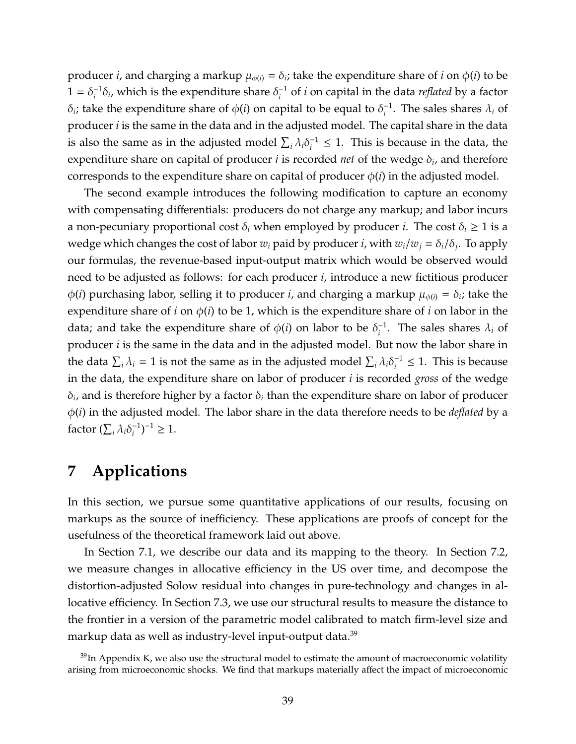producer $i$, and charging a markup $\mu_{\phi(i)} = \delta_i$; take the expenditure share of $i$ on $\phi(i)$ to be $1 = \delta_i^{-1}\delta_i$, which is the expenditure share $\delta_i^{-1}$ of $i$ on capital in the data *reflated* by a factor $\delta_i$; take the expenditure share of $\phi(i)$ on capital to be equal to $\delta_i^{-1}$. The sales shares $\lambda_i$ of producer $i$ is the same in the data and in the adjusted model. The capital share in the data is also the same as in the adjusted model $\sum_i \lambda_i \delta_i^{-1} \leq 1$. This is because in the data, the expenditure share on capital of producer $i$ is recorded *net* of the wedge $\delta_i$, and therefore corresponds to the expenditure share on capital of producer $\phi(i)$ in the adjusted model.

The second example introduces the following modification to capture an economy with compensating differentials: producers do not charge any markup; and labor incurs a non-pecuniary proportional cost $\delta_i$ when employed by producer $i$. The cost $\delta_i \geq 1$ is a wedge which changes the cost of labor $w_i$ paid by producer $i$, with $w_i/w_j = \delta_i/\delta_j$. To apply our formulas, the revenue-based input-output matrix which would be observed would need to be adjusted as follows: for each producer $i$, introduce a new fictitious producer $\phi(i)$ purchasing labor, selling it to producer $i$, and charging a markup $\mu_{\phi(i)} = \delta_i$; take the expenditure share of $i$ on $\phi(i)$ to be 1, which is the expenditure share of $i$ on labor in the data; and take the expenditure share of $\phi(i)$ on labor to be $\delta_i^{-1}$. The sales shares $\lambda_i$ of producer $i$ is the same in the data and in the adjusted model. But now the labor share in the data $\sum_i \lambda_i = 1$ is not the same as in the adjusted model $\sum_i \lambda_i \delta_i^{-1} \leq 1$. This is because in the data, the expenditure share on labor of producer $i$ is recorded *gross* of the wedge $\delta_i$, and is therefore higher by a factor $\delta_i$ than the expenditure share on labor of producer $\phi(i)$ in the adjusted model. The labor share in the data therefore needs to be *deflated* by a factor $(\sum_i \lambda_i \delta_i^{-1})^{-1} \geq 1$.

# 7 Applications

In this section, we pursue some quantitative applications of our results, focusing on markups as the source of inefficiency. These applications are proofs of concept for the usefulness of the theoretical framework laid out above.

In Section 7.1, we describe our data and its mapping to the theory. In Section 7.2, we measure changes in allocative efficiency in the US over time, and decompose the distortion-adjusted Solow residual into changes in pure-technology and changes in allocative efficiency. In Section 7.3, we use our structural results to measure the distance to the frontier in a version of the parametric model calibrated to match firm-level size and markup data as well as industry-level input-output data.[39]

[39] In Appendix K, we also use the structural model to estimate the amount of macroeconomic volatility arising from microeconomic shocks. We find that markups materially affect the impact of microeconomic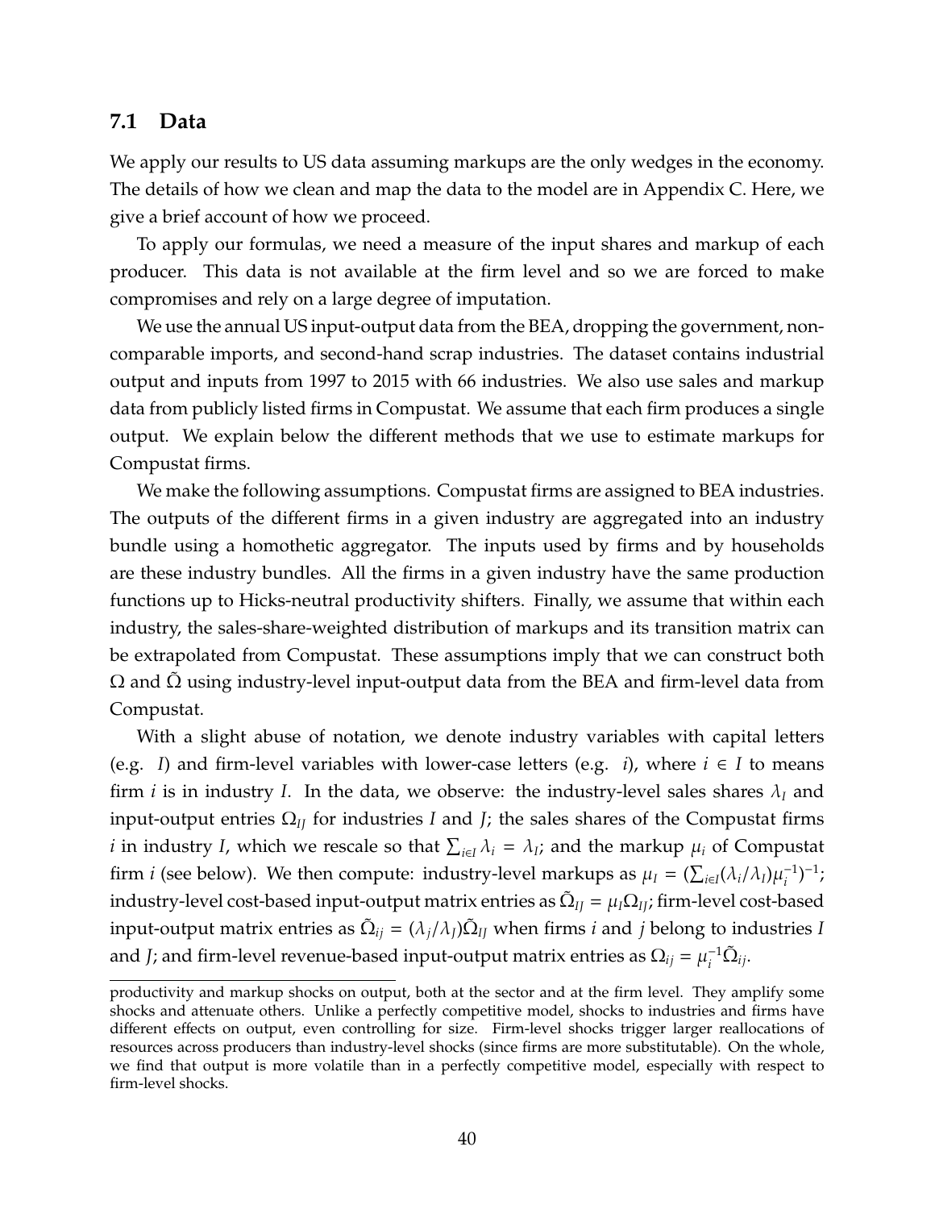## 7.1 Data

We apply our results to US data assuming markups are the only wedges in the economy. The details of how we clean and map the data to the model are in Appendix C. Here, we give a brief account of how we proceed.

To apply our formulas, we need a measure of the input shares and markup of each producer. This data is not available at the firm level and so we are forced to make compromises and rely on a large degree of imputation.

We use the annual US input-output data from the BEA, dropping the government, non-comparable imports, and second-hand scrap industries. The dataset contains industrial output and inputs from 1997 to 2015 with 66 industries. We also use sales and markup data from publicly listed firms in Compustat. We assume that each firm produces a single output. We explain below the different methods that we use to estimate markups for Compustat firms.

We make the following assumptions. Compustat firms are assigned to BEA industries. The outputs of the different firms in a given industry are aggregated into an industry bundle using a homothetic aggregator. The inputs used by firms and by households are these industry bundles. All the firms in a given industry have the same production functions up to Hicks-neutral productivity shifters. Finally, we assume that within each industry, the sales-share-weighted distribution of markups and its transition matrix can be extrapolated from Compustat. These assumptions imply that we can construct both $\Omega$ and $\tilde{\Omega}$ using industry-level input-output data from the BEA and firm-level data from Compustat.

With a slight abuse of notation, we denote industry variables with capital letters (e.g. $I$) and firm-level variables with lower-case letters (e.g. $i$), where $i \in I$ to means firm $i$ is in industry $I$. In the data, we observe: the industry-level sales shares $\lambda_I$ and input-output entries $\Omega_{IJ}$ for industries $I$ and $J$; the sales shares of the Compustat firms $i$ in industry $I$, which we rescale so that $\sum_{i \in I} \lambda_i = \lambda_I$; and the markup $\mu_i$ of Compustat firm $i$ (see below). We then compute: industry-level markups as $\mu_I = (\sum_{i \in I} (\lambda_i / \lambda_I) \mu_i^{-1})^{-1}$; industry-level cost-based input-output matrix entries as $\tilde{\Omega}_{IJ} = \mu_I \Omega_{IJ}$; firm-level cost-based input-output matrix entries as $\tilde{\Omega}_{ij} = (\lambda_j / \lambda_J) \tilde{\Omega}_{IJ}$ when firms $i$ and $j$ belong to industries $I$ and $J$; and firm-level revenue-based input-output matrix entries as $\Omega_{ij} = \mu_i^{-1} \tilde{\Omega}_{ij}$.

---

productivity and markup shocks on output, both at the sector and at the firm level. They amplify some shocks and attenuate others. Unlike a perfectly competitive model, shocks to industries and firms have different effects on output, even controlling for size. Firm-level shocks trigger larger reallocations of resources across producers than industry-level shocks (since firms are more substitutable). On the whole, we find that output is more volatile than in a perfectly competitive model, especially with respect to firm-level shocks.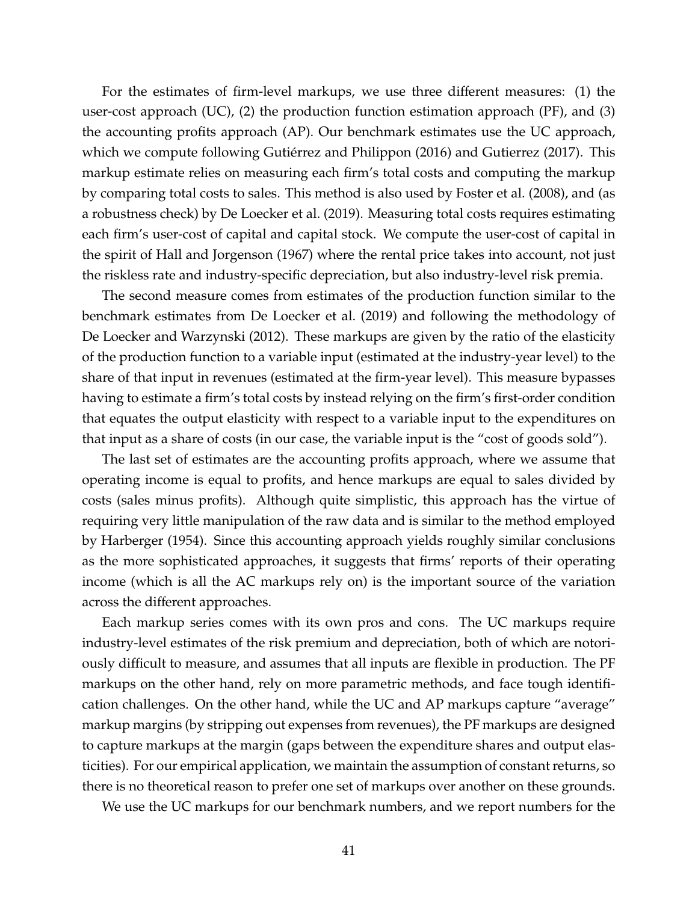For the estimates of firm-level markups, we use three different measures: (1) the user-cost approach (UC), (2) the production function estimation approach (PF), and (3) the accounting profits approach (AP). Our benchmark estimates use the UC approach, which we compute following Gutiérrez and Philippon (2016) and Gutierrez (2017). This markup estimate relies on measuring each firm's total costs and computing the markup by comparing total costs to sales. This method is also used by Foster et al. (2008), and (as a robustness check) by De Loecker et al. (2019). Measuring total costs requires estimating each firm's user-cost of capital and capital stock. We compute the user-cost of capital in the spirit of Hall and Jorgenson (1967) where the rental price takes into account, not just the riskless rate and industry-specific depreciation, but also industry-level risk premia.

The second measure comes from estimates of the production function similar to the benchmark estimates from De Loecker et al. (2019) and following the methodology of De Loecker and Warzynski (2012). These markups are given by the ratio of the elasticity of the production function to a variable input (estimated at the industry-year level) to the share of that input in revenues (estimated at the firm-year level). This measure bypasses having to estimate a firm's total costs by instead relying on the firm's first-order condition that equates the output elasticity with respect to a variable input to the expenditures on that input as a share of costs (in our case, the variable input is the "cost of goods sold").

The last set of estimates are the accounting profits approach, where we assume that operating income is equal to profits, and hence markups are equal to sales divided by costs (sales minus profits). Although quite simplistic, this approach has the virtue of requiring very little manipulation of the raw data and is similar to the method employed by Harberger (1954). Since this accounting approach yields roughly similar conclusions as the more sophisticated approaches, it suggests that firms' reports of their operating income (which is all the AC markups rely on) is the important source of the variation across the different approaches.

Each markup series comes with its own pros and cons. The UC markups require industry-level estimates of the risk premium and depreciation, both of which are notoriously difficult to measure, and assumes that all inputs are flexible in production. The PF markups on the other hand, rely on more parametric methods, and face tough identification challenges. On the other hand, while the UC and AP markups capture "average" markup margins (by stripping out expenses from revenues), the PF markups are designed to capture markups at the margin (gaps between the expenditure shares and output elasticities). For our empirical application, we maintain the assumption of constant returns, so there is no theoretical reason to prefer one set of markups over another on these grounds.

We use the UC markups for our benchmark numbers, and we report numbers for the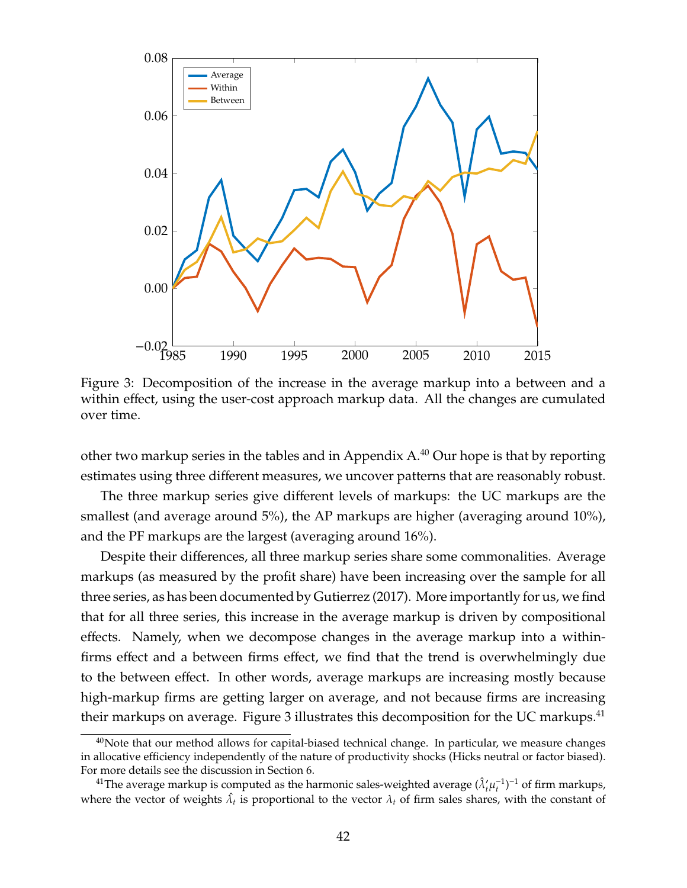Figure 3: Decomposition of the increase in the average markup into a between and a within effect, using the user-cost approach markup data. All the changes are cumulated over time.

other two markup series in the tables and in Appendix A.[40] Our hope is that by reporting estimates using three different measures, we uncover patterns that are reasonably robust.

The three markup series give different levels of markups: the UC markups are the smallest (and average around 5%), the AP markups are higher (averaging around 10%), and the PF markups are the largest (averaging around 16%).

Despite their differences, all three markup series share some commonalities. Average markups (as measured by the profit share) have been increasing over the sample for all three series, as has been documented by Gutierrez (2017). More importantly for us, we find that for all three series, this increase in the average markup is driven by compositional effects. Namely, when we decompose changes in the average markup into a within-firms effect and a between firms effect, we find that the trend is overwhelmingly due to the between effect. In other words, average markups are increasing mostly because high-markup firms are getting larger on average, and not because firms are increasing their markups on average. Figure 3 illustrates this decomposition for the UC markups.[41]

[40] Note that our method allows for capital-biased technical change. In particular, we measure changes in allocative efficiency independently of the nature of productivity shocks (Hicks neutral or factor biased). For more details see the discussion in Section 6.

[41] The average markup is computed as the harmonic sales-weighted average $(\hat{\lambda}_t' \mu_t^{-1})^{-1}$ of firm markups, where the vector of weights $\hat{\lambda}_t$ is proportional to the vector $\lambda_t$ of firm sales shares, with the constant of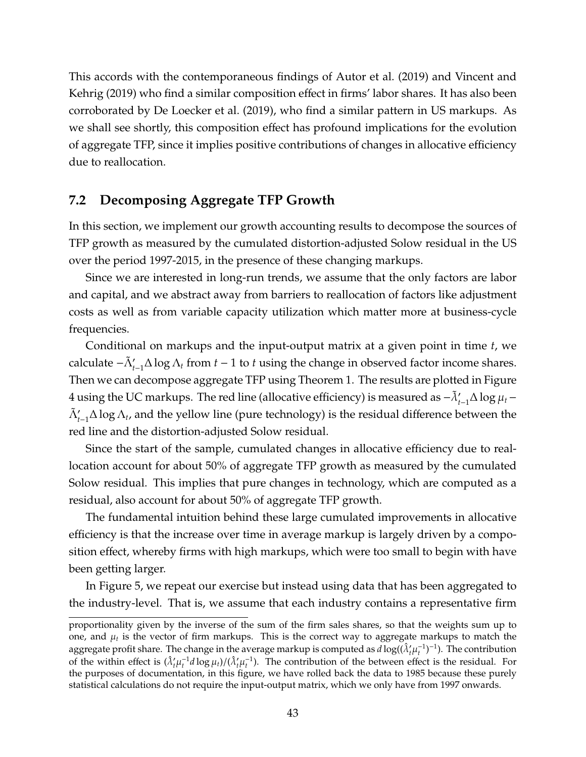This accords with the contemporaneous findings of Autor et al. (2019) and Vincent and Kehrig (2019) who find a similar composition effect in firms' labor shares. It has also been corroborated by De Loecker et al. (2019), who find a similar pattern in US markups. As we shall see shortly, this composition effect has profound implications for the evolution of aggregate TFP, since it implies positive contributions of changes in allocative efficiency due to reallocation.

## 7.2 Decomposing Aggregate TFP Growth

In this section, we implement our growth accounting results to decompose the sources of TFP growth as measured by the cumulated distortion-adjusted Solow residual in the US over the period 1997-2015, in the presence of these changing markups.

Since we are interested in long-run trends, we assume that the only factors are labor and capital, and we abstract away from barriers to reallocation of factors like adjustment costs as well as from variable capacity utilization which matter more at business-cycle frequencies.

Conditional on markups and the input-output matrix at a given point in time $t$, we calculate $-\tilde{\Lambda}'_{t-1}\Delta \log \Lambda_t$ from $t-1$ to $t$ using the change in observed factor income shares. Then we can decompose aggregate TFP using Theorem 1. The results are plotted in Figure 4 using the UC markups. The red line (allocative efficiency) is measured as $-\tilde{\lambda}'_{t-1}\Delta \log \mu_t - \tilde{\Lambda}'_{t-1}\Delta \log \Lambda_t$, and the yellow line (pure technology) is the residual difference between the red line and the distortion-adjusted Solow residual.

Since the start of the sample, cumulated changes in allocative efficiency due to reallocation account for about 50% of aggregate TFP growth as measured by the cumulated Solow residual. This implies that pure changes in technology, which are computed as a residual, also account for about 50% of aggregate TFP growth.

The fundamental intuition behind these large cumulated improvements in allocative efficiency is that the increase over time in average markup is largely driven by a composition effect, whereby firms with high markups, which were too small to begin with have been getting larger.

In Figure 5, we repeat our exercise but instead using data that has been aggregated to the industry-level. That is, we assume that each industry contains a representative firm

---

proportionality given by the inverse of the sum of the firm sales shares, so that the weights sum up to one, and $\mu_t$ is the vector of firm markups. This is the correct way to aggregate markups to match the aggregate profit share. The change in the average markup is computed as $d\log((\hat{\lambda}'_t\mu_t^{-1})^{-1})$. The contribution of the within effect is $(\hat{\lambda}'_t\mu_t^{-1}d\log\mu_t)/(\hat{\lambda}'_t\mu_t^{-1})$. The contribution of the between effect is the residual. For the purposes of documentation, in this figure, we have rolled back the data to 1985 because these purely statistical calculations do not require the input-output matrix, which we only have from 1997 onwards.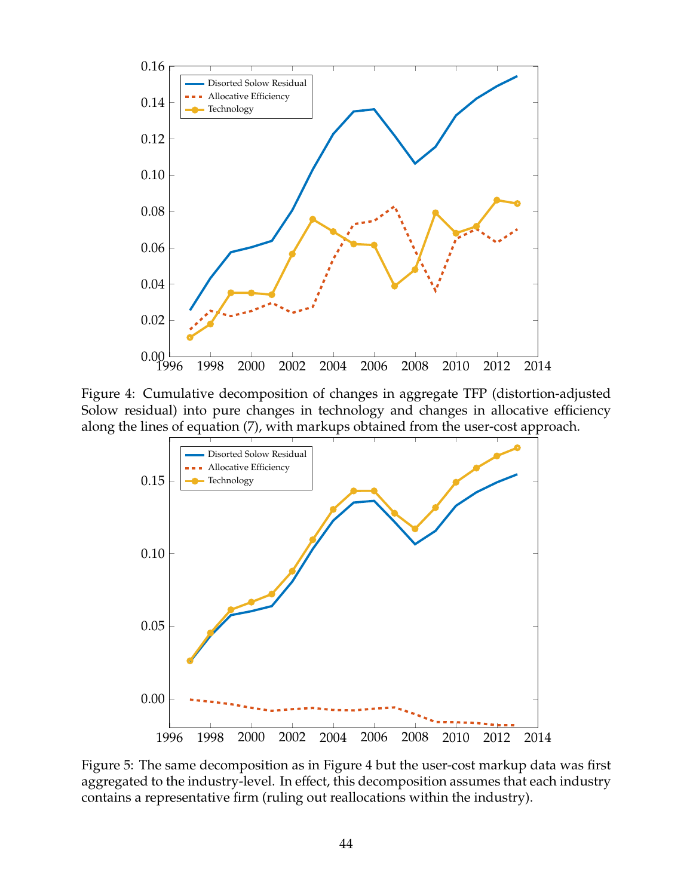Figure 4: Cumulative decomposition of changes in aggregate TFP (distortion-adjusted Solow residual) into pure changes in technology and changes in allocative efficiency along the lines of equation (7), with markups obtained from the user-cost approach.

Figure 5: The same decomposition as in Figure 4 but the user-cost markup data was first aggregated to the industry-level. In effect, this decomposition assumes that each industry contains a representative firm (ruling out reallocations within the industry).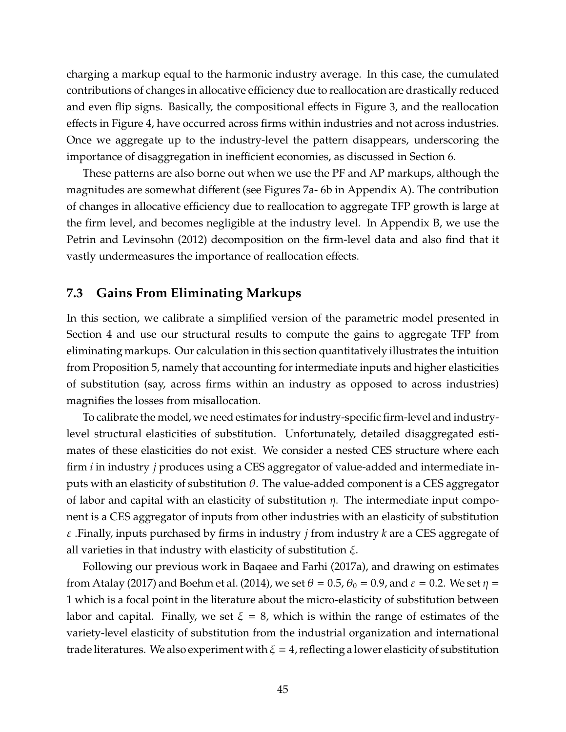charging a markup equal to the harmonic industry average. In this case, the cumulated contributions of changes in allocative efficiency due to reallocation are drastically reduced and even flip signs. Basically, the compositional effects in Figure 3, and the reallocation effects in Figure 4, have occurred across firms within industries and not across industries. Once we aggregate up to the industry-level the pattern disappears, underscoring the importance of disaggregation in inefficient economies, as discussed in Section 6.

These patterns are also borne out when we use the PF and AP markups, although the magnitudes are somewhat different (see Figures 7a- 6b in Appendix A). The contribution of changes in allocative efficiency due to reallocation to aggregate TFP growth is large at the firm level, and becomes negligible at the industry level. In Appendix B, we use the Petrin and Levinsohn (2012) decomposition on the firm-level data and also find that it vastly undermeasures the importance of reallocation effects.

### 7.3 Gains From Eliminating Markups

In this section, we calibrate a simplified version of the parametric model presented in Section 4 and use our structural results to compute the gains to aggregate TFP from eliminating markups. Our calculation in this section quantitatively illustrates the intuition from Proposition 5, namely that accounting for intermediate inputs and higher elasticities of substitution (say, across firms within an industry as opposed to across industries) magnifies the losses from misallocation.

To calibrate the model, we need estimates for industry-specific firm-level and industry-level structural elasticities of substitution. Unfortunately, detailed disaggregated estimates of these elasticities do not exist. We consider a nested CES structure where each firm $i$ in industry $j$ produces using a CES aggregator of value-added and intermediate inputs with an elasticity of substitution $\theta$. The value-added component is a CES aggregator of labor and capital with an elasticity of substitution $\eta$. The intermediate input component is a CES aggregator of inputs from other industries with an elasticity of substitution $\varepsilon$ .Finally, inputs purchased by firms in industry $j$ from industry $k$ are a CES aggregate of all varieties in that industry with elasticity of substitution $\xi$.

Following our previous work in Baqaee and Farhi (2017a), and drawing on estimates from Atalay (2017) and Boehm et al. (2014), we set $\theta = 0.5$, $\theta_0 = 0.9$, and $\varepsilon = 0.2$. We set $\eta = 1$ which is a focal point in the literature about the micro-elasticity of substitution between labor and capital. Finally, we set $\xi = 8$, which is within the range of estimates of the variety-level elasticity of substitution from the industrial organization and international trade literatures. We also experiment with $\xi = 4$, reflecting a lower elasticity of substitution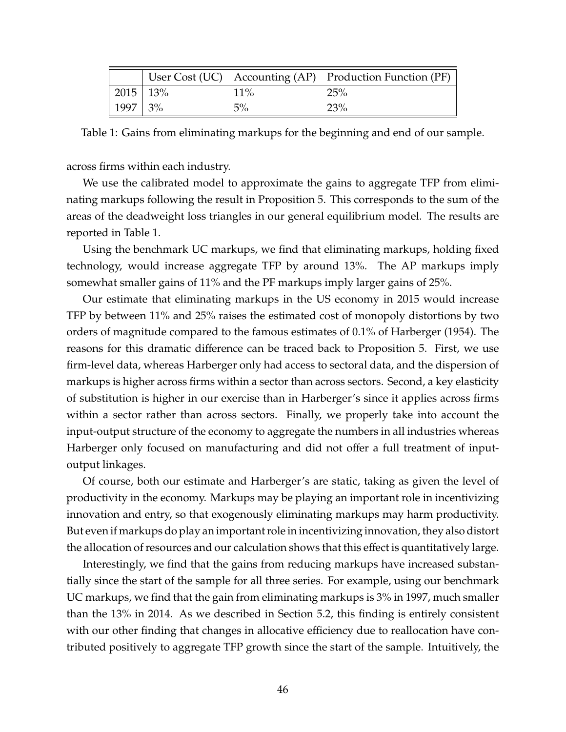| | User Cost (UC) | Accounting (AP) | Production Function (PF) |
|---|---|---|---|
| 2015 | 13% | 11% | 25% |
| 1997 | 3% | 5% | 23% |

Table 1: Gains from eliminating markups for the beginning and end of our sample.

across firms within each industry.

We use the calibrated model to approximate the gains to aggregate TFP from eliminating markups following the result in Proposition 5. This corresponds to the sum of the areas of the deadweight loss triangles in our general equilibrium model. The results are reported in Table 1.

Using the benchmark UC markups, we find that eliminating markups, holding fixed technology, would increase aggregate TFP by around 13%. The AP markups imply somewhat smaller gains of 11% and the PF markups imply larger gains of 25%.

Our estimate that eliminating markups in the US economy in 2015 would increase TFP by between 11% and 25% raises the estimated cost of monopoly distortions by two orders of magnitude compared to the famous estimates of 0.1% of Harberger (1954). The reasons for this dramatic difference can be traced back to Proposition 5. First, we use firm-level data, whereas Harberger only had access to sectoral data, and the dispersion of markups is higher across firms within a sector than across sectors. Second, a key elasticity of substitution is higher in our exercise than in Harberger's since it applies across firms within a sector rather than across sectors. Finally, we properly take into account the input-output structure of the economy to aggregate the numbers in all industries whereas Harberger only focused on manufacturing and did not offer a full treatment of input-output linkages.

Of course, both our estimate and Harberger's are static, taking as given the level of productivity in the economy. Markups may be playing an important role in incentivizing innovation and entry, so that exogenously eliminating markups may harm productivity. But even if markups do play an important role in incentivizing innovation, they also distort the allocation of resources and our calculation shows that this effect is quantitatively large.

Interestingly, we find that the gains from reducing markups have increased substantially since the start of the sample for all three series. For example, using our benchmark UC markups, we find that the gain from eliminating markups is 3% in 1997, much smaller than the 13% in 2014. As we described in Section 5.2, this finding is entirely consistent with our other finding that changes in allocative efficiency due to reallocation have contributed positively to aggregate TFP growth since the start of the sample. Intuitively, the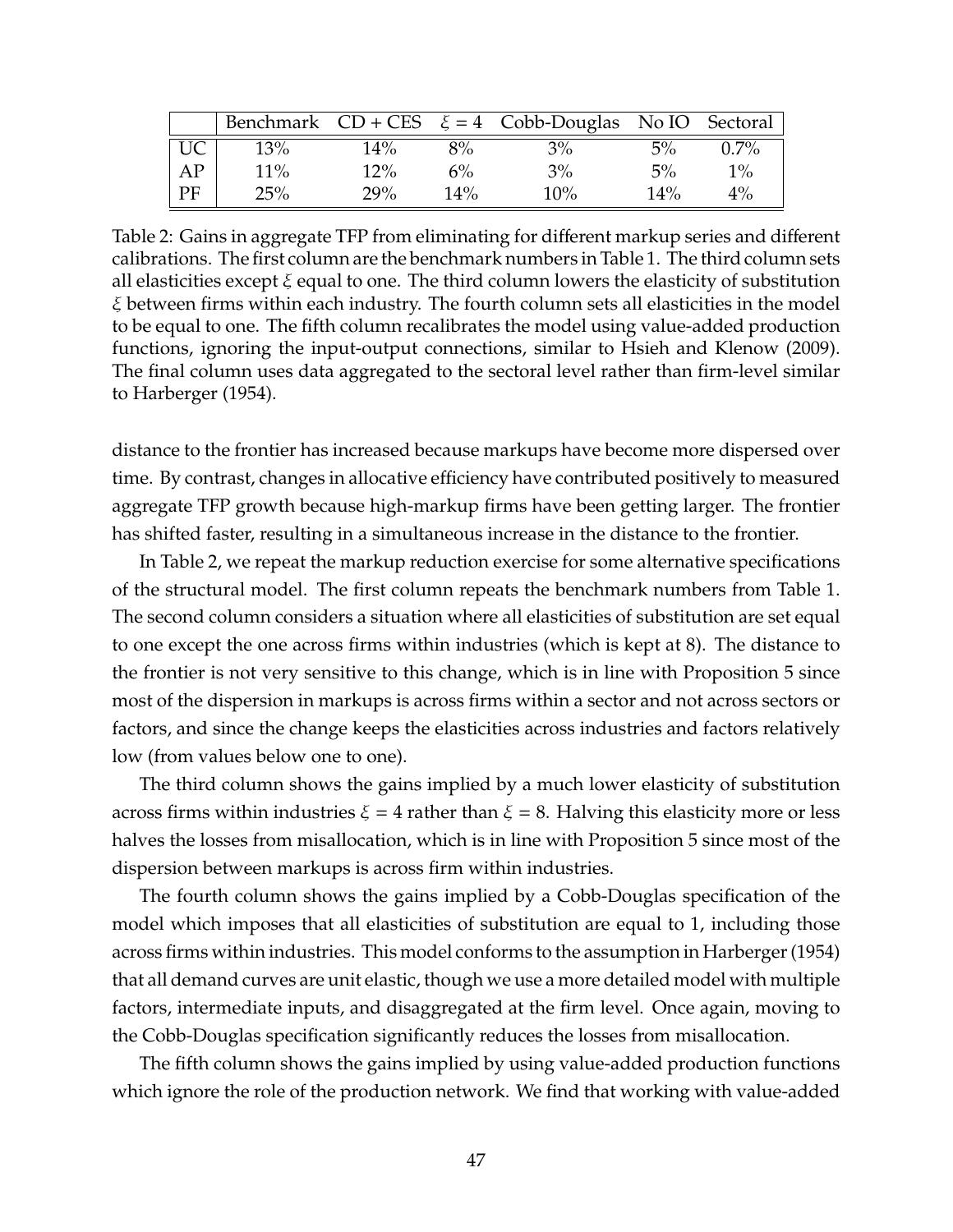|  | Benchmark | CD + CES | $\xi = 4$ | Cobb-Douglas | No IO | Sectoral |
|---|---|---|---|---|---|---|
| UC | 13% | 14% | 8% | 3% | 5% | 0.7% |
| AP | 11% | 12% | 6% | 3% | 5% | 1% |
| PF | 25% | 29% | 14% | 10% | 14% | 4% |

Table 2: Gains in aggregate TFP from eliminating for different markup series and different calibrations. The first column are the benchmark numbers in Table 1. The third column sets all elasticities except $\xi$ equal to one. The third column lowers the elasticity of substitution $\xi$ between firms within each industry. The fourth column sets all elasticities in the model to be equal to one. The fifth column recalibrates the model using value-added production functions, ignoring the input-output connections, similar to Hsieh and Klenow (2009). The final column uses data aggregated to the sectoral level rather than firm-level similar to Harberger (1954).

distance to the frontier has increased because markups have become more dispersed over time. By contrast, changes in allocative efficiency have contributed positively to measured aggregate TFP growth because high-markup firms have been getting larger. The frontier has shifted faster, resulting in a simultaneous increase in the distance to the frontier.

In Table 2, we repeat the markup reduction exercise for some alternative specifications of the structural model. The first column repeats the benchmark numbers from Table 1. The second column considers a situation where all elasticities of substitution are set equal to one except the one across firms within industries (which is kept at 8). The distance to the frontier is not very sensitive to this change, which is in line with Proposition 5 since most of the dispersion in markups is across firms within a sector and not across sectors or factors, and since the change keeps the elasticities across industries and factors relatively low (from values below one to one).

The third column shows the gains implied by a much lower elasticity of substitution across firms within industries $\xi = 4$ rather than $\xi = 8$. Halving this elasticity more or less halves the losses from misallocation, which is in line with Proposition 5 since most of the dispersion between markups is across firm within industries.

The fourth column shows the gains implied by a Cobb-Douglas specification of the model which imposes that all elasticities of substitution are equal to 1, including those across firms within industries. This model conforms to the assumption in Harberger (1954) that all demand curves are unit elastic, though we use a more detailed model with multiple factors, intermediate inputs, and disaggregated at the firm level. Once again, moving to the Cobb-Douglas specification significantly reduces the losses from misallocation.

The fifth column shows the gains implied by using value-added production functions which ignore the role of the production network. We find that working with value-added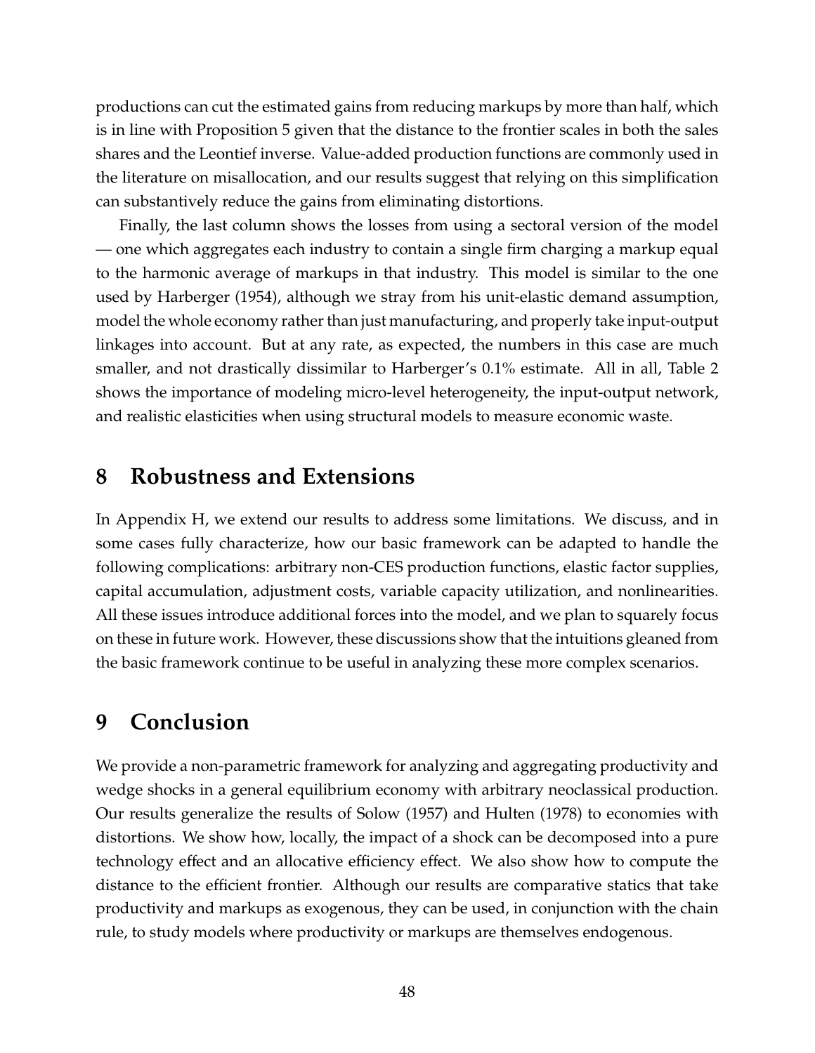productions can cut the estimated gains from reducing markups by more than half, which is in line with Proposition 5 given that the distance to the frontier scales in both the sales shares and the Leontief inverse. Value-added production functions are commonly used in the literature on misallocation, and our results suggest that relying on this simplification can substantively reduce the gains from eliminating distortions.

Finally, the last column shows the losses from using a sectoral version of the model — one which aggregates each industry to contain a single firm charging a markup equal to the harmonic average of markups in that industry. This model is similar to the one used by Harberger (1954), although we stray from his unit-elastic demand assumption, model the whole economy rather than just manufacturing, and properly take input-output linkages into account. But at any rate, as expected, the numbers in this case are much smaller, and not drastically dissimilar to Harberger's 0.1% estimate. All in all, Table 2 shows the importance of modeling micro-level heterogeneity, the input-output network, and realistic elasticities when using structural models to measure economic waste.

# 8 Robustness and Extensions

In Appendix H, we extend our results to address some limitations. We discuss, and in some cases fully characterize, how our basic framework can be adapted to handle the following complications: arbitrary non-CES production functions, elastic factor supplies, capital accumulation, adjustment costs, variable capacity utilization, and nonlinearities. All these issues introduce additional forces into the model, and we plan to squarely focus on these in future work. However, these discussions show that the intuitions gleaned from the basic framework continue to be useful in analyzing these more complex scenarios.

# 9 Conclusion

We provide a non-parametric framework for analyzing and aggregating productivity and wedge shocks in a general equilibrium economy with arbitrary neoclassical production. Our results generalize the results of Solow (1957) and Hulten (1978) to economies with distortions. We show how, locally, the impact of a shock can be decomposed into a pure technology effect and an allocative efficiency effect. We also show how to compute the distance to the efficient frontier. Although our results are comparative statics that take productivity and markups as exogenous, they can be used, in conjunction with the chain rule, to study models where productivity or markups are themselves endogenous.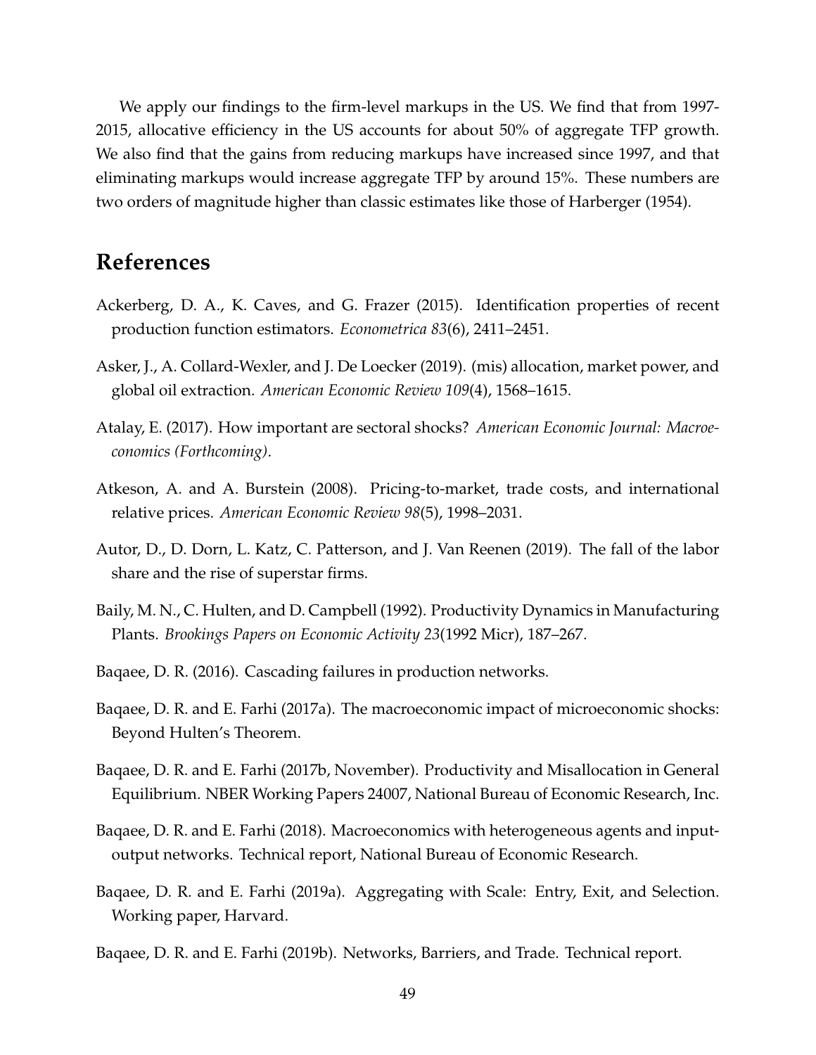We apply our findings to the firm-level markups in the US. We find that from 1997-2015, allocative efficiency in the US accounts for about 50% of aggregate TFP growth. We also find that the gains from reducing markups have increased since 1997, and that eliminating markups would increase aggregate TFP by around 15%. These numbers are two orders of magnitude higher than classic estimates like those of Harberger (1954).

# References

Ackerberg, D. A., K. Caves, and G. Frazer (2015). Identification properties of recent production function estimators. *Econometrica 83*(6), 2411–2451.

Asker, J., A. Collard-Wexler, and J. De Loecker (2019). (mis) allocation, market power, and global oil extraction. *American Economic Review 109*(4), 1568–1615.

Atalay, E. (2017). How important are sectoral shocks? *American Economic Journal: Macroeconomics (Forthcoming)*.

Atkeson, A. and A. Burstein (2008). Pricing-to-market, trade costs, and international relative prices. *American Economic Review 98*(5), 1998–2031.

Autor, D., D. Dorn, L. Katz, C. Patterson, and J. Van Reenen (2019). The fall of the labor share and the rise of superstar firms.

Baily, M. N., C. Hulten, and D. Campbell (1992). Productivity Dynamics in Manufacturing Plants. *Brookings Papers on Economic Activity 23*(1992 Micr), 187–267.

Baqaee, D. R. (2016). Cascading failures in production networks.

Baqaee, D. R. and E. Farhi (2017a). The macroeconomic impact of microeconomic shocks: Beyond Hulten's Theorem.

Baqaee, D. R. and E. Farhi (2017b, November). Productivity and Misallocation in General Equilibrium. NBER Working Papers 24007, National Bureau of Economic Research, Inc.

Baqaee, D. R. and E. Farhi (2018). Macroeconomics with heterogeneous agents and input-output networks. Technical report, National Bureau of Economic Research.

Baqaee, D. R. and E. Farhi (2019a). Aggregating with Scale: Entry, Exit, and Selection. Working paper, Harvard.

Baqaee, D. R. and E. Farhi (2019b). Networks, Barriers, and Trade. Technical report.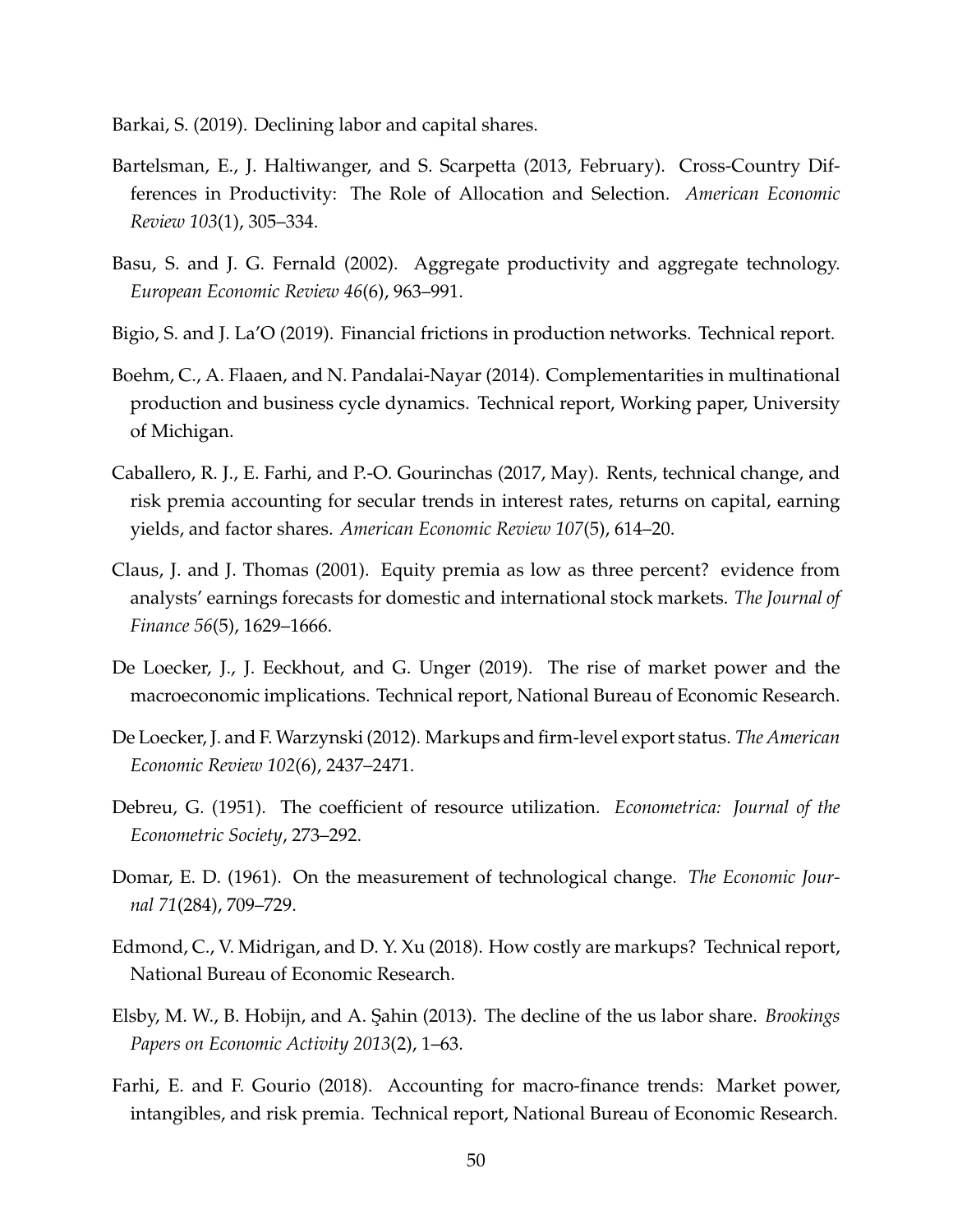Barkai, S. (2019). Declining labor and capital shares.

Bartelsman, E., J. Haltiwanger, and S. Scarpetta (2013, February). Cross-Country Differences in Productivity: The Role of Allocation and Selection. *American Economic Review 103*(1), 305–334.

Basu, S. and J. G. Fernald (2002). Aggregate productivity and aggregate technology. *European Economic Review 46*(6), 963–991.

Bigio, S. and J. La'O (2019). Financial frictions in production networks. Technical report.

Boehm, C., A. Flaaen, and N. Pandalai-Nayar (2014). Complementarities in multinational production and business cycle dynamics. Technical report, Working paper, University of Michigan.

Caballero, R. J., E. Farhi, and P.-O. Gourinchas (2017, May). Rents, technical change, and risk premia accounting for secular trends in interest rates, returns on capital, earning yields, and factor shares. *American Economic Review 107*(5), 614–20.

Claus, J. and J. Thomas (2001). Equity premia as low as three percent? evidence from analysts' earnings forecasts for domestic and international stock markets. *The Journal of Finance 56*(5), 1629–1666.

De Loecker, J., J. Eeckhout, and G. Unger (2019). The rise of market power and the macroeconomic implications. Technical report, National Bureau of Economic Research.

De Loecker, J. and F. Warzynski (2012). Markups and firm-level export status. *The American Economic Review 102*(6), 2437–2471.

Debreu, G. (1951). The coefficient of resource utilization. *Econometrica: Journal of the Econometric Society*, 273–292.

Domar, E. D. (1961). On the measurement of technological change. *The Economic Journal 71*(284), 709–729.

Edmond, C., V. Midrigan, and D. Y. Xu (2018). How costly are markups? Technical report, National Bureau of Economic Research.

Elsby, M. W., B. Hobijn, and A. Şahin (2013). The decline of the us labor share. *Brookings Papers on Economic Activity 2013*(2), 1–63.

Farhi, E. and F. Gourio (2018). Accounting for macro-finance trends: Market power, intangibles, and risk premia. Technical report, National Bureau of Economic Research.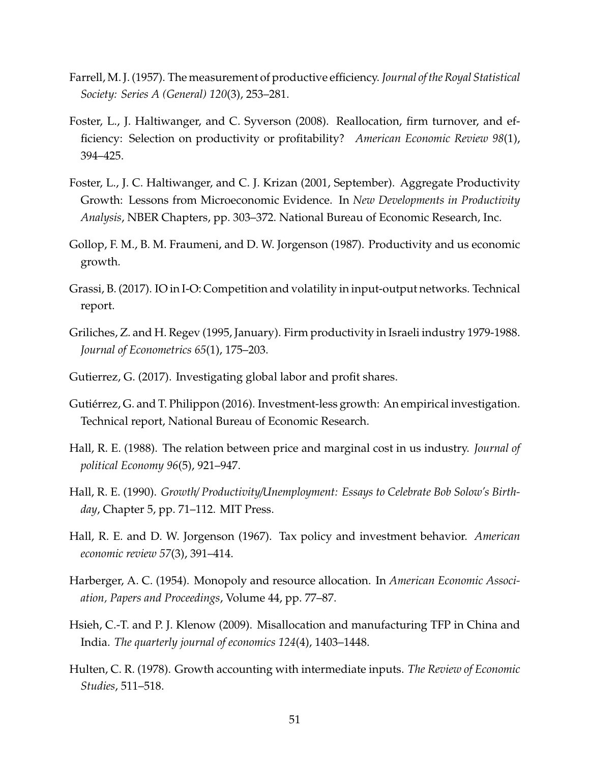Farrell, M. J. (1957). The measurement of productive efficiency. *Journal of the Royal Statistical Society: Series A (General) 120*(3), 253–281.

Foster, L., J. Haltiwanger, and C. Syverson (2008). Reallocation, firm turnover, and efficiency: Selection on productivity or profitability? *American Economic Review 98*(1), 394–425.

Foster, L., J. C. Haltiwanger, and C. J. Krizan (2001, September). Aggregate Productivity Growth: Lessons from Microeconomic Evidence. In *New Developments in Productivity Analysis*, NBER Chapters, pp. 303–372. National Bureau of Economic Research, Inc.

Gollop, F. M., B. M. Fraumeni, and D. W. Jorgenson (1987). Productivity and us economic growth.

Grassi, B. (2017). IO in I-O: Competition and volatility in input-output networks. Technical report.

Griliches, Z. and H. Regev (1995, January). Firm productivity in Israeli industry 1979-1988. *Journal of Econometrics 65*(1), 175–203.

Gutierrez, G. (2017). Investigating global labor and profit shares.

Gutiérrez, G. and T. Philippon (2016). Investment-less growth: An empirical investigation. Technical report, National Bureau of Economic Research.

Hall, R. E. (1988). The relation between price and marginal cost in us industry. *Journal of political Economy 96*(5), 921–947.

Hall, R. E. (1990). *Growth/ Productivity/Unemployment: Essays to Celebrate Bob Solow's Birthday*, Chapter 5, pp. 71–112. MIT Press.

Hall, R. E. and D. W. Jorgenson (1967). Tax policy and investment behavior. *American economic review 57*(3), 391–414.

Harberger, A. C. (1954). Monopoly and resource allocation. In *American Economic Association, Papers and Proceedings*, Volume 44, pp. 77–87.

Hsieh, C.-T. and P. J. Klenow (2009). Misallocation and manufacturing TFP in China and India. *The quarterly journal of economics 124*(4), 1403–1448.

Hulten, C. R. (1978). Growth accounting with intermediate inputs. *The Review of Economic Studies*, 511–518.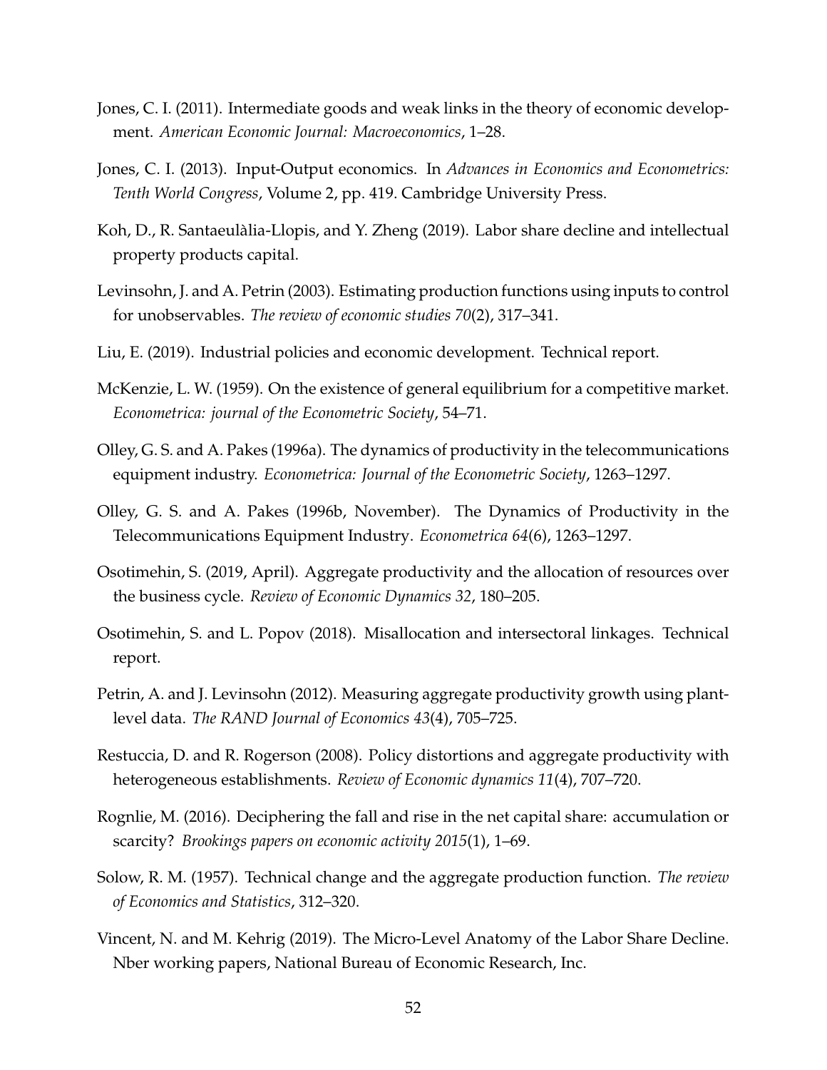Jones, C. I. (2011). Intermediate goods and weak links in the theory of economic development. *American Economic Journal: Macroeconomics*, 1–28.

Jones, C. I. (2013). Input-Output economics. In *Advances in Economics and Econometrics: Tenth World Congress*, Volume 2, pp. 419. Cambridge University Press.

Koh, D., R. Santaeulàlia-Llopis, and Y. Zheng (2019). Labor share decline and intellectual property products capital.

Levinsohn, J. and A. Petrin (2003). Estimating production functions using inputs to control for unobservables. *The review of economic studies 70*(2), 317–341.

Liu, E. (2019). Industrial policies and economic development. Technical report.

McKenzie, L. W. (1959). On the existence of general equilibrium for a competitive market. *Econometrica: journal of the Econometric Society*, 54–71.

Olley, G. S. and A. Pakes (1996a). The dynamics of productivity in the telecommunications equipment industry. *Econometrica: Journal of the Econometric Society*, 1263–1297.

Olley, G. S. and A. Pakes (1996b, November). The Dynamics of Productivity in the Telecommunications Equipment Industry. *Econometrica 64*(6), 1263–1297.

Osotimehin, S. (2019, April). Aggregate productivity and the allocation of resources over the business cycle. *Review of Economic Dynamics 32*, 180–205.

Osotimehin, S. and L. Popov (2018). Misallocation and intersectoral linkages. Technical report.

Petrin, A. and J. Levinsohn (2012). Measuring aggregate productivity growth using plant-level data. *The RAND Journal of Economics 43*(4), 705–725.

Restuccia, D. and R. Rogerson (2008). Policy distortions and aggregate productivity with heterogeneous establishments. *Review of Economic dynamics 11*(4), 707–720.

Rognlie, M. (2016). Deciphering the fall and rise in the net capital share: accumulation or scarcity? *Brookings papers on economic activity 2015*(1), 1–69.

Solow, R. M. (1957). Technical change and the aggregate production function. *The review of Economics and Statistics*, 312–320.

Vincent, N. and M. Kehrig (2019). The Micro-Level Anatomy of the Labor Share Decline. Nber working papers, National Bureau of Economic Research, Inc.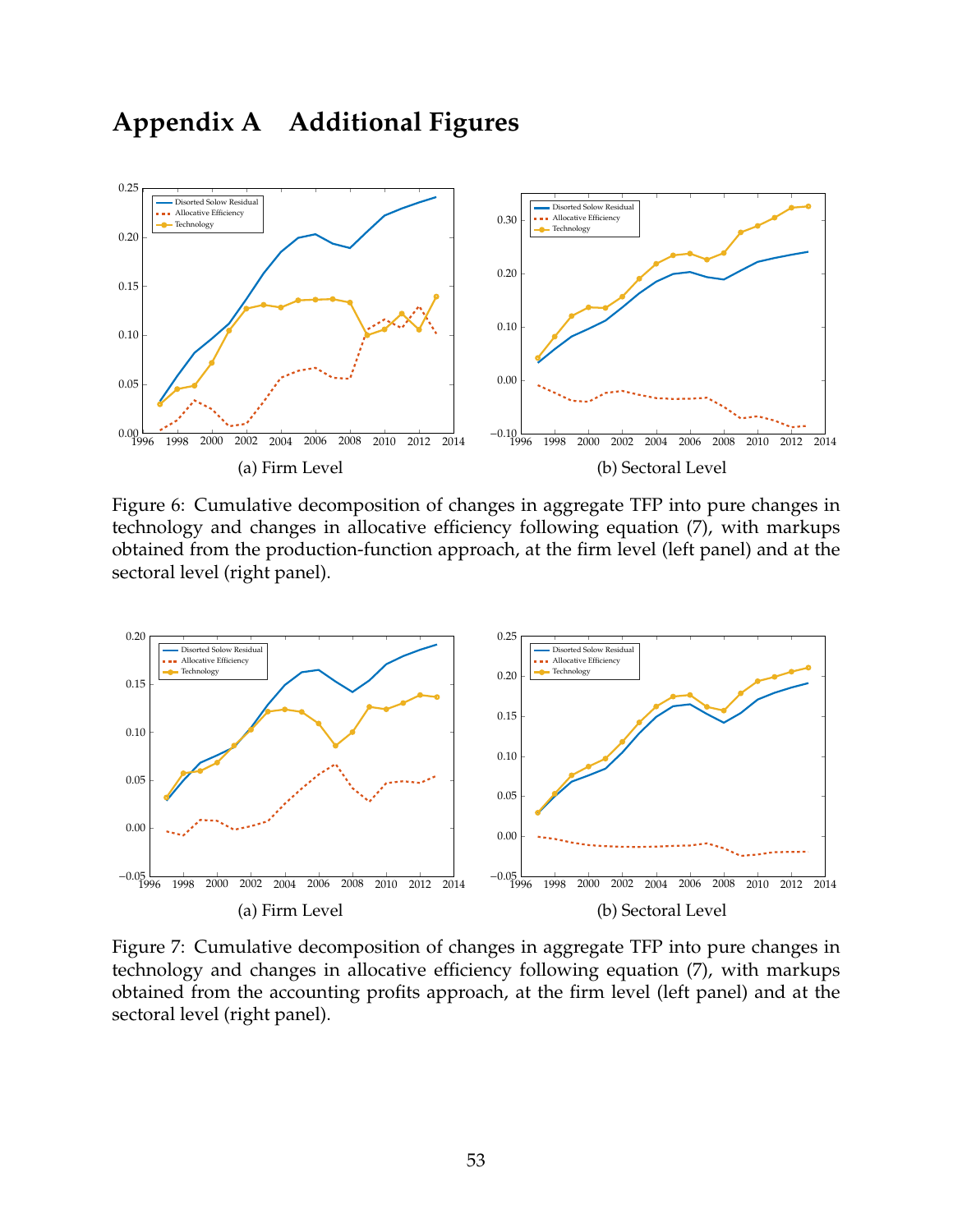# Appendix A Additional Figures

(a) Firm Level

(b) Sectoral Level

Figure 6: Cumulative decomposition of changes in aggregate TFP into pure changes in technology and changes in allocative efficiency following equation (7), with markups obtained from the production-function approach, at the firm level (left panel) and at the sectoral level (right panel).

(a) Firm Level

(b) Sectoral Level

Figure 7: Cumulative decomposition of changes in aggregate TFP into pure changes in technology and changes in allocative efficiency following equation (7), with markups obtained from the accounting profits approach, at the firm level (left panel) and at the sectoral level (right panel).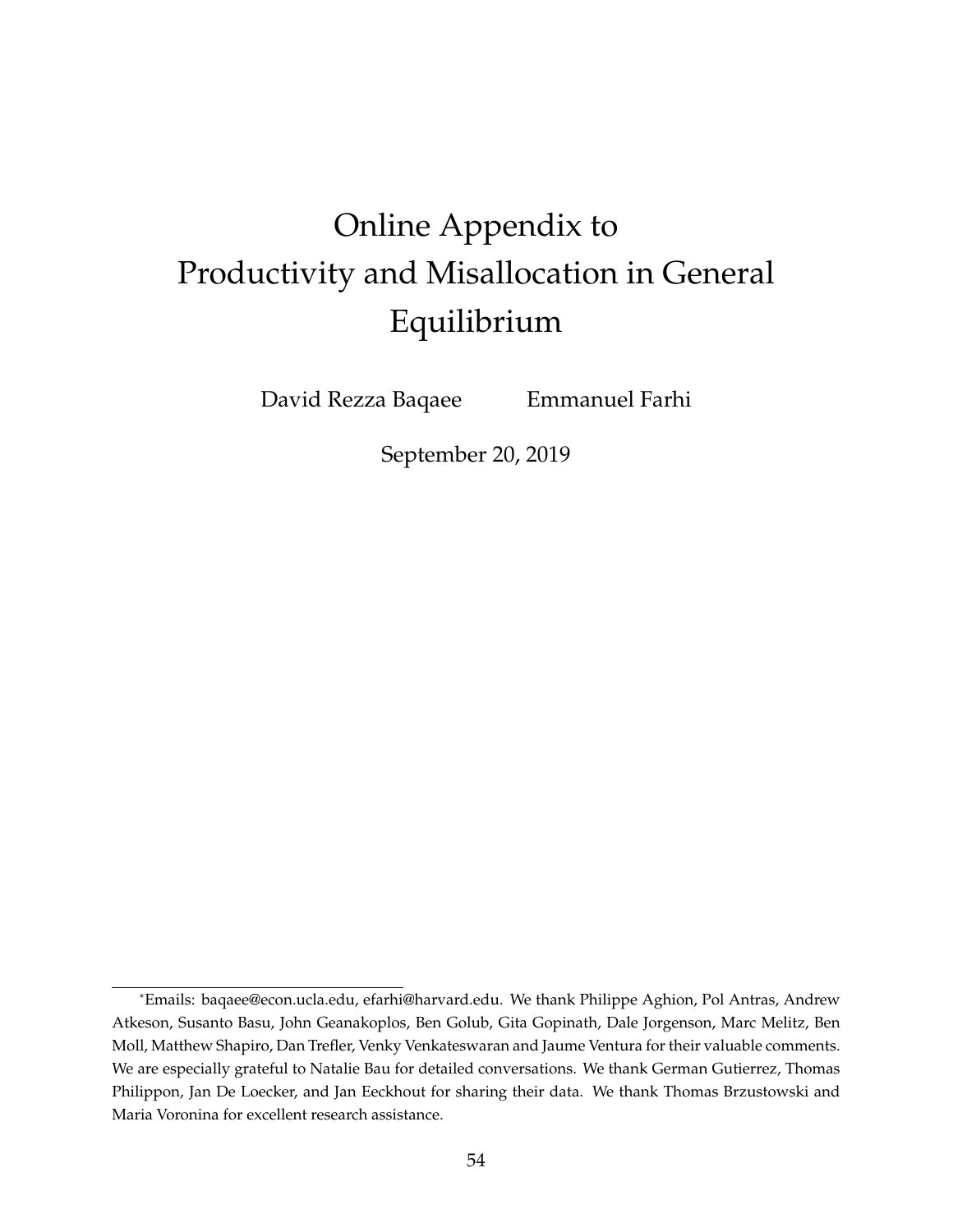# Online Appendix to Productivity and Misallocation in General Equilibrium

David Rezza Baqaee    Emmanuel Farhi

September 20, 2019

*Emails: baqaee@econ.ucla.edu, efarhi@harvard.edu. We thank Philippe Aghion, Pol Antras, Andrew Atkeson, Susanto Basu, John Geanakoplos, Ben Golub, Gita Gopinath, Dale Jorgenson, Marc Melitz, Ben Moll, Matthew Shapiro, Dan Trefler, Venky Venkateswaran and Jaume Ventura for their valuable comments. We are especially grateful to Natalie Bau for detailed conversations. We thank German Gutierrez, Thomas Philippon, Jan De Loecker, and Jan Eeckhout for sharing their data. We thank Thomas Brzustowski and Maria Voronina for excellent research assistance.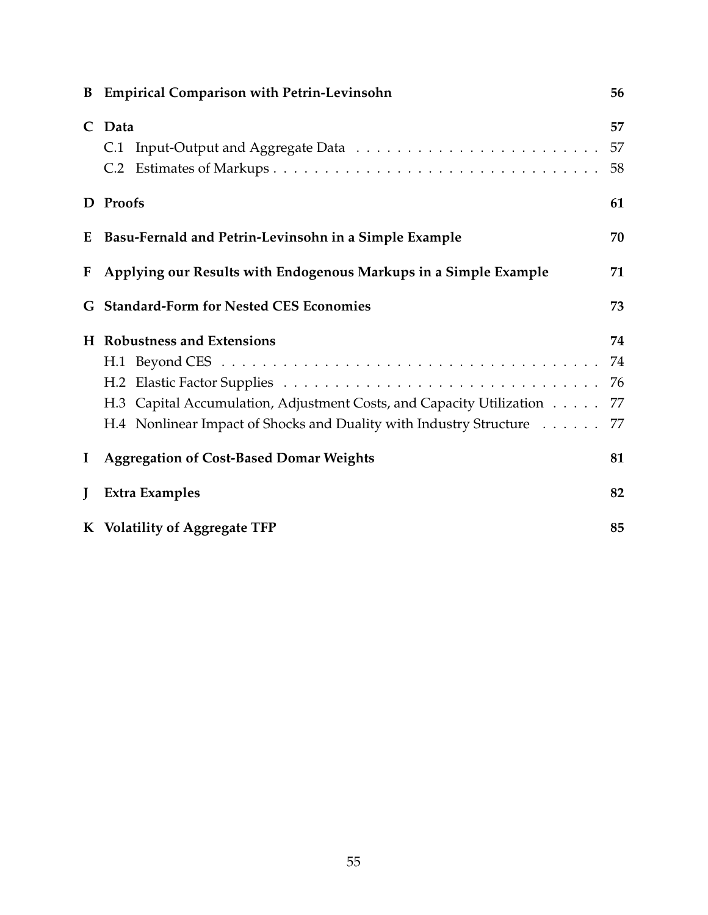**B Empirical Comparison with Petrin-Levinsohn** 56

**C Data** 57

- C.1 Input-Output and Aggregate Data . . . . . . . . . . . . . . . . . . . . . . . . 57
- C.2 Estimates of Markups . . . . . . . . . . . . . . . . . . . . . . . . . . . . . . . . 58

**D Proofs** 61

**E Basu-Fernald and Petrin-Levinsohn in a Simple Example** 70

**F Applying our Results with Endogenous Markups in a Simple Example** 71

**G Standard-Form for Nested CES Economies** 73

**H Robustness and Extensions** 74

- H.1 Beyond CES . . . . . . . . . . . . . . . . . . . . . . . . . . . . . . . . . . . . . . 74
- H.2 Elastic Factor Supplies . . . . . . . . . . . . . . . . . . . . . . . . . . . . . . . 76
- H.3 Capital Accumulation, Adjustment Costs, and Capacity Utilization . . . . . 77
- H.4 Nonlinear Impact of Shocks and Duality with Industry Structure . . . . . . 77

**I Aggregation of Cost-Based Domar Weights** 81

**J Extra Examples** 82

**K Volatility of Aggregate TFP** 85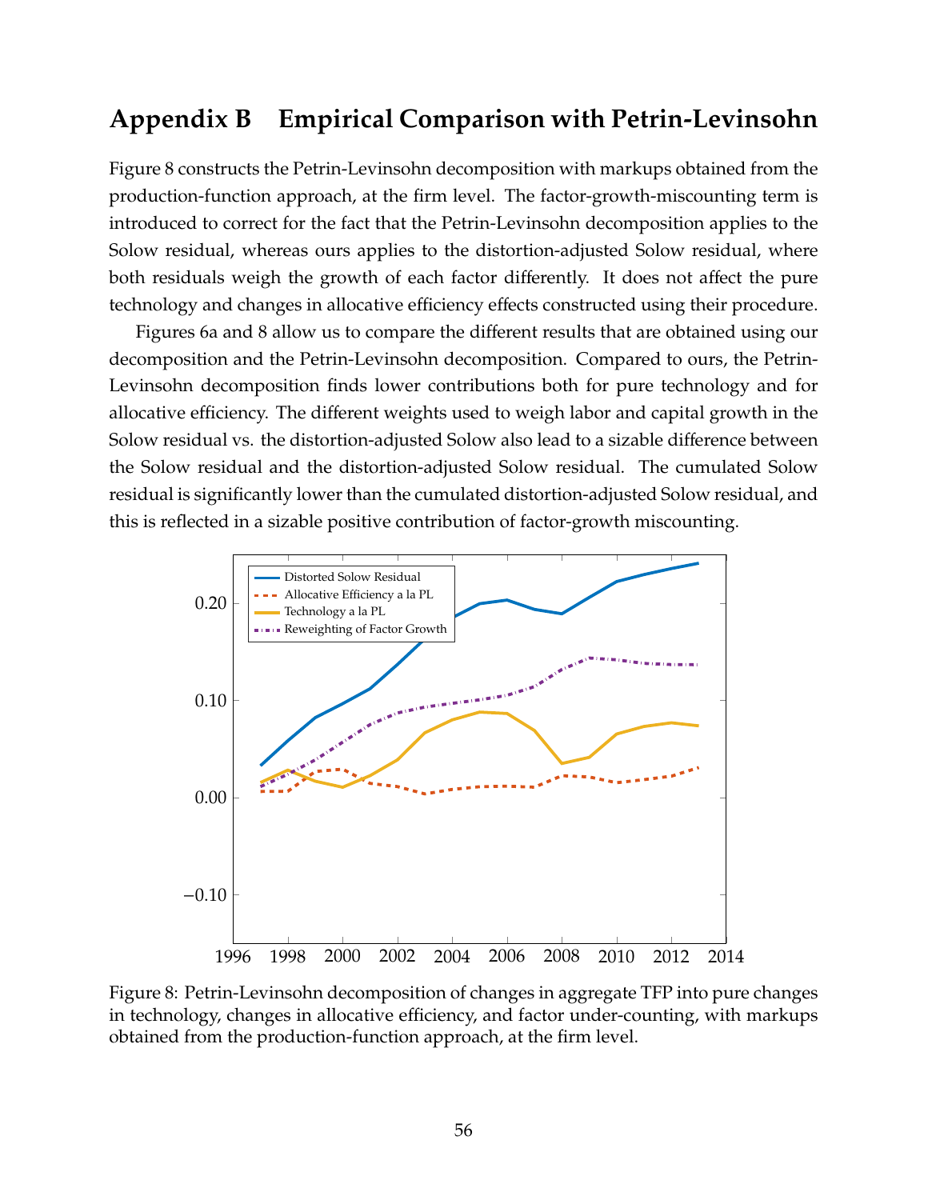## Appendix B Empirical Comparison with Petrin-Levinsohn

Figure 8 constructs the Petrin-Levinsohn decomposition with markups obtained from the production-function approach, at the firm level. The factor-growth-miscounting term is introduced to correct for the fact that the Petrin-Levinsohn decomposition applies to the Solow residual, whereas ours applies to the distortion-adjusted Solow residual, where both residuals weigh the growth of each factor differently. It does not affect the pure technology and changes in allocative efficiency effects constructed using their procedure.

Figures 6a and 8 allow us to compare the different results that are obtained using our decomposition and the Petrin-Levinsohn decomposition. Compared to ours, the Petrin-Levinsohn decomposition finds lower contributions both for pure technology and for allocative efficiency. The different weights used to weigh labor and capital growth in the Solow residual vs. the distortion-adjusted Solow also lead to a sizable difference between the Solow residual and the distortion-adjusted Solow residual. The cumulated Solow residual is significantly lower than the cumulated distortion-adjusted Solow residual, and this is reflected in a sizable positive contribution of factor-growth miscounting.

Figure 8: Petrin-Levinsohn decomposition of changes in aggregate TFP into pure changes in technology, changes in allocative efficiency, and factor under-counting, with markups obtained from the production-function approach, at the firm level.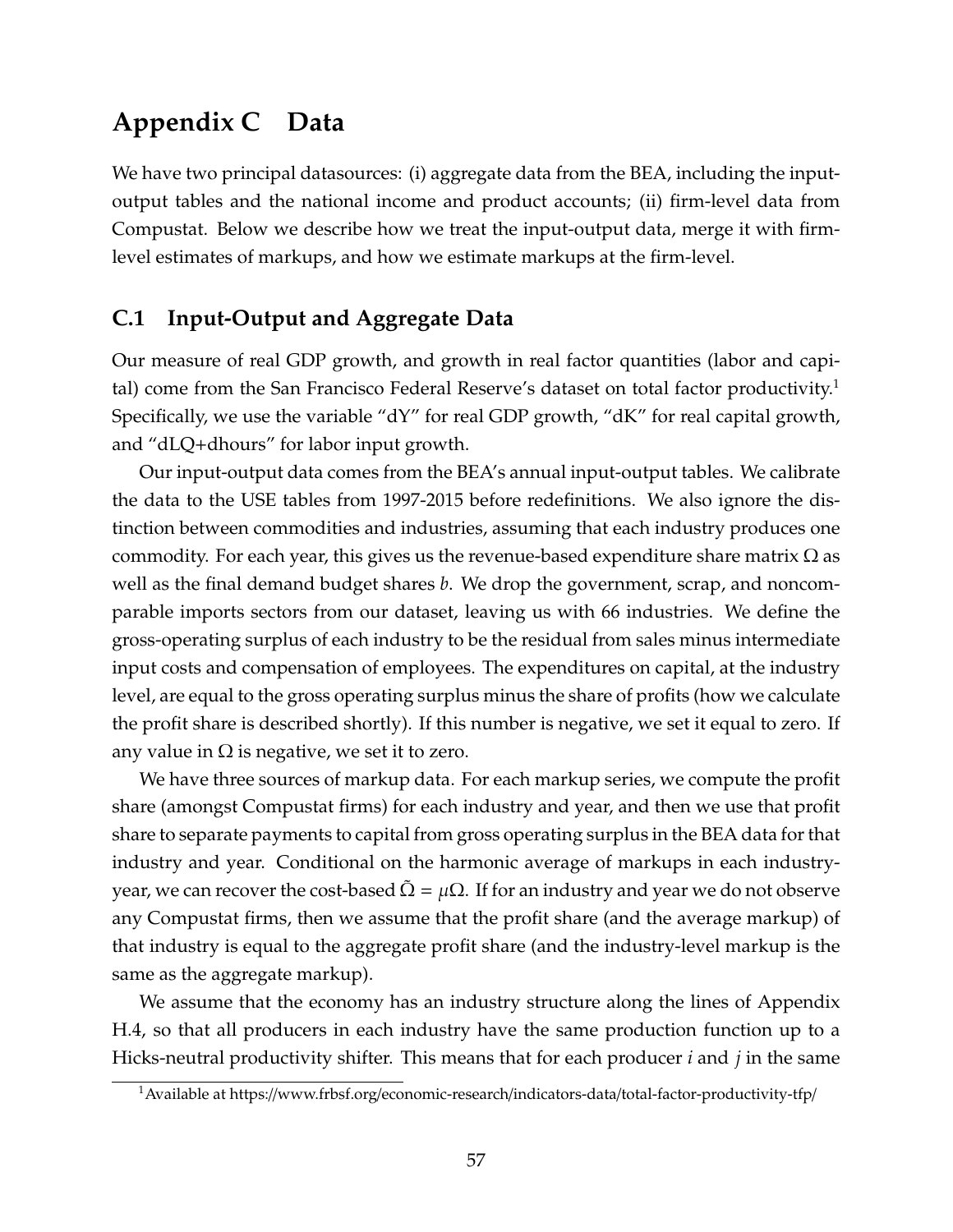# Appendix C Data

We have two principal datasources: (i) aggregate data from the BEA, including the input-output tables and the national income and product accounts; (ii) firm-level data from Compustat. Below we describe how we treat the input-output data, merge it with firm-level estimates of markups, and how we estimate markups at the firm-level.

## C.1 Input-Output and Aggregate Data

Our measure of real GDP growth, and growth in real factor quantities (labor and capital) come from the San Francisco Federal Reserve's dataset on total factor productivity.[1] Specifically, we use the variable "dY" for real GDP growth, "dK" for real capital growth, and "dLQ+dhours" for labor input growth.

Our input-output data comes from the BEA's annual input-output tables. We calibrate the data to the USE tables from 1997-2015 before redefinitions. We also ignore the distinction between commodities and industries, assuming that each industry produces one commodity. For each year, this gives us the revenue-based expenditure share matrix $\Omega$ as well as the final demand budget shares $b$. We drop the government, scrap, and noncomparable imports sectors from our dataset, leaving us with 66 industries. We define the gross-operating surplus of each industry to be the residual from sales minus intermediate input costs and compensation of employees. The expenditures on capital, at the industry level, are equal to the gross operating surplus minus the share of profits (how we calculate the profit share is described shortly). If this number is negative, we set it equal to zero. If any value in $\Omega$ is negative, we set it to zero.

We have three sources of markup data. For each markup series, we compute the profit share (amongst Compustat firms) for each industry and year, and then we use that profit share to separate payments to capital from gross operating surplus in the BEA data for that industry and year. Conditional on the harmonic average of markups in each industry-year, we can recover the cost-based $\tilde{\Omega} = \mu\Omega$. If for an industry and year we do not observe any Compustat firms, then we assume that the profit share (and the average markup) of that industry is equal to the aggregate profit share (and the industry-level markup is the same as the aggregate markup).

We assume that the economy has an industry structure along the lines of Appendix H.4, so that all producers in each industry have the same production function up to a Hicks-neutral productivity shifter. This means that for each producer $i$ and $j$ in the same

[1] Available at https://www.frbsf.org/economic-research/indicators-data/total-factor-productivity-tfp/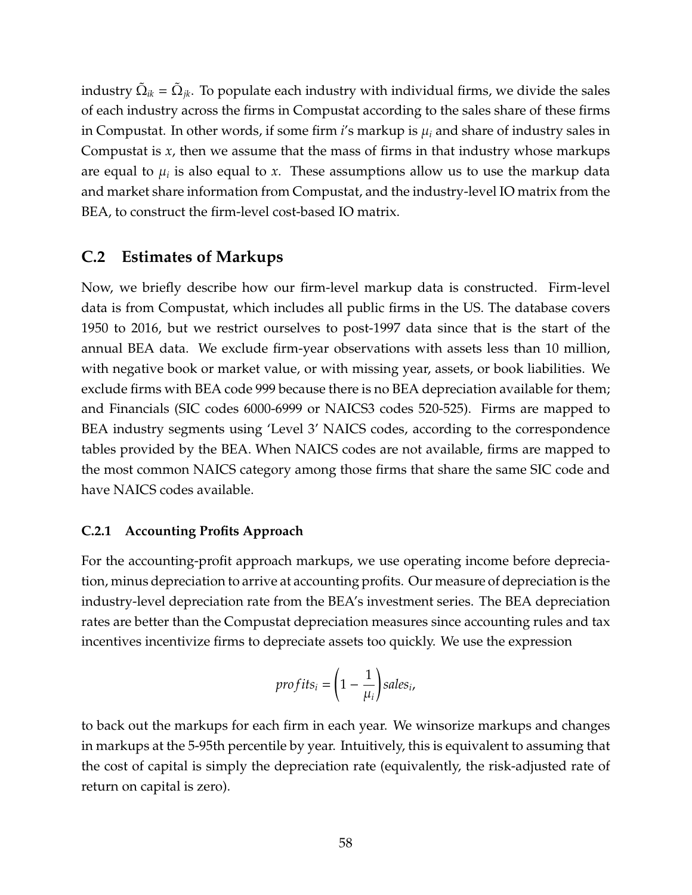industry $\tilde{\Omega}_{ik} = \tilde{\Omega}_{jk}$. To populate each industry with individual firms, we divide the sales of each industry across the firms in Compustat according to the sales share of these firms in Compustat. In other words, if some firm $i$'s markup is $\mu_i$ and share of industry sales in Compustat is $x$, then we assume that the mass of firms in that industry whose markups are equal to $\mu_i$ is also equal to $x$. These assumptions allow us to use the markup data and market share information from Compustat, and the industry-level IO matrix from the BEA, to construct the firm-level cost-based IO matrix.

## C.2 Estimates of Markups

Now, we briefly describe how our firm-level markup data is constructed. Firm-level data is from Compustat, which includes all public firms in the US. The database covers 1950 to 2016, but we restrict ourselves to post-1997 data since that is the start of the annual BEA data. We exclude firm-year observations with assets less than 10 million, with negative book or market value, or with missing year, assets, or book liabilities. We exclude firms with BEA code 999 because there is no BEA depreciation available for them; and Financials (SIC codes 6000-6999 or NAICS3 codes 520-525). Firms are mapped to BEA industry segments using 'Level 3' NAICS codes, according to the correspondence tables provided by the BEA. When NAICS codes are not available, firms are mapped to the most common NAICS category among those firms that share the same SIC code and have NAICS codes available.

### C.2.1 Accounting Profits Approach

For the accounting-profit approach markups, we use operating income before depreciation, minus depreciation to arrive at accounting profits. Our measure of depreciation is the industry-level depreciation rate from the BEA's investment series. The BEA depreciation rates are better than the Compustat depreciation measures since accounting rules and tax incentives incentivize firms to depreciate assets too quickly. We use the expression

$$profits_i = \left(1 - \frac{1}{\mu_i}\right) sales_i,$$

to back out the markups for each firm in each year. We winsorize markups and changes in markups at the 5-95th percentile by year. Intuitively, this is equivalent to assuming that the cost of capital is simply the depreciation rate (equivalently, the risk-adjusted rate of return on capital is zero).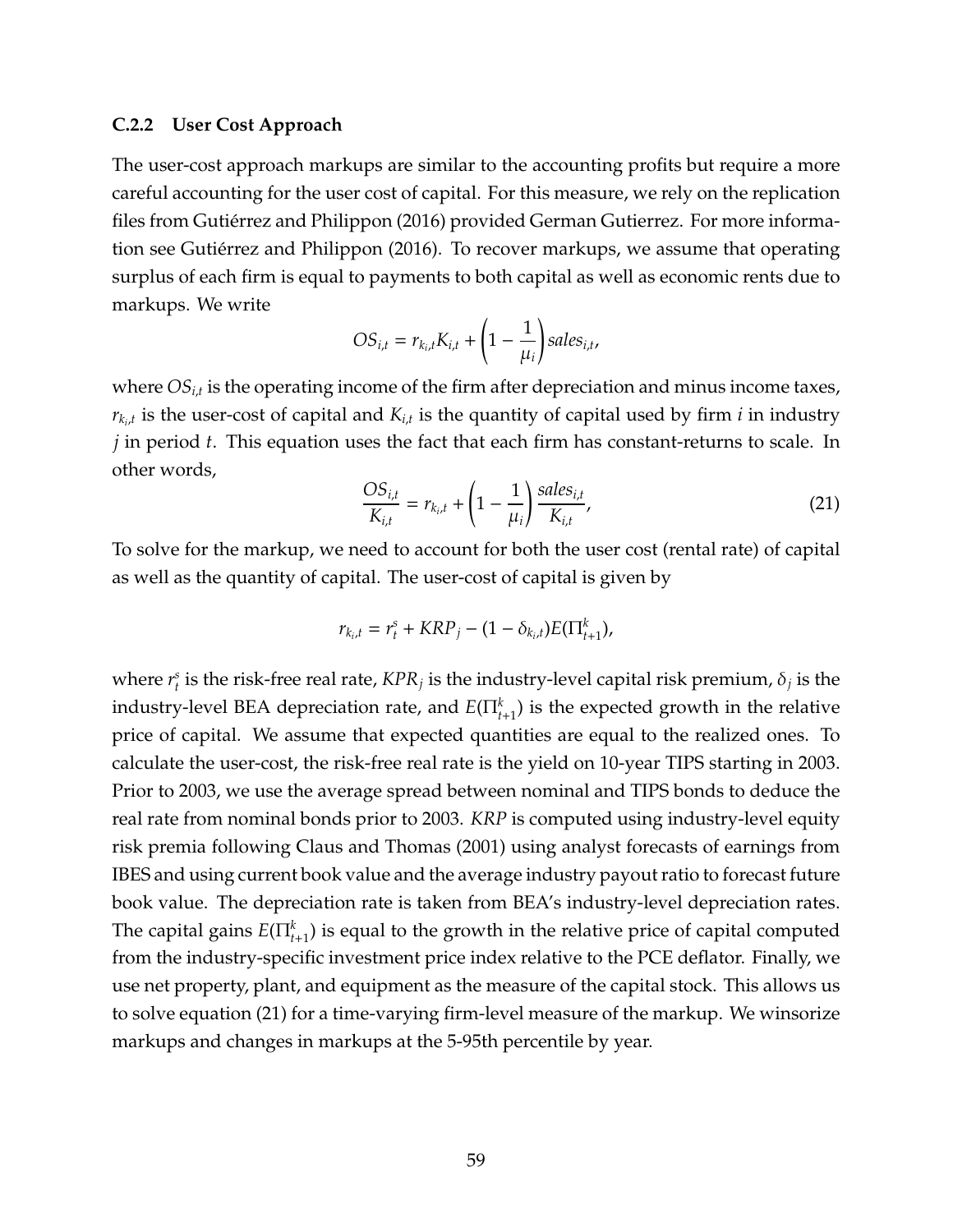### C.2.2 User Cost Approach

The user-cost approach markups are similar to the accounting profits but require a more careful accounting for the user cost of capital. For this measure, we rely on the replication files from Gutiérrez and Philippon (2016) provided German Gutierrez. For more information see Gutiérrez and Philippon (2016). To recover markups, we assume that operating surplus of each firm is equal to payments to both capital as well as economic rents due to markups. We write

$$OS_{i,t} = r_{k_i,t} K_{i,t} + \left(1 - \frac{1}{\mu_i}\right) sales_{i,t},$$

where $OS_{i,t}$ is the operating income of the firm after depreciation and minus income taxes, $r_{k_i,t}$ is the user-cost of capital and $K_{i,t}$ is the quantity of capital used by firm $i$ in industry $j$ in period $t$. This equation uses the fact that each firm has constant-returns to scale. In other words,

$$\frac{OS_{i,t}}{K_{i,t}} = r_{k_i,t} + \left(1 - \frac{1}{\mu_i}\right) \frac{sales_{i,t}}{K_{i,t}}, \tag{21}$$

To solve for the markup, we need to account for both the user cost (rental rate) of capital as well as the quantity of capital. The user-cost of capital is given by

$$r_{k_i,t} = r_t^s + KRP_j - (1 - \delta_{k_i,t}) E(\Pi_{t+1}^k),$$

where $r_t^s$ is the risk-free real rate, $KRP_j$ is the industry-level capital risk premium, $\delta_j$ is the industry-level BEA depreciation rate, and $E(\Pi_{t+1}^k)$ is the expected growth in the relative price of capital. We assume that expected quantities are equal to the realized ones. To calculate the user-cost, the risk-free real rate is the yield on 10-year TIPS starting in 2003. Prior to 2003, we use the average spread between nominal and TIPS bonds to deduce the real rate from nominal bonds prior to 2003. *KRP* is computed using industry-level equity risk premia following Claus and Thomas (2001) using analyst forecasts of earnings from IBES and using current book value and the average industry payout ratio to forecast future book value. The depreciation rate is taken from BEA's industry-level depreciation rates. The capital gains $E(\Pi_{t+1}^k)$ is equal to the growth in the relative price of capital computed from the industry-specific investment price index relative to the PCE deflator. Finally, we use net property, plant, and equipment as the measure of the capital stock. This allows us to solve equation (21) for a time-varying firm-level measure of the markup. We winsorize markups and changes in markups at the 5-95th percentile by year.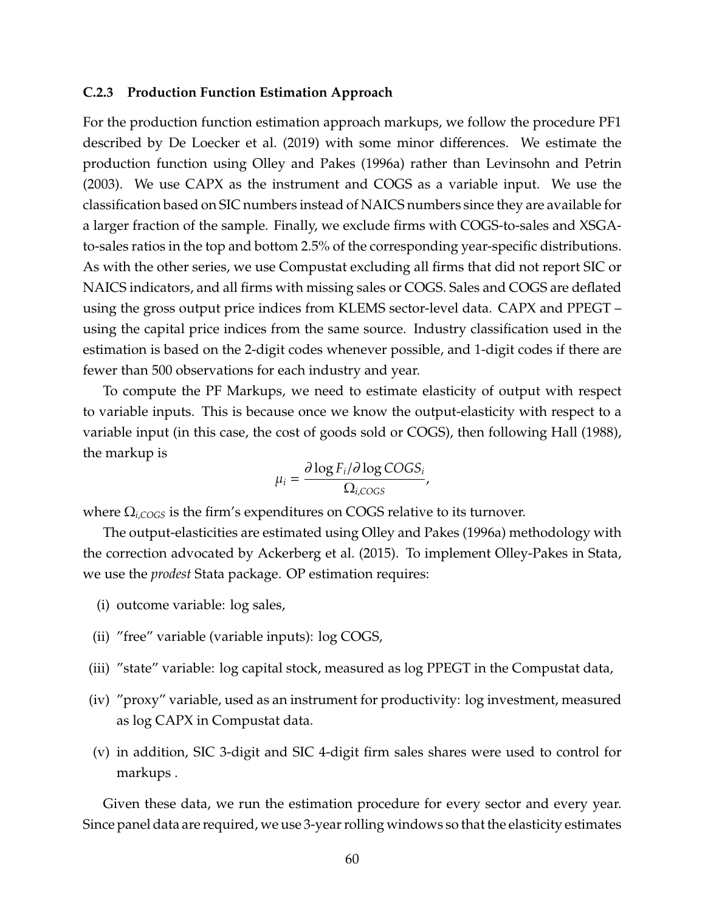### C.2.3 Production Function Estimation Approach

For the production function estimation approach markups, we follow the procedure PF1 described by De Loecker et al. (2019) with some minor differences. We estimate the production function using Olley and Pakes (1996a) rather than Levinsohn and Petrin (2003). We use CAPX as the instrument and COGS as a variable input. We use the classification based on SIC numbers instead of NAICS numbers since they are available for a larger fraction of the sample. Finally, we exclude firms with COGS-to-sales and XSGA-to-sales ratios in the top and bottom 2.5% of the corresponding year-specific distributions. As with the other series, we use Compustat excluding all firms that did not report SIC or NAICS indicators, and all firms with missing sales or COGS. Sales and COGS are deflated using the gross output price indices from KLEMS sector-level data. CAPX and PPEGT – using the capital price indices from the same source. Industry classification used in the estimation is based on the 2-digit codes whenever possible, and 1-digit codes if there are fewer than 500 observations for each industry and year.

To compute the PF Markups, we need to estimate elasticity of output with respect to variable inputs. This is because once we know the output-elasticity with respect to a variable input (in this case, the cost of goods sold or COGS), then following Hall (1988), the markup is

$$\mu_i = \frac{\partial \log F_i / \partial \log COGS_i}{\Omega_{i,COGS}},$$

where $\Omega_{i,COGS}$ is the firm's expenditures on COGS relative to its turnover.

The output-elasticities are estimated using Olley and Pakes (1996a) methodology with the correction advocated by Ackerberg et al. (2015). To implement Olley-Pakes in Stata, we use the *prodest* Stata package. OP estimation requires:

(i) outcome variable: log sales,

(ii) "free" variable (variable inputs): log COGS,

(iii) "state" variable: log capital stock, measured as log PPEGT in the Compustat data,

(iv) "proxy" variable, used as an instrument for productivity: log investment, measured as log CAPX in Compustat data.

(v) in addition, SIC 3-digit and SIC 4-digit firm sales shares were used to control for markups .

Given these data, we run the estimation procedure for every sector and every year. Since panel data are required, we use 3-year rolling windows so that the elasticity estimates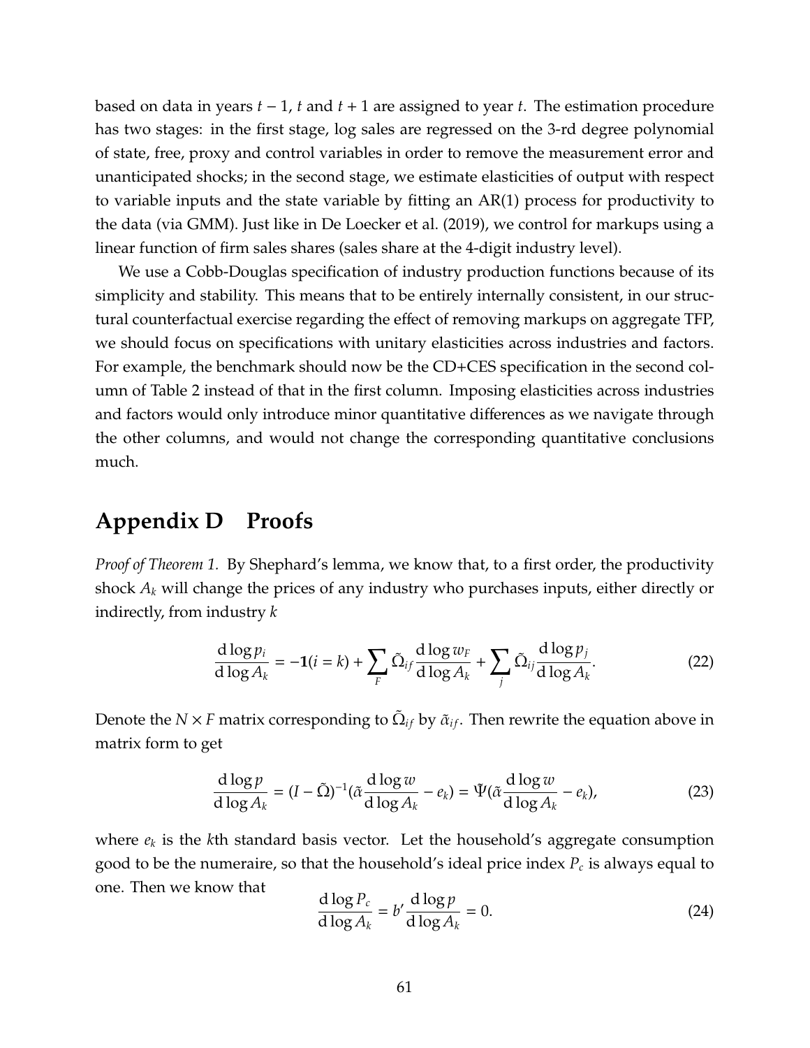based on data in years $t-1$, $t$ and $t+1$ are assigned to year $t$. The estimation procedure has two stages: in the first stage, log sales are regressed on the 3-rd degree polynomial of state, free, proxy and control variables in order to remove the measurement error and unanticipated shocks; in the second stage, we estimate elasticities of output with respect to variable inputs and the state variable by fitting an AR(1) process for productivity to the data (via GMM). Just like in De Loecker et al. (2019), we control for markups using a linear function of firm sales shares (sales share at the 4-digit industry level).

We use a Cobb-Douglas specification of industry production functions because of its simplicity and stability. This means that to be entirely internally consistent, in our structural counterfactual exercise regarding the effect of removing markups on aggregate TFP, we should focus on specifications with unitary elasticities across industries and factors. For example, the benchmark should now be the CD+CES specification in the second column of Table 2 instead of that in the first column. Imposing elasticities across industries and factors would only introduce minor quantitative differences as we navigate through the other columns, and would not change the corresponding quantitative conclusions much.

# Appendix D Proofs

*Proof of Theorem 1.* By Shephard's lemma, we know that, to a first order, the productivity shock $A_k$ will change the prices of any industry who purchases inputs, either directly or indirectly, from industry $k$

$$\frac{\mathrm{d}\log p_i}{\mathrm{d}\log A_k} = -\mathbf{1}(i=k) + \sum_F \tilde{\Omega}_{if}\frac{\mathrm{d}\log w_F}{\mathrm{d}\log A_k} + \sum_j \tilde{\Omega}_{ij}\frac{\mathrm{d}\log p_j}{\mathrm{d}\log A_k}. \tag{22}$$

Denote the $N \times F$ matrix corresponding to $\tilde{\Omega}_{if}$ by $\tilde{\alpha}_{if}$. Then rewrite the equation above in matrix form to get

$$\frac{\mathrm{d}\log p}{\mathrm{d}\log A_k} = (I-\tilde{\Omega})^{-1}(\tilde{\alpha}\frac{\mathrm{d}\log w}{\mathrm{d}\log A_k} - e_k) = \tilde{\Psi}(\tilde{\alpha}\frac{\mathrm{d}\log w}{\mathrm{d}\log A_k} - e_k), \tag{23}$$

where $e_k$ is the $k$th standard basis vector. Let the household's aggregate consumption good to be the numeraire, so that the household's ideal price index $P_c$ is always equal to one. Then we know that

$$\frac{\mathrm{d}\log P_c}{\mathrm{d}\log A_k} = b'\frac{\mathrm{d}\log p}{\mathrm{d}\log A_k} = 0. \tag{24}$$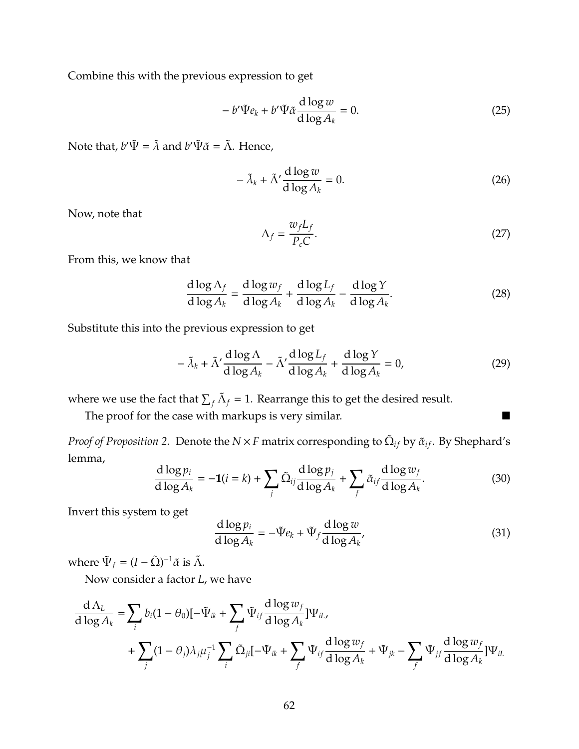Combine this with the previous expression to get

$$- b'\tilde{\Psi} e_k + b'\tilde{\Psi}\tilde{\alpha} \frac{\mathrm{d}\log w}{\mathrm{d}\log A_k} = 0. \tag{25}$$

Note that, $b'\tilde{\Psi} = \tilde{\lambda}$ and $b'\tilde{\Psi}\tilde{\alpha} = \tilde{\Lambda}$. Hence,

$$- \tilde{\lambda}_k + \tilde{\Lambda}' \frac{\mathrm{d}\log w}{\mathrm{d}\log A_k} = 0. \tag{26}$$

Now, note that

$$\Lambda_f = \frac{w_f L_f}{P_c C}. \tag{27}$$

From this, we know that

$$\frac{\mathrm{d}\log \Lambda_f}{\mathrm{d}\log A_k} = \frac{\mathrm{d}\log w_f}{\mathrm{d}\log A_k} + \frac{\mathrm{d}\log L_f}{\mathrm{d}\log A_k} - \frac{\mathrm{d}\log Y}{\mathrm{d}\log A_k}. \tag{28}$$

Substitute this into the previous expression to get

$$- \tilde{\lambda}_k + \tilde{\Lambda}' \frac{\mathrm{d}\log \Lambda}{\mathrm{d}\log A_k} - \tilde{\Lambda}' \frac{\mathrm{d}\log L_f}{\mathrm{d}\log A_k} + \frac{\mathrm{d}\log Y}{\mathrm{d}\log A_k} = 0, \tag{29}$$

where we use the fact that $\sum_f \tilde{\Lambda}_f = 1$. Rearrange this to get the desired result.

The proof for the case with markups is very similar. ■

*Proof of Proposition 2.* Denote the $N \times F$ matrix corresponding to $\tilde{\Omega}_{if}$ by $\tilde{\alpha}_{if}$. By Shephard's lemma,

$$\frac{\mathrm{d}\log p_i}{\mathrm{d}\log A_k} = -\mathbf{1}(i = k) + \sum_j \tilde{\Omega}_{ij} \frac{\mathrm{d}\log p_j}{\mathrm{d}\log A_k} + \sum_f \tilde{\alpha}_{if} \frac{\mathrm{d}\log w_f}{\mathrm{d}\log A_k}. \tag{30}$$

Invert this system to get

$$\frac{\mathrm{d}\log p_i}{\mathrm{d}\log A_k} = -\tilde{\Psi} e_k + \tilde{\Psi}_f \frac{\mathrm{d}\log w}{\mathrm{d}\log A_k}, \tag{31}$$

where $\tilde{\Psi}_f = (I - \tilde{\Omega})^{-1}\tilde{\alpha}$ is $\tilde{\Lambda}$.

Now consider a factor $L$, we have

$$\begin{aligned}
\frac{\mathrm{d}\,\Lambda_L}{\mathrm{d}\log A_k} =& \sum_i b_i (1 - \theta_0)[-\tilde{\Psi}_{ik} + \sum_f \tilde{\Psi}_{if} \frac{\mathrm{d}\log w_f}{\mathrm{d}\log A_k}]\Psi_{iL}, \\
&+ \sum_j (1 - \theta_j)\lambda_j \mu_j^{-1} \sum_i \tilde{\Omega}_{ji}[-\tilde{\Psi}_{ik} + \sum_f \tilde{\Psi}_{if} \frac{\mathrm{d}\log w_f}{\mathrm{d}\log A_k} + \tilde{\Psi}_{jk} - \sum_f \tilde{\Psi}_{jf} \frac{\mathrm{d}\log w_f}{\mathrm{d}\log A_k}]\Psi_{iL}
\end{aligned}$$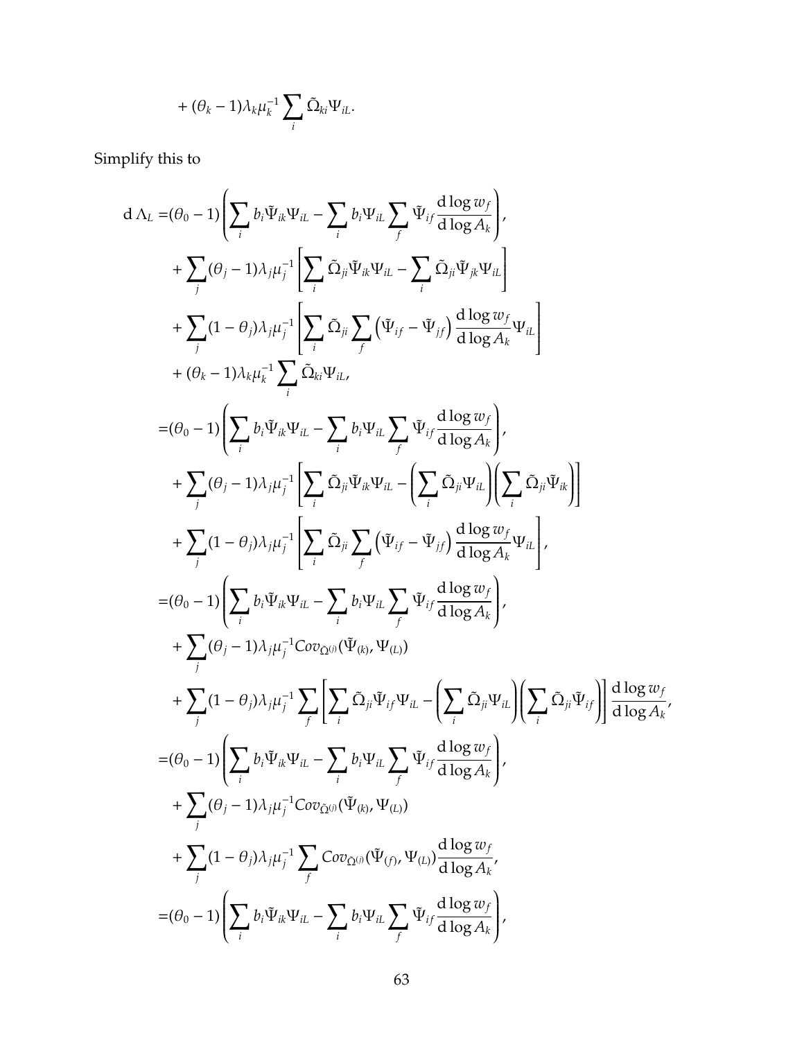$$+ (\theta_k - 1)\lambda_k \mu_k^{-1} \sum_i \tilde{\Omega}_{ki} \Psi_{iL}.$$

Simplify this to

$$
\begin{aligned}
\mathrm{d}\,\Lambda_L =& (\theta_0 - 1)\left( \sum_i b_i \tilde{\Psi}_{ik} \Psi_{iL} - \sum_i b_i \Psi_{iL} \sum_f \tilde{\Psi}_{if} \frac{\mathrm{d}\log w_f}{\mathrm{d}\log A_k} \right), \\
&+ \sum_j (\theta_j - 1)\lambda_j \mu_j^{-1} \left[ \sum_i \tilde{\Omega}_{ji} \tilde{\Psi}_{ik} \Psi_{iL} - \sum_i \tilde{\Omega}_{ji} \tilde{\Psi}_{jk} \Psi_{iL} \right] \\
&+ \sum_j (1 - \theta_j)\lambda_j \mu_j^{-1} \left[ \sum_i \tilde{\Omega}_{ji} \sum_f \left( \tilde{\Psi}_{if} - \tilde{\Psi}_{jf} \right) \frac{\mathrm{d}\log w_f}{\mathrm{d}\log A_k} \Psi_{iL} \right] \\
&+ (\theta_k - 1)\lambda_k \mu_k^{-1} \sum_i \tilde{\Omega}_{ki} \Psi_{iL}, \\
=& (\theta_0 - 1)\left( \sum_i b_i \tilde{\Psi}_{ik} \Psi_{iL} - \sum_i b_i \Psi_{iL} \sum_f \tilde{\Psi}_{if} \frac{\mathrm{d}\log w_f}{\mathrm{d}\log A_k} \right), \\
&+ \sum_j (\theta_j - 1)\lambda_j \mu_j^{-1} \left[ \sum_i \tilde{\Omega}_{ji} \tilde{\Psi}_{ik} \Psi_{iL} - \left( \sum_i \tilde{\Omega}_{ji} \Psi_{iL} \right) \left( \sum_i \tilde{\Omega}_{ji} \tilde{\Psi}_{ik} \right) \right] \\
&+ \sum_j (1 - \theta_j)\lambda_j \mu_j^{-1} \left[ \sum_i \tilde{\Omega}_{ji} \sum_f \left( \tilde{\Psi}_{if} - \tilde{\Psi}_{jf} \right) \frac{\mathrm{d}\log w_f}{\mathrm{d}\log A_k} \Psi_{iL} \right], \\
=& (\theta_0 - 1)\left( \sum_i b_i \tilde{\Psi}_{ik} \Psi_{iL} - \sum_i b_i \Psi_{iL} \sum_f \tilde{\Psi}_{if} \frac{\mathrm{d}\log w_f}{\mathrm{d}\log A_k} \right), \\
&+ \sum_j (\theta_j - 1)\lambda_j \mu_j^{-1} Cov_{\tilde{\Omega}^{(j)}}(\tilde{\Psi}_{(k)}, \Psi_{(L)}) \\
&+ \sum_j (1 - \theta_j)\lambda_j \mu_j^{-1} \sum_f \left[ \sum_i \tilde{\Omega}_{ji} \tilde{\Psi}_{if} \Psi_{iL} - \left( \sum_i \tilde{\Omega}_{ji} \Psi_{iL} \right) \left( \sum_i \tilde{\Omega}_{ji} \tilde{\Psi}_{if} \right) \right] \frac{\mathrm{d}\log w_f}{\mathrm{d}\log A_k}, \\
=& (\theta_0 - 1)\left( \sum_i b_i \tilde{\Psi}_{ik} \Psi_{iL} - \sum_i b_i \Psi_{iL} \sum_f \tilde{\Psi}_{if} \frac{\mathrm{d}\log w_f}{\mathrm{d}\log A_k} \right), \\
&+ \sum_j (\theta_j - 1)\lambda_j \mu_j^{-1} Cov_{\tilde{\Omega}^{(j)}}(\tilde{\Psi}_{(k)}, \Psi_{(L)}) \\
&+ \sum_j (1 - \theta_j)\lambda_j \mu_j^{-1} \sum_f Cov_{\tilde{\Omega}^{(j)}}(\tilde{\Psi}_{(f)}, \Psi_{(L)}) \frac{\mathrm{d}\log w_f}{\mathrm{d}\log A_k}, \\
=& (\theta_0 - 1)\left( \sum_i b_i \tilde{\Psi}_{ik} \Psi_{iL} - \sum_i b_i \Psi_{iL} \sum_f \tilde{\Psi}_{if} \frac{\mathrm{d}\log w_f}{\mathrm{d}\log A_k} \right),
\end{aligned}
$$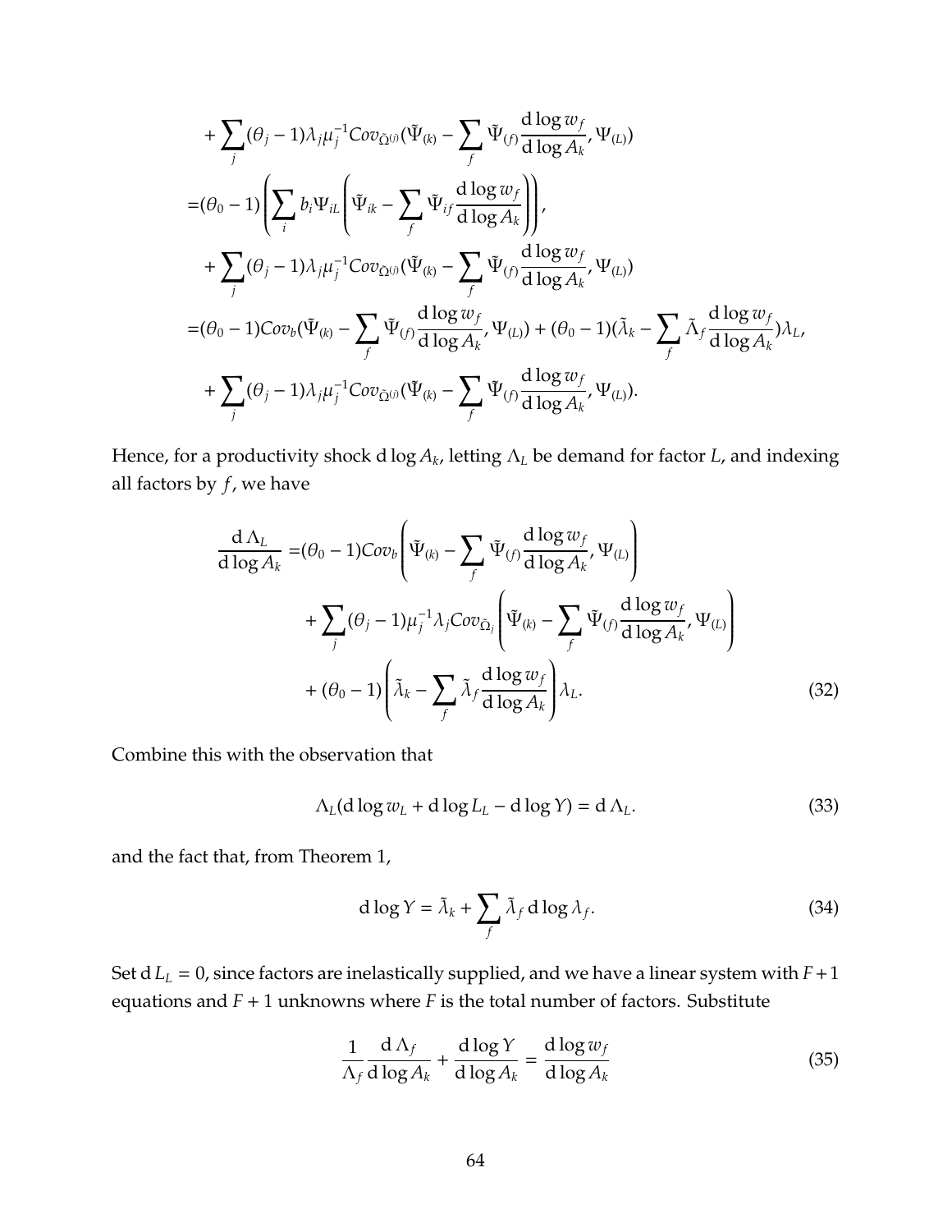$$
\begin{aligned}
&+ \sum_j (\theta_j - 1)\lambda_j \mu_j^{-1} Cov_{\tilde{\Omega}^{(j)}}(\tilde{\Psi}_{(k)} - \sum_f \tilde{\Psi}_{(f)} \frac{\mathrm{d}\log w_f}{\mathrm{d}\log A_k}, \Psi_{(L)}) \\
=& (\theta_0 - 1)\left( \sum_i b_i \Psi_{iL} \left( \tilde{\Psi}_{ik} - \sum_f \tilde{\Psi}_{if} \frac{\mathrm{d}\log w_f}{\mathrm{d}\log A_k} \right) \right), \\
&+ \sum_j (\theta_j - 1)\lambda_j \mu_j^{-1} Cov_{\tilde{\Omega}^{(j)}}(\tilde{\Psi}_{(k)} - \sum_f \tilde{\Psi}_{(f)} \frac{\mathrm{d}\log w_f}{\mathrm{d}\log A_k}, \Psi_{(L)}) \\
=& (\theta_0 - 1) Cov_b(\tilde{\Psi}_{(k)} - \sum_f \tilde{\Psi}_{(f)} \frac{\mathrm{d}\log w_f}{\mathrm{d}\log A_k}, \Psi_{(L)}) + (\theta_0 - 1)(\tilde{\lambda}_k - \sum_f \tilde{\Lambda}_f \frac{\mathrm{d}\log w_f}{\mathrm{d}\log A_k})\lambda_L, \\
&+ \sum_j (\theta_j - 1)\lambda_j \mu_j^{-1} Cov_{\tilde{\Omega}^{(j)}}(\tilde{\Psi}_{(k)} - \sum_f \Psi_{(f)} \frac{\mathrm{d}\log w_f}{\mathrm{d}\log A_k}, \Psi_{(L)}).
\end{aligned}
$$

Hence, for a productivity shock $\mathrm{d}\log A_k$, letting $\Lambda_L$ be demand for factor $L$, and indexing all factors by $f$, we have

$$
\begin{aligned}
\frac{\mathrm{d}\Lambda_L}{\mathrm{d}\log A_k} =& (\theta_0 - 1) Cov_b \left( \tilde{\Psi}_{(k)} - \sum_f \tilde{\Psi}_{(f)} \frac{\mathrm{d}\log w_f}{\mathrm{d}\log A_k}, \Psi_{(L)} \right) \\
&+ \sum_j (\theta_j - 1)\mu_j^{-1} \lambda_j Cov_{\tilde{\Omega}_j} \left( \tilde{\Psi}_{(k)} - \sum_f \tilde{\Psi}_{(f)} \frac{\mathrm{d}\log w_f}{\mathrm{d}\log A_k}, \Psi_{(L)} \right) \\
&+ (\theta_0 - 1) \left( \tilde{\lambda}_k - \sum_f \tilde{\Lambda}_f \frac{\mathrm{d}\log w_f}{\mathrm{d}\log A_k} \right) \lambda_L.
\end{aligned} \tag{32}
$$

Combine this with the observation that

$$
\Lambda_L(\mathrm{d}\log w_L + \mathrm{d}\log L_L - \mathrm{d}\log Y) = \mathrm{d}\Lambda_L. \tag{33}
$$

and the fact that, from Theorem 1,

$$
\mathrm{d}\log Y = \tilde{\lambda}_k + \sum_f \tilde{\Lambda}_f \,\mathrm{d}\log \lambda_f. \tag{34}
$$

Set $\mathrm{d}L_L = 0$, since factors are inelastically supplied, and we have a linear system with $F+1$ equations and $F+1$ unknowns where $F$ is the total number of factors. Substitute

$$
\frac{1}{\Lambda_f}\frac{\mathrm{d}\Lambda_f}{\mathrm{d}\log A_k} + \frac{\mathrm{d}\log Y}{\mathrm{d}\log A_k} = \frac{\mathrm{d}\log w_f}{\mathrm{d}\log A_k} \tag{35}
$$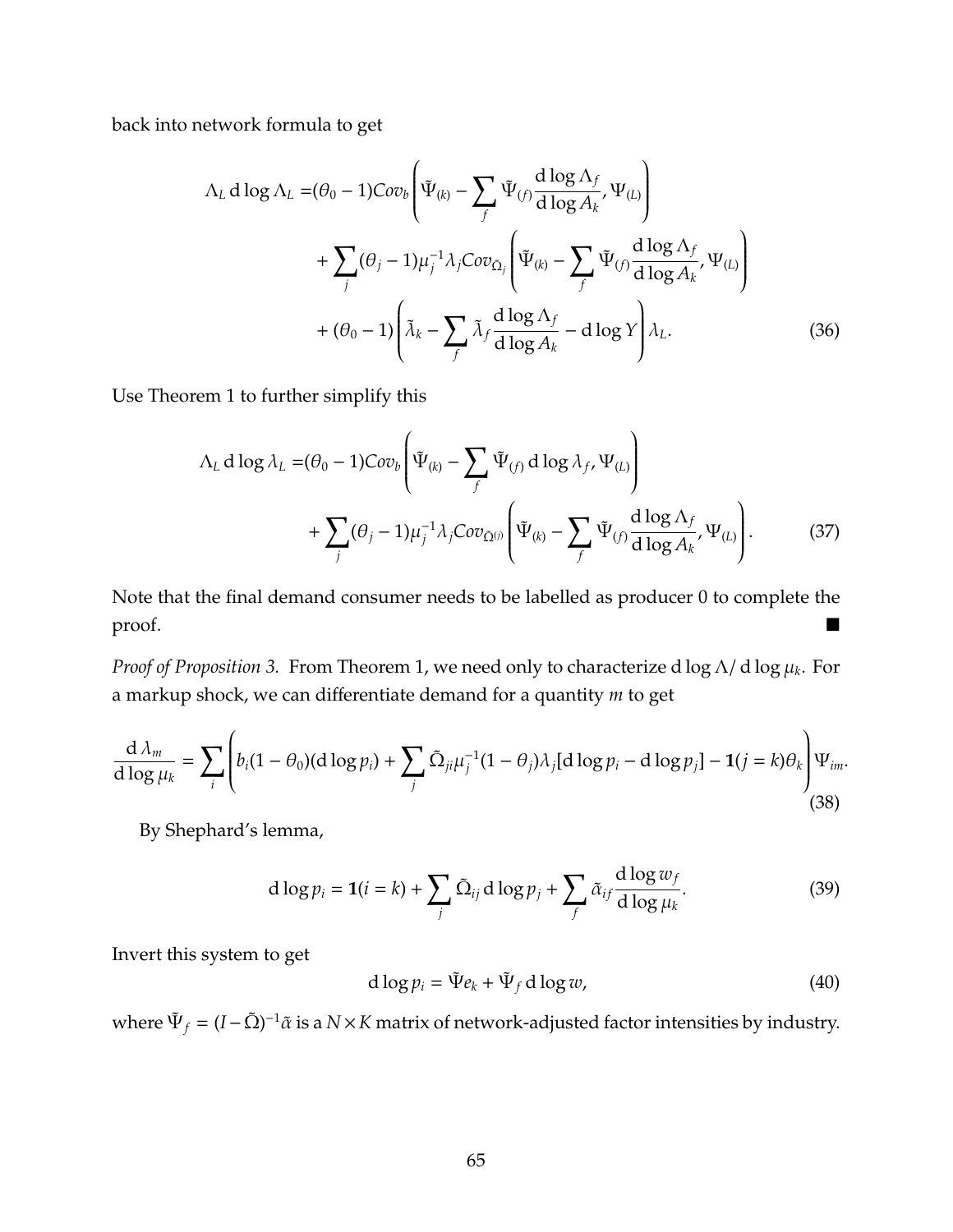back into network formula to get

$$
\begin{aligned}
\Lambda_L \, \mathrm{d}\log \Lambda_L =& (\theta_0 - 1) Cov_b \left( \tilde{\Psi}_{(k)} - \sum_f \tilde{\Psi}_{(f)} \frac{\mathrm{d}\log \Lambda_f}{\mathrm{d}\log A_k}, \Psi_{(L)} \right) \\
&+ \sum_j (\theta_j - 1) \mu_j^{-1} \lambda_j Cov_{\tilde{\Omega}_j} \left( \tilde{\Psi}_{(k)} - \sum_f \tilde{\Psi}_{(f)} \frac{\mathrm{d}\log \Lambda_f}{\mathrm{d}\log A_k}, \Psi_{(L)} \right) \\
&+ (\theta_0 - 1) \left( \tilde{\lambda}_k - \sum_f \tilde{\lambda}_f \frac{\mathrm{d}\log \Lambda_f}{\mathrm{d}\log A_k} - \mathrm{d}\log Y \right) \lambda_L.
\end{aligned}
\tag{36}
$$

Use Theorem 1 to further simplify this

$$
\begin{aligned}
\Lambda_L \, \mathrm{d}\log \lambda_L =& (\theta_0 - 1) Cov_b \left( \tilde{\Psi}_{(k)} - \sum_f \tilde{\Psi}_{(f)} \, \mathrm{d}\log \lambda_f, \Psi_{(L)} \right) \\
&+ \sum_j (\theta_j - 1) \mu_j^{-1} \lambda_j Cov_{\tilde{\Omega}^{(j)}} \left( \tilde{\Psi}_{(k)} - \sum_f \tilde{\Psi}_{(f)} \frac{\mathrm{d}\log \Lambda_f}{\mathrm{d}\log A_k}, \Psi_{(L)} \right).
\end{aligned}
\tag{37}
$$

Note that the final demand consumer needs to be labelled as producer 0 to complete the proof. ∎

*Proof of Proposition 3.* From Theorem 1, we need only to characterize $\mathrm{d}\log \Lambda / \mathrm{d}\log \mu_k$. For a markup shock, we can differentiate demand for a quantity $m$ to get

$$
\frac{\mathrm{d}\,\lambda_m}{\mathrm{d}\log \mu_k} = \sum_i \left( b_i (1 - \theta_0)(\mathrm{d}\log p_i) + \sum_j \tilde{\Omega}_{ji} \mu_j^{-1} (1 - \theta_j) \lambda_j [\mathrm{d}\log p_i - \mathrm{d}\log p_j] - \mathbf{1}(j = k)\theta_k \right) \Psi_{im}.
\tag{38}
$$

By Shephard's lemma,

$$
\mathrm{d}\log p_i = \mathbf{1}(i = k) + \sum_j \tilde{\Omega}_{ij} \, \mathrm{d}\log p_j + \sum_f \tilde{\alpha}_{if} \frac{\mathrm{d}\log w_f}{\mathrm{d}\log \mu_k}.
\tag{39}
$$

Invert this system to get

$$
\mathrm{d}\log p_i = \tilde{\Psi} e_k + \tilde{\Psi}_f \, \mathrm{d}\log w,
\tag{40}
$$

where $\tilde{\Psi}_f = (I - \tilde{\Omega})^{-1} \tilde{\alpha}$ is a $N \times K$ matrix of network-adjusted factor intensities by industry.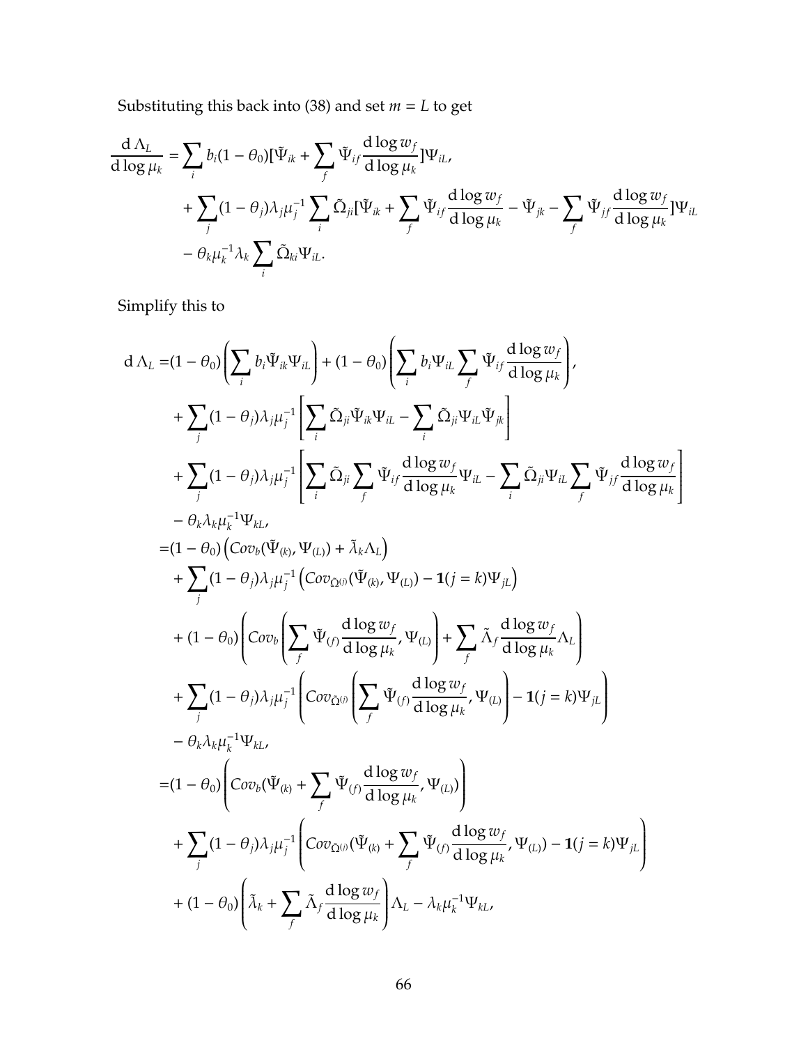Substituting this back into (38) and set $m = L$ to get

$$
\begin{aligned}
\frac{\mathrm{d}\,\Lambda_L}{\mathrm{d}\log\mu_k} =& \sum_i b_i(1-\theta_0)[\tilde{\Psi}_{ik} + \sum_f \tilde{\Psi}_{if}\frac{\mathrm{d}\log w_f}{\mathrm{d}\log\mu_k}]\Psi_{iL}, \\
&+ \sum_j (1-\theta_j)\lambda_j\mu_j^{-1}\sum_i \tilde{\Omega}_{ji}[\tilde{\Psi}_{ik} + \sum_f \tilde{\Psi}_{if}\frac{\mathrm{d}\log w_f}{\mathrm{d}\log\mu_k} - \tilde{\Psi}_{jk} - \sum_f \tilde{\Psi}_{jf}\frac{\mathrm{d}\log w_f}{\mathrm{d}\log\mu_k}]\Psi_{iL} \\
&- \theta_k\mu_k^{-1}\lambda_k\sum_i \tilde{\Omega}_{ki}\Psi_{iL}.
\end{aligned}
$$

Simplify this to

$$
\begin{aligned}
\mathrm{d}\,\Lambda_L =& (1-\theta_0)\left(\sum_i b_i\tilde{\Psi}_{ik}\Psi_{iL}\right) + (1-\theta_0)\left(\sum_i b_i\Psi_{iL}\sum_f \tilde{\Psi}_{if}\frac{\mathrm{d}\log w_f}{\mathrm{d}\log\mu_k}\right), \\
&+ \sum_j (1-\theta_j)\lambda_j\mu_j^{-1}\left[\sum_i \tilde{\Omega}_{ji}\tilde{\Psi}_{ik}\Psi_{iL} - \sum_i \tilde{\Omega}_{ji}\Psi_{iL}\tilde{\Psi}_{jk}\right] \\
&+ \sum_j (1-\theta_j)\lambda_j\mu_j^{-1}\left[\sum_i \tilde{\Omega}_{ji}\sum_f \tilde{\Psi}_{if}\frac{\mathrm{d}\log w_f}{\mathrm{d}\log\mu_k}\Psi_{iL} - \sum_i \tilde{\Omega}_{ji}\Psi_{iL}\sum_f \tilde{\Psi}_{jf}\frac{\mathrm{d}\log w_f}{\mathrm{d}\log\mu_k}\right] \\
&- \theta_k\lambda_k\mu_k^{-1}\Psi_{kL}, \\
=& (1-\theta_0)\left(Cov_b(\tilde{\Psi}_{(k)}, \Psi_{(L)}) + \tilde{\lambda}_k\Lambda_L\right) \\
&+ \sum_j (1-\theta_j)\lambda_j\mu_j^{-1}\left(Cov_{\tilde{\Omega}^{(j)}}(\tilde{\Psi}_{(k)}, \Psi_{(L)}) - \mathbf{1}(j=k)\Psi_{jL}\right) \\
&+ (1-\theta_0)\left(Cov_b\left(\sum_f \tilde{\Psi}_{(f)}\frac{\mathrm{d}\log w_f}{\mathrm{d}\log\mu_k}, \Psi_{(L)}\right) + \sum_f \tilde{\Lambda}_f\frac{\mathrm{d}\log w_f}{\mathrm{d}\log\mu_k}\Lambda_L\right) \\
&+ \sum_j (1-\theta_j)\lambda_j\mu_j^{-1}\left(Cov_{\tilde{\Omega}^{(j)}}\left(\sum_f \tilde{\Psi}_{(f)}\frac{\mathrm{d}\log w_f}{\mathrm{d}\log\mu_k}, \Psi_{(L)}\right) - \mathbf{1}(j=k)\Psi_{jL}\right) \\
&- \theta_k\lambda_k\mu_k^{-1}\Psi_{kL}, \\
=& (1-\theta_0)\left(Cov_b(\tilde{\Psi}_{(k)} + \sum_f \tilde{\Psi}_{(f)}\frac{\mathrm{d}\log w_f}{\mathrm{d}\log\mu_k}, \Psi_{(L)})\right) \\
&+ \sum_j (1-\theta_j)\lambda_j\mu_j^{-1}\left(Cov_{\tilde{\Omega}^{(j)}}(\tilde{\Psi}_{(k)} + \sum_f \tilde{\Psi}_{(f)}\frac{\mathrm{d}\log w_f}{\mathrm{d}\log\mu_k}, \Psi_{(L)}) - \mathbf{1}(j=k)\Psi_{jL}\right) \\
&+ (1-\theta_0)\left(\tilde{\lambda}_k + \sum_f \tilde{\Lambda}_f\frac{\mathrm{d}\log w_f}{\mathrm{d}\log\mu_k}\right)\Lambda_L - \lambda_k\mu_k^{-1}\Psi_{kL},
\end{aligned}
$$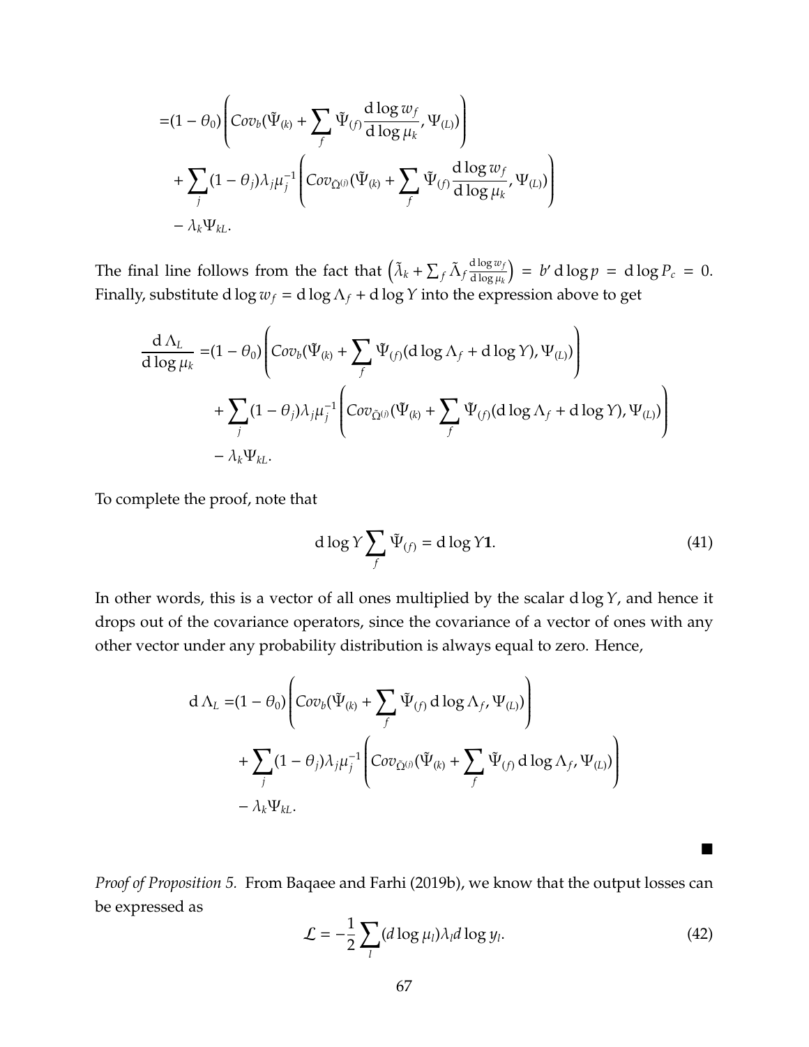$$
\begin{aligned}
=&(1-\theta_0)\left(Cov_b(\tilde{\Psi}_{(k)}+\sum_f \tilde{\Psi}_{(f)}\frac{\mathrm{d}\log w_f}{\mathrm{d}\log \mu_k},\Psi_{(L)})\right)\\
&+\sum_j (1-\theta_j)\lambda_j \mu_j^{-1}\left(Cov_{\tilde{\Omega}^{(j)}}(\tilde{\Psi}_{(k)}+\sum_f \tilde{\Psi}_{(f)}\frac{\mathrm{d}\log w_f}{\mathrm{d}\log \mu_k},\Psi_{(L)})\right)\\
&-\lambda_k \Psi_{kL}.
\end{aligned}
$$

The final line follows from the fact that $\left(\tilde{\lambda}_k+\sum_f \tilde{\Lambda}_f \frac{\mathrm{d}\log w_f}{\mathrm{d}\log \mu_k}\right)=b'\,\mathrm{d}\log p=\mathrm{d}\log P_c=0$. Finally, substitute $\mathrm{d}\log w_f=\mathrm{d}\log \Lambda_f+\mathrm{d}\log Y$ into the expression above to get

$$
\begin{aligned}
\frac{\mathrm{d}\Lambda_L}{\mathrm{d}\log \mu_k}=&(1-\theta_0)\left(Cov_b(\tilde{\Psi}_{(k)}+\sum_f \tilde{\Psi}_{(f)}(\mathrm{d}\log \Lambda_f+\mathrm{d}\log Y),\Psi_{(L)})\right)\\
&+\sum_j (1-\theta_j)\lambda_j \mu_j^{-1}\left(Cov_{\tilde{\Omega}^{(j)}}(\tilde{\Psi}_{(k)}+\sum_f \tilde{\Psi}_{(f)}(\mathrm{d}\log \Lambda_f+\mathrm{d}\log Y),\Psi_{(L)})\right)\\
&-\lambda_k \Psi_{kL}.
\end{aligned}
$$

To complete the proof, note that

$$
\mathrm{d}\log Y\sum_f \tilde{\Psi}_{(f)}=\mathrm{d}\log Y\mathbf{1}. \tag{41}
$$

In other words, this is a vector of all ones multiplied by the scalar $\mathrm{d}\log Y$, and hence it drops out of the covariance operators, since the covariance of a vector of ones with any other vector under any probability distribution is always equal to zero. Hence,

$$
\begin{aligned}
\mathrm{d}\Lambda_L=&(1-\theta_0)\left(Cov_b(\tilde{\Psi}_{(k)}+\sum_f \tilde{\Psi}_{(f)}\,\mathrm{d}\log \Lambda_f,\Psi_{(L)})\right)\\
&+\sum_j (1-\theta_j)\lambda_j \mu_j^{-1}\left(Cov_{\tilde{\Omega}^{(j)}}(\tilde{\Psi}_{(k)}+\sum_f \tilde{\Psi}_{(f)}\,\mathrm{d}\log \Lambda_f,\Psi_{(L)})\right)\\
&-\lambda_k \Psi_{kL}.
\end{aligned}
$$

■

*Proof of Proposition 5.* From Baqaee and Farhi (2019b), we know that the output losses can be expressed as

$$
\mathcal{L}=-\frac{1}{2}\sum_l (d\log \mu_l)\lambda_l d\log y_l. \tag{42}
$$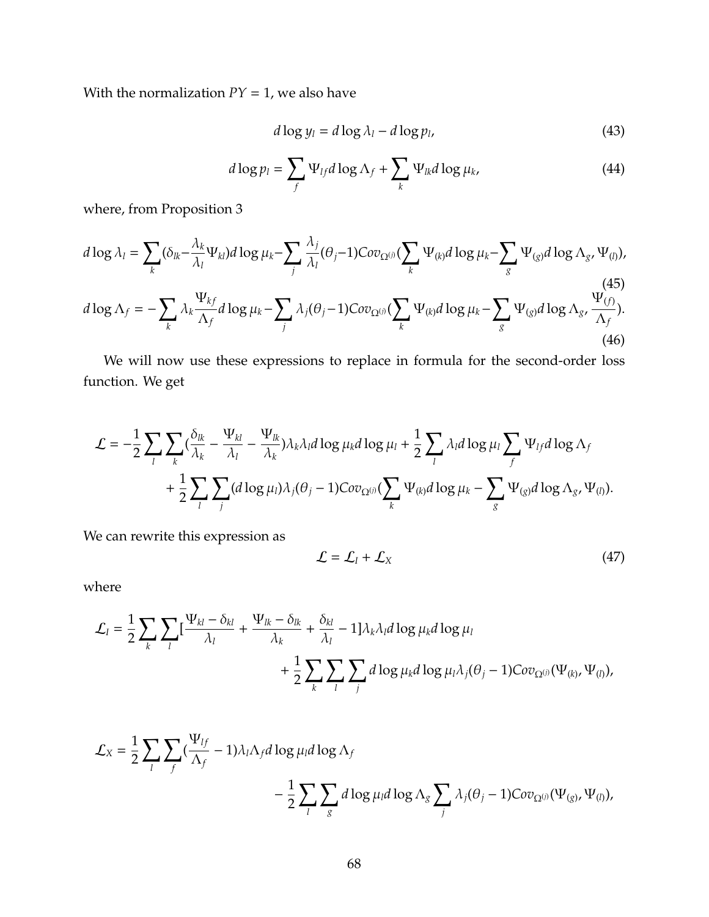With the normalization $PY = 1$, we also have

$$d\log y_l = d\log\lambda_l - d\log p_l, \tag{43}$$

$$d\log p_l = \sum_f \Psi_{lf} d\log\Lambda_f + \sum_k \Psi_{lk} d\log\mu_k, \tag{44}$$

where, from Proposition 3

$$d\log\lambda_l = \sum_k (\delta_{lk} - \frac{\lambda_k}{\lambda_l}\Psi_{kl}) d\log\mu_k - \sum_j \frac{\lambda_j}{\lambda_l}(\theta_j - 1) Cov_{\Omega^{(j)}}(\sum_k \Psi_{(k)} d\log\mu_k - \sum_g \Psi_{(g)} d\log\Lambda_g, \Psi_{(l)}), \tag{45}$$

$$d\log\Lambda_f = -\sum_k \lambda_k \frac{\Psi_{kf}}{\Lambda_f} d\log\mu_k - \sum_j \lambda_j(\theta_j - 1) Cov_{\Omega^{(j)}}(\sum_k \Psi_{(k)} d\log\mu_k - \sum_g \Psi_{(g)} d\log\Lambda_g, \frac{\Psi_{(f)}}{\Lambda_f}). \tag{46}$$

We will now use these expressions to replace in formula for the second-order loss function. We get

$$\begin{aligned}\mathcal{L} = &-\frac{1}{2}\sum_l \sum_k (\frac{\delta_{lk}}{\lambda_k} - \frac{\Psi_{kl}}{\lambda_l} - \frac{\Psi_{lk}}{\lambda_k})\lambda_k\lambda_l d\log\mu_k d\log\mu_l + \frac{1}{2}\sum_l \lambda_l d\log\mu_l \sum_f \Psi_{lf} d\log\Lambda_f \\ &+ \frac{1}{2}\sum_l \sum_j (d\log\mu_l)\lambda_j(\theta_j - 1) Cov_{\Omega^{(j)}}(\sum_k \Psi_{(k)} d\log\mu_k - \sum_g \Psi_{(g)} d\log\Lambda_g, \Psi_{(l)}).\end{aligned}$$

We can rewrite this expression as

$$\mathcal{L} = \mathcal{L}_I + \mathcal{L}_X \tag{47}$$

where

$$\begin{aligned}\mathcal{L}_I = \frac{1}{2}\sum_k \sum_l [\frac{\Psi_{kl} - \delta_{kl}}{\lambda_l} + \frac{\Psi_{lk} - \delta_{lk}}{\lambda_k} + \frac{\delta_{kl}}{\lambda_l} - 1]\lambda_k\lambda_l d\log\mu_k d\log\mu_l \\ + \frac{1}{2}\sum_k \sum_l \sum_j d\log\mu_k d\log\mu_l \lambda_j(\theta_j - 1) Cov_{\Omega^{(j)}}(\Psi_{(k)}, \Psi_{(l)}),\end{aligned}$$

$$\begin{aligned}\mathcal{L}_X = \frac{1}{2}\sum_l \sum_f (\frac{\Psi_{lf}}{\Lambda_f} - 1)\lambda_l\Lambda_f d\log\mu_l d\log\Lambda_f \\ - \frac{1}{2}\sum_l \sum_g d\log\mu_l d\log\Lambda_g \sum_j \lambda_j(\theta_j - 1) Cov_{\Omega^{(j)}}(\Psi_{(g)}, \Psi_{(l)}),\end{aligned}$$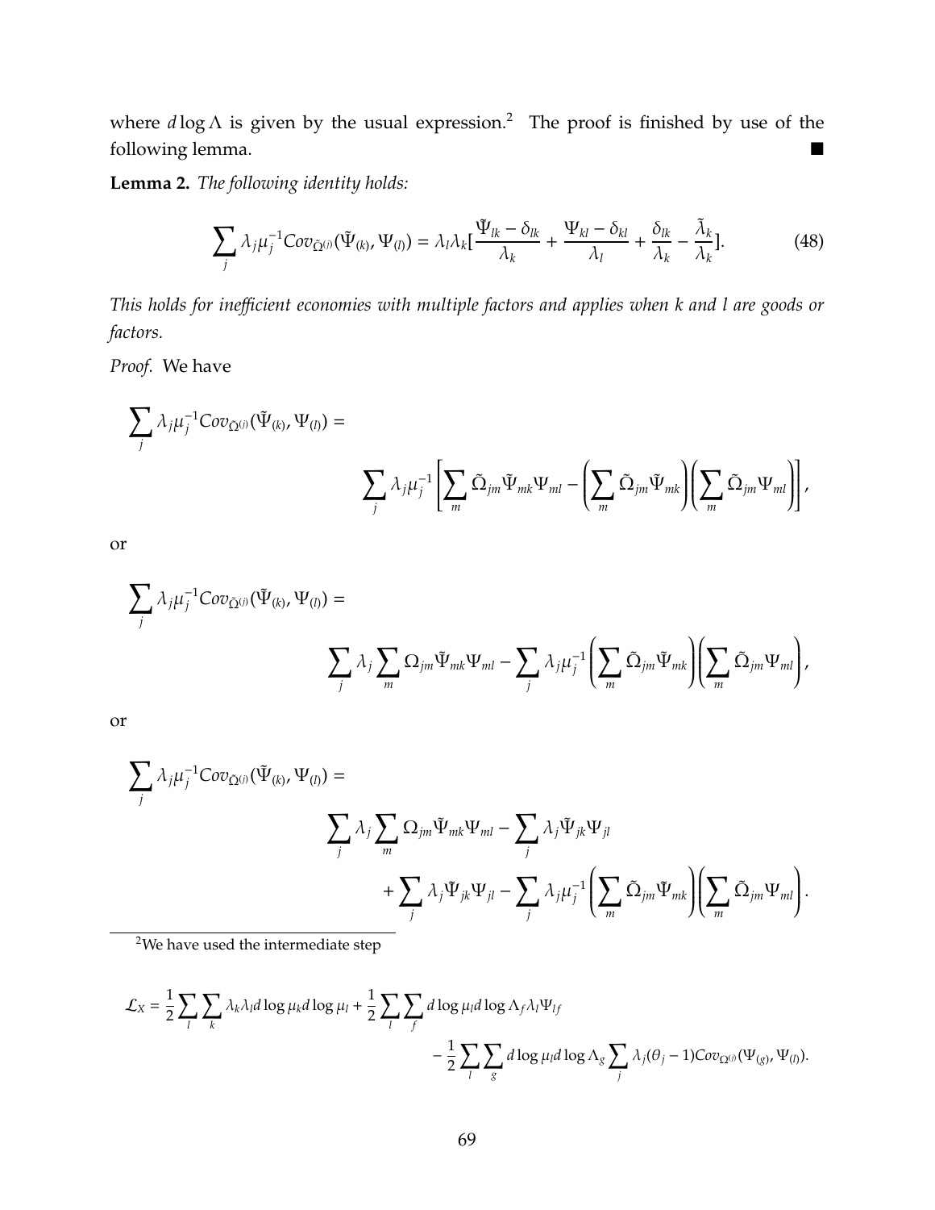where $d \log \Lambda$ is given by the usual expression.[2] The proof is finished by use of the following lemma. ■

**Lemma 2.** *The following identity holds:*

$$\sum_j \lambda_j \mu_j^{-1} Cov_{\tilde{\Omega}^{(j)}}(\tilde{\Psi}_{(k)}, \Psi_{(l)}) = \lambda_l \lambda_k [\frac{\tilde{\Psi}_{lk} - \delta_{lk}}{\lambda_k} + \frac{\Psi_{kl} - \delta_{kl}}{\lambda_l} + \frac{\delta_{lk}}{\lambda_k} - \frac{\tilde{\lambda}_k}{\lambda_k}]. \tag{48}$$

*This holds for inefficient economies with multiple factors and applies when k and l are goods or factors.*

*Proof.* We have

$$\sum_j \lambda_j \mu_j^{-1} Cov_{\tilde{\Omega}^{(j)}}(\tilde{\Psi}_{(k)}, \Psi_{(l)}) =$$

$$\sum_j \lambda_j \mu_j^{-1} \left[ \sum_m \tilde{\Omega}_{jm} \tilde{\Psi}_{mk} \Psi_{ml} - \left( \sum_m \tilde{\Omega}_{jm} \tilde{\Psi}_{mk} \right) \left( \sum_m \tilde{\Omega}_{jm} \Psi_{ml} \right) \right],$$

or

$$\sum_j \lambda_j \mu_j^{-1} Cov_{\tilde{\Omega}^{(j)}}(\tilde{\Psi}_{(k)}, \Psi_{(l)}) =$$

$$\sum_j \lambda_j \sum_m \Omega_{jm} \tilde{\Psi}_{mk} \Psi_{ml} - \sum_j \lambda_j \mu_j^{-1} \left( \sum_m \tilde{\Omega}_{jm} \tilde{\Psi}_{mk} \right) \left( \sum_m \tilde{\Omega}_{jm} \Psi_{ml} \right),$$

or

$$\sum_j \lambda_j \mu_j^{-1} Cov_{\tilde{\Omega}^{(j)}}(\tilde{\Psi}_{(k)}, \Psi_{(l)}) =$$

$$\sum_j \lambda_j \sum_m \Omega_{jm} \tilde{\Psi}_{mk} \Psi_{ml} - \sum_j \lambda_j \tilde{\Psi}_{jk} \Psi_{jl}$$

$$+ \sum_j \lambda_j \tilde{\Psi}_{jk} \Psi_{jl} - \sum_j \lambda_j \mu_j^{-1} \left( \sum_m \tilde{\Omega}_{jm} \tilde{\Psi}_{mk} \right) \left( \sum_m \tilde{\Omega}_{jm} \Psi_{ml} \right).$$

---

[2] We have used the intermediate step

$$\mathcal{L}_X = \frac{1}{2} \sum_l \sum_k \lambda_k \lambda_l d \log \mu_k d \log \mu_l + \frac{1}{2} \sum_l \sum_f d \log \mu_l d \log \Lambda_f \lambda_l \Psi_{lf}$$

$$- \frac{1}{2} \sum_l \sum_g d \log \mu_l d \log \Lambda_g \sum_j \lambda_j (\theta_j - 1) Cov_{\Omega^{(j)}}(\Psi_{(g)}, \Psi_{(l)}).$$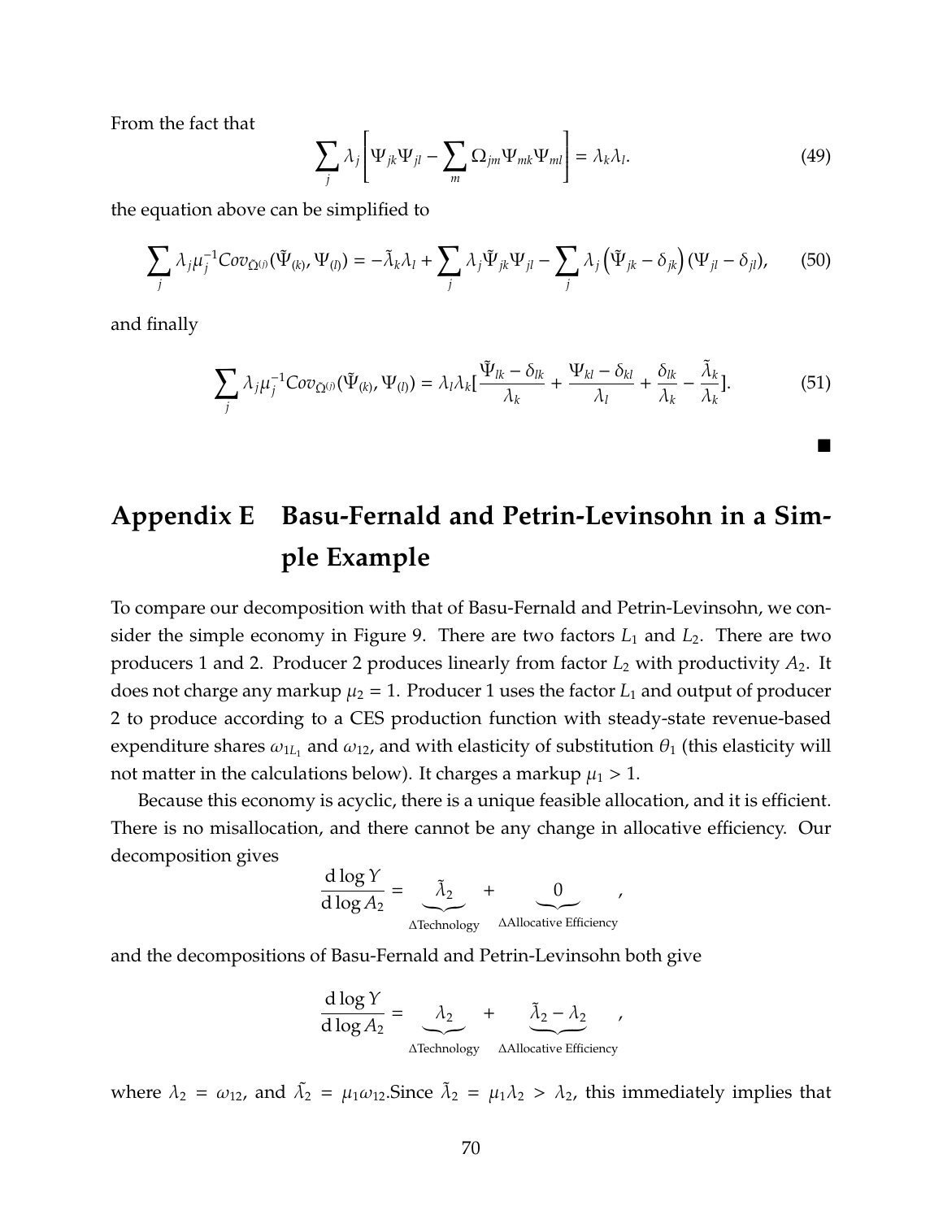From the fact that

$$\sum_j \lambda_j \left[ \Psi_{jk}\Psi_{jl} - \sum_m \Omega_{jm}\Psi_{mk}\Psi_{ml} \right] = \lambda_k \lambda_l. \tag{49}$$

the equation above can be simplified to

$$\sum_j \lambda_j \mu_j^{-1} Cov_{\tilde{\Omega}^{(j)}}(\tilde{\Psi}_{(k)}, \Psi_{(l)}) = -\tilde{\lambda}_k \lambda_l + \sum_j \lambda_j \tilde{\Psi}_{jk}\Psi_{jl} - \sum_j \lambda_j \left( \tilde{\Psi}_{jk} - \delta_{jk} \right)(\Psi_{jl} - \delta_{jl}), \tag{50}$$

and finally

$$\sum_j \lambda_j \mu_j^{-1} Cov_{\tilde{\Omega}^{(j)}}(\tilde{\Psi}_{(k)}, \Psi_{(l)}) = \lambda_l \lambda_k \left[ \frac{\tilde{\Psi}_{lk} - \delta_{lk}}{\lambda_k} + \frac{\Psi_{kl} - \delta_{kl}}{\lambda_l} + \frac{\delta_{lk}}{\lambda_k} - \frac{\tilde{\lambda}_k}{\lambda_k} \right]. \tag{51}$$

∎

# Appendix E Basu-Fernald and Petrin-Levinsohn in a Simple Example

To compare our decomposition with that of Basu-Fernald and Petrin-Levinsohn, we consider the simple economy in Figure 9. There are two factors $L_1$ and $L_2$. There are two producers 1 and 2. Producer 2 produces linearly from factor $L_2$ with productivity $A_2$. It does not charge any markup $\mu_2 = 1$. Producer 1 uses the factor $L_1$ and output of producer 2 to produce according to a CES production function with steady-state revenue-based expenditure shares $\omega_{1L_1}$ and $\omega_{12}$, and with elasticity of substitution $\theta_1$ (this elasticity will not matter in the calculations below). It charges a markup $\mu_1 > 1$.

Because this economy is acyclic, there is a unique feasible allocation, and it is efficient. There is no misallocation, and there cannot be any change in allocative efficiency. Our decomposition gives

$$\frac{\mathrm{d}\log Y}{\mathrm{d}\log A_2} = \underbrace{\tilde{\lambda}_2}_{\Delta\text{Technology}} + \underbrace{0}_{\Delta\text{Allocative Efficiency}},$$

and the decompositions of Basu-Fernald and Petrin-Levinsohn both give

$$\frac{\mathrm{d}\log Y}{\mathrm{d}\log A_2} = \underbrace{\lambda_2}_{\Delta\text{Technology}} + \underbrace{\tilde{\lambda}_2 - \lambda_2}_{\Delta\text{Allocative Efficiency}},$$

where $\lambda_2 = \omega_{12}$, and $\tilde{\lambda}_2 = \mu_1 \omega_{12}$.Since $\tilde{\lambda}_2 = \mu_1 \lambda_2 > \lambda_2$, this immediately implies that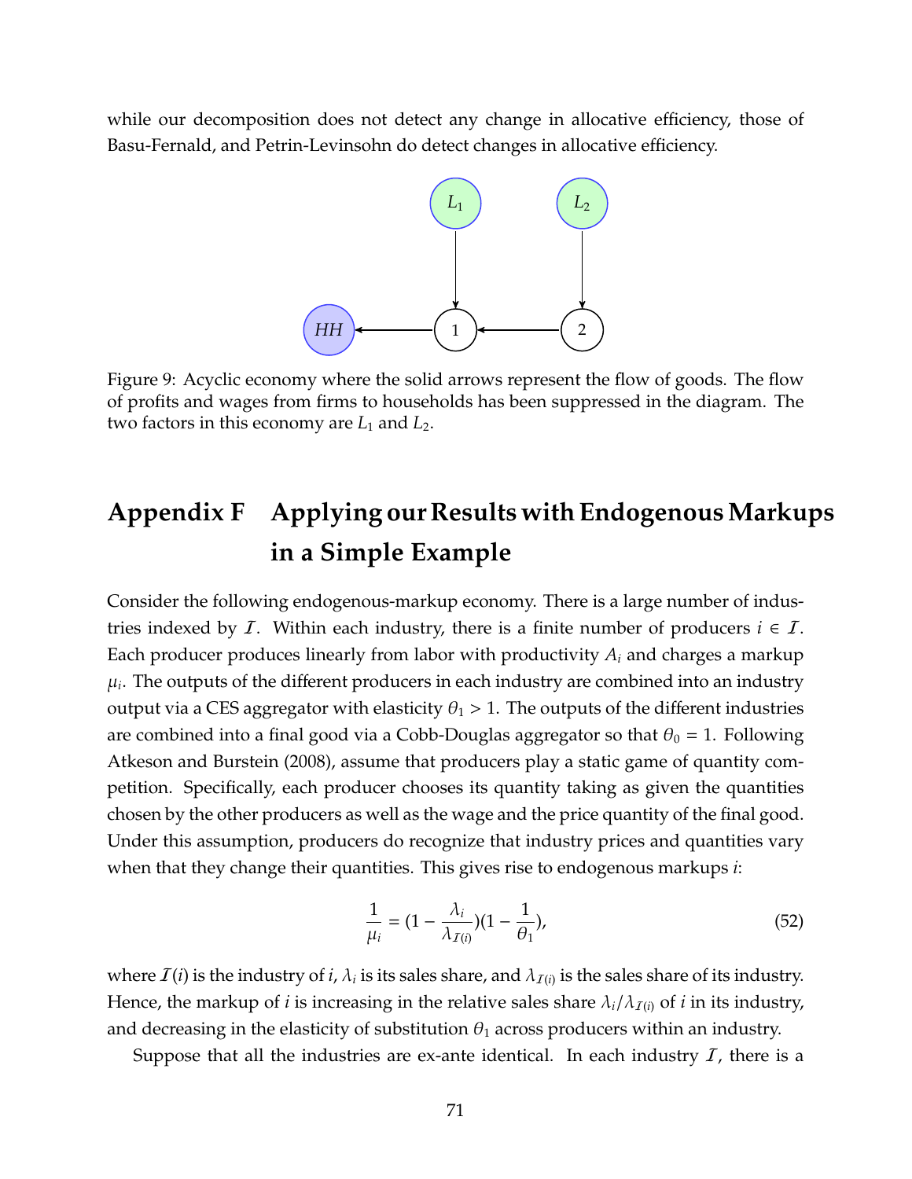while our decomposition does not detect any change in allocative efficiency, those of Basu-Fernald, and Petrin-Levinsohn do detect changes in allocative efficiency.

Figure 9: Acyclic economy where the solid arrows represent the flow of goods. The flow of profits and wages from firms to households has been suppressed in the diagram. The two factors in this economy are $L_1$ and $L_2$.

# Appendix F Applying our Results with Endogenous Markups in a Simple Example

Consider the following endogenous-markup economy. There is a large number of industries indexed by $\mathcal{I}$. Within each industry, there is a finite number of producers $i \in \mathcal{I}$. Each producer produces linearly from labor with productivity $A_i$ and charges a markup $\mu_i$. The outputs of the different producers in each industry are combined into an industry output via a CES aggregator with elasticity $\theta_1 > 1$. The outputs of the different industries are combined into a final good via a Cobb-Douglas aggregator so that $\theta_0 = 1$. Following Atkeson and Burstein (2008), assume that producers play a static game of quantity competition. Specifically, each producer chooses its quantity taking as given the quantities chosen by the other producers as well as the wage and the price quantity of the final good. Under this assumption, producers do recognize that industry prices and quantities vary when that they change their quantities. This gives rise to endogenous markups $i$:

$$\frac{1}{\mu_i} = (1 - \frac{\lambda_i}{\lambda_{\mathcal{I}(i)}})(1 - \frac{1}{\theta_1}), \tag{52}$$

where $\mathcal{I}(i)$ is the industry of $i$, $\lambda_i$ is its sales share, and $\lambda_{\mathcal{I}(i)}$ is the sales share of its industry. Hence, the markup of $i$ is increasing in the relative sales share $\lambda_i/\lambda_{\mathcal{I}(i)}$ of $i$ in its industry, and decreasing in the elasticity of substitution $\theta_1$ across producers within an industry.

Suppose that all the industries are ex-ante identical. In each industry $\mathcal{I}$, there is a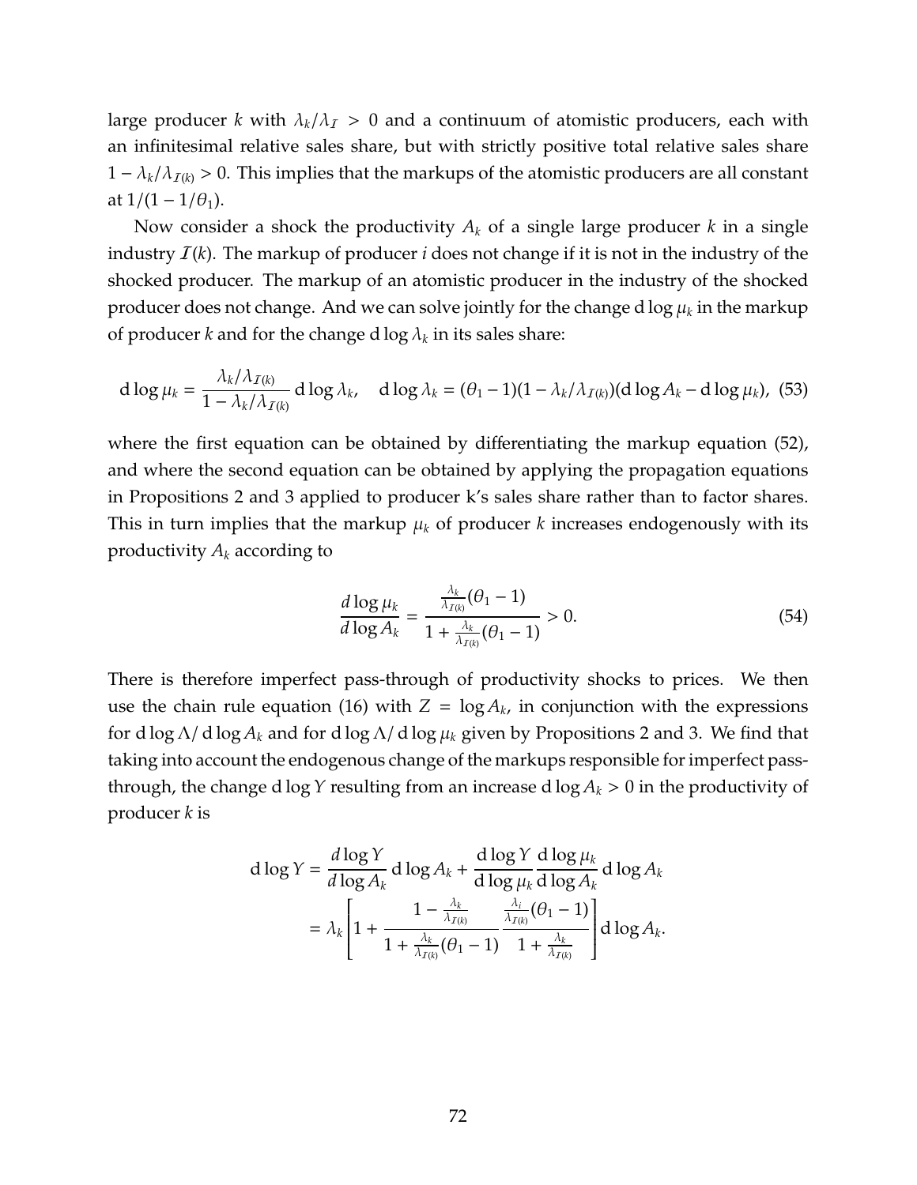large producer $k$ with $\lambda_k/\lambda_{\mathcal{I}} > 0$ and a continuum of atomistic producers, each with an infinitesimal relative sales share, but with strictly positive total relative sales share $1 - \lambda_k/\lambda_{\mathcal{I}(k)} > 0$. This implies that the markups of the atomistic producers are all constant at $1/(1 - 1/\theta_1)$.

Now consider a shock the productivity $A_k$ of a single large producer $k$ in a single industry $\mathcal{I}(k)$. The markup of producer $i$ does not change if it is not in the industry of the shocked producer. The markup of an atomistic producer in the industry of the shocked producer does not change. And we can solve jointly for the change $\mathrm{d}\log\mu_k$ in the markup of producer $k$ and for the change $\mathrm{d}\log\lambda_k$ in its sales share:

$$\mathrm{d}\log\mu_k = \frac{\lambda_k/\lambda_{\mathcal{I}(k)}}{1 - \lambda_k/\lambda_{\mathcal{I}(k)}}\,\mathrm{d}\log\lambda_k, \quad \mathrm{d}\log\lambda_k = (\theta_1 - 1)(1 - \lambda_k/\lambda_{\mathcal{I}(k)})(\mathrm{d}\log A_k - \mathrm{d}\log\mu_k), \tag{53}$$

where the first equation can be obtained by differentiating the markup equation (52), and where the second equation can be obtained by applying the propagation equations in Propositions 2 and 3 applied to producer k's sales share rather than to factor shares. This in turn implies that the markup $\mu_k$ of producer $k$ increases endogenously with its productivity $A_k$ according to

$$\frac{d\log\mu_k}{d\log A_k} = \frac{\frac{\lambda_k}{\lambda_{\mathcal{I}(k)}}(\theta_1 - 1)}{1 + \frac{\lambda_k}{\lambda_{\mathcal{I}(k)}}(\theta_1 - 1)} > 0. \tag{54}$$

There is therefore imperfect pass-through of productivity shocks to prices. We then use the chain rule equation (16) with $Z = \log A_k$, in conjunction with the expressions for $\mathrm{d}\log\Lambda/\,\mathrm{d}\log A_k$ and for $\mathrm{d}\log\Lambda/\,\mathrm{d}\log\mu_k$ given by Propositions 2 and 3. We find that taking into account the endogenous change of the markups responsible for imperfect pass-through, the change $\mathrm{d}\log Y$ resulting from an increase $\mathrm{d}\log A_k > 0$ in the productivity of producer $k$ is

$$\begin{aligned}
\mathrm{d}\log Y &= \frac{d\log Y}{d\log A_k}\,\mathrm{d}\log A_k + \frac{\mathrm{d}\log Y}{\mathrm{d}\log\mu_k}\frac{\mathrm{d}\log\mu_k}{\mathrm{d}\log A_k}\,\mathrm{d}\log A_k \\
&= \lambda_k\left[1 + \frac{1 - \frac{\lambda_k}{\lambda_{\mathcal{I}(k)}}}{1 + \frac{\lambda_k}{\lambda_{\mathcal{I}(k)}}(\theta_1 - 1)}\,\frac{\frac{\lambda_i}{\lambda_{\mathcal{I}(k)}}(\theta_1 - 1)}{1 + \frac{\lambda_k}{\lambda_{\mathcal{I}(k)}}}\right]\mathrm{d}\log A_k.
\end{aligned}$$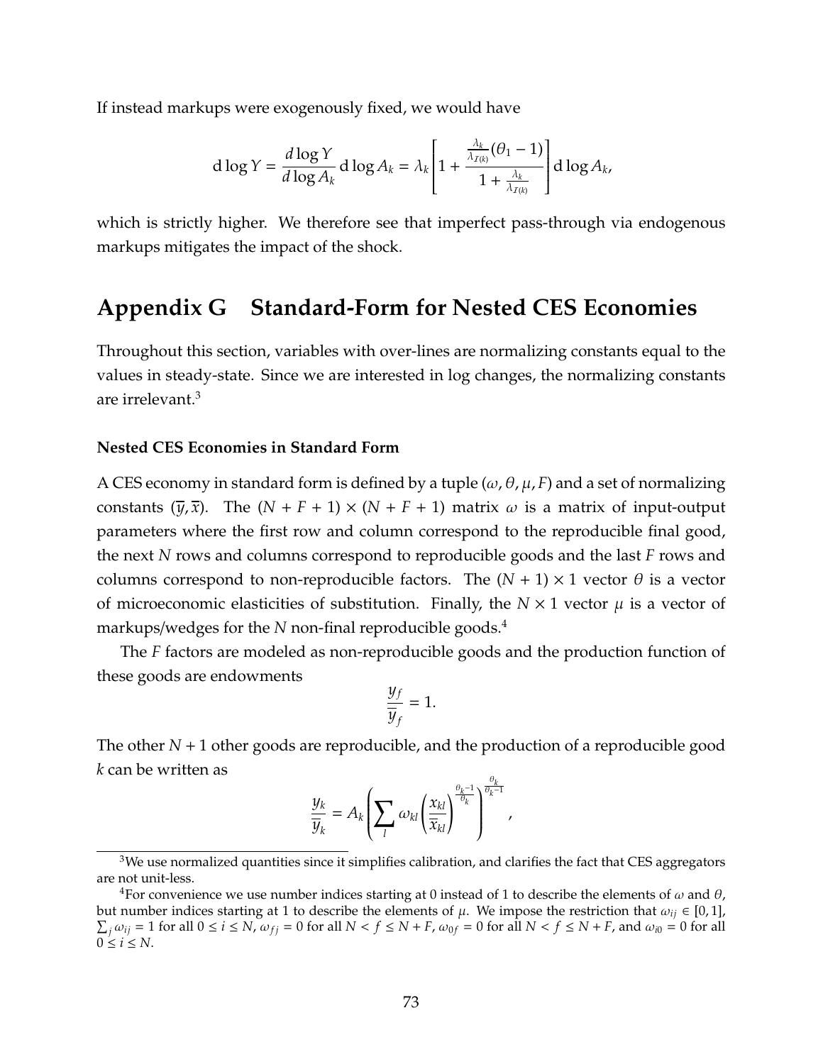If instead markups were exogenously fixed, we would have

$$\mathrm{d}\log Y = \frac{d\log Y}{d\log A_k}\,\mathrm{d}\log A_k = \lambda_k\left[1+\frac{\frac{\lambda_k}{\lambda_{\mathcal{I}(k)}}(\theta_1-1)}{1+\frac{\lambda_k}{\lambda_{\mathcal{I}(k)}}}\right]\mathrm{d}\log A_k,$$

which is strictly higher. We therefore see that imperfect pass-through via endogenous markups mitigates the impact of the shock.

# Appendix G Standard-Form for Nested CES Economies

Throughout this section, variables with over-lines are normalizing constants equal to the values in steady-state. Since we are interested in log changes, the normalizing constants are irrelevant.[3]

### Nested CES Economies in Standard Form

A CES economy in standard form is defined by a tuple $(\omega, \theta, \mu, F)$ and a set of normalizing constants $(\overline{y}, \overline{x})$. The $(N+F+1)\times(N+F+1)$ matrix $\omega$ is a matrix of input-output parameters where the first row and column correspond to the reproducible final good, the next $N$ rows and columns correspond to reproducible goods and the last $F$ rows and columns correspond to non-reproducible factors. The $(N+1)\times 1$ vector $\theta$ is a vector of microeconomic elasticities of substitution. Finally, the $N\times 1$ vector $\mu$ is a vector of markups/wedges for the $N$ non-final reproducible goods.[4]

The $F$ factors are modeled as non-reproducible goods and the production function of these goods are endowments

$$\frac{y_f}{\overline{y}_f} = 1.$$

The other $N+1$ other goods are reproducible, and the production of a reproducible good $k$ can be written as

$$\frac{y_k}{\overline{y}_k} = A_k\left(\sum_l \omega_{kl}\left(\frac{x_{kl}}{\overline{x}_{kl}}\right)^{\frac{\theta_k-1}{\theta_k}}\right)^{\frac{\theta_k}{\theta_k-1}},$$

[3] We use normalized quantities since it simplifies calibration, and clarifies the fact that CES aggregators are not unit-less.

[4] For convenience we use number indices starting at 0 instead of 1 to describe the elements of $\omega$ and $\theta$, but number indices starting at 1 to describe the elements of $\mu$. We impose the restriction that $\omega_{ij}\in[0,1]$, $\sum_j \omega_{ij} = 1$ for all $0\le i\le N$, $\omega_{fj} = 0$ for all $N < f \le N+F$, $\omega_{0f} = 0$ for all $N < f \le N+F$, and $\omega_{i0} = 0$ for all $0\le i\le N$.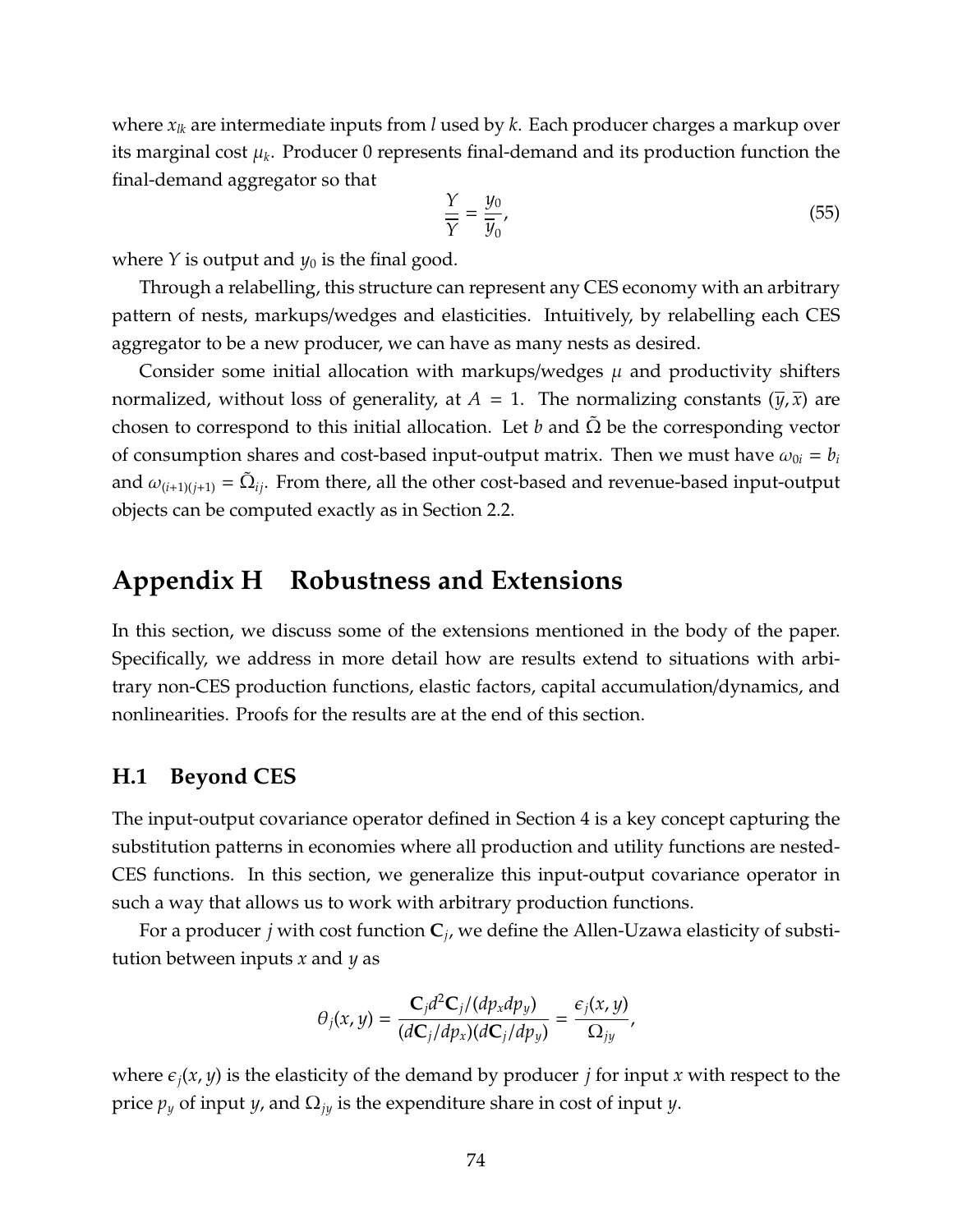where $x_{lk}$ are intermediate inputs from $l$ used by $k$. Each producer charges a markup over its marginal cost $\mu_k$. Producer 0 represents final-demand and its production function the final-demand aggregator so that

$$\frac{Y}{\overline{Y}} = \frac{y_0}{\overline{y}_0}, \tag{55}$$

where $Y$ is output and $y_0$ is the final good.

Through a relabelling, this structure can represent any CES economy with an arbitrary pattern of nests, markups/wedges and elasticities. Intuitively, by relabelling each CES aggregator to be a new producer, we can have as many nests as desired.

Consider some initial allocation with markups/wedges $\mu$ and productivity shifters normalized, without loss of generality, at $A = 1$. The normalizing constants $(\overline{y}, \overline{x})$ are chosen to correspond to this initial allocation. Let $b$ and $\tilde{\Omega}$ be the corresponding vector of consumption shares and cost-based input-output matrix. Then we must have $\omega_{0i} = b_i$ and $\omega_{(i+1)(j+1)} = \tilde{\Omega}_{ij}$. From there, all the other cost-based and revenue-based input-output objects can be computed exactly as in Section 2.2.

# Appendix H Robustness and Extensions

In this section, we discuss some of the extensions mentioned in the body of the paper. Specifically, we address in more detail how are results extend to situations with arbitrary non-CES production functions, elastic factors, capital accumulation/dynamics, and nonlinearities. Proofs for the results are at the end of this section.

## H.1 Beyond CES

The input-output covariance operator defined in Section 4 is a key concept capturing the substitution patterns in economies where all production and utility functions are nested-CES functions. In this section, we generalize this input-output covariance operator in such a way that allows us to work with arbitrary production functions.

For a producer $j$ with cost function $\mathbf{C}_j$, we define the Allen-Uzawa elasticity of substitution between inputs $x$ and $y$ as

$$\theta_j(x, y) = \frac{\mathbf{C}_j d^2\mathbf{C}_j/(dp_x dp_y)}{(d\mathbf{C}_j/dp_x)(d\mathbf{C}_j/dp_y)} = \frac{\epsilon_j(x, y)}{\Omega_{jy}},$$

where $\epsilon_j(x, y)$ is the elasticity of the demand by producer $j$ for input $x$ with respect to the price $p_y$ of input $y$, and $\Omega_{jy}$ is the expenditure share in cost of input $y$.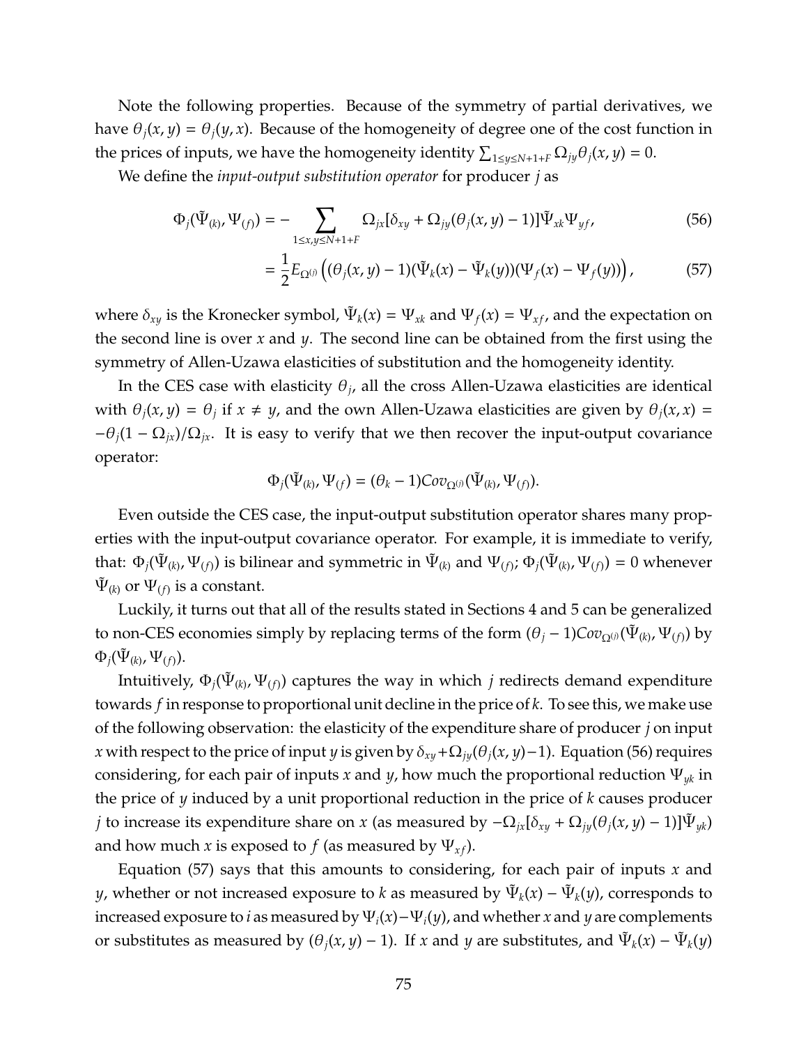Note the following properties. Because of the symmetry of partial derivatives, we have $\theta_j(x, y) = \theta_j(y, x)$. Because of the homogeneity of degree one of the cost function in the prices of inputs, we have the homogeneity identity $\sum_{1 \leq y \leq N+1+F} \Omega_{jy} \theta_j(x, y) = 0$.

We define the *input-output substitution operator* for producer $j$ as

$$\Phi_j(\tilde{\Psi}_{(k)}, \Psi_{(f)}) = - \sum_{1 \leq x, y \leq N+1+F} \Omega_{jx} [\delta_{xy} + \Omega_{jy}(\theta_j(x, y) - 1)] \tilde{\Psi}_{xk} \Psi_{yf}, \tag{56}$$

$$= \frac{1}{2} E_{\Omega^{(j)}} \left( (\theta_j(x, y) - 1)(\tilde{\Psi}_k(x) - \tilde{\Psi}_k(y))(\Psi_f(x) - \Psi_f(y)) \right), \tag{57}$$

where $\delta_{xy}$ is the Kronecker symbol, $\tilde{\Psi}_k(x) = \Psi_{xk}$ and $\Psi_f(x) = \Psi_{xf}$, and the expectation on the second line is over $x$ and $y$. The second line can be obtained from the first using the symmetry of Allen-Uzawa elasticities of substitution and the homogeneity identity.

In the CES case with elasticity $\theta_j$, all the cross Allen-Uzawa elasticities are identical with $\theta_j(x, y) = \theta_j$ if $x \neq y$, and the own Allen-Uzawa elasticities are given by $\theta_j(x, x) = -\theta_j(1 - \Omega_{jx})/\Omega_{jx}$. It is easy to verify that we then recover the input-output covariance operator:

$$\Phi_j(\tilde{\Psi}_{(k)}, \Psi_{(f)}) = (\theta_k - 1) Cov_{\Omega^{(j)}}(\tilde{\Psi}_{(k)}, \Psi_{(f)}).$$

Even outside the CES case, the input-output substitution operator shares many properties with the input-output covariance operator. For example, it is immediate to verify, that: $\Phi_j(\tilde{\Psi}_{(k)}, \Psi_{(f)})$ is bilinear and symmetric in $\tilde{\Psi}_{(k)}$ and $\Psi_{(f)}$; $\Phi_j(\tilde{\Psi}_{(k)}, \Psi_{(f)}) = 0$ whenever $\tilde{\Psi}_{(k)}$ or $\Psi_{(f)}$ is a constant.

Luckily, it turns out that all of the results stated in Sections 4 and 5 can be generalized to non-CES economies simply by replacing terms of the form $(\theta_j - 1) Cov_{\Omega^{(j)}}(\tilde{\Psi}_{(k)}, \Psi_{(f)})$ by $\Phi_j(\tilde{\Psi}_{(k)}, \Psi_{(f)})$.

Intuitively, $\Phi_j(\tilde{\Psi}_{(k)}, \Psi_{(f)})$ captures the way in which $j$ redirects demand expenditure towards $f$ in response to proportional unit decline in the price of $k$. To see this, we make use of the following observation: the elasticity of the expenditure share of producer $j$ on input $x$ with respect to the price of input $y$ is given by $\delta_{xy} + \Omega_{jy}(\theta_j(x, y) - 1)$. Equation (56) requires considering, for each pair of inputs $x$ and $y$, how much the proportional reduction $\Psi_{yk}$ in the price of $y$ induced by a unit proportional reduction in the price of $k$ causes producer $j$ to increase its expenditure share on $x$ (as measured by $-\Omega_{jx}[\delta_{xy} + \Omega_{jy}(\theta_j(x, y) - 1)]\tilde{\Psi}_{yk}$) and how much $x$ is exposed to $f$ (as measured by $\Psi_{xf}$).

Equation (57) says that this amounts to considering, for each pair of inputs $x$ and $y$, whether or not increased exposure to $k$ as measured by $\tilde{\Psi}_k(x) - \tilde{\Psi}_k(y)$, corresponds to increased exposure to $i$ as measured by $\Psi_i(x) - \Psi_i(y)$, and whether $x$ and $y$ are complements or substitutes as measured by $(\theta_j(x, y) - 1)$. If $x$ and $y$ are substitutes, and $\tilde{\Psi}_k(x) - \tilde{\Psi}_k(y)$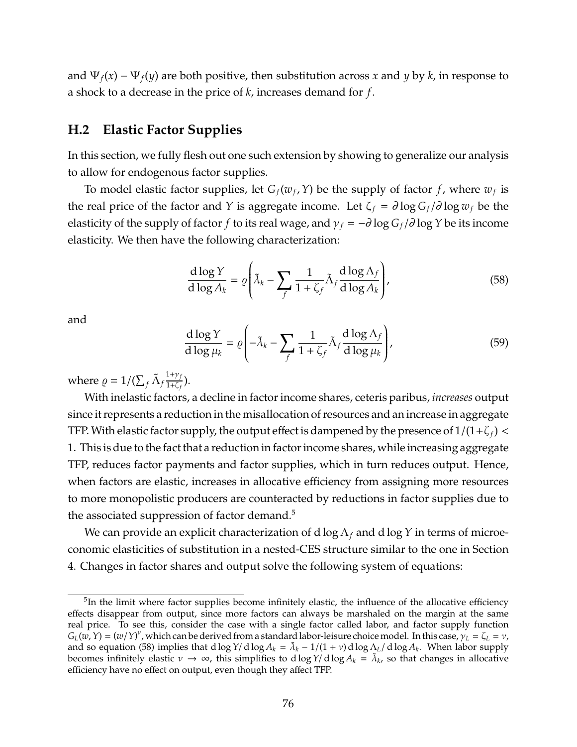and $\Psi_f(x) - \Psi_f(y)$ are both positive, then substitution across $x$ and $y$ by $k$, in response to a shock to a decrease in the price of $k$, increases demand for $f$.

## H.2 Elastic Factor Supplies

In this section, we fully flesh out one such extension by showing to generalize our analysis to allow for endogenous factor supplies.

To model elastic factor supplies, let $G_f(w_f, Y)$ be the supply of factor $f$, where $w_f$ is the real price of the factor and $Y$ is aggregate income. Let $\zeta_f = \partial \log G_f / \partial \log w_f$ be the elasticity of the supply of factor $f$ to its real wage, and $\gamma_f = -\partial \log G_f / \partial \log Y$ be its income elasticity. We then have the following characterization:

$$\frac{\mathrm{d} \log Y}{\mathrm{d} \log A_k} = \varrho \left( \tilde{\lambda}_k - \sum_f \frac{1}{1+\zeta_f} \tilde{\Lambda}_f \frac{\mathrm{d} \log \Lambda_f}{\mathrm{d} \log A_k} \right), \tag{58}$$

and

$$\frac{\mathrm{d} \log Y}{\mathrm{d} \log \mu_k} = \varrho \left( -\tilde{\lambda}_k - \sum_f \frac{1}{1+\zeta_f} \tilde{\Lambda}_f \frac{\mathrm{d} \log \Lambda_f}{\mathrm{d} \log \mu_k} \right), \tag{59}$$

where $\varrho = 1/(\sum_f \tilde{\Lambda}_f \frac{1+\gamma_f}{1+\zeta_f})$.

With inelastic factors, a decline in factor income shares, ceteris paribus, *increases* output since it represents a reduction in the misallocation of resources and an increase in aggregate TFP. With elastic factor supply, the output effect is dampened by the presence of $1/(1+\zeta_f) < 1$. This is due to the fact that a reduction in factor income shares, while increasing aggregate TFP, reduces factor payments and factor supplies, which in turn reduces output. Hence, when factors are elastic, increases in allocative efficiency from assigning more resources to more monopolistic producers are counteracted by reductions in factor supplies due to the associated suppression of factor demand.[5]

We can provide an explicit characterization of $\mathrm{d} \log \Lambda_f$ and $\mathrm{d} \log Y$ in terms of microeconomic elasticities of substitution in a nested-CES structure similar to the one in Section 4. Changes in factor shares and output solve the following system of equations:

[5] In the limit where factor supplies become infinitely elastic, the influence of the allocative efficiency effects disappear from output, since more factors can always be marshaled on the margin at the same real price. To see this, consider the case with a single factor called labor, and factor supply function $G_L(w, Y) = (w/Y)^{\nu}$, which can be derived from a standard labor-leisure choice model. In this case, $\gamma_L = \zeta_L = \nu$, and so equation (58) implies that $\mathrm{d} \log Y / \mathrm{d} \log A_k = \tilde{\lambda}_k - 1/(1+\nu) \, \mathrm{d} \log \Lambda_L / \mathrm{d} \log A_k$. When labor supply becomes infinitely elastic $\nu \to \infty$, this simplifies to $\mathrm{d} \log Y / \mathrm{d} \log A_k = \tilde{\lambda}_k$, so that changes in allocative efficiency have no effect on output, even though they affect TFP.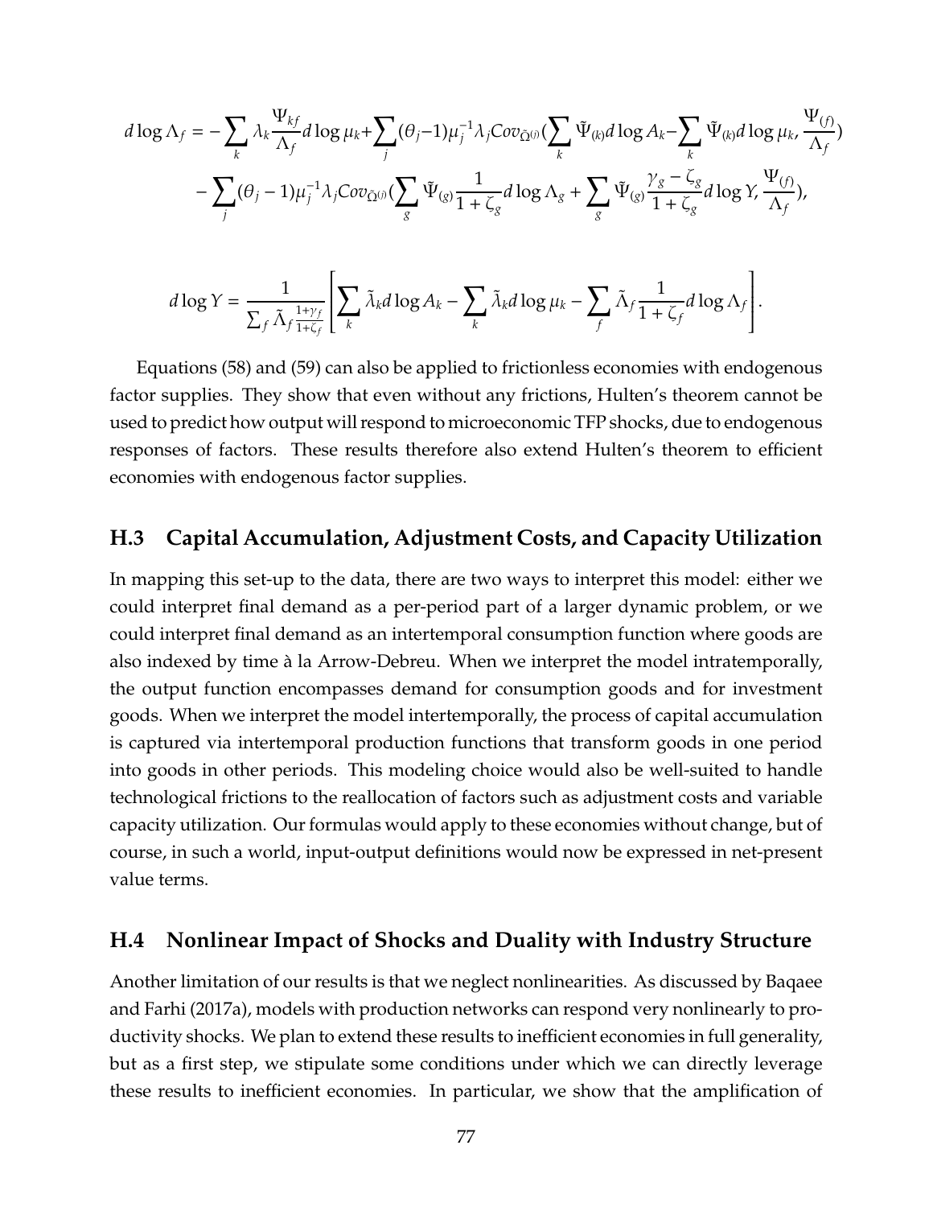$$d\log\Lambda_f = -\sum_k \lambda_k \frac{\Psi_{kf}}{\Lambda_f} d\log\mu_k + \sum_j (\theta_j - 1)\mu_j^{-1}\lambda_j Cov_{\tilde{\Omega}^{(j)}}\left(\sum_k \tilde{\Psi}_{(k)} d\log A_k - \sum_k \tilde{\Psi}_{(k)} d\log\mu_k, \frac{\Psi_{(f)}}{\Lambda_f}\right)$$
$$- \sum_j (\theta_j - 1)\mu_j^{-1}\lambda_j Cov_{\tilde{\Omega}^{(j)}}\left(\sum_g \tilde{\Psi}_{(g)} \frac{1}{1+\zeta_g} d\log\Lambda_g + \sum_g \tilde{\Psi}_{(g)} \frac{\gamma_g - \zeta_g}{1+\zeta_g} d\log Y, \frac{\Psi_{(f)}}{\Lambda_f}\right),$$

$$d\log Y = \frac{1}{\sum_f \tilde{\Lambda}_f \frac{1+\gamma_f}{1+\zeta_f}} \left[\sum_k \tilde{\lambda}_k d\log A_k - \sum_k \tilde{\lambda}_k d\log\mu_k - \sum_f \tilde{\Lambda}_f \frac{1}{1+\zeta_f} d\log\Lambda_f\right].$$

Equations (58) and (59) can also be applied to frictionless economies with endogenous factor supplies. They show that even without any frictions, Hulten's theorem cannot be used to predict how output will respond to microeconomic TFP shocks, due to endogenous responses of factors. These results therefore also extend Hulten's theorem to efficient economies with endogenous factor supplies.

## H.3 Capital Accumulation, Adjustment Costs, and Capacity Utilization

In mapping this set-up to the data, there are two ways to interpret this model: either we could interpret final demand as a per-period part of a larger dynamic problem, or we could interpret final demand as an intertemporal consumption function where goods are also indexed by time à la Arrow-Debreu. When we interpret the model intratemporally, the output function encompasses demand for consumption goods and for investment goods. When we interpret the model intertemporally, the process of capital accumulation is captured via intertemporal production functions that transform goods in one period into goods in other periods. This modeling choice would also be well-suited to handle technological frictions to the reallocation of factors such as adjustment costs and variable capacity utilization. Our formulas would apply to these economies without change, but of course, in such a world, input-output definitions would now be expressed in net-present value terms.

## H.4 Nonlinear Impact of Shocks and Duality with Industry Structure

Another limitation of our results is that we neglect nonlinearities. As discussed by Baqaee and Farhi (2017a), models with production networks can respond very nonlinearly to productivity shocks. We plan to extend these results to inefficient economies in full generality, but as a first step, we stipulate some conditions under which we can directly leverage these results to inefficient economies. In particular, we show that the amplification of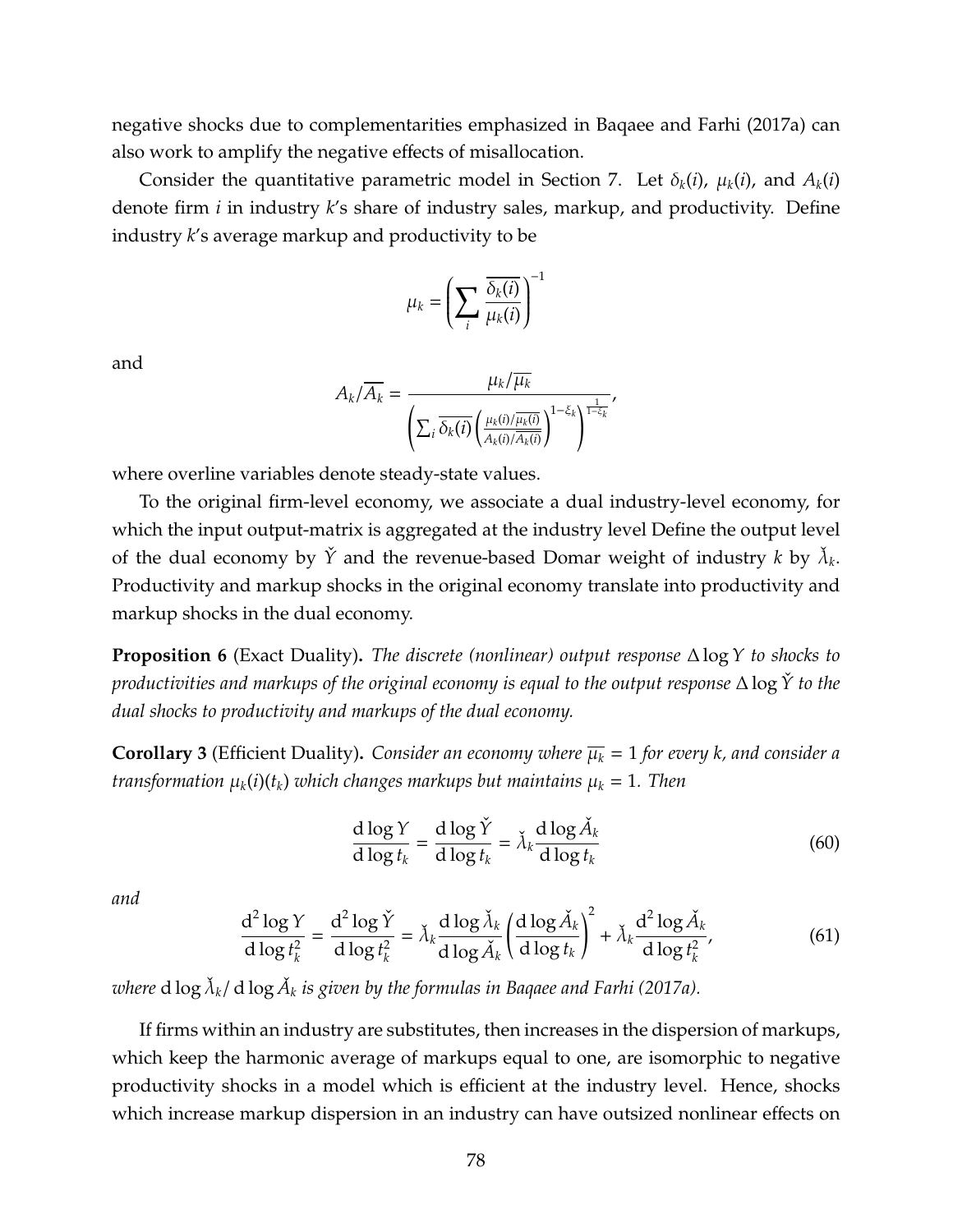negative shocks due to complementarities emphasized in Baqaee and Farhi (2017a) can also work to amplify the negative effects of misallocation.

Consider the quantitative parametric model in Section 7. Let $\delta_k(i)$, $\mu_k(i)$, and $A_k(i)$ denote firm $i$ in industry $k$'s share of industry sales, markup, and productivity. Define industry $k$'s average markup and productivity to be

$$\mu_k = \left( \sum_i \frac{\overline{\delta_k(i)}}{\mu_k(i)} \right)^{-1}$$

and

$$A_k/\overline{A_k} = \frac{\mu_k/\overline{\mu_k}}{\left( \sum_i \overline{\delta_k(i)} \left( \frac{\mu_k(i)/\overline{\mu_k(i)}}{A_k(i)/\overline{A_k(i)}} \right)^{1-\xi_k} \right)^{\frac{1}{1-\xi_k}}},$$

where overline variables denote steady-state values.

To the original firm-level economy, we associate a dual industry-level economy, for which the input output-matrix is aggregated at the industry level Define the output level of the dual economy by $\check{Y}$ and the revenue-based Domar weight of industry $k$ by $\check{\lambda}_k$. Productivity and markup shocks in the original economy translate into productivity and markup shocks in the dual economy.

**Proposition 6** (Exact Duality)**.** *The discrete (nonlinear) output response $\Delta \log Y$ to shocks to productivities and markups of the original economy is equal to the output response $\Delta \log \check{Y}$ to the dual shocks to productivity and markups of the dual economy.*

**Corollary 3** (Efficient Duality)**.** *Consider an economy where $\overline{\mu_k} = 1$ for every $k$, and consider a transformation $\mu_k(i)(t_k)$ which changes markups but maintains $\mu_k = 1$. Then*

$$\frac{d \log Y}{d \log t_k} = \frac{d \log \check{Y}}{d \log t_k} = \check{\lambda}_k \frac{d \log \check{A}_k}{d \log t_k} \tag{60}$$

*and*

$$\frac{d^2 \log Y}{d \log t_k^2} = \frac{d^2 \log \check{Y}}{d \log t_k^2} = \check{\lambda}_k \frac{d \log \check{\lambda}_k}{d \log \check{A}_k} \left( \frac{d \log \check{A}_k}{d \log t_k} \right)^2 + \check{\lambda}_k \frac{d^2 \log \check{A}_k}{d \log t_k^2}, \tag{61}$$

*where $d \log \check{\lambda}_k / d \log \check{A}_k$ is given by the formulas in Baqaee and Farhi (2017a).*

If firms within an industry are substitutes, then increases in the dispersion of markups, which keep the harmonic average of markups equal to one, are isomorphic to negative productivity shocks in a model which is efficient at the industry level. Hence, shocks which increase markup dispersion in an industry can have outsized nonlinear effects on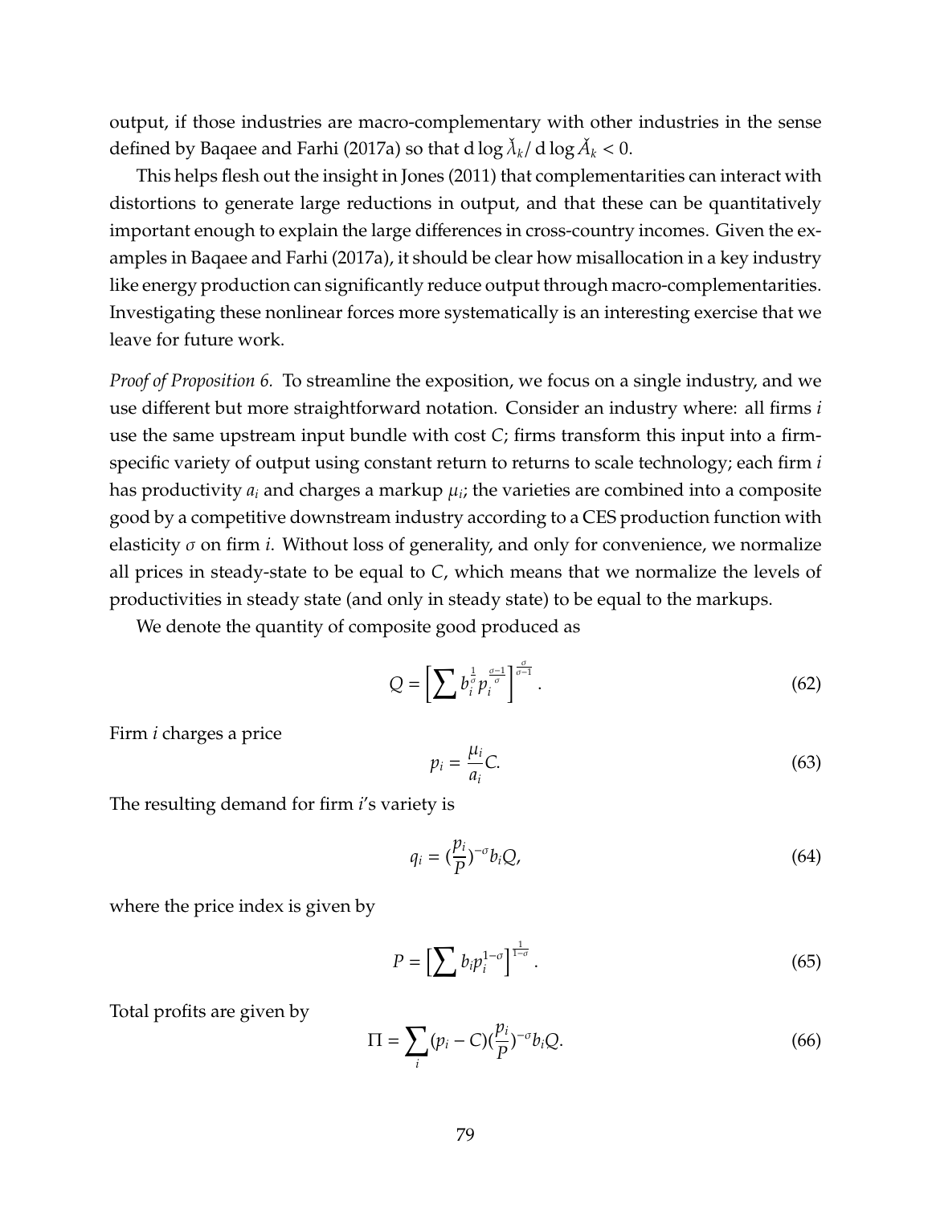output, if those industries are macro-complementary with other industries in the sense defined by Baqaee and Farhi (2017a) so that $d \log \check{\lambda}_k / d \log \check{A}_k < 0$.

This helps flesh out the insight in Jones (2011) that complementarities can interact with distortions to generate large reductions in output, and that these can be quantitatively important enough to explain the large differences in cross-country incomes. Given the examples in Baqaee and Farhi (2017a), it should be clear how misallocation in a key industry like energy production can significantly reduce output through macro-complementarities. Investigating these nonlinear forces more systematically is an interesting exercise that we leave for future work.

*Proof of Proposition 6.* To streamline the exposition, we focus on a single industry, and we use different but more straightforward notation. Consider an industry where: all firms $i$ use the same upstream input bundle with cost $C$; firms transform this input into a firm-specific variety of output using constant return to returns to scale technology; each firm $i$ has productivity $a_i$ and charges a markup $\mu_i$; the varieties are combined into a composite good by a competitive downstream industry according to a CES production function with elasticity $\sigma$ on firm $i$. Without loss of generality, and only for convenience, we normalize all prices in steady-state to be equal to $C$, which means that we normalize the levels of productivities in steady state (and only in steady state) to be equal to the markups.

We denote the quantity of composite good produced as

$$Q = \left[ \sum b_i^{\frac{1}{\sigma}} p_i^{\frac{\sigma-1}{\sigma}} \right]^{\frac{\sigma}{\sigma-1}}. \tag{62}$$

Firm $i$ charges a price

$$p_i = \frac{\mu_i}{a_i} C. \tag{63}$$

The resulting demand for firm $i$'s variety is

$$q_i = (\frac{p_i}{P})^{-\sigma} b_i Q, \tag{64}$$

where the price index is given by

$$P = \left[ \sum b_i p_i^{1-\sigma} \right]^{\frac{1}{1-\sigma}}. \tag{65}$$

Total profits are given by

$$\Pi = \sum_i (p_i - C)(\frac{p_i}{P})^{-\sigma} b_i Q. \tag{66}$$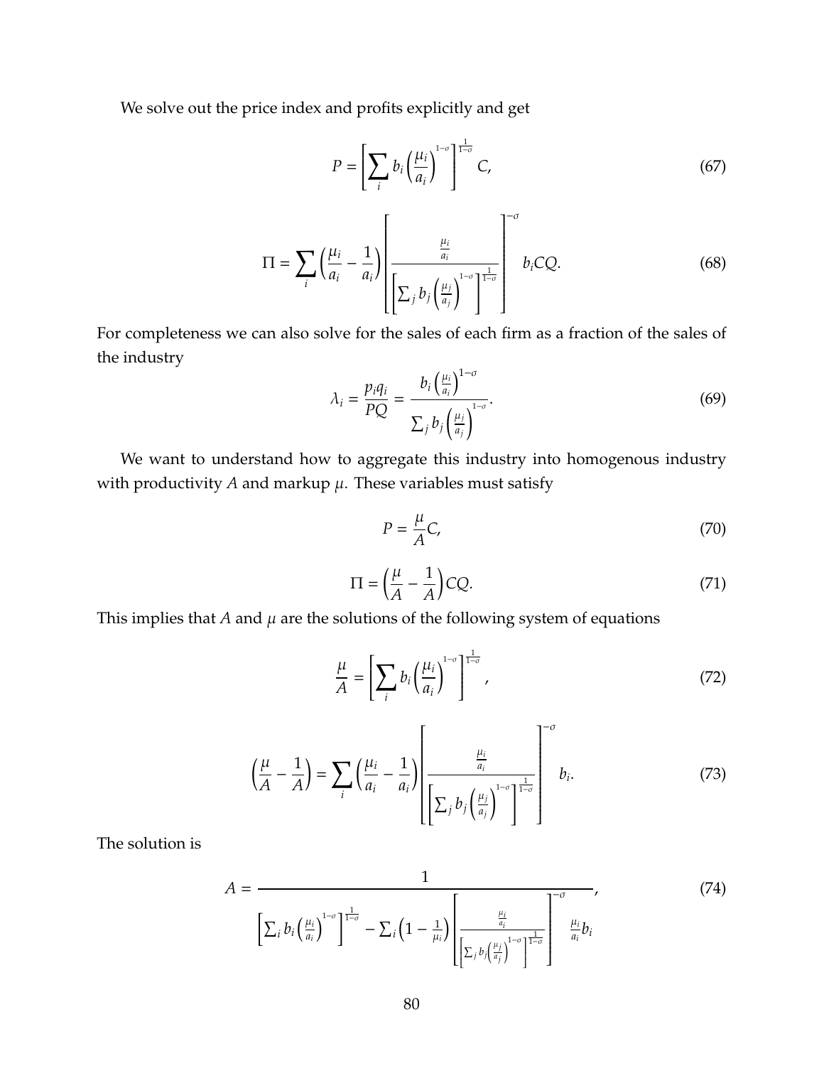We solve out the price index and profits explicitly and get

$$P = \left[ \sum_i b_i \left( \frac{\mu_i}{a_i} \right)^{1-\sigma} \right]^{\frac{1}{1-\sigma}} C, \tag{67}$$

$$\Pi = \sum_i \left( \frac{\mu_i}{a_i} - \frac{1}{a_i} \right) \left[ \frac{\frac{\mu_i}{a_i}}{\left[ \sum_j b_j \left( \frac{\mu_j}{a_j} \right)^{1-\sigma} \right]^{\frac{1}{1-\sigma}}} \right]^{-\sigma} b_i C Q. \tag{68}$$

For completeness we can also solve for the sales of each firm as a fraction of the sales of the industry

$$\lambda_i = \frac{p_i q_i}{PQ} = \frac{b_i \left( \frac{\mu_i}{a_i} \right)^{1-\sigma}}{\sum_j b_j \left( \frac{\mu_j}{a_j} \right)^{1-\sigma}}. \tag{69}$$

We want to understand how to aggregate this industry into homogenous industry with productivity $A$ and markup $\mu$. These variables must satisfy

$$P = \frac{\mu}{A} C, \tag{70}$$

$$\Pi = \left( \frac{\mu}{A} - \frac{1}{A} \right) CQ. \tag{71}$$

This implies that $A$ and $\mu$ are the solutions of the following system of equations

$$\frac{\mu}{A} = \left[ \sum_i b_i \left( \frac{\mu_i}{a_i} \right)^{1-\sigma} \right]^{\frac{1}{1-\sigma}}, \tag{72}$$

$$\left( \frac{\mu}{A} - \frac{1}{A} \right) = \sum_i \left( \frac{\mu_i}{a_i} - \frac{1}{a_i} \right) \left[ \frac{\frac{\mu_i}{a_i}}{\left[ \sum_j b_j \left( \frac{\mu_j}{a_j} \right)^{1-\sigma} \right]^{\frac{1}{1-\sigma}}} \right]^{-\sigma} b_i. \tag{73}$$

The solution is

$$A = \frac{1}{\left[ \sum_i b_i \left( \frac{\mu_i}{a_i} \right)^{1-\sigma} \right]^{\frac{1}{1-\sigma}} - \sum_i \left( 1 - \frac{1}{\mu_i} \right) \left[ \frac{\frac{\mu_i}{a_i}}{\left[ \sum_j b_j \left( \frac{\mu_j}{a_j} \right)^{1-\sigma} \right]^{\frac{1}{1-\sigma}}} \right]^{-\sigma} \frac{\mu_i}{a_i} b_i}, \tag{74}$$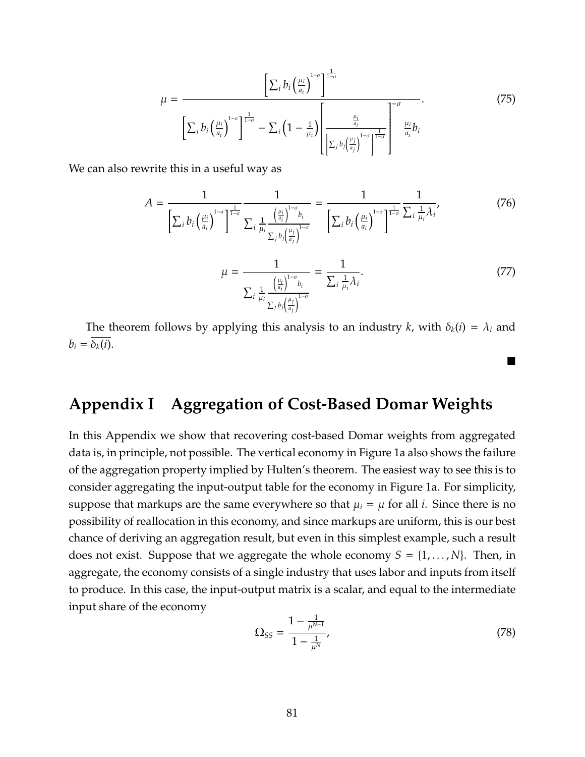$$
\mu = \frac{\left[\sum_i b_i \left(\frac{\mu_i}{a_i}\right)^{1-\sigma}\right]^{\frac{1}{1-\sigma}}}{\left[\sum_i b_i \left(\frac{\mu_i}{a_i}\right)^{1-\sigma}\right]^{\frac{1}{1-\sigma}} - \sum_i \left(1 - \frac{1}{\mu_i}\right) \left[\frac{\frac{\mu_i}{a_i}}{\left[\sum_j b_j \left(\frac{\mu_j}{a_j}\right)^{1-\sigma}\right]^{\frac{1}{1-\sigma}}}\right]^{-\sigma} \frac{\mu_i}{a_i} b_i}. \tag{75}
$$

We can also rewrite this in a useful way as

$$
A = \frac{1}{\left[\sum_i b_i \left(\frac{\mu_i}{a_i}\right)^{1-\sigma}\right]^{\frac{1}{1-\sigma}}} \frac{1}{\sum_i \frac{1}{\mu_i} \frac{\left(\frac{\mu_i}{a_i}\right)^{1-\sigma} b_i}{\sum_j b_j \left(\frac{\mu_j}{a_j}\right)^{1-\sigma}}} = \frac{1}{\left[\sum_i b_i \left(\frac{\mu_i}{a_i}\right)^{1-\sigma}\right]^{\frac{1}{1-\sigma}}} \frac{1}{\sum_i \frac{1}{\mu_i} \lambda_i}, \tag{76}
$$

$$
\mu = \frac{1}{\sum_i \frac{1}{\mu_i} \frac{\left(\frac{\mu_i}{a_i}\right)^{1-\sigma} b_i}{\sum_j b_j \left(\frac{\mu_j}{a_j}\right)^{1-\sigma}}} = \frac{1}{\sum_i \frac{1}{\mu_i} \lambda_i}. \tag{77}
$$

The theorem follows by applying this analysis to an industry $k$, with $\delta_k(i) = \lambda_i$ and $b_i = \overline{\delta_k(i)}$.

∎

# Appendix I Aggregation of Cost-Based Domar Weights

In this Appendix we show that recovering cost-based Domar weights from aggregated data is, in principle, not possible. The vertical economy in Figure 1a also shows the failure of the aggregation property implied by Hulten's theorem. The easiest way to see this is to consider aggregating the input-output table for the economy in Figure 1a. For simplicity, suppose that markups are the same everywhere so that $\mu_i = \mu$ for all $i$. Since there is no possibility of reallocation in this economy, and since markups are uniform, this is our best chance of deriving an aggregation result, but even in this simplest example, such a result does not exist. Suppose that we aggregate the whole economy $S = \{1, \ldots, N\}$. Then, in aggregate, the economy consists of a single industry that uses labor and inputs from itself to produce. In this case, the input-output matrix is a scalar, and equal to the intermediate input share of the economy

$$
\Omega_{SS} = \frac{1 - \frac{1}{\mu^{N-1}}}{1 - \frac{1}{\mu^N}}, \tag{78}
$$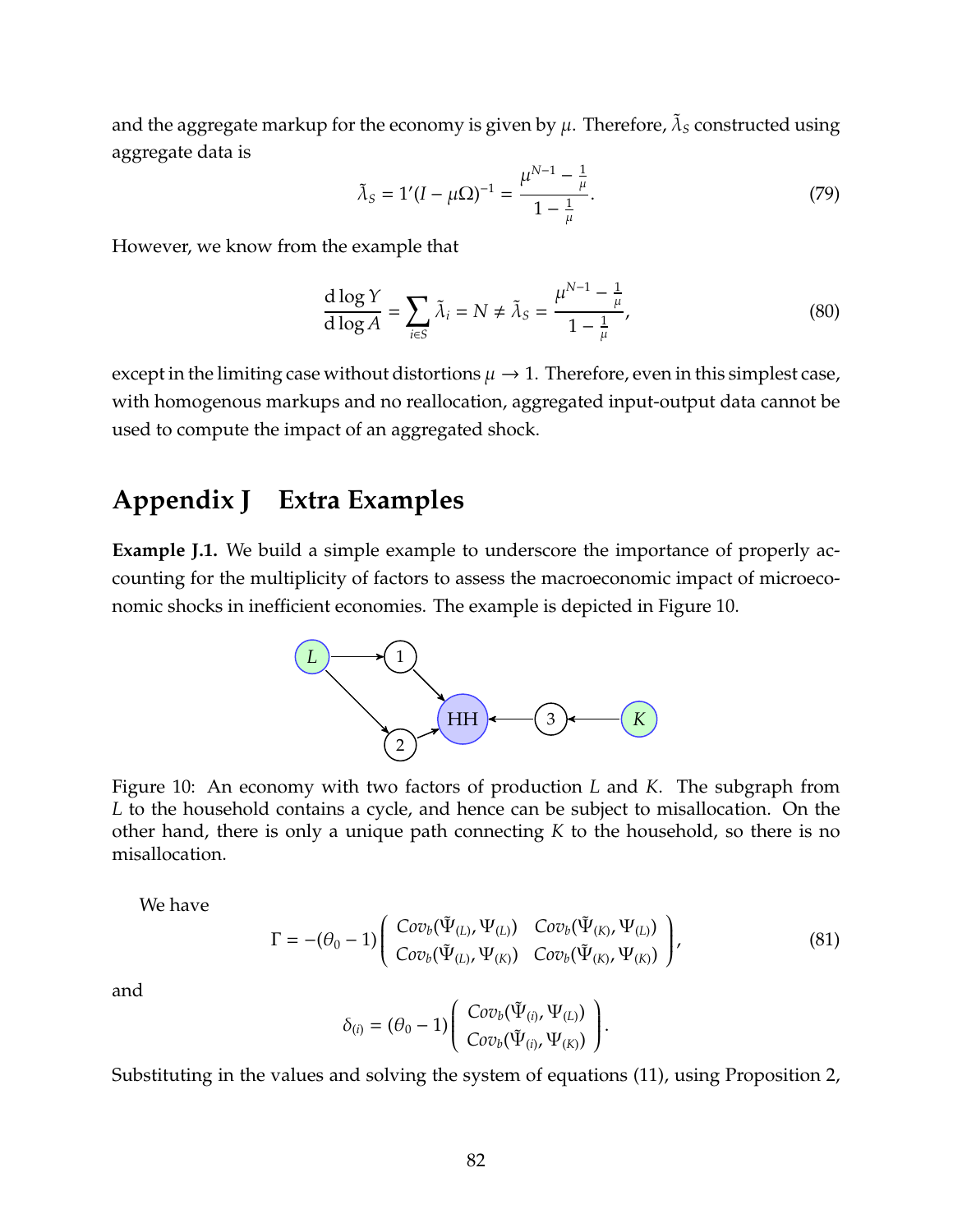and the aggregate markup for the economy is given by $\mu$. Therefore, $\tilde{\lambda}_S$ constructed using aggregate data is

$$\tilde{\lambda}_S = 1'(I - \mu\Omega)^{-1} = \frac{\mu^{N-1} - \frac{1}{\mu}}{1 - \frac{1}{\mu}}. \tag{79}$$

However, we know from the example that

$$\frac{\mathrm{d}\log Y}{\mathrm{d}\log A} = \sum_{i \in S} \tilde{\lambda}_i = N \neq \tilde{\lambda}_S = \frac{\mu^{N-1} - \frac{1}{\mu}}{1 - \frac{1}{\mu}}, \tag{80}$$

except in the limiting case without distortions $\mu \to 1$. Therefore, even in this simplest case, with homogenous markups and no reallocation, aggregated input-output data cannot be used to compute the impact of an aggregated shock.

# Appendix J Extra Examples

**Example J.1.** We build a simple example to underscore the importance of properly accounting for the multiplicity of factors to assess the macroeconomic impact of microeconomic shocks in inefficient economies. The example is depicted in Figure 10.

Figure 10: An economy with two factors of production $L$ and $K$. The subgraph from $L$ to the household contains a cycle, and hence can be subject to misallocation. On the other hand, there is only a unique path connecting $K$ to the household, so there is no misallocation.

We have

$$\Gamma = -(\theta_0 - 1)\begin{pmatrix} Cov_b(\tilde{\Psi}_{(L)}, \Psi_{(L)}) & Cov_b(\tilde{\Psi}_{(K)}, \Psi_{(L)}) \\ Cov_b(\tilde{\Psi}_{(L)}, \Psi_{(K)}) & Cov_b(\tilde{\Psi}_{(K)}, \Psi_{(K)}) \end{pmatrix}, \tag{81}$$

and

$$\delta_{(i)} = (\theta_0 - 1)\begin{pmatrix} Cov_b(\tilde{\Psi}_{(i)}, \Psi_{(L)}) \\ Cov_b(\tilde{\Psi}_{(i)}, \Psi_{(K)}) \end{pmatrix}.$$

Substituting in the values and solving the system of equations (11), using Proposition 2,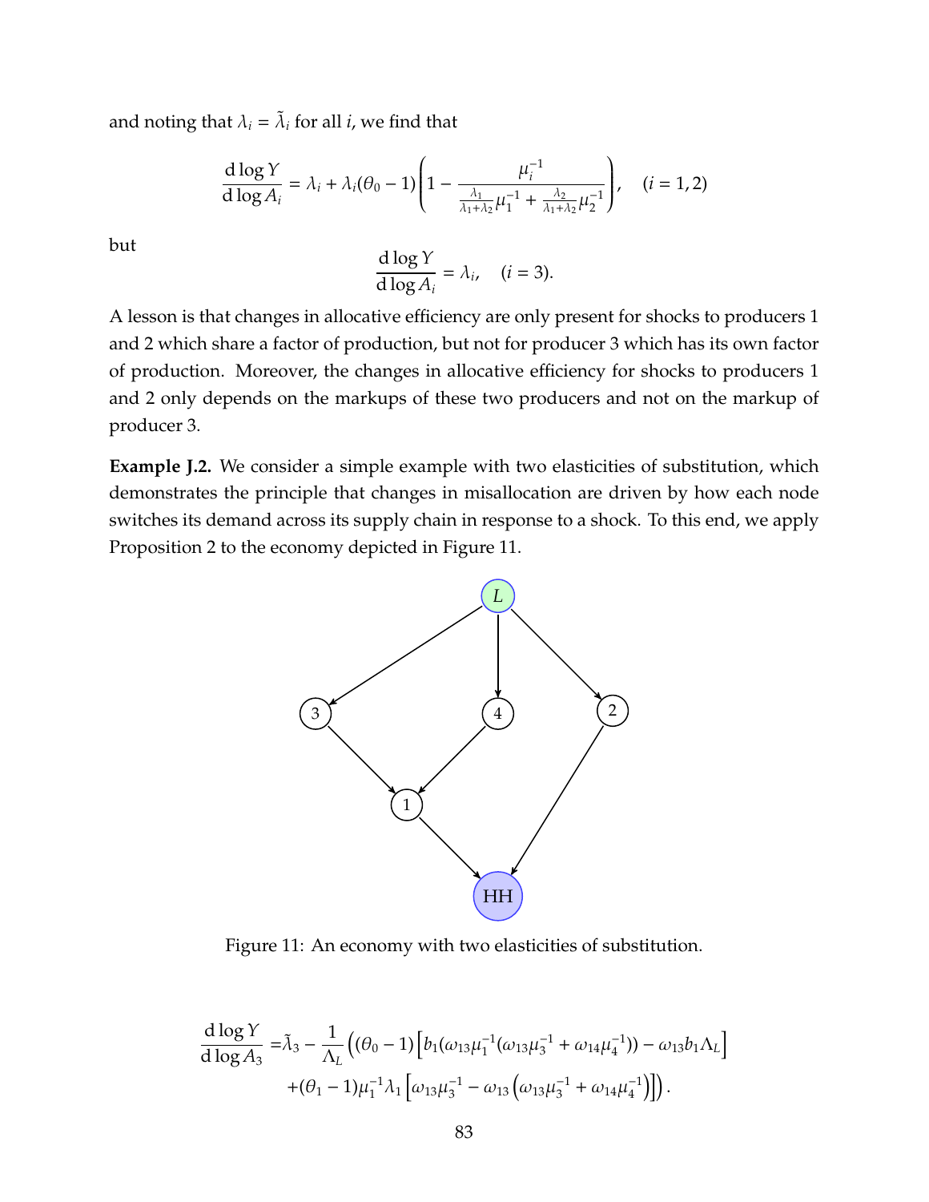and noting that $\lambda_i = \tilde{\lambda}_i$ for all $i$, we find that

$$\frac{\mathrm{d}\log Y}{\mathrm{d}\log A_i} = \lambda_i + \lambda_i(\theta_0 - 1)\left(1 - \frac{\mu_i^{-1}}{\frac{\lambda_1}{\lambda_1+\lambda_2}\mu_1^{-1} + \frac{\lambda_2}{\lambda_1+\lambda_2}\mu_2^{-1}}\right), \quad (i = 1, 2)$$

but

$$\frac{\mathrm{d}\log Y}{\mathrm{d}\log A_i} = \lambda_i, \quad (i = 3).$$

A lesson is that changes in allocative efficiency are only present for shocks to producers 1 and 2 which share a factor of production, but not for producer 3 which has its own factor of production. Moreover, the changes in allocative efficiency for shocks to producers 1 and 2 only depends on the markups of these two producers and not on the markup of producer 3.

**Example J.2.** We consider a simple example with two elasticities of substitution, which demonstrates the principle that changes in misallocation are driven by how each node switches its demand across its supply chain in response to a shock. To this end, we apply Proposition 2 to the economy depicted in Figure 11.

Figure 11: An economy with two elasticities of substitution.

$$\begin{aligned}\frac{\mathrm{d}\log Y}{\mathrm{d}\log A_3} =& \tilde{\lambda}_3 - \frac{1}{\Lambda_L}\Big((\theta_0 - 1)\Big[b_1(\omega_{13}\mu_1^{-1}(\omega_{13}\mu_3^{-1} + \omega_{14}\mu_4^{-1})) - \omega_{13}b_1\Lambda_L\Big] \\ &+ (\theta_1 - 1)\mu_1^{-1}\lambda_1\Big[\omega_{13}\mu_3^{-1} - \omega_{13}\left(\omega_{13}\mu_3^{-1} + \omega_{14}\mu_4^{-1}\right)\Big]\Big).\end{aligned}$$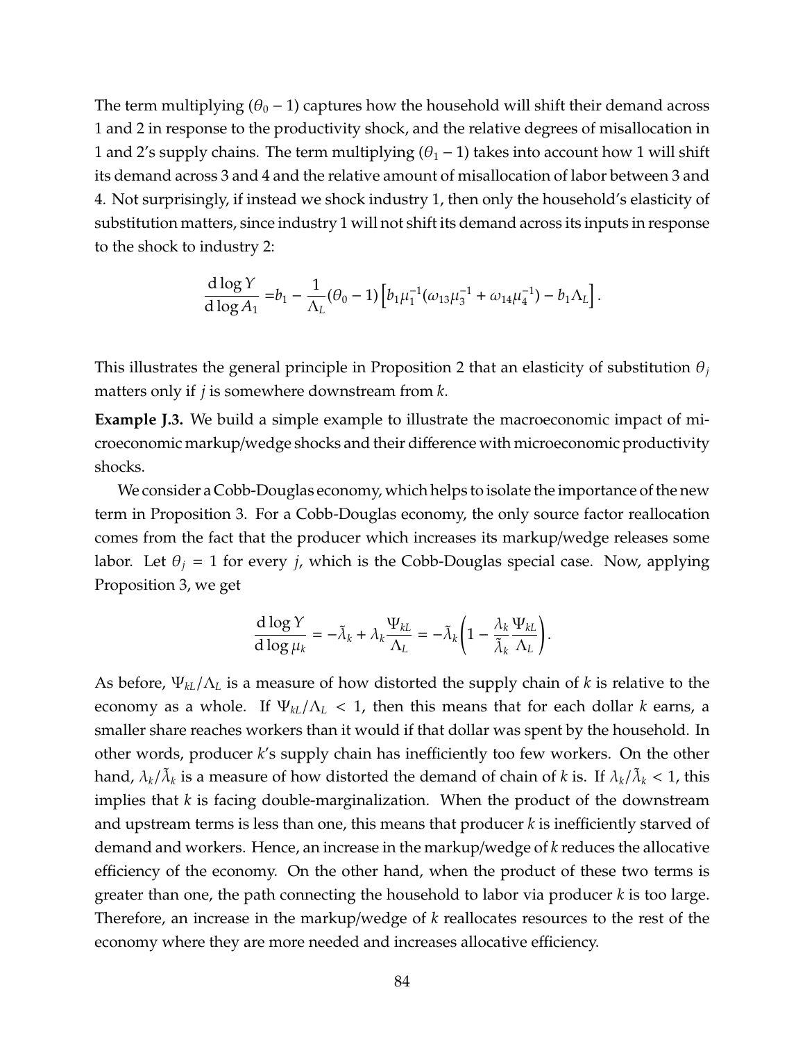The term multiplying $(\theta_0 - 1)$ captures how the household will shift their demand across 1 and 2 in response to the productivity shock, and the relative degrees of misallocation in 1 and 2's supply chains. The term multiplying $(\theta_1 - 1)$ takes into account how 1 will shift its demand across 3 and 4 and the relative amount of misallocation of labor between 3 and 4. Not surprisingly, if instead we shock industry 1, then only the household's elasticity of substitution matters, since industry 1 will not shift its demand across its inputs in response to the shock to industry 2:

$$\frac{\mathrm{d}\log Y}{\mathrm{d}\log A_1} = b_1 - \frac{1}{\Lambda_L}(\theta_0 - 1)\left[b_1\mu_1^{-1}(\omega_{13}\mu_3^{-1} + \omega_{14}\mu_4^{-1}) - b_1\Lambda_L\right].$$

This illustrates the general principle in Proposition 2 that an elasticity of substitution $\theta_j$ matters only if $j$ is somewhere downstream from $k$.

**Example J.3.** We build a simple example to illustrate the macroeconomic impact of microeconomic markup/wedge shocks and their difference with microeconomic productivity shocks.

We consider a Cobb-Douglas economy, which helps to isolate the importance of the new term in Proposition 3. For a Cobb-Douglas economy, the only source factor reallocation comes from the fact that the producer which increases its markup/wedge releases some labor. Let $\theta_j = 1$ for every $j$, which is the Cobb-Douglas special case. Now, applying Proposition 3, we get

$$\frac{\mathrm{d}\log Y}{\mathrm{d}\log \mu_k} = -\tilde{\lambda}_k + \lambda_k\frac{\Psi_{kL}}{\Lambda_L} = -\tilde{\lambda}_k\left(1 - \frac{\lambda_k}{\tilde{\lambda}_k}\frac{\Psi_{kL}}{\Lambda_L}\right).$$

As before, $\Psi_{kL}/\Lambda_L$ is a measure of how distorted the supply chain of $k$ is relative to the economy as a whole. If $\Psi_{kL}/\Lambda_L < 1$, then this means that for each dollar $k$ earns, a smaller share reaches workers than it would if that dollar was spent by the household. In other words, producer $k$'s supply chain has inefficiently too few workers. On the other hand, $\lambda_k/\tilde{\lambda}_k$ is a measure of how distorted the demand of chain of $k$ is. If $\lambda_k/\tilde{\lambda}_k < 1$, this implies that $k$ is facing double-marginalization. When the product of the downstream and upstream terms is less than one, this means that producer $k$ is inefficiently starved of demand and workers. Hence, an increase in the markup/wedge of $k$ reduces the allocative efficiency of the economy. On the other hand, when the product of these two terms is greater than one, the path connecting the household to labor via producer $k$ is too large. Therefore, an increase in the markup/wedge of $k$ reallocates resources to the rest of the economy where they are more needed and increases allocative efficiency.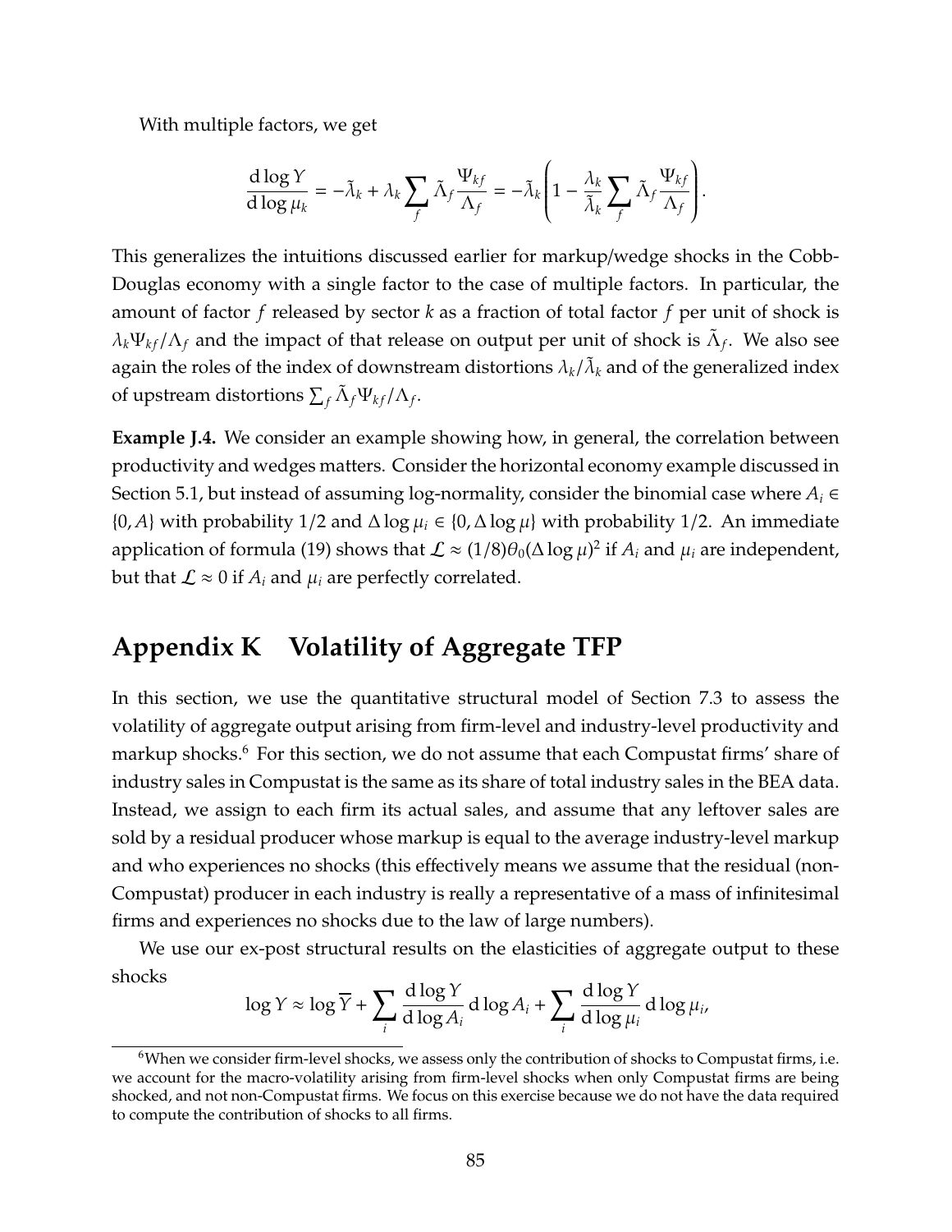With multiple factors, we get

$$\frac{\mathrm{d}\log Y}{\mathrm{d}\log\mu_k} = -\tilde{\lambda}_k + \lambda_k \sum_f \tilde{\Lambda}_f \frac{\Psi_{kf}}{\Lambda_f} = -\tilde{\lambda}_k \left(1 - \frac{\lambda_k}{\tilde{\lambda}_k} \sum_f \tilde{\Lambda}_f \frac{\Psi_{kf}}{\Lambda_f}\right).$$

This generalizes the intuitions discussed earlier for markup/wedge shocks in the Cobb-Douglas economy with a single factor to the case of multiple factors. In particular, the amount of factor $f$ released by sector $k$ as a fraction of total factor $f$ per unit of shock is $\lambda_k \Psi_{kf}/\Lambda_f$ and the impact of that release on output per unit of shock is $\tilde{\Lambda}_f$. We also see again the roles of the index of downstream distortions $\lambda_k/\tilde{\lambda}_k$ and of the generalized index of upstream distortions $\sum_f \tilde{\Lambda}_f \Psi_{kf}/\Lambda_f$.

**Example J.4.** We consider an example showing how, in general, the correlation between productivity and wedges matters. Consider the horizontal economy example discussed in Section 5.1, but instead of assuming log-normality, consider the binomial case where $A_i \in \{0, A\}$ with probability $1/2$ and $\Delta \log \mu_i \in \{0, \Delta \log \mu\}$ with probability $1/2$. An immediate application of formula (19) shows that $\mathcal{L} \approx (1/8)\theta_0(\Delta \log \mu)^2$ if $A_i$ and $\mu_i$ are independent, but that $\mathcal{L} \approx 0$ if $A_i$ and $\mu_i$ are perfectly correlated.

## Appendix K Volatility of Aggregate TFP

In this section, we use the quantitative structural model of Section 7.3 to assess the volatility of aggregate output arising from firm-level and industry-level productivity and markup shocks.[6] For this section, we do not assume that each Compustat firms' share of industry sales in Compustat is the same as its share of total industry sales in the BEA data. Instead, we assign to each firm its actual sales, and assume that any leftover sales are sold by a residual producer whose markup is equal to the average industry-level markup and who experiences no shocks (this effectively means we assume that the residual (non-Compustat) producer in each industry is really a representative of a mass of infinitesimal firms and experiences no shocks due to the law of large numbers).

We use our ex-post structural results on the elasticities of aggregate output to these shocks

$$\log Y \approx \log \overline{Y} + \sum_i \frac{\mathrm{d}\log Y}{\mathrm{d}\log A_i} \mathrm{d}\log A_i + \sum_i \frac{\mathrm{d}\log Y}{\mathrm{d}\log \mu_i} \mathrm{d}\log \mu_i,$$

[6] When we consider firm-level shocks, we assess only the contribution of shocks to Compustat firms, i.e. we account for the macro-volatility arising from firm-level shocks when only Compustat firms are being shocked, and not non-Compustat firms. We focus on this exercise because we do not have the data required to compute the contribution of shocks to all firms.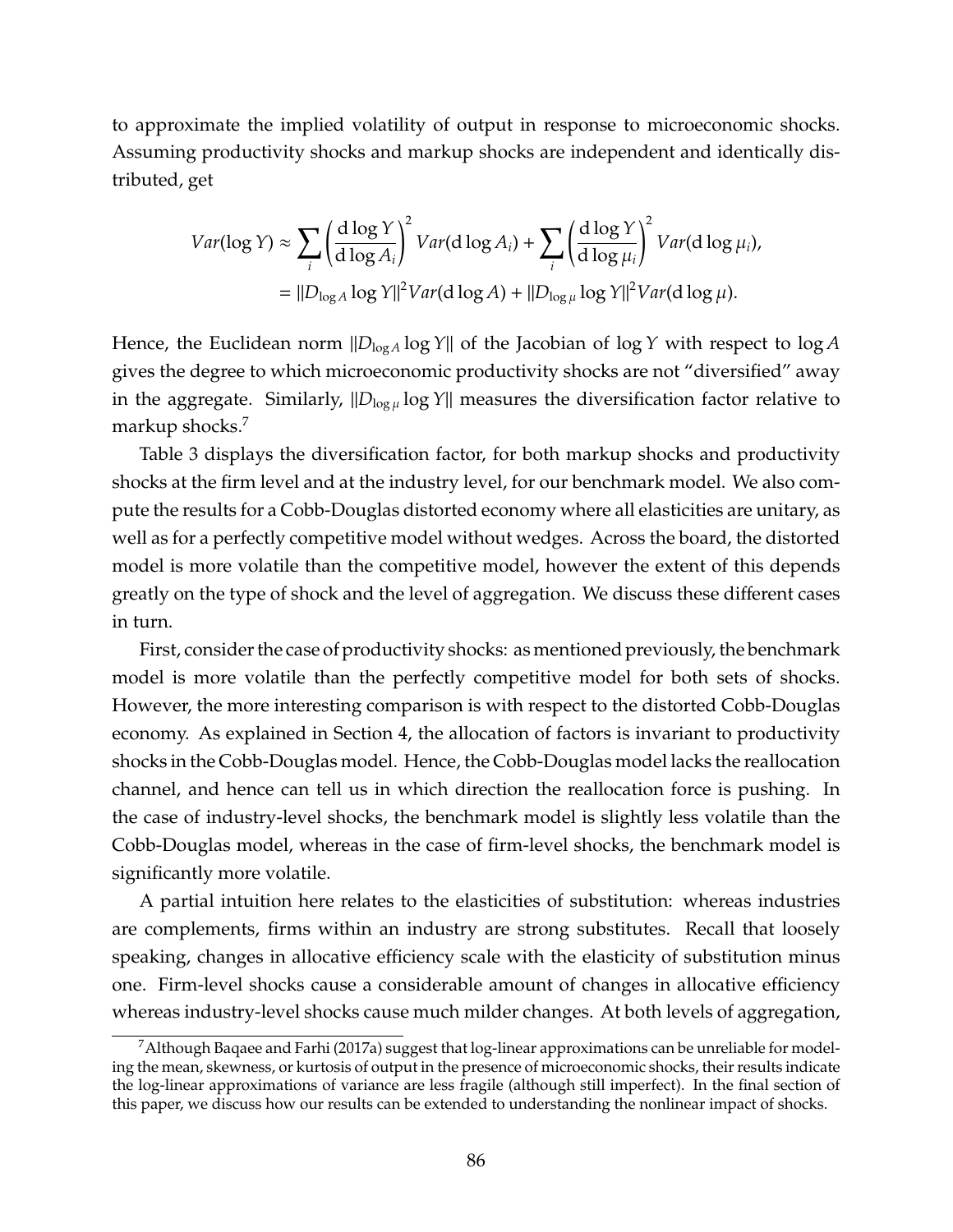to approximate the implied volatility of output in response to microeconomic shocks. Assuming productivity shocks and markup shocks are independent and identically distributed, get

$$
\begin{aligned}
Var(\log Y) &\approx \sum_i \left(\frac{\mathrm{d}\log Y}{\mathrm{d}\log A_i}\right)^2 Var(\mathrm{d}\log A_i) + \sum_i \left(\frac{\mathrm{d}\log Y}{\mathrm{d}\log \mu_i}\right)^2 Var(\mathrm{d}\log \mu_i), \\
&= \|D_{\log A}\log Y\|^2 Var(\mathrm{d}\log A) + \|D_{\log \mu}\log Y\|^2 Var(\mathrm{d}\log \mu).
\end{aligned}
$$

Hence, the Euclidean norm $\|D_{\log A}\log Y\|$ of the Jacobian of $\log Y$ with respect to $\log A$ gives the degree to which microeconomic productivity shocks are not "diversified" away in the aggregate. Similarly, $\|D_{\log \mu}\log Y\|$ measures the diversification factor relative to markup shocks.[7]

Table 3 displays the diversification factor, for both markup shocks and productivity shocks at the firm level and at the industry level, for our benchmark model. We also compute the results for a Cobb-Douglas distorted economy where all elasticities are unitary, as well as for a perfectly competitive model without wedges. Across the board, the distorted model is more volatile than the competitive model, however the extent of this depends greatly on the type of shock and the level of aggregation. We discuss these different cases in turn.

First, consider the case of productivity shocks: as mentioned previously, the benchmark model is more volatile than the perfectly competitive model for both sets of shocks. However, the more interesting comparison is with respect to the distorted Cobb-Douglas economy. As explained in Section 4, the allocation of factors is invariant to productivity shocks in the Cobb-Douglas model. Hence, the Cobb-Douglas model lacks the reallocation channel, and hence can tell us in which direction the reallocation force is pushing. In the case of industry-level shocks, the benchmark model is slightly less volatile than the Cobb-Douglas model, whereas in the case of firm-level shocks, the benchmark model is significantly more volatile.

A partial intuition here relates to the elasticities of substitution: whereas industries are complements, firms within an industry are strong substitutes. Recall that loosely speaking, changes in allocative efficiency scale with the elasticity of substitution minus one. Firm-level shocks cause a considerable amount of changes in allocative efficiency whereas industry-level shocks cause much milder changes. At both levels of aggregation,

[7] Although Baqaee and Farhi (2017a) suggest that log-linear approximations can be unreliable for modeling the mean, skewness, or kurtosis of output in the presence of microeconomic shocks, their results indicate the log-linear approximations of variance are less fragile (although still imperfect). In the final section of this paper, we discuss how our results can be extended to understanding the nonlinear impact of shocks.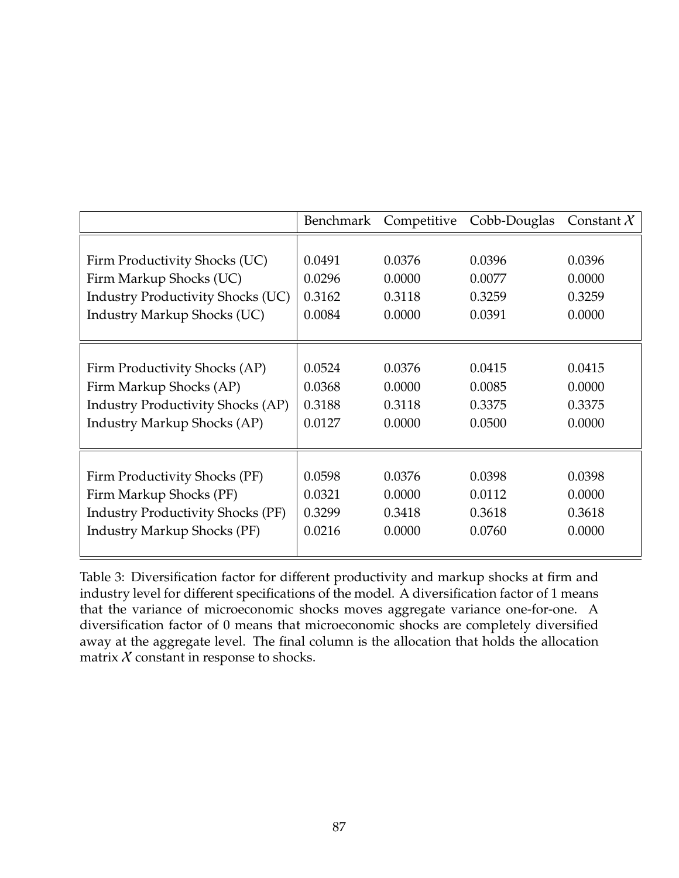| | Benchmark | Competitive | Cobb-Douglas | Constant $\mathcal{X}$ |
|---|---|---|---|---|
| Firm Productivity Shocks (UC) | 0.0491 | 0.0376 | 0.0396 | 0.0396 |
| Firm Markup Shocks (UC) | 0.0296 | 0.0000 | 0.0077 | 0.0000 |
| Industry Productivity Shocks (UC) | 0.3162 | 0.3118 | 0.3259 | 0.3259 |
| Industry Markup Shocks (UC) | 0.0084 | 0.0000 | 0.0391 | 0.0000 |
| Firm Productivity Shocks (AP) | 0.0524 | 0.0376 | 0.0415 | 0.0415 |
| Firm Markup Shocks (AP) | 0.0368 | 0.0000 | 0.0085 | 0.0000 |
| Industry Productivity Shocks (AP) | 0.3188 | 0.3118 | 0.3375 | 0.3375 |
| Industry Markup Shocks (AP) | 0.0127 | 0.0000 | 0.0500 | 0.0000 |
| Firm Productivity Shocks (PF) | 0.0598 | 0.0376 | 0.0398 | 0.0398 |
| Firm Markup Shocks (PF) | 0.0321 | 0.0000 | 0.0112 | 0.0000 |
| Industry Productivity Shocks (PF) | 0.3299 | 0.3418 | 0.3618 | 0.3618 |
| Industry Markup Shocks (PF) | 0.0216 | 0.0000 | 0.0760 | 0.0000 |

Table 3: Diversification factor for different productivity and markup shocks at firm and industry level for different specifications of the model. A diversification factor of 1 means that the variance of microeconomic shocks moves aggregate variance one-for-one. A diversification factor of 0 means that microeconomic shocks are completely diversified away at the aggregate level. The final column is the allocation that holds the allocation matrix $\mathcal{X}$ constant in response to shocks.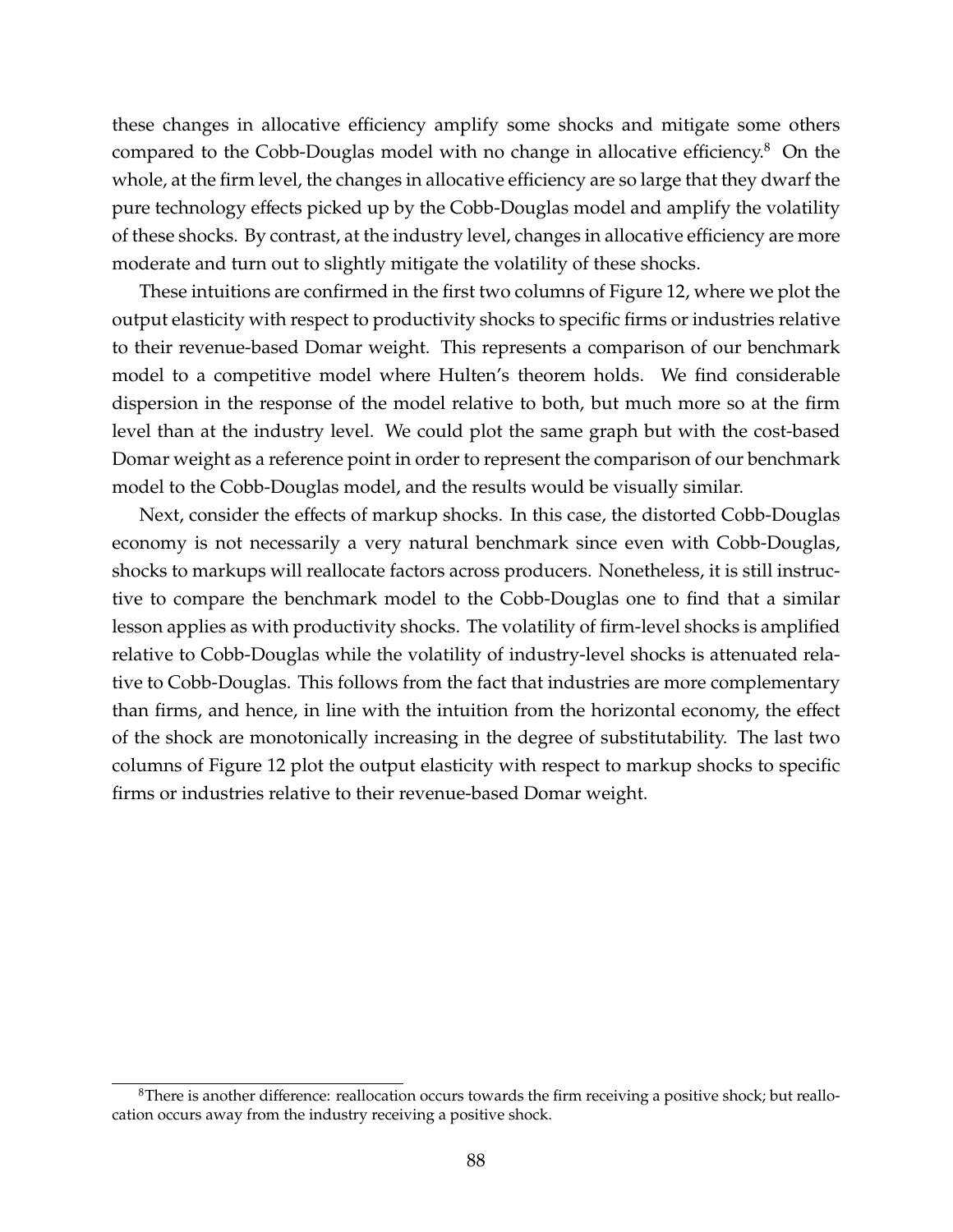these changes in allocative efficiency amplify some shocks and mitigate some others compared to the Cobb-Douglas model with no change in allocative efficiency.[8] On the whole, at the firm level, the changes in allocative efficiency are so large that they dwarf the pure technology effects picked up by the Cobb-Douglas model and amplify the volatility of these shocks. By contrast, at the industry level, changes in allocative efficiency are more moderate and turn out to slightly mitigate the volatility of these shocks.

These intuitions are confirmed in the first two columns of Figure 12, where we plot the output elasticity with respect to productivity shocks to specific firms or industries relative to their revenue-based Domar weight. This represents a comparison of our benchmark model to a competitive model where Hulten's theorem holds. We find considerable dispersion in the response of the model relative to both, but much more so at the firm level than at the industry level. We could plot the same graph but with the cost-based Domar weight as a reference point in order to represent the comparison of our benchmark model to the Cobb-Douglas model, and the results would be visually similar.

Next, consider the effects of markup shocks. In this case, the distorted Cobb-Douglas economy is not necessarily a very natural benchmark since even with Cobb-Douglas, shocks to markups will reallocate factors across producers. Nonetheless, it is still instructive to compare the benchmark model to the Cobb-Douglas one to find that a similar lesson applies as with productivity shocks. The volatility of firm-level shocks is amplified relative to Cobb-Douglas while the volatility of industry-level shocks is attenuated relative to Cobb-Douglas. This follows from the fact that industries are more complementary than firms, and hence, in line with the intuition from the horizontal economy, the effect of the shock are monotonically increasing in the degree of substitutability. The last two columns of Figure 12 plot the output elasticity with respect to markup shocks to specific firms or industries relative to their revenue-based Domar weight.

[8] There is another difference: reallocation occurs towards the firm receiving a positive shock; but reallocation occurs away from the industry receiving a positive shock.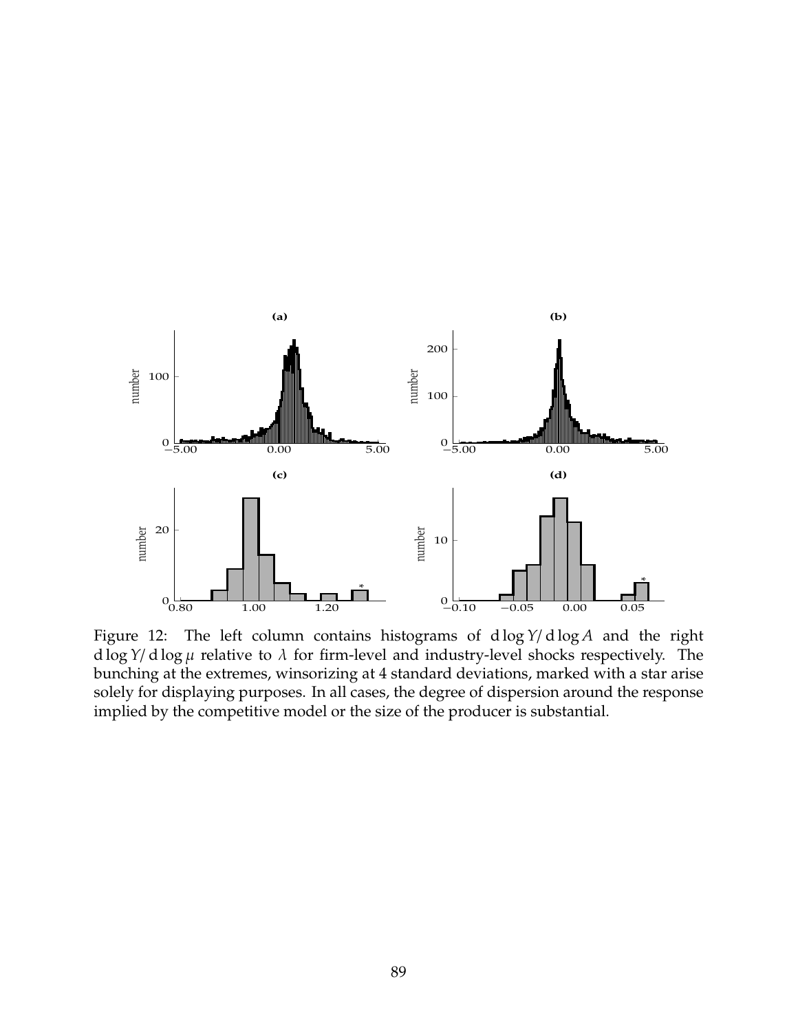(a)

number

100

0

−5.00

0.00

5.00

(b)

number

200

100

0

−5.00

0.00

5.00

(c)

number

20

0

0.80

1.00

1.20

*

(d)

number

10

0

−0.10

−0.05

0.00

0.05

*

Figure 12: The left column contains histograms of $\mathrm{d}\log Y/\mathrm{d}\log A$ and the right $\mathrm{d}\log Y/\mathrm{d}\log \mu$ relative to $\lambda$ for firm-level and industry-level shocks respectively. The bunching at the extremes, winsorizing at 4 standard deviations, marked with a star arise solely for displaying purposes. In all cases, the degree of dispersion around the response implied by the competitive model or the size of the producer is substantial.